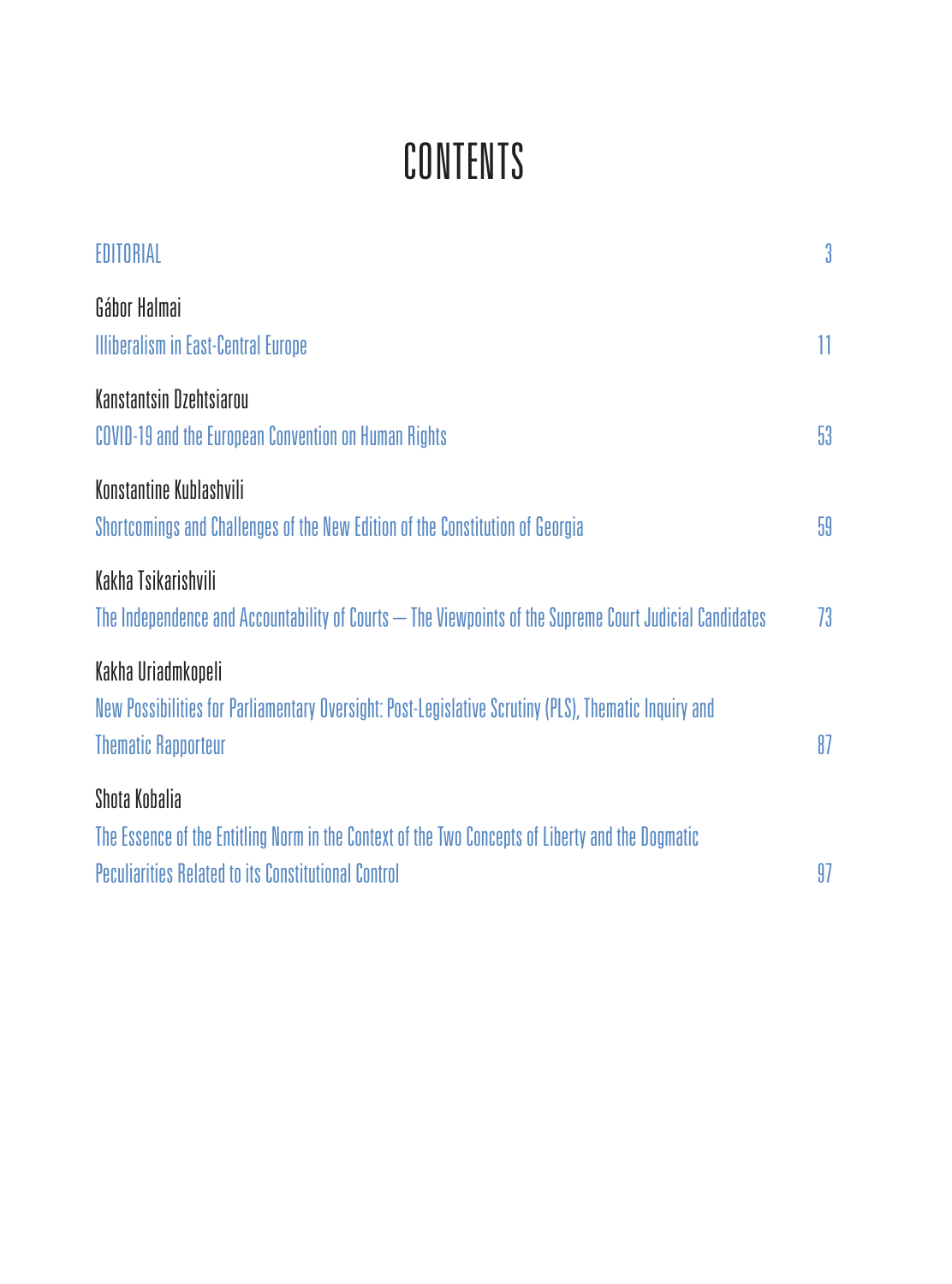# CONTENTS

EDITORIAL 3

Gábor Halmai

Illiberalism in East-Central Europe 11

Kanstantsin Dzehtsiarou

COVID-19 and the European Convention on Human Rights 53

Konstantine Kublashvili

Shortcomings and Challenges of the New Edition of the Constitution of Georgia 59

Kakha Tsikarishvili

The Independence and Accountability of Courts – The Viewpoints of the Supreme Court Judicial Candidates 73

Kakha Uriadmkopeli

New Possibilities for Parliamentary Oversight: Post-Legislative Scrutiny (PLS), Thematic Inquiry and Thematic Rapporteur 87

Shota Kobalia

The Essence of the Entitling Norm in the Context of the Two Concepts of Liberty and the Dogmatic Peculiarities Related to its Constitutional Control 97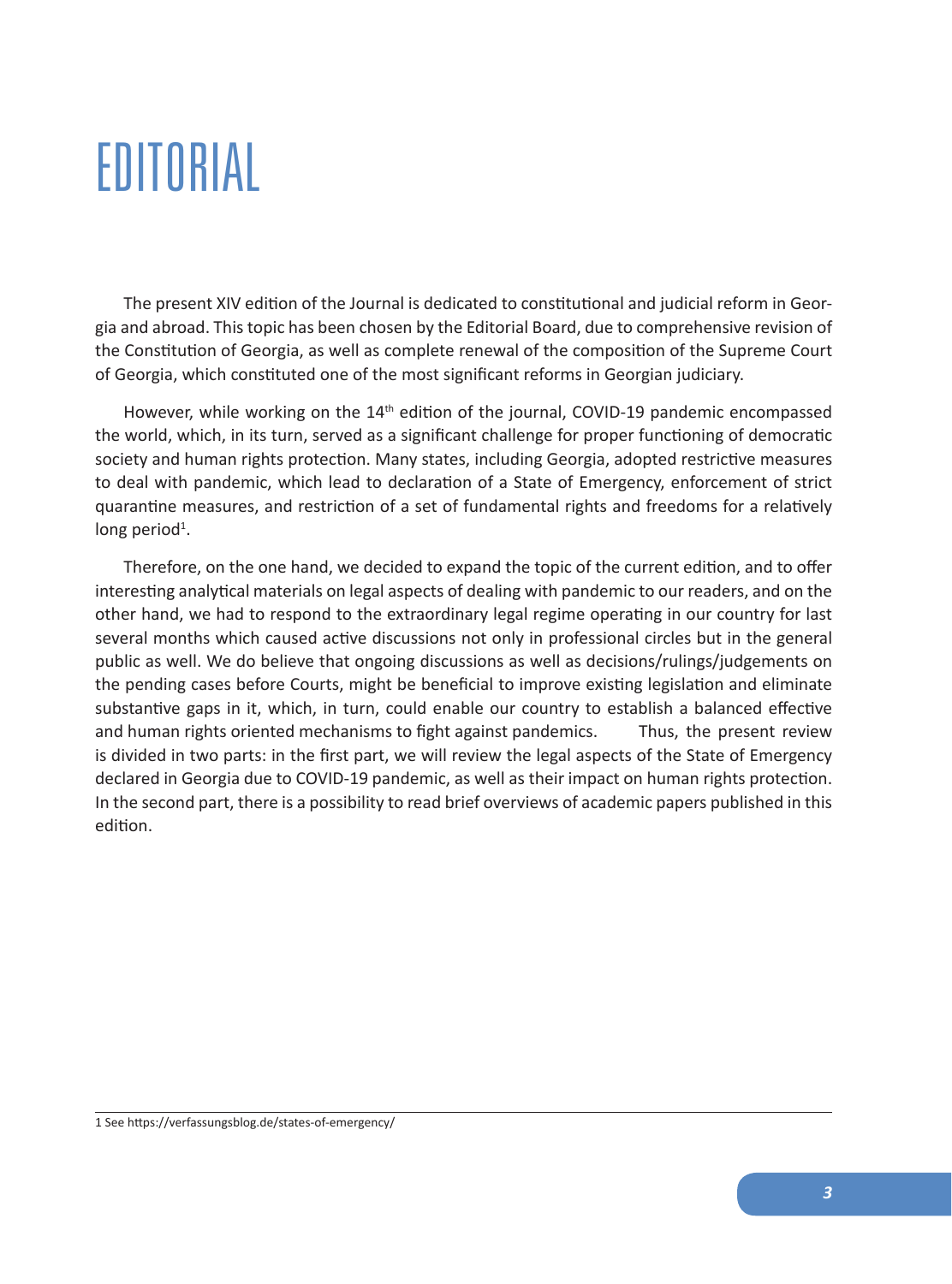# EDITORIAL

The present XIV edition of the Journal is dedicated to constitutional and judicial reform in Georgia and abroad. This topic has been chosen by the Editorial Board, due to comprehensive revision of the Constitution of Georgia, as well as complete renewal of the composition of the Supreme Court of Georgia, which constituted one of the most significant reforms in Georgian judiciary.

However, while working on the 14th edition of the journal, COVID-19 pandemic encompassed the world, which, in its turn, served as a significant challenge for proper functioning of democratic society and human rights protection. Many states, including Georgia, adopted restrictive measures to deal with pandemic, which lead to declaration of a State of Emergency, enforcement of strict quarantine measures, and restriction of a set of fundamental rights and freedoms for a relatively long period[1].

Therefore, on the one hand, we decided to expand the topic of the current edition, and to offer interesting analytical materials on legal aspects of dealing with pandemic to our readers, and on the other hand, we had to respond to the extraordinary legal regime operating in our country for last several months which caused active discussions not only in professional circles but in the general public as well. We do believe that ongoing discussions as well as decisions/rulings/judgements on the pending cases before Courts, might be beneficial to improve existing legislation and eliminate substantive gaps in it, which, in turn, could enable our country to establish a balanced effective and human rights oriented mechanisms to fight against pandemics. Thus, the present review is divided in two parts: in the first part, we will review the legal aspects of the State of Emergency declared in Georgia due to COVID-19 pandemic, as well as their impact on human rights protection. In the second part, there is a possibility to read brief overviews of academic papers published in this edition.

---

1 See https://verfassungsblog.de/states-of-emergency/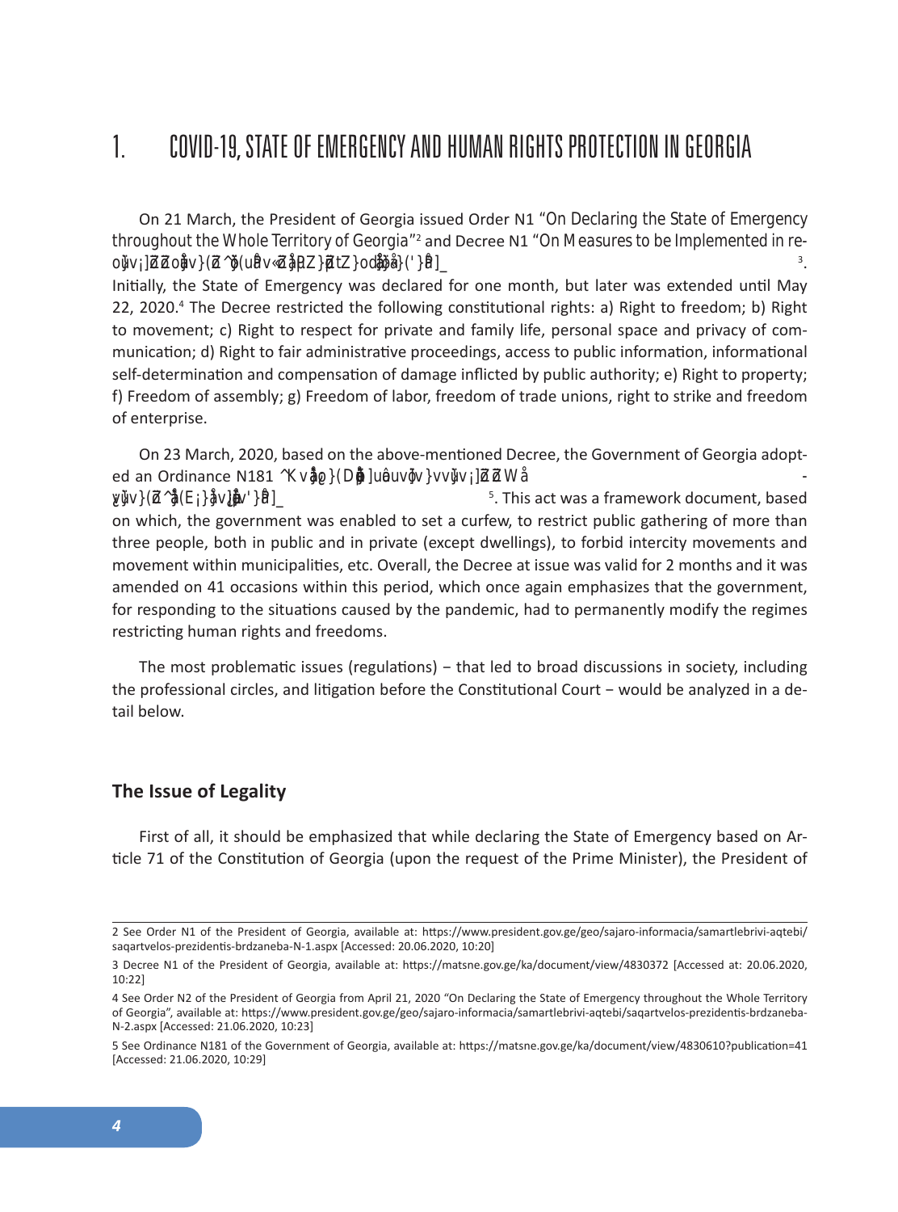# 1. COVID-19, STATE OF EMERGENCY AND HUMAN RIGHTS PROTECTION IN GEORGIA

On 21 March, the President of Georgia issued Order N1 "On Declaring the State of Emergency throughout the Whole Territory of Georgia"[2] and Decree N1 "On Measures to be Implemented in re-oÿv¡]ÈÈoåv}(È^ÿ(uåvÈ«]åÈZ}ÈtZ}oåå}('}å]_[3]. Initially, the State of Emergency was declared for one month, but later was extended until May 22, 2020.[4] The Decree restricted the following constitutional rights: a) Right to freedom; b) Right to movement; c) Right to respect for private and family life, personal space and privacy of communication; d) Right to fair administrative proceedings, access to public information, informational self-determination and compensation of damage inflicted by public authority; e) Right to property; f) Freedom of assembly; g) Freedom of labor, freedom of trade unions, right to strike and freedom of enterprise.

On 23 March, 2020, based on the above-mentioned Decree, the Government of Georgia adopted an Ordinance N181 ^K vå}(D]uåvÿvv}vvÿv¡]ÈÈWå -ÿÿv}(È^å(E¡}åv]åv'}å]_[5]. This act was a framework document, based on which, the government was enabled to set a curfew, to restrict public gathering of more than three people, both in public and in private (except dwellings), to forbid intercity movements and movement within municipalities, etc. Overall, the Decree at issue was valid for 2 months and it was amended on 41 occasions within this period, which once again emphasizes that the government, for responding to the situations caused by the pandemic, had to permanently modify the regimes restricting human rights and freedoms.

The most problematic issues (regulations) − that led to broad discussions in society, including the professional circles, and litigation before the Constitutional Court − would be analyzed in a detail below.

### The Issue of Legality

First of all, it should be emphasized that while declaring the State of Emergency based on Article 71 of the Constitution of Georgia (upon the request of the Prime Minister), the President of

---

2 See Order N1 of the President of Georgia, available at: https://www.president.gov.ge/geo/sajaro-informacia/samartlebrivi-aqtebi/saqartvelos-prezidentis-brdzaneba-N-1.aspx [Accessed: 20.06.2020, 10:20]

3 Decree N1 of the President of Georgia, available at: https://matsne.gov.ge/ka/document/view/4830372 [Accessed at: 20.06.2020, 10:22]

4 See Order N2 of the President of Georgia from April 21, 2020 "On Declaring the State of Emergency throughout the Whole Territory of Georgia", available at: https://www.president.gov.ge/geo/sajaro-informacia/samartlebrivi-aqtebi/saqartvelos-prezidentis-brdzaneba-N-2.aspx [Accessed: 21.06.2020, 10:23]

5 See Ordinance N181 of the Government of Georgia, available at: https://matsne.gov.ge/ka/document/view/4830610?publication=41 [Accessed: 21.06.2020, 10:29]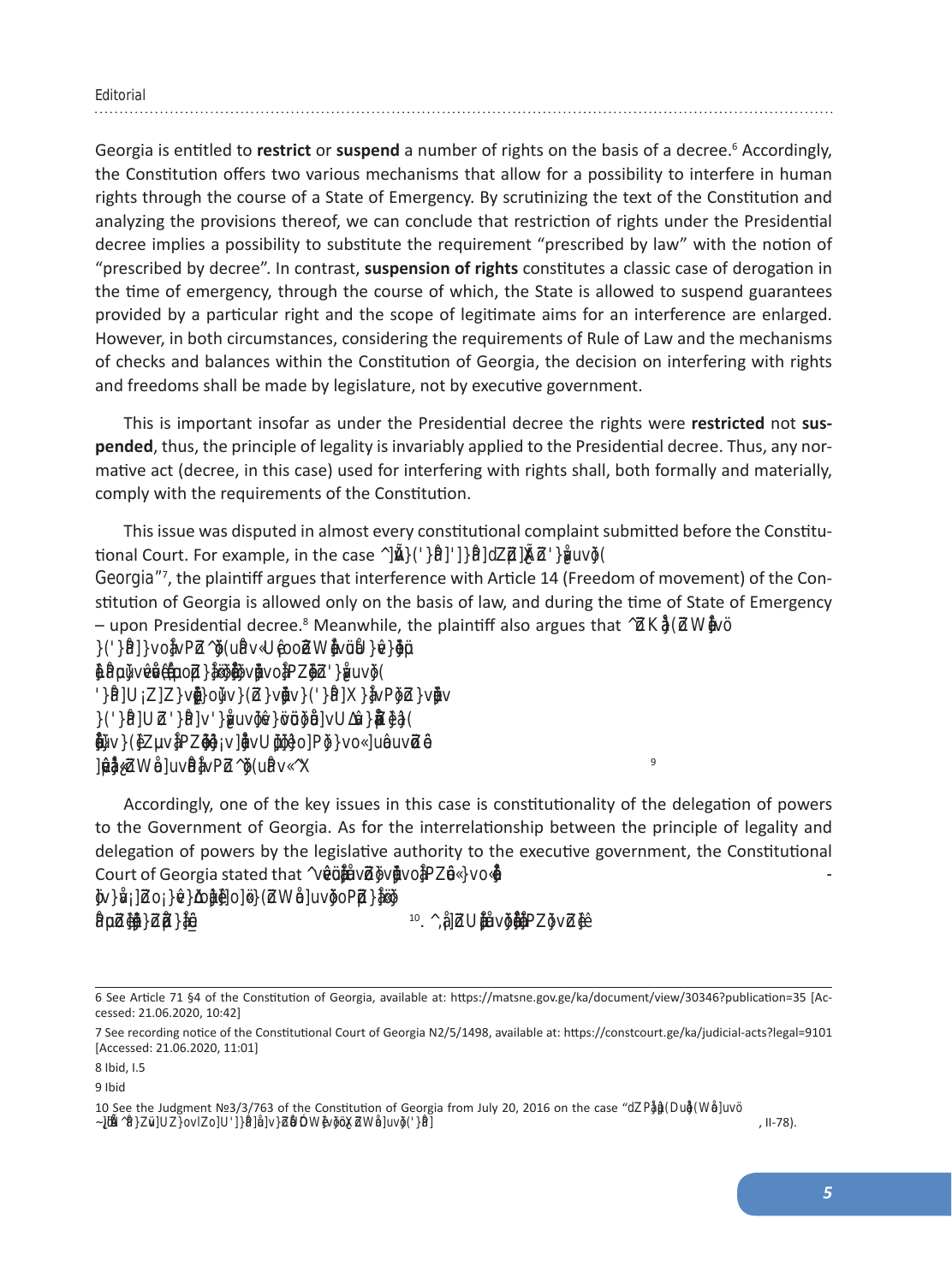Georgia is entitled to **restrict** or **suspend** a number of rights on the basis of a decree.[6] Accordingly, the Constitution offers two various mechanisms that allow for a possibility to interfere in human rights through the course of a State of Emergency. By scrutinizing the text of the Constitution and analyzing the provisions thereof, we can conclude that restriction of rights under the Presidential decree implies a possibility to substitute the requirement "prescribed by law" with the notion of "prescribed by decree". In contrast, **suspension of rights** constitutes a classic case of derogation in the time of emergency, through the course of which, the State is allowed to suspend guarantees provided by a particular right and the scope of legitimate aims for an interference are enlarged. However, in both circumstances, considering the requirements of Rule of Law and the mechanisms of checks and balances within the Constitution of Georgia, the decision on interfering with rights and freedoms shall be made by legislature, not by executive government.

This is important insofar as under the Presidential decree the rights were **restricted** not **suspended**, thus, the principle of legality is invariably applied to the Presidential decree. Thus, any normative act (decree, in this case) used for interfering with rights shall, both formally and materially, comply with the requirements of the Constitution.

This issue was disputed in almost every constitutional complaint submitted before the Constitutional Court. For example, in the case “]Å}('}å]'}]å]dZ]Ã'}ŝuvš( Georgia”[7], the plaintiff argues that interference with Article 14 (Freedom of movement) of the Constitution of Georgia is allowed only on the basis of law, and during the time of State of Emergency – upon Presidential decree.[8] Meanwhile, the plaintiff also argues that “ZKå(ZWåvö }('}å]}vå PZ ^š(uåv«Uçoo ZWåvöU}ç}åµ åµuŝvçvçoZ}ššŝvoåPZŝZ'}ŝuvš( '}å]U¡ZZ}vŝoŝv}(Z}vŝv}('}å]X}åvPŝZ}vŝv }('}å]UZ'}å]v'}ŝuvŝçöšö å]vU ŝ }Z ç( ŝv}(ZµvåPZåå¡]ŝvUšš o]Pš}vo«]uåvZ ç ]çZWå]uvåå vPZ^š(uåv«X[9]

Accordingly, one of the key issues in this case is constitutionality of the delegation of powers to the Government of Georgia. As for the interrelationship between the principle of legality and delegation of powers by the legislative authority to the executive government, the Constitutional Court of Georgia stated that “vçöåvZåvŝvoåPZç«}vo«å -åv}å¡]Zo¡}ç}ŝš]o]ö}(ZWåuvšoPZ}åš åµZå}Z}ç[10]. “,åZUåvšåPZåvZç

---

6 See Article 71 §4 of the Constitution of Georgia, available at: https://matsne.gov.ge/ka/document/view/30346?publication=35 [Accessed: 21.06.2020, 10:42]

7 See recording notice of the Constitutional Court of Georgia N2/5/1498, available at: https://constcourt.ge/ka/judicial-acts?legal=9101 [Accessed: 21.06.2020, 11:01]

8 Ibid, I.5

9 Ibid

10 See the Judgment №3/3/763 of the Constitution of Georgia from July 20, 2016 on the case "dZPåå(DuåUWåuvö ~]åÅ^å}Zu]UZ}ovZo]U'}]å]å]v}ZåÖWåŝvöoçZWåuvš('}å] , II-78).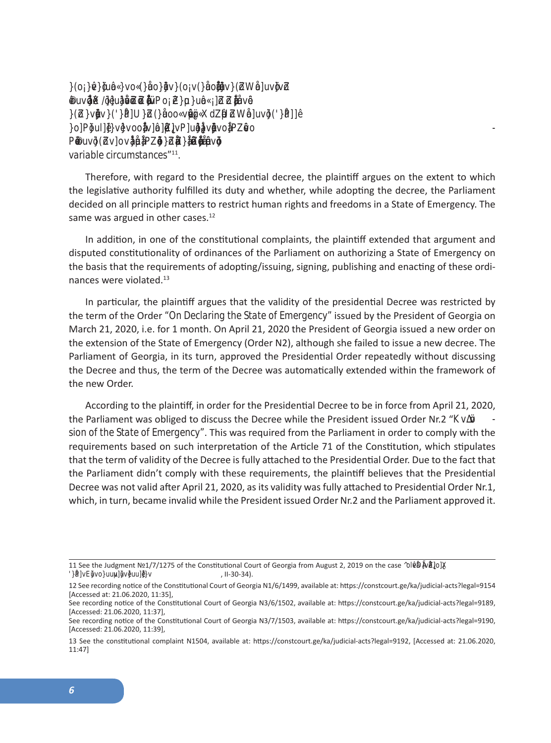*}(o¡}v }ju« }vo (}o}v (o¡v(}o (Z W]uv Z*
*vo / uZZ Po¡ Z } µ u« ¡] Z Z v*
*}(Z }v }(' } ]U }Z (}o« v « X dZ U Z W]uv }(' } ]*
*}o]P}ul] }v vooµ] Z µvP]u µ vo Z o -*
*P uv }(Z v]ov Z } Z } Z Z µ v*
*variable circumstances*”[11].

Therefore, with regard to the Presidential decree, the plaintiff argues on the extent to which the legislative authority fulfilled its duty and whether, while adopting the decree, the Parliament decided on all principle matters to restrict human rights and freedoms in a State of Emergency. The same was argued in other cases.[12]

In addition, in one of the constitutional complaints, the plaintiff extended that argument and disputed constitutionality of ordinances of the Parliament on authorizing a State of Emergency on the basis that the requirements of adopting/issuing, signing, publishing and enacting of these ordinances were violated.[13]

In particular, the plaintiff argues that the validity of the presidential Decree was restricted by the term of the Order "On Declaring the State of Emergency" issued by the President of Georgia on March 21, 2020, i.e. for 1 month. On April 21, 2020 the President of Georgia issued a new order on the extension of the State of Emergency (Order N2), although she failed to issue a new decree. The Parliament of Georgia, in its turn, approved the Presidential Order repeatedly without discussing the Decree and thus, the term of the Decree was automatically extended within the framework of the new Order.

According to the plaintiff, in order for the Presidential Decree to be in force from April 21, 2020, the Parliament was obliged to discuss the Decree while the President issued Order Nr.2 "K v - sion of the State of Emergency". This was required from the Parliament in order to comply with the requirements based on such interpretation of the Article 71 of the Constitution, which stipulates that the term of validity of the Decree is fully attached to the Presidential Order. Due to the fact that the Parliament didn't comply with these requirements, the plaintiff believes that the Presidential Decree was not valid after April 21, 2020, as its validity was fully attached to Presidential Order Nr.1, which, in turn, became invalid while the President issued Order Nr.2 and the Parliament approved it.

---

11 See the Judgment №1/7/1275 of the Constitutional Court of Georgia from August 2, 2019 on the case "o Ì v ]o]X ' } ]vE µvo}uu]µ] }v , II-30-34).

12 See recording notice of the Constitutional Court of Georgia N1/6/1499, available at: https://constcourt.ge/ka/judicial-acts?legal=9154 [Accessed at: 21.06.2020, 11:35],
See recording notice of the Constitutional Court of Georgia N3/6/1502, available at: https://constcourt.ge/ka/judicial-acts?legal=9189, [Accessed: 21.06.2020, 11:37],
See recording notice of the Constitutional Court of Georgia N3/7/1503, available at: https://constcourt.ge/ka/judicial-acts?legal=9190, [Accessed: 21.06.2020, 11:39],

13 See the constitutional complaint N1504, available at: https://constcourt.ge/ka/judicial-acts?legal=9192, [Accessed at: 21.06.2020, 11:47]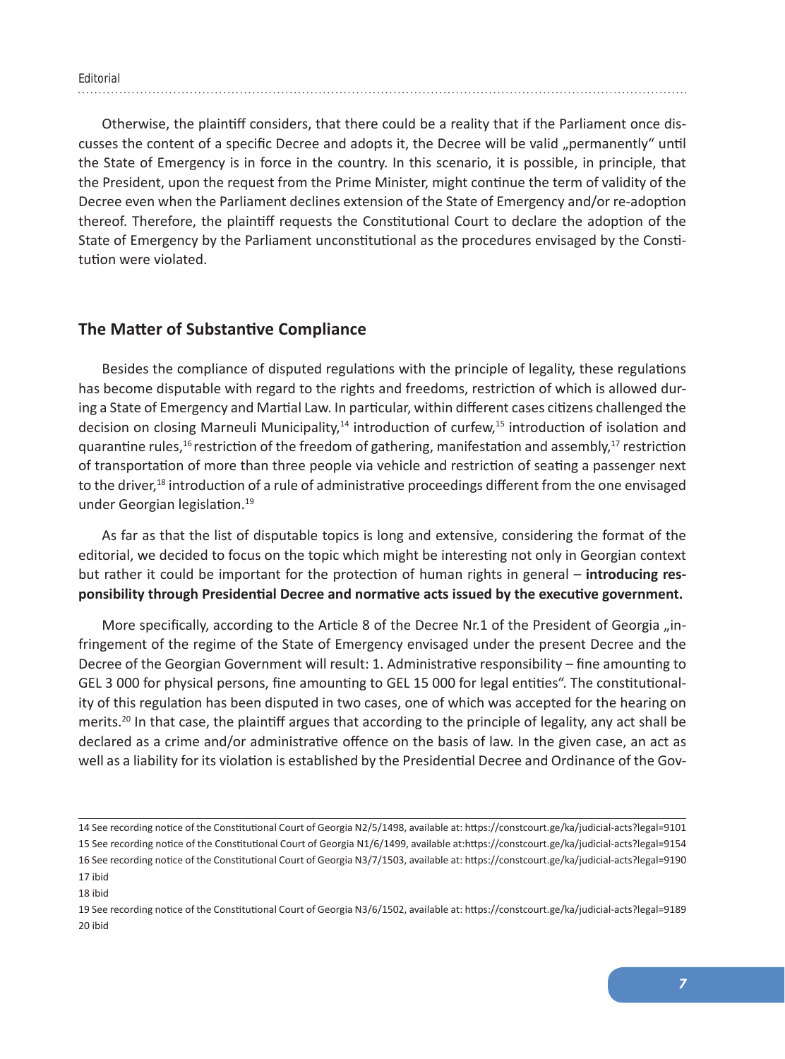Otherwise, the plaintiff considers, that there could be a reality that if the Parliament once discusses the content of a specific Decree and adopts it, the Decree will be valid „permanently" until the State of Emergency is in force in the country. In this scenario, it is possible, in principle, that the President, upon the request from the Prime Minister, might continue the term of validity of the Decree even when the Parliament declines extension of the State of Emergency and/or re-adoption thereof. Therefore, the plaintiff requests the Constitutional Court to declare the adoption of the State of Emergency by the Parliament unconstitutional as the procedures envisaged by the Constitution were violated.

## The Matter of Substantive Compliance

Besides the compliance of disputed regulations with the principle of legality, these regulations has become disputable with regard to the rights and freedoms, restriction of which is allowed during a State of Emergency and Martial Law. In particular, within different cases citizens challenged the decision on closing Marneuli Municipality,[14] introduction of curfew,[15] introduction of isolation and quarantine rules,[16] restriction of the freedom of gathering, manifestation and assembly,[17] restriction of transportation of more than three people via vehicle and restriction of seating a passenger next to the driver,[18] introduction of a rule of administrative proceedings different from the one envisaged under Georgian legislation.[19]

As far as that the list of disputable topics is long and extensive, considering the format of the editorial, we decided to focus on the topic which might be interesting not only in Georgian context but rather it could be important for the protection of human rights in general – **introducing responsibility through Presidential Decree and normative acts issued by the executive government.**

More specifically, according to the Article 8 of the Decree Nr.1 of the President of Georgia „infringement of the regime of the State of Emergency envisaged under the present Decree and the Decree of the Georgian Government will result: 1. Administrative responsibility – fine amounting to GEL 3 000 for physical persons, fine amounting to GEL 15 000 for legal entities". The constitutionality of this regulation has been disputed in two cases, one of which was accepted for the hearing on merits.[20] In that case, the plaintiff argues that according to the principle of legality, any act shall be declared as a crime and/or administrative offence on the basis of law. In the given case, an act as well as a liability for its violation is established by the Presidential Decree and Ordinance of the Gov-

---

14 See recording notice of the Constitutional Court of Georgia N2/5/1498, available at: https://constcourt.ge/ka/judicial-acts?legal=9101

15 See recording notice of the Constitutional Court of Georgia N1/6/1499, available at:https://constcourt.ge/ka/judicial-acts?legal=9154

16 See recording notice of the Constitutional Court of Georgia N3/7/1503, available at: https://constcourt.ge/ka/judicial-acts?legal=9190

17 ibid

18 ibid

19 See recording notice of the Constitutional Court of Georgia N3/6/1502, available at: https://constcourt.ge/ka/judicial-acts?legal=9189

20 ibid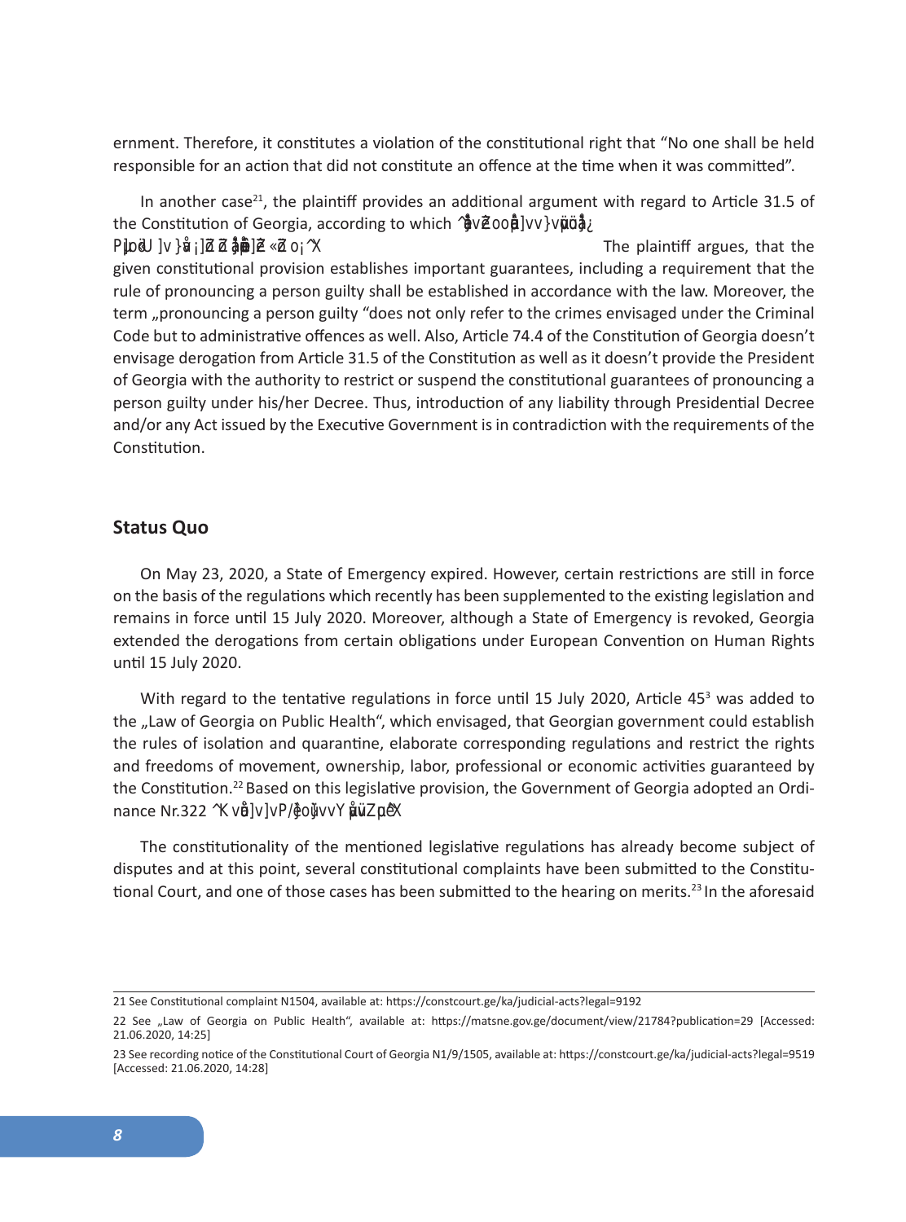ernment. Therefore, it constitutes a violation of the constitutional right that “No one shall be held responsible for an action that did not constitute an offence at the time when it was committed”.

In another case[21], the plaintiff provides an additional argument with regard to Article 31.5 of the Constitution of Georgia, according to which ^ }v }v]]}vP]oo}µv]o}v]}[]ÇUu]vvÁ]Z Z«o ^X The plaintiff argues, that the given constitutional provision establishes important guarantees, including a requirement that the rule of pronouncing a person guilty shall be established in accordance with the law. Moreover, the term „pronouncing a person guilty “does not only refer to the crimes envisaged under the Criminal Code but to administrative offences as well. Also, Article 74.4 of the Constitution of Georgia doesn’t envisage derogation from Article 31.5 of the Constitution as well as it doesn’t provide the President of Georgia with the authority to restrict or suspend the constitutional guarantees of pronouncing a person guilty under his/her Decree. Thus, introduction of any liability through Presidential Decree and/or any Act issued by the Executive Government is in contradiction with the requirements of the Constitution.

## Status Quo

On May 23, 2020, a State of Emergency expired. However, certain restrictions are still in force on the basis of the regulations which recently has been supplemented to the existing legislation and remains in force until 15 July 2020. Moreover, although a State of Emergency is revoked, Georgia extended the derogations from certain obligations under European Convention on Human Rights until 15 July 2020.

With regard to the tentative regulations in force until 15 July 2020, Article $45^3$ was added to the „Law of Georgia on Public Health“, which envisaged, that Georgian government could establish the rules of isolation and quarantine, elaborate corresponding regulations and restrict the rights and freedoms of movement, ownership, labor, professional or economic activities guaranteed by the Constitution.[22] Based on this legislative provision, the Government of Georgia adopted an Ordinance Nr.322 ^K v}]v]vP/}o]}vvY µ]vZ µ ^X

The constitutionality of the mentioned legislative regulations has already become subject of disputes and at this point, several constitutional complaints have been submitted to the Constitutional Court, and one of those cases has been submitted to the hearing on merits.[23] In the aforesaid

---

21 See Constitutional complaint N1504, available at: https://constcourt.ge/ka/judicial-acts?legal=9192

22 See „Law of Georgia on Public Health“, available at: https://matsne.gov.ge/document/view/21784?publication=29 [Accessed: 21.06.2020, 14:25]

23 See recording notice of the Constitutional Court of Georgia N1/9/1505, available at: https://constcourt.ge/ka/judicial-acts?legal=9519 [Accessed: 21.06.2020, 14:28]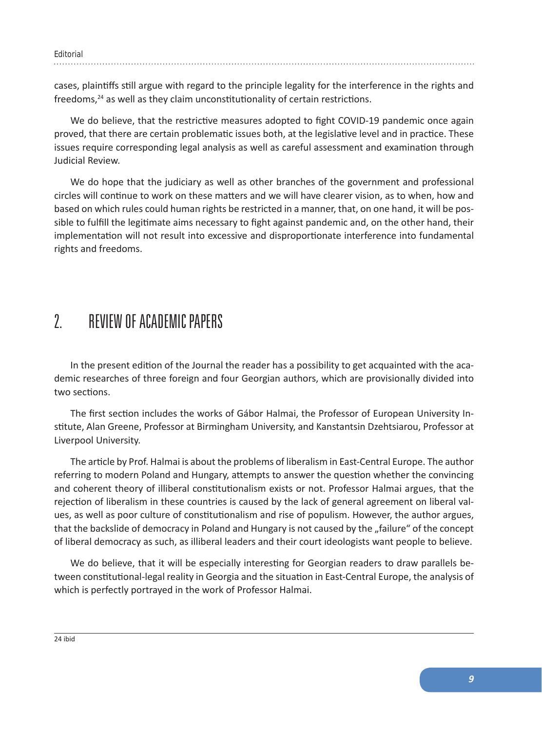cases, plaintiffs still argue with regard to the principle legality for the interference in the rights and freedoms,[24] as well as they claim unconstitutionality of certain restrictions.

We do believe, that the restrictive measures adopted to fight COVID-19 pandemic once again proved, that there are certain problematic issues both, at the legislative level and in practice. These issues require corresponding legal analysis as well as careful assessment and examination through Judicial Review.

We do hope that the judiciary as well as other branches of the government and professional circles will continue to work on these matters and we will have clearer vision, as to when, how and based on which rules could human rights be restricted in a manner, that, on one hand, it will be possible to fulfill the legitimate aims necessary to fight against pandemic and, on the other hand, their implementation will not result into excessive and disproportionate interference into fundamental rights and freedoms.

## 2. REVIEW OF ACADEMIC PAPERS

In the present edition of the Journal the reader has a possibility to get acquainted with the academic researches of three foreign and four Georgian authors, which are provisionally divided into two sections.

The first section includes the works of Gábor Halmai, the Professor of European University Institute, Alan Greene, Professor at Birmingham University, and Kanstantsin Dzehtsiarou, Professor at Liverpool University.

The article by Prof. Halmai is about the problems of liberalism in East-Central Europe. The author referring to modern Poland and Hungary, attempts to answer the question whether the convincing and coherent theory of illiberal constitutionalism exists or not. Professor Halmai argues, that the rejection of liberalism in these countries is caused by the lack of general agreement on liberal values, as well as poor culture of constitutionalism and rise of populism. However, the author argues, that the backslide of democracy in Poland and Hungary is not caused by the „failure" of the concept of liberal democracy as such, as illiberal leaders and their court ideologists want people to believe.

We do believe, that it will be especially interesting for Georgian readers to draw parallels between constitutional-legal reality in Georgia and the situation in East-Central Europe, the analysis of which is perfectly portrayed in the work of Professor Halmai.

---

24 ibid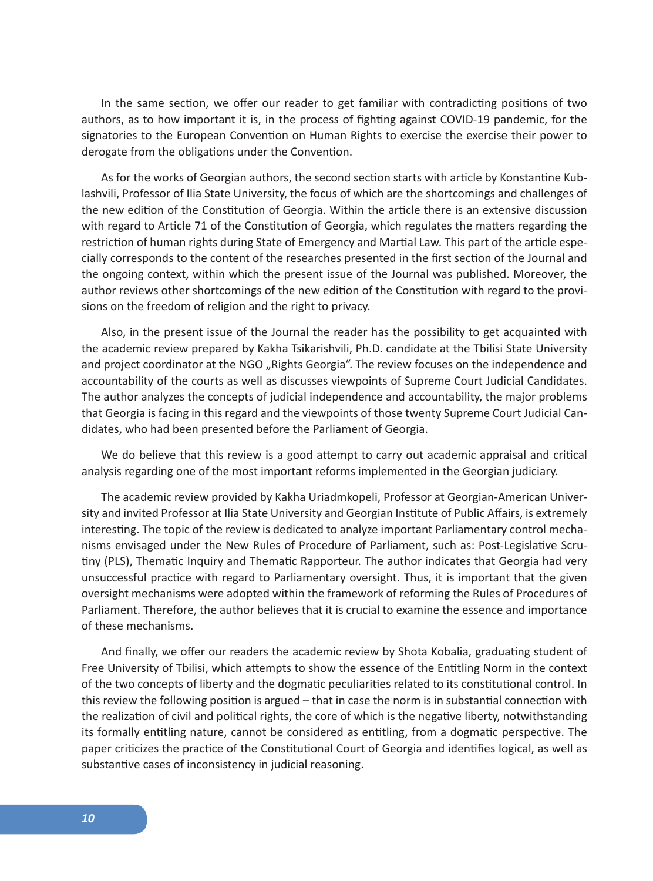In the same section, we offer our reader to get familiar with contradicting positions of two authors, as to how important it is, in the process of fighting against COVID-19 pandemic, for the signatories to the European Convention on Human Rights to exercise the exercise their power to derogate from the obligations under the Convention.

As for the works of Georgian authors, the second section starts with article by Konstantine Kublashvili, Professor of Ilia State University, the focus of which are the shortcomings and challenges of the new edition of the Constitution of Georgia. Within the article there is an extensive discussion with regard to Article 71 of the Constitution of Georgia, which regulates the matters regarding the restriction of human rights during State of Emergency and Martial Law. This part of the article especially corresponds to the content of the researches presented in the first section of the Journal and the ongoing context, within which the present issue of the Journal was published. Moreover, the author reviews other shortcomings of the new edition of the Constitution with regard to the provisions on the freedom of religion and the right to privacy.

Also, in the present issue of the Journal the reader has the possibility to get acquainted with the academic review prepared by Kakha Tsikarishvili, Ph.D. candidate at the Tbilisi State University and project coordinator at the NGO „Rights Georgia". The review focuses on the independence and accountability of the courts as well as discusses viewpoints of Supreme Court Judicial Candidates. The author analyzes the concepts of judicial independence and accountability, the major problems that Georgia is facing in this regard and the viewpoints of those twenty Supreme Court Judicial Candidates, who had been presented before the Parliament of Georgia.

We do believe that this review is a good attempt to carry out academic appraisal and critical analysis regarding one of the most important reforms implemented in the Georgian judiciary.

The academic review provided by Kakha Uriadmkopeli, Professor at Georgian-American University and invited Professor at Ilia State University and Georgian Institute of Public Affairs, is extremely interesting. The topic of the review is dedicated to analyze important Parliamentary control mechanisms envisaged under the New Rules of Procedure of Parliament, such as: Post-Legislative Scrutiny (PLS), Thematic Inquiry and Thematic Rapporteur. The author indicates that Georgia had very unsuccessful practice with regard to Parliamentary oversight. Thus, it is important that the given oversight mechanisms were adopted within the framework of reforming the Rules of Procedures of Parliament. Therefore, the author believes that it is crucial to examine the essence and importance of these mechanisms.

And finally, we offer our readers the academic review by Shota Kobalia, graduating student of Free University of Tbilisi, which attempts to show the essence of the Entitling Norm in the context of the two concepts of liberty and the dogmatic peculiarities related to its constitutional control. In this review the following position is argued – that in case the norm is in substantial connection with the realization of civil and political rights, the core of which is the negative liberty, notwithstanding its formally entitling nature, cannot be considered as entitling, from a dogmatic perspective. The paper criticizes the practice of the Constitutional Court of Georgia and identifies logical, as well as substantive cases of inconsistency in judicial reasoning.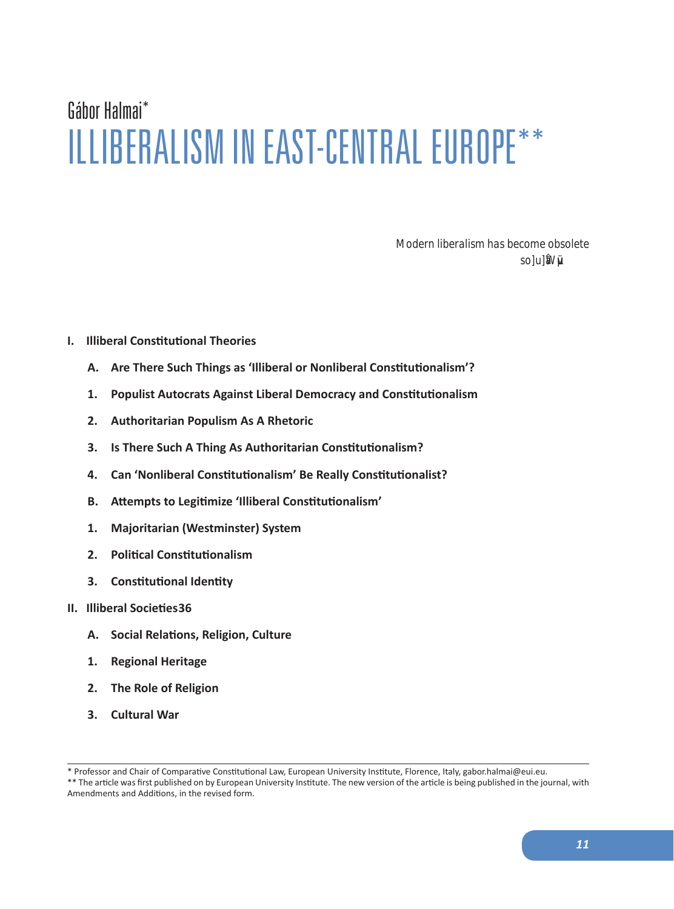# Gábor Halmai*

# ILLIBERALISM IN EAST-CENTRAL EUROPE**

> Modern liberalism has become obsolete
> so]u]ŒV

- **I. Illiberal Constitutional Theories**
  - **A. Are There Such Things as 'Illiberal or Nonliberal Constitutionalism'?**
  - **1. Populist Autocrats Against Liberal Democracy and Constitutionalism**
  - **2. Authoritarian Populism As A Rhetoric**
  - **3. Is There Such A Thing As Authoritarian Constitutionalism?**
  - **4. Can 'Nonliberal Constitutionalism' Be Really Constitutionalist?**
  - **B. Attempts to Legitimize 'Illiberal Constitutionalism'**
  - **1. Majoritarian (Westminster) System**
  - **2. Political Constitutionalism**
  - **3. Constitutional Identity**
- **II. Illiberal Societies36**
  - **A. Social Relations, Religion, Culture**
  - **1. Regional Heritage**
  - **2. The Role of Religion**
  - **3. Cultural War**

---

\* Professor and Chair of Comparative Constitutional Law, European University Institute, Florence, Italy, gabor.halmai@eui.eu.

\*\* The article was first published on by European University Institute. The new version of the article is being published in the journal, with Amendments and Additions, in the revised form.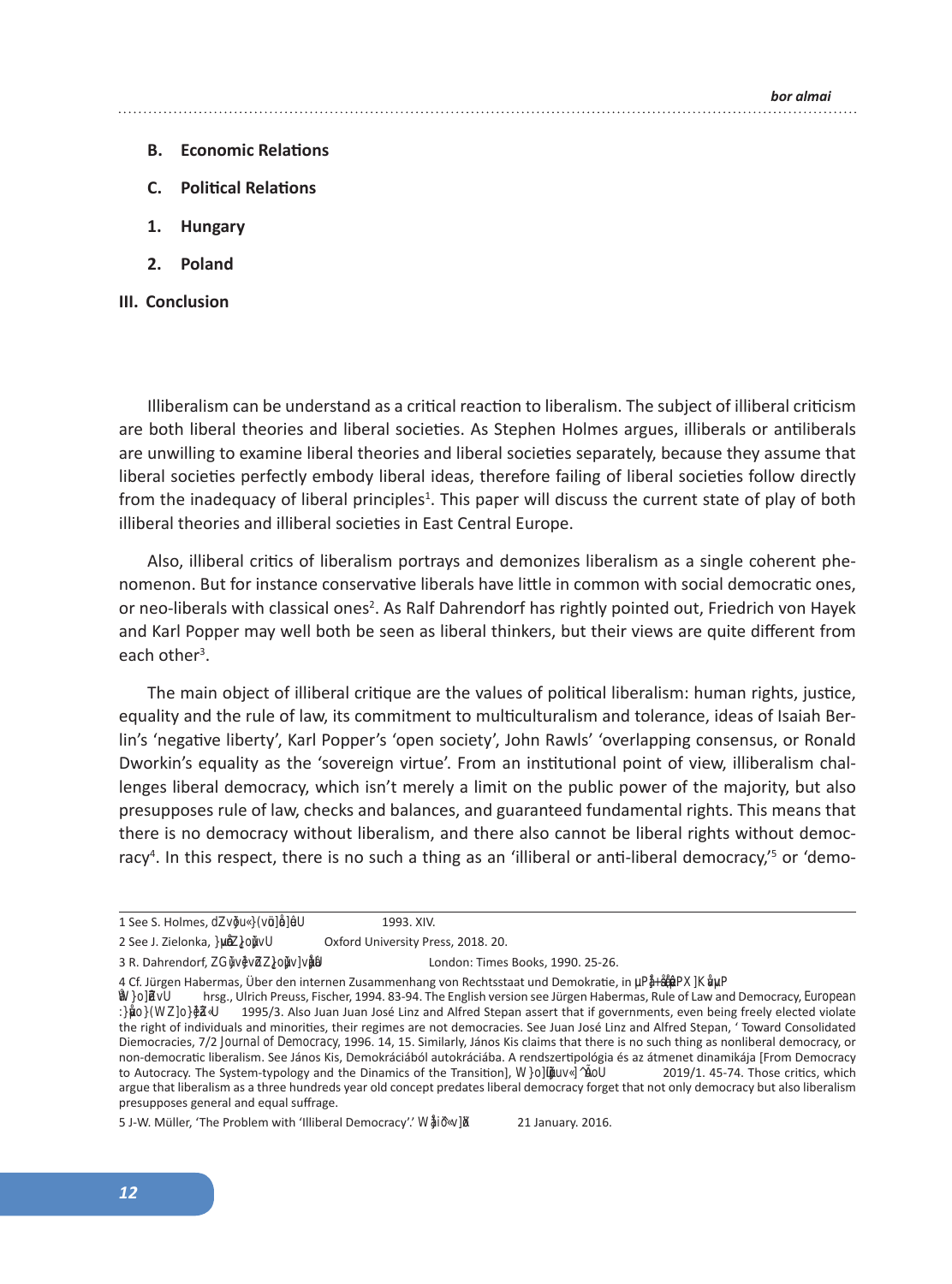**B. Economic Relations**

**C. Political Relations**

**1. Hungary**

**2. Poland**

**III. Conclusion**

Illiberalism can be understand as a critical reaction to liberalism. The subject of illiberal criticism are both liberal theories and liberal societies. As Stephen Holmes argues, illiberals or antiliberals are unwilling to examine liberal theories and liberal societies separately, because they assume that liberal societies perfectly embody liberal ideas, therefore failing of liberal societies follow directly from the inadequacy of liberal principles[1]. This paper will discuss the current state of play of both illiberal theories and illiberal societies in East Central Europe.

Also, illiberal critics of liberalism portrays and demonizes liberalism as a single coherent phenomenon. But for instance conservative liberals have little in common with social democratic ones, or neo-liberals with classical ones[2]. As Ralf Dahrendorf has rightly pointed out, Friedrich von Hayek and Karl Popper may well both be seen as liberal thinkers, but their views are quite different from each other[3].

The main object of illiberal critique are the values of political liberalism: human rights, justice, equality and the rule of law, its commitment to multiculturalism and tolerance, ideas of Isaiah Berlin's 'negative liberty', Karl Popper's 'open society', John Rawls' 'overlapping consensus, or Ronald Dworkin's equality as the 'sovereign virtue'. From an institutional point of view, illiberalism challenges liberal democracy, which isn't merely a limit on the public power of the majority, but also presupposes rule of law, checks and balances, and guaranteed fundamental rights. This means that there is no democracy without liberalism, and there also cannot be liberal rights without democracy[4]. In this respect, there is no such a thing as an 'illiberal or anti-liberal democracy,'[5] or 'demo-

---

1 See S. Holmes, dZvǇu«}(vü]ǉ]ê U 1993. XIV.

2 See J. Zielonka, }µŸZ}o]vU Oxford University Press, 2018. 20.

3 R. Dahrendorf, ZG]vvZZ}oµ]vµ London: Times Books, 1990. 25-26.

4 Cf. Jürgen Habermas, Über den internen Zusammenhang von Rechtsstaat und Demokratie, in µPǉP K µP W}o]ŸvU hrsg., Ulrich Preuss, Fischer, 1994. 83-94. The English version see Jürgen Habermas, Rule of Law and Democracy, *European* :}µo}(WZ]o}}ZǇU 1995/3. Also Juan Juan José Linz and Alfred Stepan assert that if governments, even being freely elected violate the right of individuals and minorities, their regimes are not democracies. See Juan José Linz and Alfred Stepan, ' Toward Consolidated Diemocracies, 7/2 *Journal of Democracy*, 1996. 14, 15. Similarly, János Kis claims that there is no such thing as nonliberal democracy, or non-democratic liberalism. See János Kis, Demokráciából autokráciába. A rendszertipológia és az átmenet dinamikája [From Democracy to Autocracy. The System-typology and the Dinamics of the Transition], W}o]Ÿµ«^ìoU 2019/1. 45-74. Those critics, which argue that liberalism as a three hundreds year old concept predates liberal democracy forget that not only democracy but also liberalism presupposes general and equal suffrage.

5 J-W. Müller, 'The Problem with 'Illiberal Democracy'.' W}iŸ«v]X 21 January. 2016.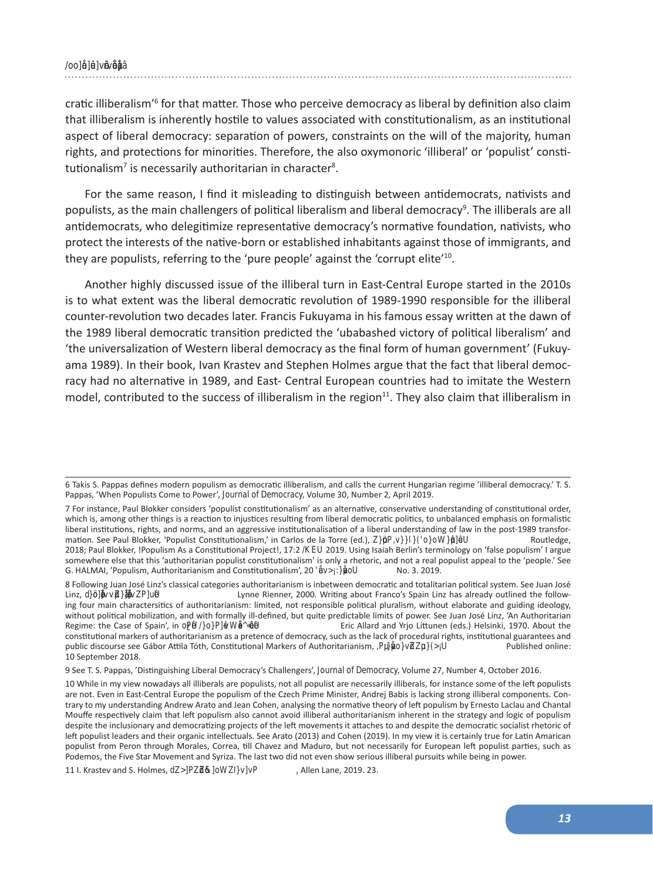cratic illiberalism'[6] for that matter. Those who perceive democracy as liberal by definition also claim that illiberalism is inherently hostile to values associated with constitutionalism, as an institutional aspect of liberal democracy: separation of powers, constraints on the will of the majority, human rights, and protections for minorities. Therefore, the also oxymoronic 'illiberal' or 'populist' constitutionalism[7] is necessarily authoritarian in character[8].

For the same reason, I find it misleading to distinguish between antidemocrats, nativists and populists, as the main challengers of political liberalism and liberal democracy[9]. The illiberals are all antidemocrats, who delegitimize representative democracy's normative foundation, nativists, who protect the interests of the native-born or established inhabitants against those of immigrants, and they are populists, referring to the 'pure people' against the 'corrupt elite'[10].

Another highly discussed issue of the illiberal turn in East-Central Europe started in the 2010s is to what extent was the liberal democratic revolution of 1989-1990 responsible for the illiberal counter-revolution two decades later. Francis Fukuyama in his famous essay written at the dawn of the 1989 liberal democratic transition predicted the 'ubabashed victory of political liberalism' and 'the universalization of Western liberal democracy as the final form of human government' (Fukuyama 1989). In their book, Ivan Krastev and Stephen Holmes argue that the fact that liberal democracy had no alternative in 1989, and East- Central European countries had to imitate the Western model, contributed to the success of illiberalism in the region[11]. They also claim that illiberalism in

---

6 Takis S. Pappas defines modern populism as democratic illiberalism, and calls the current Hungarian regime 'illiberal democracy.' T. S. Pappas, 'When Populists Come to Power', *Journal of Democracy*, Volume 30, Number 2, April 2019.

7 For instance, Paul Blokker considers 'populist constitutionalism' as an alternative, conservative understanding of constitutional order, which is, among other things is a reaction to injustices resulting from liberal democratic politics, to unbalanced emphasis on formalistic liberal institutions, rights, and norms, and an aggressive institutionalisation of a liberal understanding of law in the post-1989 transformation. See Paul Blokker, 'Populist Constitutionalism,' in Carlos de la Torre (ed.), *Routledge Handbook of Global Populism*, Routledge, 2018; Paul Blokker, 'Populism As a Constitutional Project', 17:2 *ICON* 2019. Using Isaiah Berlin's terminology on 'false populism' I argue somewhere else that this 'authoritarian populist constitutionalism' is only a rhetoric, and not a real populist appeal to the 'people.' See G. HALMAI, 'Populism, Authoritarianism and Constitutionalism', 20 *German Law Journal*, No. 3. 2019.

8 Following Juan José Linz's classical categories authoritarianism is inbetween democratic and totalitarian political system. See Juan José Linz, *Totalitarian and Authoritarian Regimes*, Lynne Rienner, 2000. Writing about Franco's Spain Linz has already outlined the following four main charactersitics of authoritarianism: limited, not responsible political pluralism, without elaborate and guiding ideology, without political mobilization, and with formally ill-defined, but quite predictable limits of power. See Juan José Linz, 'An Authoritarian Regime: the Case of Spain', in *Mass Politics: Studies in Political Sociology*, Eric Allard and Yrjo Littunen (eds.) Helsinki, 1970. About the constitutional markers of authoritarianism as a pretence of democracy, such as the lack of procedural rights, institutional guarantees and public discourse see Gábor Attila Tóth, Constitutional Markers of Authoritarianism, *Hague Journal on the Rule of Law*, Published online: 10 September 2018.

9 See T. S. Pappas, 'Distinguishing Liberal Democracy's Challengers', *Journal of Democracy*, Volume 27, Number 4, October 2016.

10 While in my view nowadays all illiberals are populists, not all populist are necessarily illiberals, for instance some of the left populists are not. Even in East-Central Europe the populism of the Czech Prime Minister, Andrej Babis is lacking strong illiberal components. Contrary to my understanding Andrew Arato and Jean Cohen, analysing the normative theory of left populism by Ernesto Laclau and Chantal Mouffe respectively claim that left populism also cannot avoid illiberal authoritarianism inherent in the strategy and logic of populism despite the inclusionary and democratizing projects of the left movements it attaches to and despite the democratic socialist rhetoric of left populist leaders and their organic intellectuals. See Arato (2013) and Cohen (2019). In my view it is certainly true for Latin Amercan populist from Peron through Morales, Correa, till Chavez and Maduro, but not necessarily for European left populist parties, such as Podemos, the Five Star Movement and Syriza. The last two did not even show serious illiberal pursuits while being in power.

11 I. Krastev and S. Holmes, *The Light that Failed: A Reckoning*, Allen Lane, 2019. 23.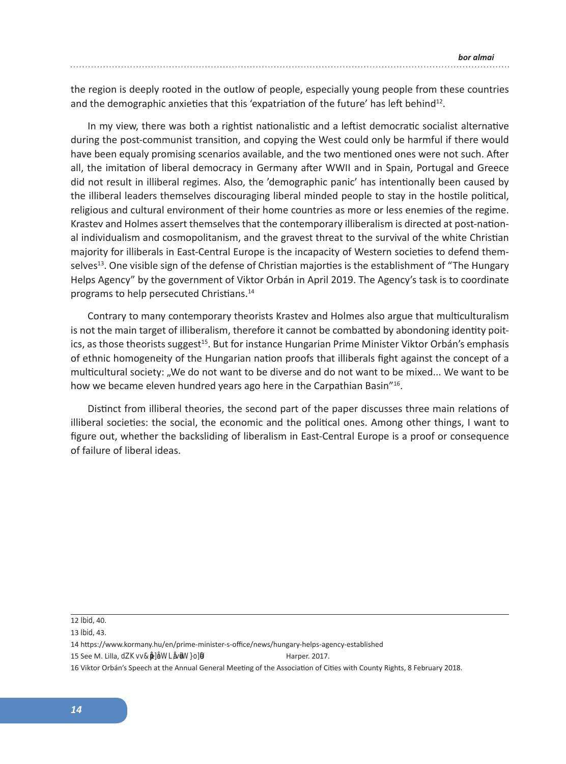the region is deeply rooted in the outlow of people, especially young people from these countries and the demographic anxieties that this 'expatriation of the future' has left behind[12].

In my view, there was both a rightist nationalistic and a leftist democratic socialist alternative during the post-communist transition, and copying the West could only be harmful if there would have been equaly promising scenarios available, and the two mentioned ones were not such. After all, the imitation of liberal democracy in Germany after WWII and in Spain, Portugal and Greece did not result in illiberal regimes. Also, the 'demographic panic' has intentionally been caused by the illiberal leaders themselves discouraging liberal minded people to stay in the hostile political, religious and cultural environment of their home countries as more or less enemies of the regime. Krastev and Holmes assert themselves that the contemporary illiberalism is directed at post-national individualism and cosmopolitanism, and the gravest threat to the survival of the white Christian majority for illiberals in East-Central Europe is the incapacity of Western societies to defend themselves[13]. One visible sign of the defense of Christian majorties is the establishment of "The Hungary Helps Agency" by the government of Viktor Orbán in April 2019. The Agency's task is to coordinate programs to help persecuted Christians.[14]

Contrary to many contemporary theorists Krastev and Holmes also argue that multiculturalism is not the main target of illiberalism, therefore it cannot be combatted by abondoning identity poitics, as those theorists suggest[15]. But for instance Hungarian Prime Minister Viktor Orbán's emphasis of ethnic homogeneity of the Hungarian nation proofs that illiberals fight against the concept of a multicultural society: „We do not want to be diverse and do not want to be mixed... We want to be how we became eleven hundred years ago here in the Carpathian Basin"[16].

Distinct from illiberal theories, the second part of the paper discusses three main relations of illiberal societies: the social, the economic and the political ones. Among other things, I want to figure out, whether the backsliding of liberalism in East-Central Europe is a proof or consequence of failure of liberal ideas.

---

12 Ibid, 40.

13 Ibid, 43.

14 https://www.kormany.hu/en/prime-minister-s-office/news/hungary-helps-agency-established

15 See M. Lilla, dZK vv&]åW Lå ]W }o]ť Harper. 2017.

16 Viktor Orbán's Speech at the Annual General Meeting of the Association of Cities with County Rights, 8 February 2018.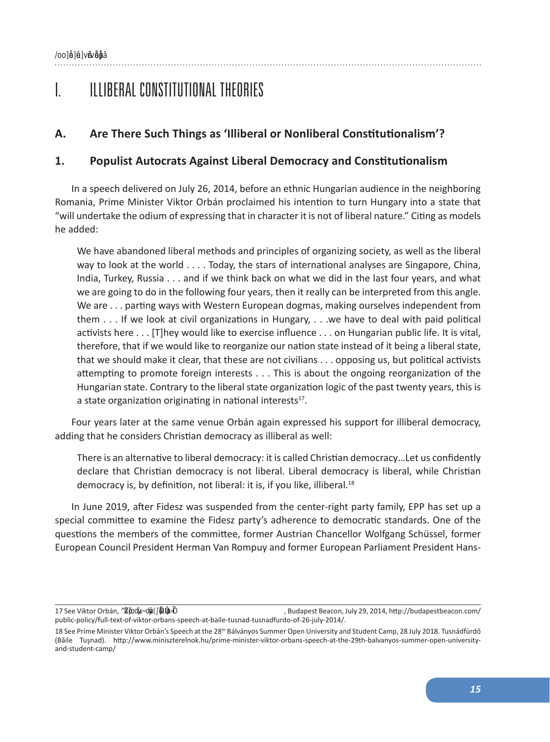# I. ILLIBERAL CONSTITUTIONAL THEORIES

## A. Are There Such Things as 'Illiberal or Nonliberal Constitutionalism'?

### 1. Populist Autocrats Against Liberal Democracy and Constitutionalism

In a speech delivered on July 26, 2014, before an ethnic Hungarian audience in the neighboring Romania, Prime Minister Viktor Orbán proclaimed his intention to turn Hungary into a state that "will undertake the odium of expressing that in character it is not of liberal nature." Citing as models he added:

> We have abandoned liberal methods and principles of organizing society, as well as the liberal way to look at the world . . . . Today, the stars of international analyses are Singapore, China, India, Turkey, Russia . . . and if we think back on what we did in the last four years, and what we are going to do in the following four years, then it really can be interpreted from this angle. We are . . . parting ways with Western European dogmas, making ourselves independent from them . . . If we look at civil organizations in Hungary, . . .we have to deal with paid political activists here . . . [T]hey would like to exercise influence . . . on Hungarian public life. It is vital, therefore, that if we would like to reorganize our nation state instead of it being a liberal state, that we should make it clear, that these are not civilians . . . opposing us, but political activists attempting to promote foreign interests . . . This is about the ongoing reorganization of the Hungarian state. Contrary to the liberal state organization logic of the past twenty years, this is a state organization originating in national interests[17].

Four years later at the same venue Orbán again expressed his support for illiberal democracy, adding that he considers Christian democracy as illiberal as well:

> There is an alternative to liberal democracy: it is called Christian democracy…Let us confidently declare that Christian democracy is not liberal. Liberal democracy is liberal, while Christian democracy is, by definition, not liberal: it is, if you like, illiberal.[18]

In June 2019, after Fidesz was suspended from the center-right party family, EPP has set up a special committee to examine the Fidesz party's adherence to democratic standards. One of the questions the members of the committee, former Austrian Chancellor Wolfgang Schüssel, former European Council President Herman Van Rompuy and former European Parliament President Hans-

---

17 See Viktor Orbán, *Full text of Viktor Orbán's speech*, Budapest Beacon, July 29, 2014, http://budapestbeacon.com/public-policy/full-text-of-viktor-orbans-speech-at-baile-tusnad-tusnadfurdo-of-26-july-2014/.

18 See Prime Minister Viktor Orbán's Speech at the 28th Bálványos Summer Open University and Student Camp, 28 July 2018. Tusnádfürdő (Băile Tuşnad). http://www.miniszterelnok.hu/prime-minister-viktor-orbans-speech-at-the-29th-balvanyos-summer-open-university-and-student-camp/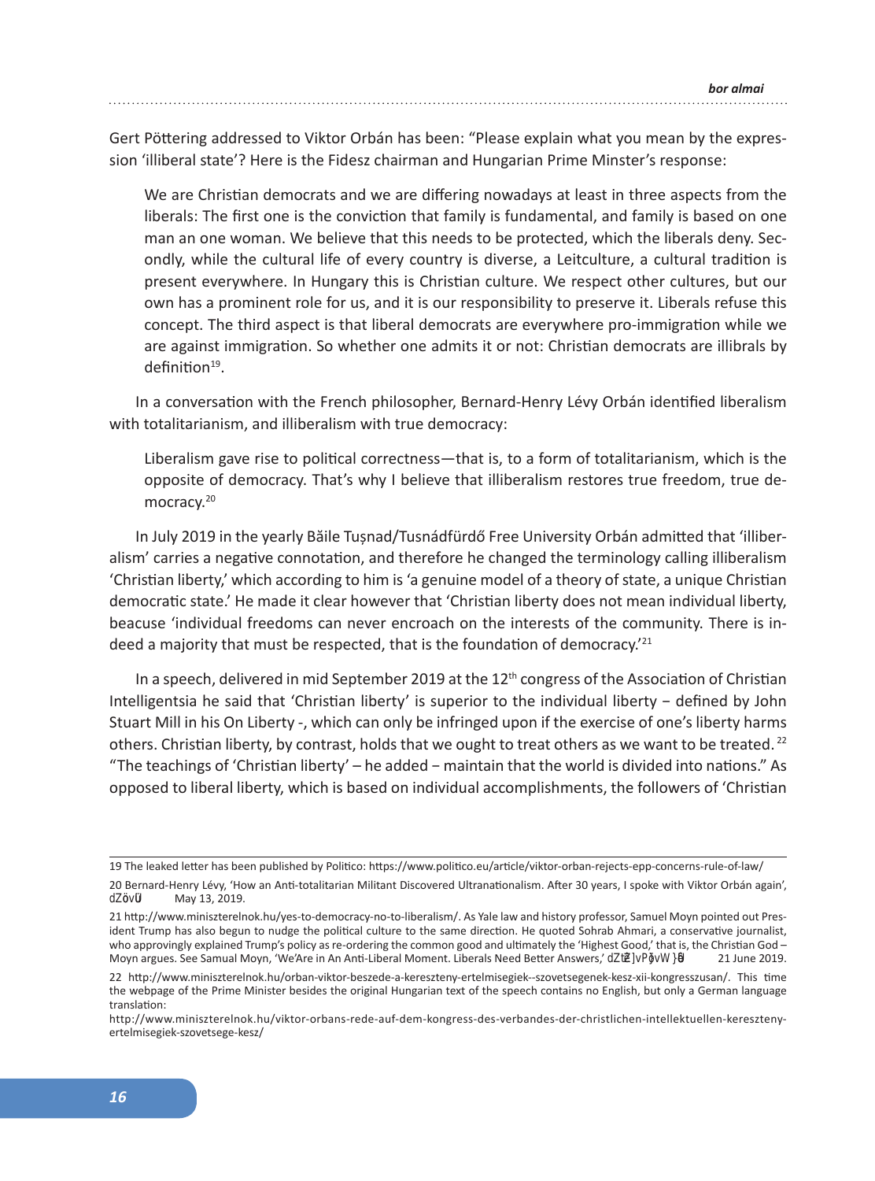Gert Pöttering addressed to Viktor Orbán has been: "Please explain what you mean by the expression 'illiberal state'? Here is the Fidesz chairman and Hungarian Prime Minster's response:

> We are Christian democrats and we are differing nowadays at least in three aspects from the liberals: The first one is the conviction that family is fundamental, and family is based on one man an one woman. We believe that this needs to be protected, which the liberals deny. Secondly, while the cultural life of every country is diverse, a Leitculture, a cultural tradition is present everywhere. In Hungary this is Christian culture. We respect other cultures, but our own has a prominent role for us, and it is our responsibility to preserve it. Liberals refuse this concept. The third aspect is that liberal democrats are everywhere pro-immigration while we are against immigration. So whether one admits it or not: Christian democrats are illibrals by definition[19].

In a conversation with the French philosopher, Bernard-Henry Lévy Orbán identified liberalism with totalitarianism, and illiberalism with true democracy:

> Liberalism gave rise to political correctness—that is, to a form of totalitarianism, which is the opposite of democracy. That's why I believe that illiberalism restores true freedom, true democracy.[20]

In July 2019 in the yearly Băile Tușnad/Tusnádfürdő Free University Orbán admitted that 'illiberalism' carries a negative connotation, and therefore he changed the terminology calling illiberalism 'Christian liberty,' which according to him is 'a genuine model of a theory of state, a unique Christian democratic state.' He made it clear however that 'Christian liberty does not mean individual liberty, beacuse 'individual freedoms can never encroach on the interests of the community. There is indeed a majority that must be respected, that is the foundation of democracy.'[21]

In a speech, delivered in mid September 2019 at the 12th congress of the Association of Christian Intelligentsia he said that 'Christian liberty' is superior to the individual liberty − defined by John Stuart Mill in his On Liberty -, which can only be infringed upon if the exercise of one's liberty harms others. Christian liberty, by contrast, holds that we ought to treat others as we want to be treated. [22] "The teachings of 'Christian liberty' – he added − maintain that the world is divided into nations." As opposed to liberal liberty, which is based on individual accomplishments, the followers of 'Christian

---

19 The leaked letter has been published by Politico: https://www.politico.eu/article/viktor-orban-rejects-epp-concerns-rule-of-law/

20 Bernard-Henry Lévy, 'How an Anti-totalitarian Militant Discovered Ultranationalism. After 30 years, I spoke with Viktor Orbán again', *Tablet*, May 13, 2019.

21 http://www.miniszterelnok.hu/yes-to-democracy-no-to-liberalism/. As Yale law and history professor, Samuel Moyn pointed out President Trump has also begun to nudge the political culture to the same direction. He quoted Sohrab Ahmari, a conservative journalist, who approvingly explained Trump's policy as re-ordering the common good and ultimately the 'Highest Good,' that is, the Christian God – Moyn argues. See Samual Moyn, 'We'Are in An Anti-Liberal Moment. Liberals Need Better Answers,' *The Washington Post*, 21 June 2019.

22 http://www.miniszterelnok.hu/orban-viktor-beszede-a-kereszteny-ertelmisegiek--szovetsegenek-kesz-xii-kongresszusan/. This time the webpage of the Prime Minister besides the original Hungarian text of the speech contains no English, but only a German language translation:

http://www.miniszterelnok.hu/viktor-orbans-rede-auf-dem-kongress-des-verbandes-der-christlichen-intellektuellen-kereszteny-ertelmisegiek-szovetsege-kesz/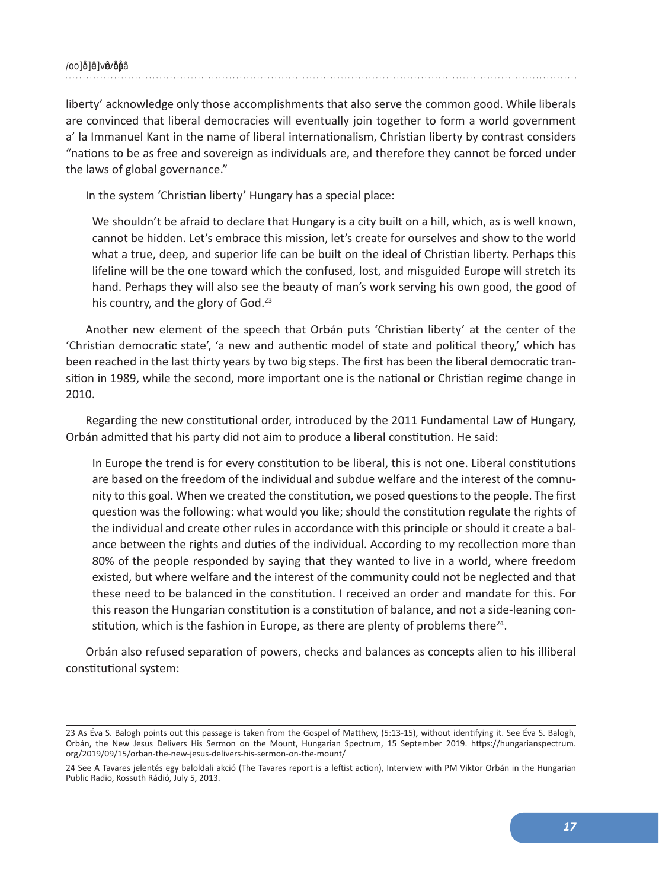liberty' acknowledge only those accomplishments that also serve the common good. While liberals are convinced that liberal democracies will eventually join together to form a world government a' la Immanuel Kant in the name of liberal internationalism, Christian liberty by contrast considers "nations to be as free and sovereign as individuals are, and therefore they cannot be forced under the laws of global governance."

In the system 'Christian liberty' Hungary has a special place:

> We shouldn't be afraid to declare that Hungary is a city built on a hill, which, as is well known, cannot be hidden. Let's embrace this mission, let's create for ourselves and show to the world what a true, deep, and superior life can be built on the ideal of Christian liberty. Perhaps this lifeline will be the one toward which the confused, lost, and misguided Europe will stretch its hand. Perhaps they will also see the beauty of man's work serving his own good, the good of his country, and the glory of God.[23]

Another new element of the speech that Orbán puts 'Christian liberty' at the center of the 'Christian democratic state', 'a new and authentic model of state and political theory,' which has been reached in the last thirty years by two big steps. The first has been the liberal democratic transition in 1989, while the second, more important one is the national or Christian regime change in 2010.

Regarding the new constitutional order, introduced by the 2011 Fundamental Law of Hungary, Orbán admitted that his party did not aim to produce a liberal constitution. He said:

> In Europe the trend is for every constitution to be liberal, this is not one. Liberal constitutions are based on the freedom of the individual and subdue welfare and the interest of the community to this goal. When we created the constitution, we posed questions to the people. The first question was the following: what would you like; should the constitution regulate the rights of the individual and create other rules in accordance with this principle or should it create a balance between the rights and duties of the individual. According to my recollection more than 80% of the people responded by saying that they wanted to live in a world, where freedom existed, but where welfare and the interest of the community could not be neglected and that these need to be balanced in the constitution. I received an order and mandate for this. For this reason the Hungarian constitution is a constitution of balance, and not a side-leaning constitution, which is the fashion in Europe, as there are plenty of problems there[24].

Orbán also refused separation of powers, checks and balances as concepts alien to his illiberal constitutional system:

---

23 As Éva S. Balogh points out this passage is taken from the Gospel of Matthew, (5:13-15), without identifying it. See Éva S. Balogh, Orbán, the New Jesus Delivers His Sermon on the Mount, Hungarian Spectrum, 15 September 2019. https://hungarianspectrum.org/2019/09/15/orban-the-new-jesus-delivers-his-sermon-on-the-mount/

24 See A Tavares jelentés egy baloldali akció (The Tavares report is a leftist action), Interview with PM Viktor Orbán in the Hungarian Public Radio, Kossuth Rádió, July 5, 2013.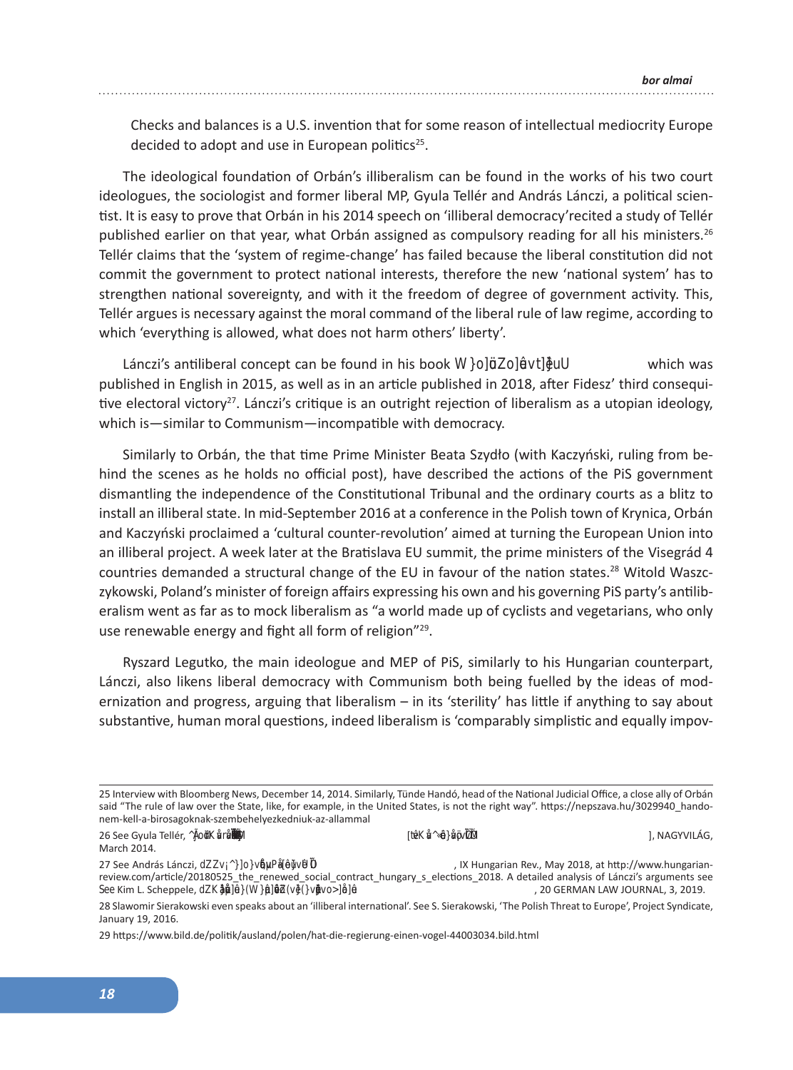> Checks and balances is a U.S. invention that for some reason of intellectual mediocrity Europe decided to adopt and use in European politics[25].

The ideological foundation of Orbán's illiberalism can be found in the works of his two court ideologues, the sociologist and former liberal MP, Gyula Tellér and András Lánczi, a political scientist. It is easy to prove that Orbán in his 2014 speech on 'illiberal democracy'recited a study of Tellér published earlier on that year, what Orbán assigned as compulsory reading for all his ministers.[26] Tellér claims that the 'system of regime-change' has failed because the liberal constitution did not commit the government to protect national interests, therefore the new 'national system' has to strengthen national sovereignty, and with it the freedom of degree of government activity. This, Tellér argues is necessary against the moral command of the liberal rule of law regime, according to which 'everything is allowed, what does not harm others' liberty'.

Lánczi's antiliberal concept can be found in his book W }o]üZo]êvt]êuU which was published in English in 2015, as well as in an article published in 2018, after Fidesz' third consequitive electoral victory[27]. Lánczi's critique is an outright rejection of liberalism as a utopian ideology, which is—similar to Communism—incompatible with democracy.

Similarly to Orbán, the that time Prime Minister Beata Szydło (with Kaczyński, ruling from behind the scenes as he holds no official post), have described the actions of the PiS government dismantling the independence of the Constitutional Tribunal and the ordinary courts as a blitz to install an illiberal state. In mid-September 2016 at a conference in the Polish town of Krynica, Orbán and Kaczyński proclaimed a 'cultural counter-revolution' aimed at turning the European Union into an illiberal project. A week later at the Bratislava EU summit, the prime ministers of the Visegrád 4 countries demanded a structural change of the EU in favour of the nation states.[28] Witold Waszczykowski, Poland's minister of foreign affairs expressing his own and his governing PiS party's antiliberalism went as far as to mock liberalism as "a world made up of cyclists and vegetarians, who only use renewable energy and fight all form of religion"[29].

Ryszard Legutko, the main ideologue and MEP of PiS, similarly to his Hungarian counterpart, Lánczi, also likens liberal democracy with Communism both being fuelled by the ideas of modernization and progress, arguing that liberalism – in its 'sterility' has little if anything to say about substantive, human moral questions, indeed liberalism is 'comparably simplistic and equally impov-

---

25 Interview with Bloomberg News, December 14, 2014. Similarly, Tünde Handó, head of the National Judicial Office, a close ally of Orbán said "The rule of law over the State, like, for example, in the United States, is not the right way". https://nepszava.hu/3029940_hando-nem-kell-a-birosagoknak-szembehelyezkedniuk-az-allammal

26 See Gyula Tellér, ^ÅoöK ůrůĺŇM [tůK ů^ê}ůvĽM], NAGYVILÁG, March 2014.

27 See András Lánczi, dZZv¡^}o}vůµPůêůvÜ, IX Hungarian Rev., May 2018, at http://www.hungarianreview.com/article/20180525_the_renewed_social_contract_hungary_s_elections_2018. A detailed analysis of Lánczi's arguments see See Kim L. Scheppele, dZK ůů]ů}(W}ů]ůůZ(vů}(vo>]ů, 20 GERMAN LAW JOURNAL, 3, 2019.

28 Slawomir Sierakowski even speaks about an 'illiberal international'. See S. Sierakowski, 'The Polish Threat to Europe', Project Syndicate, January 19, 2016.

29 https://www.bild.de/politik/ausland/polen/hat-die-regierung-einen-vogel-44003034.bild.html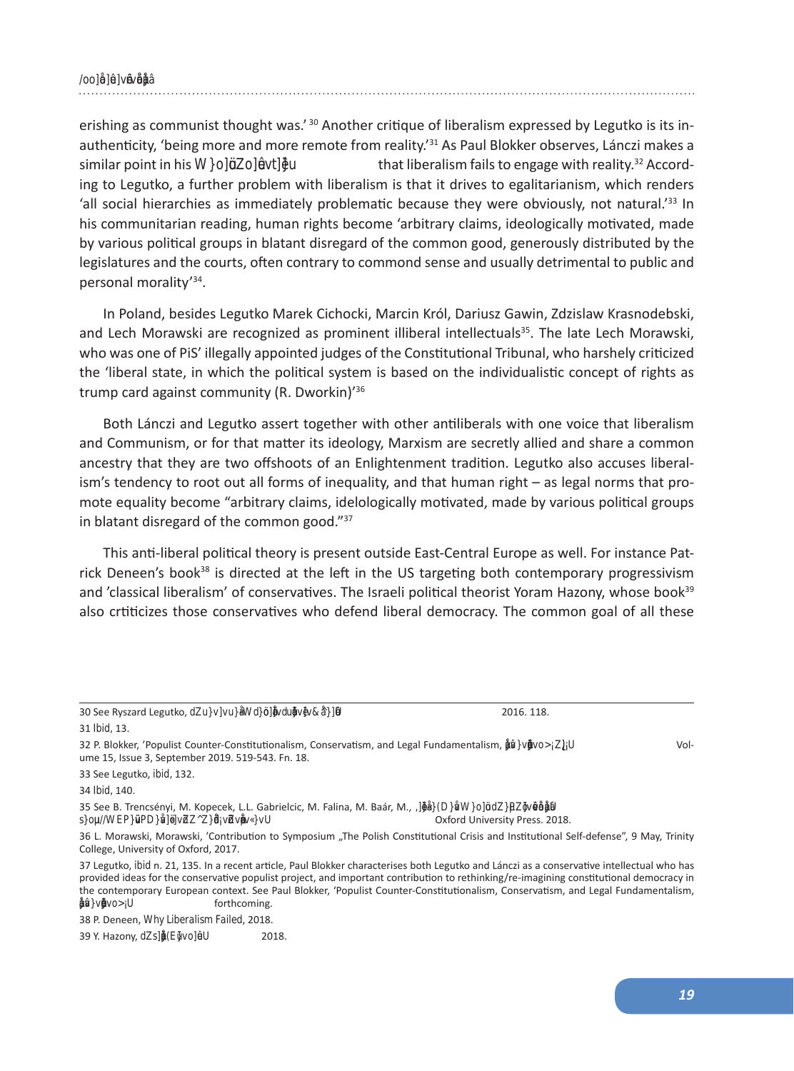erishing as communist thought was.' [30] Another critique of liberalism expressed by Legutko is its inauthenticity, 'being more and more remote from reality.'[31] As Paul Blokker observes, Lánczi makes a similar point in his *Political Realism and Wisdom* that liberalism fails to engage with reality.[32] According to Legutko, a further problem with liberalism is that it drives to egalitarianism, which renders 'all social hierarchies as immediately problematic because they were obviously, not natural.'[33] In his communitarian reading, human rights become 'arbitrary claims, ideologically motivated, made by various political groups in blatant disregard of the common good, generously distributed by the legislatures and the courts, often contrary to commond sense and usually detrimental to public and personal morality'[34].

In Poland, besides Legutko Marek Cichocki, Marcin Król, Dariusz Gawin, Zdzislaw Krasnodebski, and Lech Morawski are recognized as prominent illiberal intellectuals[35]. The late Lech Morawski, who was one of PiS' illegally appointed judges of the Constitutional Tribunal, who harshely criticized the 'liberal state, in which the political system is based on the individualistic concept of rights as trump card against community (R. Dworkin)'[36]

Both Lánczi and Legutko assert together with other antiliberals with one voice that liberalism and Communism, or for that matter its ideology, Marxism are secretly allied and share a common ancestry that they are two offshoots of an Enlightenment tradition. Legutko also accuses liberalism's tendency to root out all forms of inequality, and that human right – as legal norms that promote equality become "arbitrary claims, idelologically motivated, made by various political groups in blatant disregard of the common good."[37]

This anti-liberal political theory is present outside East-Central Europe as well. For instance Patrick Deneen's book[38] is directed at the left in the US targeting both contemporary progressivism and 'classical liberalism' of conservatives. The Israeli political theorist Yoram Hazony, whose book[39] also crtiticizes those conservatives who defend liberal democracy. The common goal of all these

---

30 See Ryszard Legutko, *The Demon in Democracy: Totalitarian Temptations in Free Societies*, 2016. 118.

31 Ibid, 13.

32 P. Blokker, 'Populist Counter-Constitutionalism, Conservatism, and Legal Fundamentalism, *European Constitutional Law Review*, Volume 15, Issue 3, September 2019. 519-543. Fn. 18.

33 See Legutko, ibid, 132.

34 Ibid, 140.

35 See B. Trencsényi, M. Kopecek, L.L. Gabrielcic, M. Falina, M. Baár, M., *A History of Modern Political Thought in East Central Europe, Volume II: Negotiating Modernity in the 'Short Twentieth Century' and Beyond*, Oxford University Press. 2018.

36 L. Morawski, Morawski, 'Contribution to Symposium „The Polish Constitutional Crisis and Institutional Self-defense", 9 May, Trinity College, University of Oxford, 2017.

37 Legutko, ibid n. 21, 135. In a recent article, Paul Blokker characterises both Legutko and Lánczi as a conservative intellectual who has provided ideas for the conservative populist project, and important contribution to rethinking/re-imagining constitutional democracy in the contemporary European context. See Paul Blokker, 'Populist Counter-Constitutionalism, Conservatism, and Legal Fundamentalism, *European Constitutional Law Review*, forthcoming.

38 P. Deneen, *Why Liberalism Failed*, 2018.

39 Y. Hazony, *The Virtue of Nationalism*, 2018.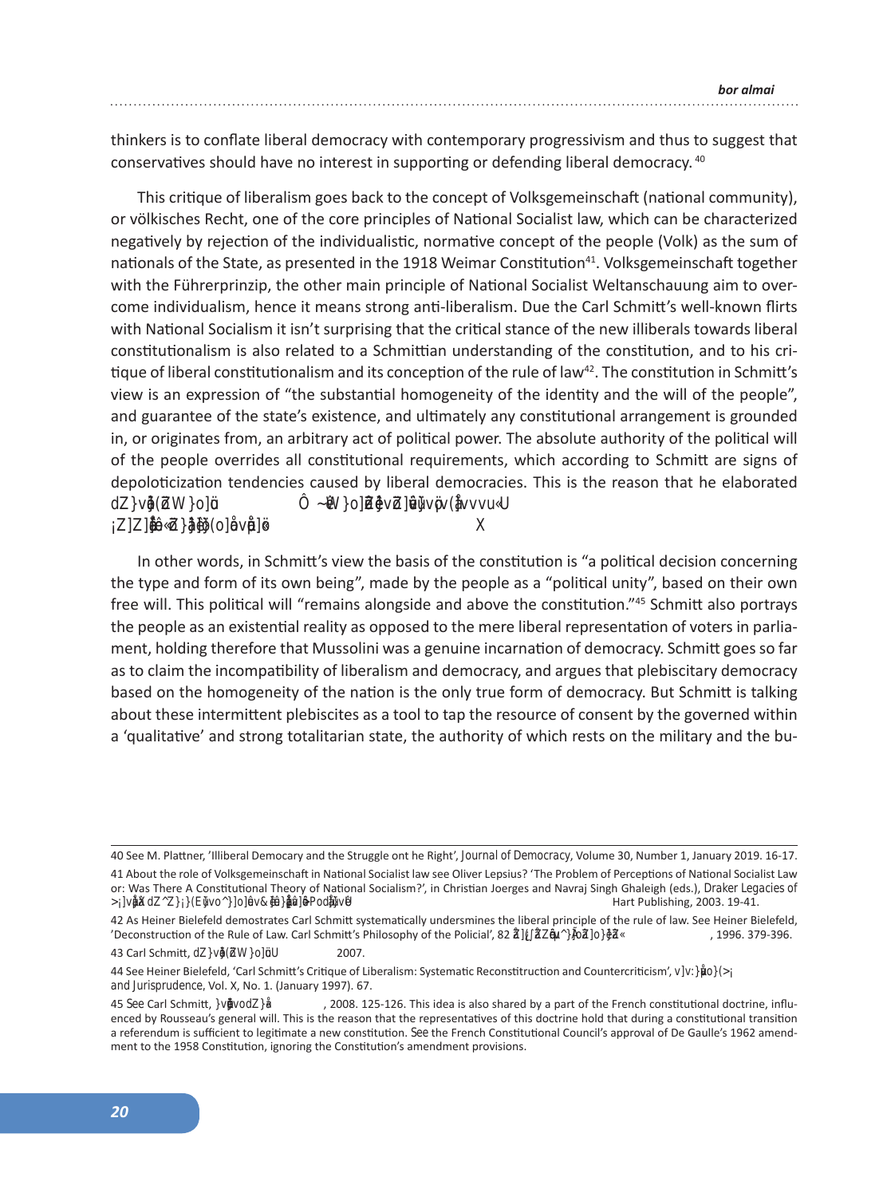thinkers is to conflate liberal democracy with contemporary progressivism and thus to suggest that conservatives should have no interest in supporting or defending liberal democracy. [40]

This critique of liberalism goes back to the concept of Volksgemeinschaft (national community), or völkisches Recht, one of the core principles of National Socialist law, which can be characterized negatively by rejection of the individualistic, normative concept of the people (Volk) as the sum of nationals of the State, as presented in the 1918 Weimar Constitution[41]. Volksgemeinschaft together with the Führerprinzip, the other main principle of National Socialist Weltanschauung aim to overcome individualism, hence it means strong anti-liberalism. Due the Carl Schmitt's well-known flirts with National Socialism it isn't surprising that the critical stance of the new illiberals towards liberal constitutionalism is also related to a Schmittian understanding of the constitution, and to his critique of liberal constitutionalism and its conception of the rule of law[42]. The constitution in Schmitt's view is an expression of "the substantial homogeneity of the identity and the will of the people", and guarantee of the state's existence, and ultimately any constitutional arrangement is grounded in, or originates from, an arbitrary act of political power. The absolute authority of the political will of the people overrides all constitutional requirements, which according to Schmitt are signs of depoloticization tendencies caused by liberal democracies. This is the reason that he elaborated dZ}vá(ZW}o]ü Ô ~W}o]Zé}vZ]ü}vá(vvu«U ¡Z]Zê«Z}ü}(o]ñvå]ö X

In other words, in Schmitt's view the basis of the constitution is "a political decision concerning the type and form of its own being", made by the people as a "political unity", based on their own free will. This political will "remains alongside and above the constitution."[45] Schmitt also portrays the people as an existential reality as opposed to the mere liberal representation of voters in parliament, holding therefore that Mussolini was a genuine incarnation of democracy. Schmitt goes so far as to claim the incompatibility of liberalism and democracy, and argues that plebiscitary democracy based on the homogeneity of the nation is the only true form of democracy. But Schmitt is talking about these intermittent plebiscites as a tool to tap the resource of consent by the governed within a 'qualitative' and strong totalitarian state, the authority of which rests on the military and the bu-

---

40 See M. Plattner, 'Illiberal Democary and the Struggle ont he Right', *Journal of Democracy*, Volume 30, Number 1, January 2019. 16-17.

41 About the role of Volksgemeinschaft in National Socialist law see Oliver Lepsius? 'The Problem of Perceptions of National Socialist Law or: Was There A Constitutional Theory of National Socialism?', in Christian Joerges and Navraj Singh Ghaleigh (eds.), *Draker Legacies of* >¡]vp X dZ^Z}(E]vo^}]o]ÁvÁ¡ÁuwPo]vé Hart Publishing, 2003. 19-41.

42 As Heiner Bielefeld demostrates Carl Schmitt systematically undersmines the liberal principle of the rule of law. See Heiner Bielefeld, 'Deconstruction of the Rule of Law. Carl Schmitt's Philosophy of the Policial', 82 Z]l[ZZu^}Ào]}zZ« , 1996. 379-396.

43 Carl Schmitt, dZ}vá(ZW}o]üU 2007.

44 See Heiner Bielefeld, 'Carl Schmitt's Critique of Liberalism: Systematic Reconstitruction and Countercriticism', v]v:}µo}(>¡ *and Jurisprudence*, Vol. X, No. 1. (January 1997). 67.

45 See Carl Schmitt, }vá]vodZ}å , 2008. 125-126. This idea is also shared by a part of the French constitutional doctrine, influenced by Rousseau's general will. This is the reason that the representatives of this doctrine hold that during a constitutional transition a referendum is sufficient to legitimate a new constitution. See the French Constitutional Council's approval of De Gaulle's 1962 amendment to the 1958 Constitution, ignoring the Constitution's amendment provisions.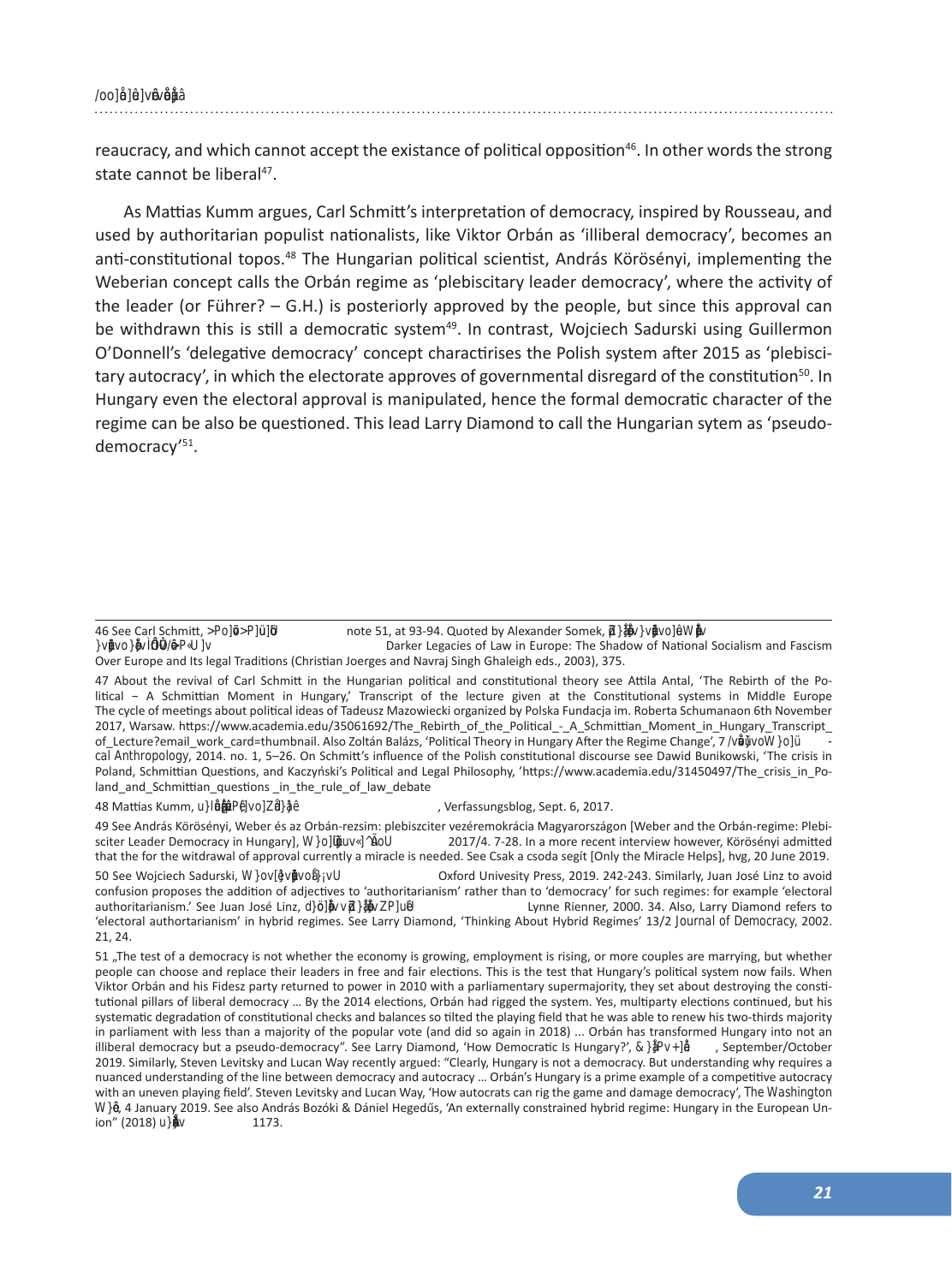reaucracy, and which cannot accept the existance of political opposition[46]. In other words the strong state cannot be liberal[47].

As Mattias Kumm argues, Carl Schmitt's interpretation of democracy, inspired by Rousseau, and used by authoritarian populist nationalists, like Viktor Orbán as 'illiberal democracy', becomes an anti-constitutional topos.[48] The Hungarian political scientist, András Körösényi, implementing the Weberian concept calls the Orbán regime as 'plebiscitary leader democracy', where the activity of the leader (or Führer? – G.H.) is posteriorly approved by the people, but since this approval can be withdrawn this is still a democratic system[49]. In contrast, Wojciech Sadurski using Guillermon O'Donnell's 'delegative democracy' concept charactirises the Polish system after 2015 as 'plebiscitary autocracy', in which the electorate approves of governmental disregard of the constitution[50]. In Hungary even the electoral approval is manipulated, hence the formal democratic character of the regime can be also be questioned. This lead Larry Diamond to call the Hungarian sytem as 'pseudo-democracy'[51].

---

46 See Carl Schmitt, note 51, at 93-94. Quoted by Alexander Somek, Darker Legacies of Law in Europe: The Shadow of National Socialism and Fascism Over Europe and Its legal Traditions (Christian Joerges and Navraj Singh Ghaleigh eds., 2003), 375.

47 About the revival of Carl Schmitt in the Hungarian political and constitutional theory see Attila Antal, 'The Rebirth of the Political – A Schmittian Moment in Hungary,' Transcript of the lecture given at the Constitutional systems in Middle Europe The cycle of meetings about political ideas of Tadeusz Mazowiecki organized by Polska Fundacja im. Roberta Schumanaon 6th November 2017, Warsaw. https://www.academia.edu/35061692/The_Rebirth_of_the_Political_-_A_Schmittian_Moment_in_Hungary_Transcript_of_Lecture?email_work_card=thumbnail. Also Zoltán Balázs, 'Political Theory in Hungary After the Regime Change', 7 *Political Anthropology*, 2014. no. 1, 5–26. On Schmitt's influence of the Polish constitutional discourse see Dawid Bunikowski, 'The crisis in Poland, Schmittian Questions, and Kaczyński's Political and Legal Philosophy, 'https://www.academia.edu/31450497/The_crisis_in_Poland_and_Schmittian_questions _in_the_rule_of_law_debate

48 Mattias Kumm, , Verfassungsblog, Sept. 6, 2017.

49 See András Körösényi, Weber és az Orbán-rezsim: plebiszciter vezéremokrácia Magyarországon [Weber and the Orbán-regime: Plebisciter Leader Democracy in Hungary], 2017/4. 7-28. In a more recent interview however, Körösényi admitted that the for the witdrawal of approval currently a miracle is needed. See Csak a csoda segít [Only the Miracle Helps], hvg, 20 June 2019.

50 See Wojciech Sadurski, Oxford Univesity Press, 2019. 242-243. Similarly, Juan José Linz to avoid confusion proposes the addition of adjectives to 'authoritarianism' rather than to 'democracy' for such regimes: for example 'electoral authoritarianism.' See Juan José Linz, Lynne Rienner, 2000. 34. Also, Larry Diamond refers to 'electoral authortarianism' in hybrid regimes. See Larry Diamond, 'Thinking About Hybrid Regimes' 13/2 *Journal of Democracy*, 2002. 21, 24.

51 „The test of a democracy is not whether the economy is growing, employment is rising, or more couples are marrying, but whether people can choose and replace their leaders in free and fair elections. This is the test that Hungary's political system now fails. When Viktor Orbán and his Fidesz party returned to power in 2010 with a parliamentary supermajority, they set about destroying the constitutional pillars of liberal democracy … By the 2014 elections, Orbán had rigged the system. Yes, multiparty elections continued, but his systematic degradation of constitutional checks and balances so tilted the playing field that he was able to renew his two-thirds majority in parliament with less than a majority of the popular vote (and did so again in 2018) ... Orbán has transformed Hungary into not an illiberal democracy but a pseudo-democracy". See Larry Diamond, 'How Democratic Is Hungary?', , September/October 2019. Similarly, Steven Levitsky and Lucan Way recently argued: "Clearly, Hungary is not a democracy. But understanding why requires a nuanced understanding of the line between democracy and autocracy … Orbán's Hungary is a prime example of a competitive autocracy with an uneven playing field'. Steven Levitsky and Lucan Way, 'How autocrats can rig the game and damage democracy', *The Washington Post*, 4 January 2019. See also András Bozóki & Dániel Hegedűs, 'An externally constrained hybrid regime: Hungary in the European Union" (2018) 1173.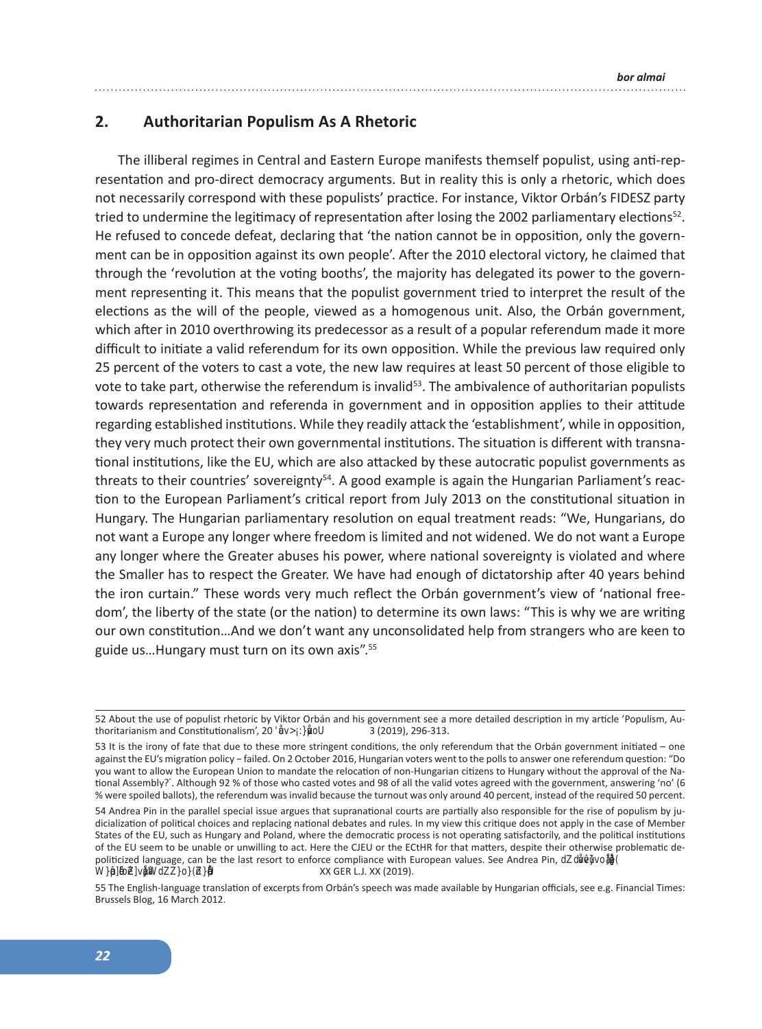## 2. Authoritarian Populism As A Rhetoric

The illiberal regimes in Central and Eastern Europe manifests themself populist, using anti-representation and pro-direct democracy arguments. But in reality this is only a rhetoric, which does not necessarily correspond with these populists' practice. For instance, Viktor Orbán's FIDESZ party tried to undermine the legitimacy of representation after losing the 2002 parliamentary elections[52]. He refused to concede defeat, declaring that 'the nation cannot be in opposition, only the government can be in opposition against its own people'. After the 2010 electoral victory, he claimed that through the 'revolution at the voting booths', the majority has delegated its power to the government representing it. This means that the populist government tried to interpret the result of the elections as the will of the people, viewed as a homogenous unit. Also, the Orbán government, which after in 2010 overthrowing its predecessor as a result of a popular referendum made it more difficult to initiate a valid referendum for its own opposition. While the previous law required only 25 percent of the voters to cast a vote, the new law requires at least 50 percent of those eligible to vote to take part, otherwise the referendum is invalid[53]. The ambivalence of authoritarian populists towards representation and referenda in government and in opposition applies to their attitude regarding established institutions. While they readily attack the 'establishment', while in opposition, they very much protect their own governmental institutions. The situation is different with transnational institutions, like the EU, which are also attacked by these autocratic populist governments as threats to their countries' sovereignty[54]. A good example is again the Hungarian Parliament's reaction to the European Parliament's critical report from July 2013 on the constitutional situation in Hungary. The Hungarian parliamentary resolution on equal treatment reads: "We, Hungarians, do not want a Europe any longer where freedom is limited and not widened. We do not want a Europe any longer where the Greater abuses his power, where national sovereignty is violated and where the Smaller has to respect the Greater. We have had enough of dictatorship after 40 years behind the iron curtain." These words very much reflect the Orbán government's view of 'national freedom', the liberty of the state (or the nation) to determine its own laws: "This is why we are writing our own constitution…And we don't want any unconsolidated help from strangers who are keen to guide us…Hungary must turn on its own axis".[55]

---

52 About the use of populist rhetoric by Viktor Orbán and his government see a more detailed description in my article 'Populism, Authoritarianism and Constitutionalism', 20 German Law Journal 3 (2019), 296-313.

53 It is the irony of fate that due to these more stringent conditions, the only referendum that the Orbán government initiated – one against the EU's migration policy – failed. On 2 October 2016, Hungarian voters went to the polls to answer one referendum question: "Do you want to allow the European Union to mandate the relocation of non-Hungarian citizens to Hungary without the approval of the National Assembly?". Although 92 % of those who casted votes and 98 of all the valid votes agreed with the government, answering 'no' (6 % were spoiled ballots), the referendum was invalid because the turnout was only around 40 percent, instead of the required 50 percent.

54 Andrea Pin in the parallel special issue argues that supranational courts are partially also responsible for the rise of populism by judicialization of political choices and replacing national debates and rules. In my view this critique does not apply in the case of Member States of the EU, such as Hungary and Poland, where the democratic process is not operating satisfactorily, and the political institutions of the EU seem to be unable or unwilling to act. Here the CJEU or the ECtHR for that matters, despite their otherwise problematic depoliticized language, can be the last resort to enforce compliance with European values. See Andrea Pin, The Transnational Drivers of Populist Backlash in Europe: The Role of Courts, XX GER L.J. XX (2019).

55 The English-language translation of excerpts from Orbán's speech was made available by Hungarian officials, see e.g. Financial Times: Brussels Blog, 16 March 2012.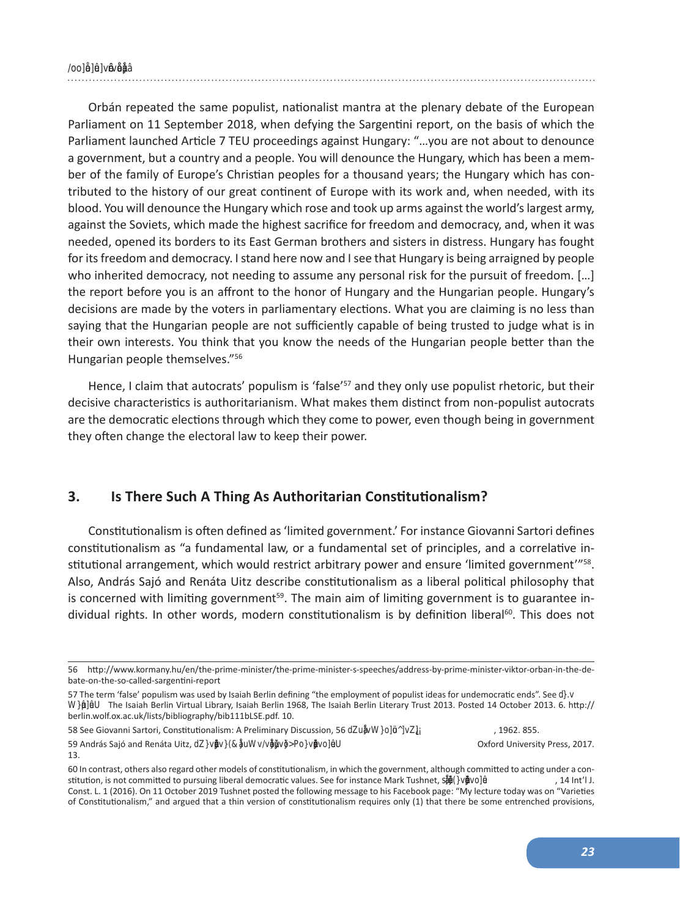Orbán repeated the same populist, nationalist mantra at the plenary debate of the European Parliament on 11 September 2018, when defying the Sargentini report, on the basis of which the Parliament launched Article 7 TEU proceedings against Hungary: "…you are not about to denounce a government, but a country and a people. You will denounce the Hungary, which has been a member of the family of Europe's Christian peoples for a thousand years; the Hungary which has contributed to the history of our great continent of Europe with its work and, when needed, with its blood. You will denounce the Hungary which rose and took up arms against the world's largest army, against the Soviets, which made the highest sacrifice for freedom and democracy, and, when it was needed, opened its borders to its East German brothers and sisters in distress. Hungary has fought for its freedom and democracy. I stand here now and I see that Hungary is being arraigned by people who inherited democracy, not needing to assume any personal risk for the pursuit of freedom. […] the report before you is an affront to the honor of Hungary and the Hungarian people. Hungary's decisions are made by the voters in parliamentary elections. What you are claiming is no less than saying that the Hungarian people are not sufficiently capable of being trusted to judge what is in their own interests. You think that you know the needs of the Hungarian people better than the Hungarian people themselves."[56]

Hence, I claim that autocrats' populism is 'false'[57] and they only use populist rhetoric, but their decisive characteristics is authoritarianism. What makes them distinct from non-populist autocrats are the democratic elections through which they come to power, even though being in government they often change the electoral law to keep their power.

## 3. Is There Such A Thing As Authoritarian Constitutionalism?

Constitutionalism is often defined as 'limited government.' For instance Giovanni Sartori defines constitutionalism as "a fundamental law, or a fundamental set of principles, and a correlative institutional arrangement, which would restrict arbitrary power and ensure 'limited government'"[58]. Also, András Sajó and Renáta Uitz describe constitutionalism as a liberal political philosophy that is concerned with limiting government[59]. The main aim of limiting government is to guarantee individual rights. In other words, modern constitutionalism is by definition liberal[60]. This does not

---

56 http://www.kormany.hu/en/the-prime-minister/the-prime-minister-s-speeches/address-by-prime-minister-viktor-orban-in-the-debate-on-the-so-called-sargentini-report

57 The term 'false' populism was used by Isaiah Berlin defining "the employment of populist ideas for undemocratic ends". See *To Define Populism*. The Isaiah Berlin Virtual Library, Isaiah Berlin 1968, The Isaiah Berlin Literary Trust 2013. Posted 14 October 2013. 6. http://berlin.wolf.ox.ac.uk/lists/bibliography/bib111bLSE.pdf. 10.

58 See Giovanni Sartori, Constitutionalism: A Preliminary Discussion, 56 *The American Political Science Review*, 1962. 855.

59 András Sajó and Renáta Uitz, *The Constitution of Freedom: An Introduction to Legal Constitutionalism*, Oxford University Press, 2017. 13.

60 In contrast, others also regard other models of constitutionalism, in which the government, although committed to acting under a constitution, is not committed to pursuing liberal democratic values. See for instance Mark Tushnet, *Varieties of Constitutionalism*, 14 Int'l J. Const. L. 1 (2016). On 11 October 2019 Tushnet posted the following message to his Facebook page: "My lecture today was on "Varieties of Constitutionalism," and argued that a thin version of constitutionalism requires only (1) that there be some entrenched provisions,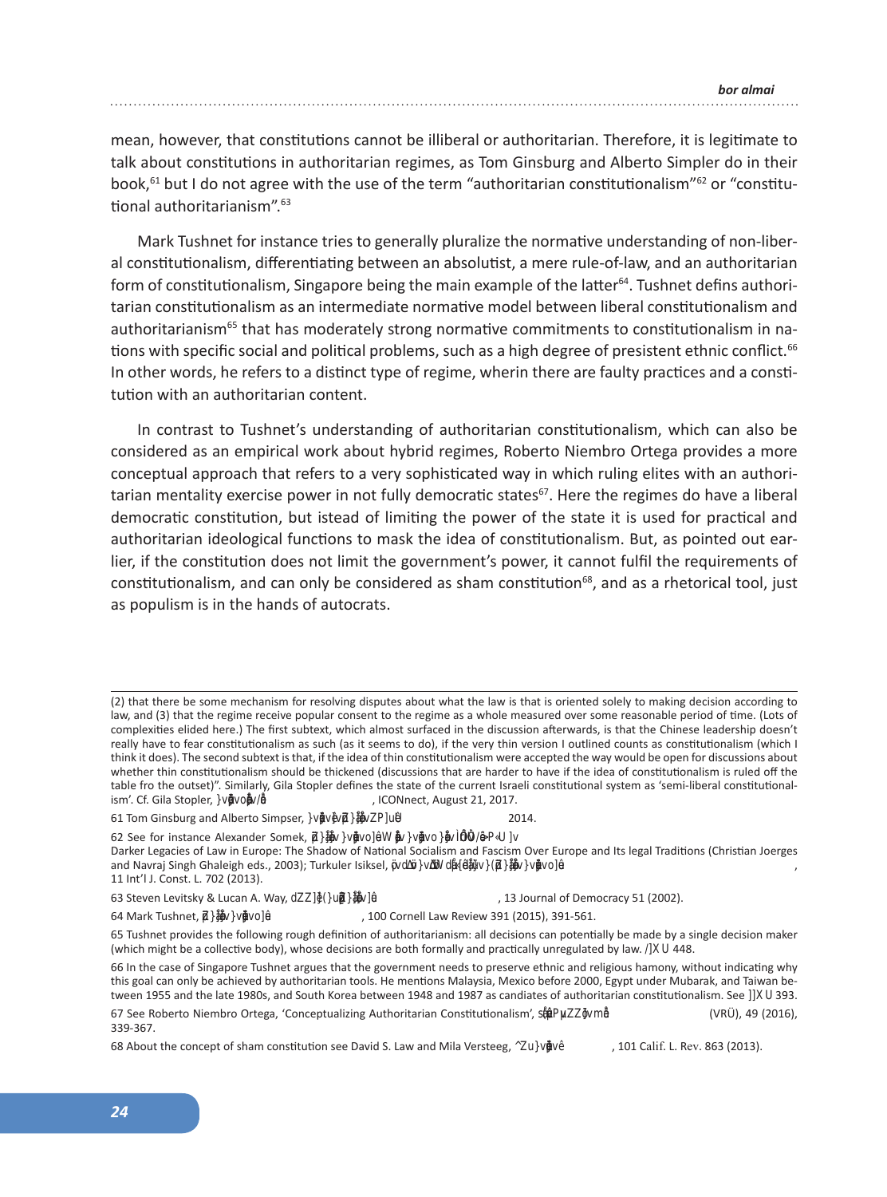mean, however, that constitutions cannot be illiberal or authoritarian. Therefore, it is legitimate to talk about constitutions in authoritarian regimes, as Tom Ginsburg and Alberto Simpler do in their book,[61] but I do not agree with the use of the term "authoritarian constitutionalism"[62] or "constitutional authoritarianism".[63]

Mark Tushnet for instance tries to generally pluralize the normative understanding of non-liberal constitutionalism, differentiating between an absolutist, a mere rule-of-law, and an authoritarian form of constitutionalism, Singapore being the main example of the latter[64]. Tushnet defins authoritarian constitutionalism as an intermediate normative model between liberal constitutionalism and authoritarianism[65] that has moderately strong normative commitments to constitutionalism in nations with specific social and political problems, such as a high degree of presistent ethnic conflict.[66] In other words, he refers to a distinct type of regime, wherin there are faulty practices and a constitution with an authoritarian content.

In contrast to Tushnet's understanding of authoritarian constitutionalism, which can also be considered as an empirical work about hybrid regimes, Roberto Niembro Ortega provides a more conceptual approach that refers to a very sophisticated way in which ruling elites with an authoritarian mentality exercise power in not fully democratic states[67]. Here the regimes do have a liberal democratic constitution, but istead of limiting the power of the state it is used for practical and authoritarian ideological functions to mask the idea of constitutionalism. But, as pointed out earlier, if the constitution does not limit the government's power, it cannot fulfil the requirements of constitutionalism, and can only be considered as sham constitution[68], and as a rhetorical tool, just as populism is in the hands of autocrats.

---

(2) that there be some mechanism for resolving disputes about what the law is that is oriented solely to making decision according to law, and (3) that the regime receive popular consent to the regime as a whole measured over some reasonable period of time. (Lots of complexities elided here.) The first subtext, which almost surfaced in the discussion afterwards, is that the Chinese leadership doesn't really have to fear constitutionalism as such (as it seems to do), if the very thin version I outlined counts as constitutionalism (which I think it does). The second subtext is that, if the idea of thin constitutionalism were accepted the way would be open for discussions about whether thin constitutionalism should be thickened (discussions that are harder to have if the idea of constitutionalism is ruled off the table fro the outset)". Similarly, Gila Stopler defines the state of the current Israeli constitutional system as 'semi-liberal constitutionalism'. Cf. Gila Stopler, *Constitutional ...*, ICONnect, August 21, 2017.

61 Tom Ginsburg and Alberto Simpser, *Constitutions in Authoritarian Regimes*, 2014.

62 See for instance Alexander Somek, *Authoritarian Constitutionalism: Austrian Constitutional Doctrine 1933 to 1938 and its Legacy*, in Darker Legacies of Law in Europe: The Shadow of National Socialism and Fascism Over Europe and Its legal Traditions (Christian Joerges and Navraj Singh Ghaleigh eds., 2003); Turkuler Isiksel, *Between Text and Context: Turkey's Tradition of Authoritarian Constitutionalism*, 11 Int'l J. Const. L. 702 (2013).

63 Steven Levitsky & Lucan A. Way, *The Rise of Competitive Authoritarianism*, 13 Journal of Democracy 51 (2002).

64 Mark Tushnet, *Authoritarian Constitutionalism*, 100 Cornell Law Review 391 (2015), 391-561.

65 Tushnet provides the following rough definition of authoritarianism: all decisions can potentially be made by a single decision maker (which might be a collective body), whose decisions are both formally and practically unregulated by law. *Ibid.*, 448.

66 In the case of Singapore Tushnet argues that the government needs to preserve ethnic and religious hamony, without indicating why this goal can only be achieved by authoritarian tools. He mentions Malaysia, Mexico before 2000, Egypt under Mubarak, and Taiwan between 1955 and the late 1980s, and South Korea between 1948 and 1987 as candiates of authoritarian constitutionalism. See *Ibid.*, 393.

67 See Roberto Niembro Ortega, 'Conceptualizing Authoritarian Constitutionalism', *Verfassung und Recht in Übersee* (VRÜ), 49 (2016), 339-367.

68 About the concept of sham constitution see David S. Law and Mila Versteeg, *Sham Constitutions*, 101 Calif. L. Rev. 863 (2013).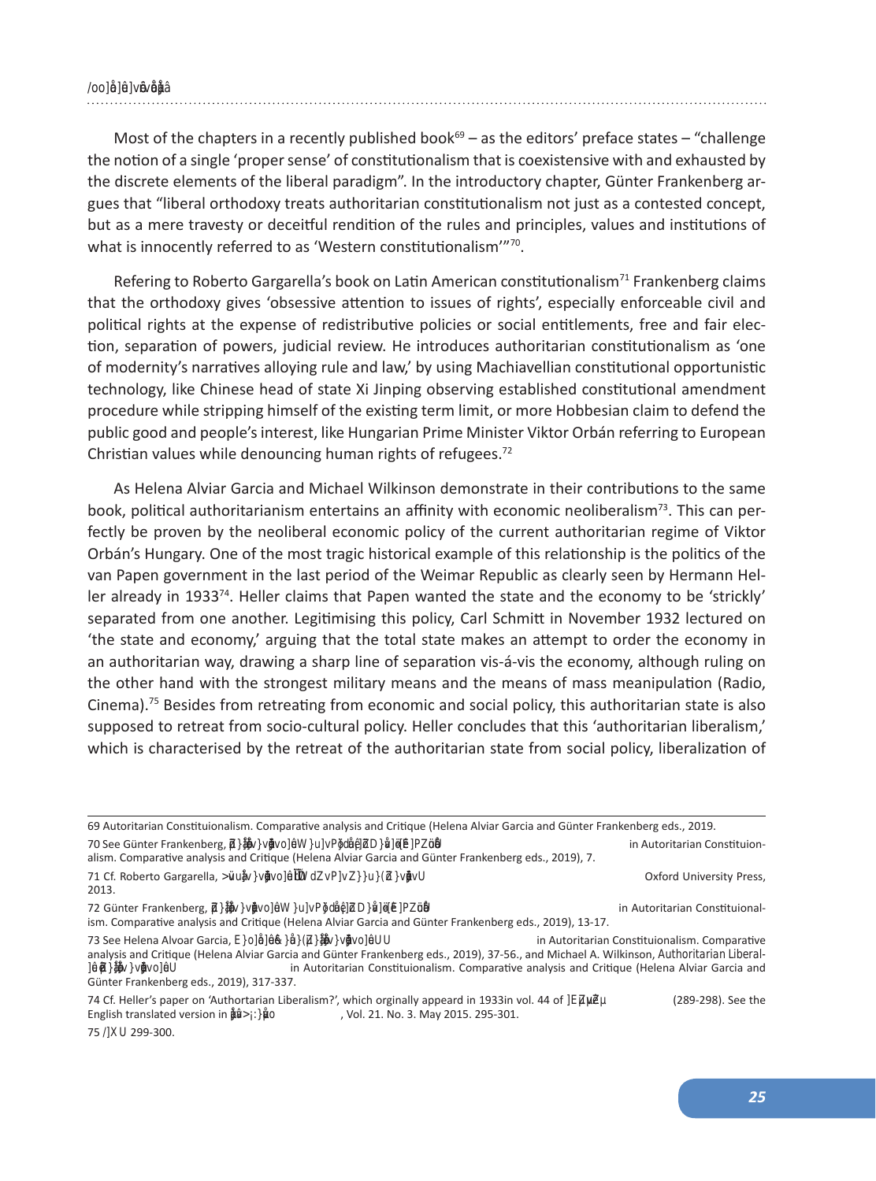Most of the chapters in a recently published book[69] – as the editors' preface states – "challenge the notion of a single 'proper sense' of constitutionalism that is coexistensive with and exhausted by the discrete elements of the liberal paradigm". In the introductory chapter, Günter Frankenberg argues that "liberal orthodoxy treats authoritarian constitutionalism not just as a contested concept, but as a mere travesty or deceitful rendition of the rules and principles, values and institutions of what is innocently referred to as 'Western constitutionalism'"[70].

Refering to Roberto Gargarella's book on Latin American constitutionalism[71] Frankenberg claims that the orthodoxy gives 'obsessive attention to issues of rights', especially enforceable civil and political rights at the expense of redistributive policies or social entitlements, free and fair election, separation of powers, judicial review. He introduces authoritarian constitutionalism as 'one of modernity's narratives alloying rule and law,' by using Machiavellian constitutional opportunistic technology, like Chinese head of state Xi Jinping observing established constitutional amendment procedure while stripping himself of the existing term limit, or more Hobbesian claim to defend the public good and people's interest, like Hungarian Prime Minister Viktor Orbán referring to European Christian values while denouncing human rights of refugees.[72]

As Helena Alviar Garcia and Michael Wilkinson demonstrate in their contributions to the same book, political authoritarianism entertains an affinity with economic neoliberalism[73]. This can perfectly be proven by the neoliberal economic policy of the current authoritarian regime of Viktor Orbán's Hungary. One of the most tragic historical example of this relationship is the politics of the van Papen government in the last period of the Weimar Republic as clearly seen by Hermann Heller already in 1933[74]. Heller claims that Papen wanted the state and the economy to be 'strickly' separated from one another. Legitimising this policy, Carl Schmitt in November 1932 lectured on 'the state and economy,' arguing that the total state makes an attempt to order the economy in an authoritarian way, drawing a sharp line of separation vis-á-vis the economy, although ruling on the other hand with the strongest military means and the means of mass meanipulation (Radio, Cinema).[75] Besides from retreating from economic and social policy, this authoritarian state is also supposed to retreat from socio-cultural policy. Heller concludes that this 'authoritarian liberalism,' which is characterised by the retreat of the authoritarian state from social policy, liberalization of

---

69 Autoritarian Constituionalism. Comparative analysis and Critique (Helena Alviar Garcia and Günter Frankenberg eds., 2019.

70 See Günter Frankenberg, *Authoritarian Constitutionalism: Coming to Terms with Modernity's Nightmares* in Autoritarian Constituionalism. Comparative analysis and Critique (Helena Alviar Garcia and Günter Frankenberg eds., 2019), 7.

71 Cf. Roberto Gargarella, *Latin American Constitutionalism 1810-2010: The Engine Room of the Constitution*. Oxford University Press, 2013.

72 Günter Frankenberg, *Authoritarian Constitutionalism: Coming to Terms with Modernity's Nightmares* in Autoritarian Constituionalism. Comparative analysis and Critique (Helena Alviar Garcia and Günter Frankenberg eds., 2019), 13-17.

73 See Helena Alvoar Garcia, *Neoliberalism as a Form of Authoritarian Constitutionalism*, in Autoritarian Constituionalism. Comparative analysis and Critique (Helena Alviar Garcia and Günter Frankenberg eds., 2019), 37-56., and Michael A. Wilkinson, *Authoritarian Liberalism as Authoritarian Constitutionalism*, in Autoritarian Constituionalism. Comparative analysis and Critique (Helena Alviar Garcia and Günter Frankenberg eds., 2019), 317-337.

74 Cf. Heller's paper on 'Authortarian Liberalism?', which orginally appeared in 1933in vol. 44 of *Die Neue Rundschau* (289-298). See the English translated version in *European Law Journal*, Vol. 21. No. 3. May 2015. 295-301.

75 *Id.* 299-300.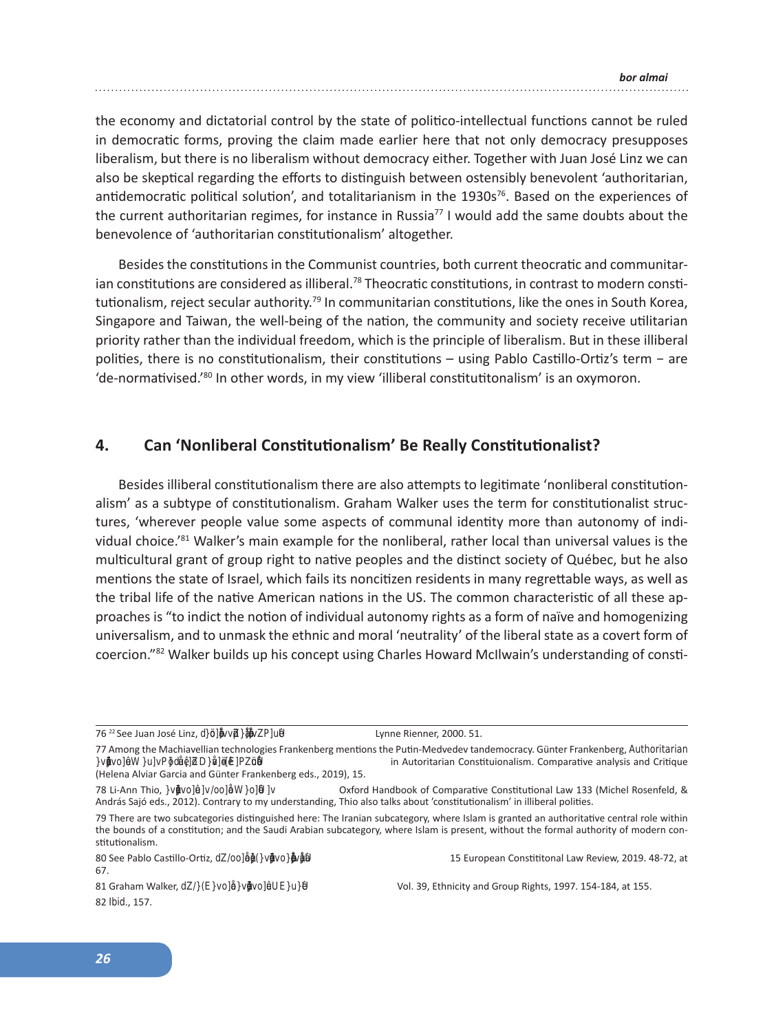the economy and dictatorial control by the state of politico-intellectual functions cannot be ruled in democratic forms, proving the claim made earlier here that not only democracy presupposes liberalism, but there is no liberalism without democracy either. Together with Juan José Linz we can also be skeptical regarding the efforts to distinguish between ostensibly benevolent 'authoritarian, antidemocratic political solution', and totalitarianism in the 1930s[76]. Based on the experiences of the current authoritarian regimes, for instance in Russia[77] I would add the same doubts about the benevolence of 'authoritarian constitutionalism' altogether.

Besides the constitutions in the Communist countries, both current theocratic and communitarian constitutions are considered as illiberal.[78] Theocratic constitutions, in contrast to modern constitutionalism, reject secular authority.[79] In communitarian constitutions, like the ones in South Korea, Singapore and Taiwan, the well-being of the nation, the community and society receive utilitarian priority rather than the individual freedom, which is the principle of liberalism. But in these illiberal polities, there is no constitutionalism, their constitutions – using Pablo Castillo-Ortiz's term − are 'de-normativised.'[80] In other words, in my view 'illiberal constitutitonalism' is an oxymoron.

## 4. Can 'Nonliberal Constitutionalism' Be Really Constitutionalist?

Besides illiberal constitutionalism there are also attempts to legitimate 'nonliberal constitutionalism' as a subtype of constitutionalism. Graham Walker uses the term for constitutionalist structures, 'wherever people value some aspects of communal identity more than autonomy of individual choice.'[81] Walker's main example for the nonliberal, rather local than universal values is the multicultural grant of group right to native peoples and the distinct society of Québec, but he also mentions the state of Israel, which fails its noncitizen residents in many regrettable ways, as well as the tribal life of the native American nations in the US. The common characteristic of all these approaches is "to indict the notion of individual autonomy rights as a form of naïve and homogenizing universalism, and to unmask the ethnic and moral 'neutrality' of the liberal state as a covert form of coercion."[82] Walker builds up his concept using Charles Howard McIlwain's understanding of consti-

---

76 [22] See Juan José Linz, Totalitarian and Authoritarian Regimes. Lynne Rienner, 2000. 51.

77 Among the Machiavellian technologies Frankenberg mentions the Putin-Medvedev tandemocracy. Günter Frankenberg, Authoritarian Constitutionalism: Coming to Terms with Modernity's Nightmares in Autoritarian Constituionalism. Comparative analysis and Critique (Helena Alviar Garcia and Günter Frankenberg eds., 2019), 15.

78 Li-Ann Thio, Constitutionalism in Illiberal Polities in Oxford Handbook of Comparative Constitutional Law 133 (Michel Rosenfeld, & András Sajó eds., 2012). Contrary to my understanding, Thio also talks about 'constitutionalism' in illiberal polities.

79 There are two subcategories distinguished here: The Iranian subcategory, where Islam is granted an authoritative central role within the bounds of a constitution; and the Saudi Arabian subcategory, where Islam is present, without the formal authority of modern constitutionalism.

80 See Pablo Castillo-Ortiz, The Illiberal Abuse of Constitutional Courts in Europe. 15 European Constititonal Law Review, 2019. 48-72, at 67.

81 Graham Walker, The Idea of Nonliberal Constitutionalism. Nomos Vol. 39, Ethnicity and Group Rights, 1997. 154-184, at 155.

82 Ibid., 157.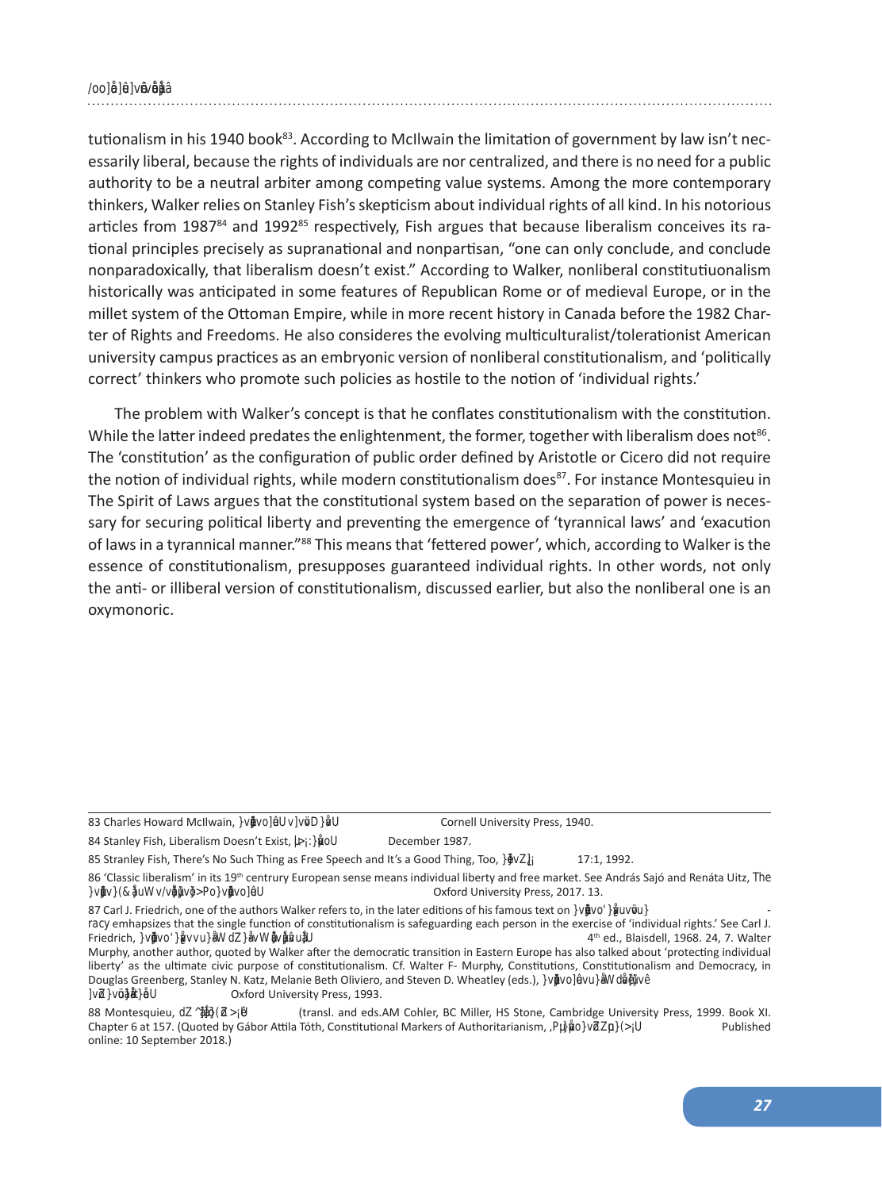tutionalism in his 1940 book[83]. According to McIlwain the limitation of government by law isn't necessarily liberal, because the rights of individuals are nor centralized, and there is no need for a public authority to be a neutral arbiter among competing value systems. Among the more contemporary thinkers, Walker relies on Stanley Fish's skepticism about individual rights of all kind. In his notorious articles from 1987[84] and 1992[85] respectively, Fish argues that because liberalism conceives its rational principles precisely as supranational and nonpartisan, "one can only conclude, and conclude nonparadoxically, that liberalism doesn't exist." According to Walker, nonliberal constitutiuonalism historically was anticipated in some features of Republican Rome or of medieval Europe, or in the millet system of the Ottoman Empire, while in more recent history in Canada before the 1982 Charter of Rights and Freedoms. He also consideres the evolving multiculturalist/tolerationist American university campus practices as an embryonic version of nonliberal constitutionalism, and 'politically correct' thinkers who promote such policies as hostile to the notion of 'individual rights.'

The problem with Walker's concept is that he conflates constitutionalism with the constitution. While the latter indeed predates the enlightenment, the former, together with liberalism does not[86]. The 'constitution' as the configuration of public order defined by Aristotle or Cicero did not require the notion of individual rights, while modern constitutionalism does[87]. For instance Montesquieu in The Spirit of Laws argues that the constitutional system based on the separation of power is necessary for securing political liberty and preventing the emergence of 'tyrannical laws' and 'exacution of laws in a tyrannical manner."[88] This means that 'fettered power', which, according to Walker is the essence of constitutionalism, presupposes guaranteed individual rights. In other words, not only the anti- or illiberal version of constitutionalism, discussed earlier, but also the nonliberal one is an oxymonoric.

---

83 Charles Howard McIlwain, *Constitutionalism: Ancient and Modern*, Cornell University Press, 1940.

84 Stanley Fish, Liberalism Doesn't Exist, *Duke Law Journal*, December 1987.

85 Stranley Fish, There's No Such Thing as Free Speech and It's a Good Thing, Too, *Boston Review* 17:1, 1992.

86 'Classic liberalism' in its 19th centrury European sense means individual liberty and free market. See András Sajó and Renáta Uitz, *The Constitution of Freedom: An Introduction to Legal Constitutionalism*, Oxford University Press, 2017. 13.

87 Carl J. Friedrich, one of the authors Walker refers to, in the later editions of his famous text on *Constitutional Government and Democracy* emhapsizes that the single function of constitutionalism is safeguarding each person in the exercise of 'individual rights.' See Carl J. Friedrich, *Constitutional Government and Democracy: Theory and Practice in Europe and America*, 4th ed., Blaisdell, 1968. 24, 7. Walter Murphy, another author, quoted by Walker after the democratic transition in Eastern Europe has also talked about 'protecting individual liberty' as the ultimate civic purpose of constitutionalism. Cf. Walter F- Murphy, Constitutions, Constitutionalism and Democracy, in Douglas Greenberg, Stanley N. Katz, Melanie Beth Oliviero, and Steven D. Wheatley (eds.), *Constitutionalism and Democracy: Transitions in the Contemporary World*, Oxford University Press, 1993.

88 Montesquieu, *The Spirit of the Laws* (transl. and eds.AM Cohler, BC Miller, HS Stone, Cambridge University Press, 1999. Book XI. Chapter 6 at 157. (Quoted by Gábor Attila Tóth, Constitutional Markers of Authoritarianism, *Hague Journal on the Rule of Law*, Published online: 10 September 2018.)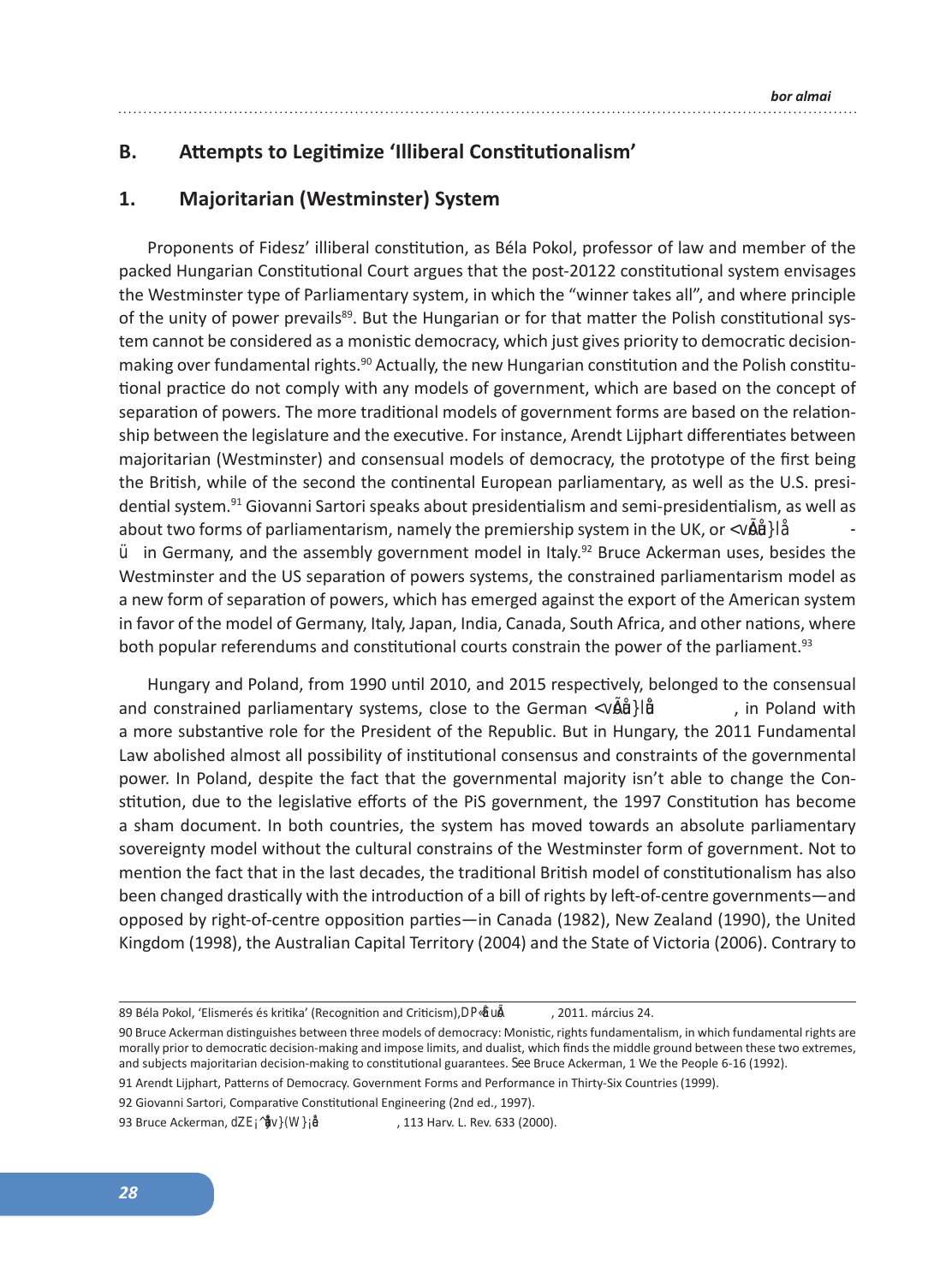## B. Attempts to Legitimize 'Illiberal Constitutionalism'

### 1. Majoritarian (Westminster) System

Proponents of Fidesz' illiberal constitution, as Béla Pokol, professor of law and member of the packed Hungarian Constitutional Court argues that the post-20122 constitutional system envisages the Westminster type of Parliamentary system, in which the "winner takes all", and where principle of the unity of power prevails[89]. But the Hungarian or for that matter the Polish constitutional system cannot be considered as a monistic democracy, which just gives priority to democratic decision-making over fundamental rights.[90] Actually, the new Hungarian constitution and the Polish constitutional practice do not comply with any models of government, which are based on the concept of separation of powers. The more traditional models of government forms are based on the relationship between the legislature and the executive. For instance, Arendt Lijphart differentiates between majoritarian (Westminster) and consensual models of democracy, the prototype of the first being the British, while of the second the continental European parliamentary, as well as the U.S. presidential system.[91] Giovanni Sartori speaks about presidentialism and semi-presidentialism, as well as about two forms of parliamentarism, namely the premiership system in the UK, or *<v]Ñ}l -ü* in Germany, and the assembly government model in Italy.[92] Bruce Ackerman uses, besides the Westminster and the US separation of powers systems, the constrained parliamentarism model as a new form of separation of powers, which has emerged against the export of the American system in favor of the model of Germany, Italy, Japan, India, Canada, South Africa, and other nations, where both popular referendums and constitutional courts constrain the power of the parliament.[93]

Hungary and Poland, from 1990 until 2010, and 2015 respectively, belonged to the consensual and constrained parliamentary systems, close to the German *<v]Ñ}lü*, in Poland with a more substantive role for the President of the Republic. But in Hungary, the 2011 Fundamental Law abolished almost all possibility of institutional consensus and constraints of the governmental power. In Poland, despite the fact that the governmental majority isn't able to change the Constitution, due to the legislative efforts of the PiS government, the 1997 Constitution has become a sham document. In both countries, the system has moved towards an absolute parliamentary sovereignty model without the cultural constrains of the Westminster form of government. Not to mention the fact that in the last decades, the traditional British model of constitutionalism has also been changed drastically with the introduction of a bill of rights by left-of-centre governments—and opposed by right-of-centre opposition parties—in Canada (1982), New Zealand (1990), the United Kingdom (1998), the Australian Capital Territory (2004) and the State of Victoria (2006). Contrary to

---

89 Béla Pokol, 'Elismerés és kritika' (Recognition and Criticism), *DP«µuÅ*, 2011. március 24.

90 Bruce Ackerman distinguishes between three models of democracy: Monistic, rights fundamentalism, in which fundamental rights are morally prior to democratic decision-making and impose limits, and dualist, which finds the middle ground between these two extremes, and subjects majoritarian decision-making to constitutional guarantees. See Bruce Ackerman, 1 We the People 6-16 (1992).

91 Arendt Lijphart, Patterns of Democracy. Government Forms and Performance in Thirty-Six Countries (1999).

92 Giovanni Sartori, Comparative Constitutional Engineering (2nd ed., 1997).

93 Bruce Ackerman, *dZE¡^v}(W}¡å*, 113 Harv. L. Rev. 633 (2000).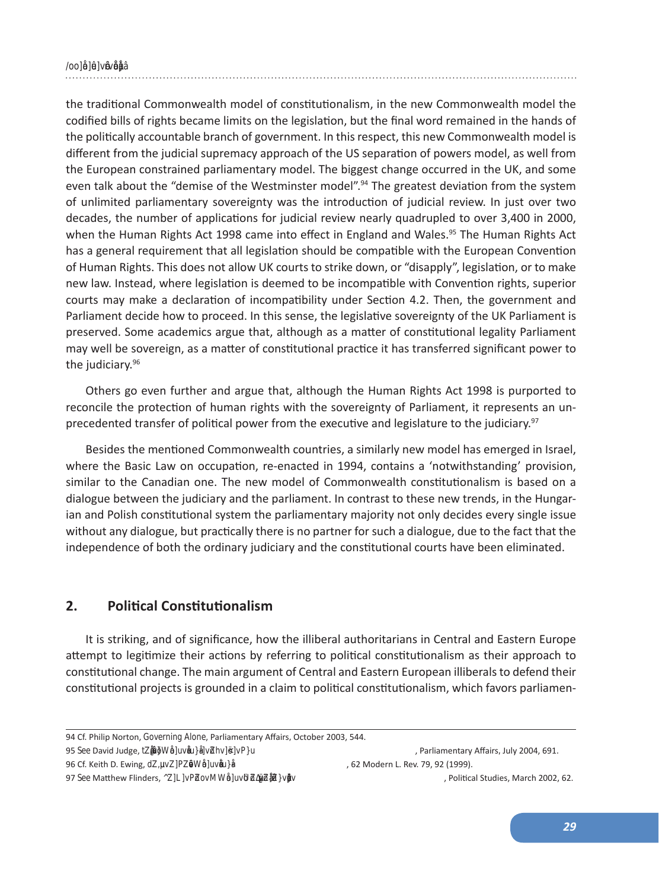the traditional Commonwealth model of constitutionalism, in the new Commonwealth model the codified bills of rights became limits on the legislation, but the final word remained in the hands of the politically accountable branch of government. In this respect, this new Commonwealth model is different from the judicial supremacy approach of the US separation of powers model, as well from the European constrained parliamentary model. The biggest change occurred in the UK, and some even talk about the "demise of the Westminster model".[94] The greatest deviation from the system of unlimited parliamentary sovereignty was the introduction of judicial review. In just over two decades, the number of applications for judicial review nearly quadrupled to over 3,400 in 2000, when the Human Rights Act 1998 came into effect in England and Wales.[95] The Human Rights Act has a general requirement that all legislation should be compatible with the European Convention of Human Rights. This does not allow UK courts to strike down, or "disapply", legislation, or to make new law. Instead, where legislation is deemed to be incompatible with Convention rights, superior courts may make a declaration of incompatibility under Section 4.2. Then, the government and Parliament decide how to proceed. In this sense, the legislative sovereignty of the UK Parliament is preserved. Some academics argue that, although as a matter of constitutional legality Parliament may well be sovereign, as a matter of constitutional practice it has transferred significant power to the judiciary.[96]

Others go even further and argue that, although the Human Rights Act 1998 is purported to reconcile the protection of human rights with the sovereignty of Parliament, it represents an unprecedented transfer of political power from the executive and legislature to the judiciary.[97]

Besides the mentioned Commonwealth countries, a similarly new model has emerged in Israel, where the Basic Law on occupation, re-enacted in 1994, contains a 'notwithstanding' provision, similar to the Canadian one. The new model of Commonwealth constitutionalism is based on a dialogue between the judiciary and the parliament. In contrast to these new trends, in the Hungarian and Polish constitutional system the parliamentary majority not only decides every single issue without any dialogue, but practically there is no partner for such a dialogue, due to the fact that the independence of both the ordinary judiciary and the constitutional courts have been eliminated.

## 2. Political Constitutionalism

It is striking, and of significance, how the illiberal authoritarians in Central and Eastern Europe attempt to legitimize their actions by referring to political constitutionalism as their approach to constitutional change. The main argument of Central and Eastern European illiberals to defend their constitutional projects is grounded in a claim to political constitutionalism, which favors parliamen-

---

94 Cf. Philip Norton, *Governing Alone*, Parliamentary Affairs, October 2003, 544.

95 See David Judge, *Whatever Happened to Parliamentary Democracy in the United Kingdom*, Parliamentary Affairs, July 2004, 691.

96 Cf. Keith D. Ewing, *The Human Rights Act and Parliamentary Democracy*, 62 Modern L. Rev. 79, 92 (1999).

97 See Matthew Flinders, *Shifting the Balance? Parliament, the Executive and the British Constitution*, Political Studies, March 2002, 62.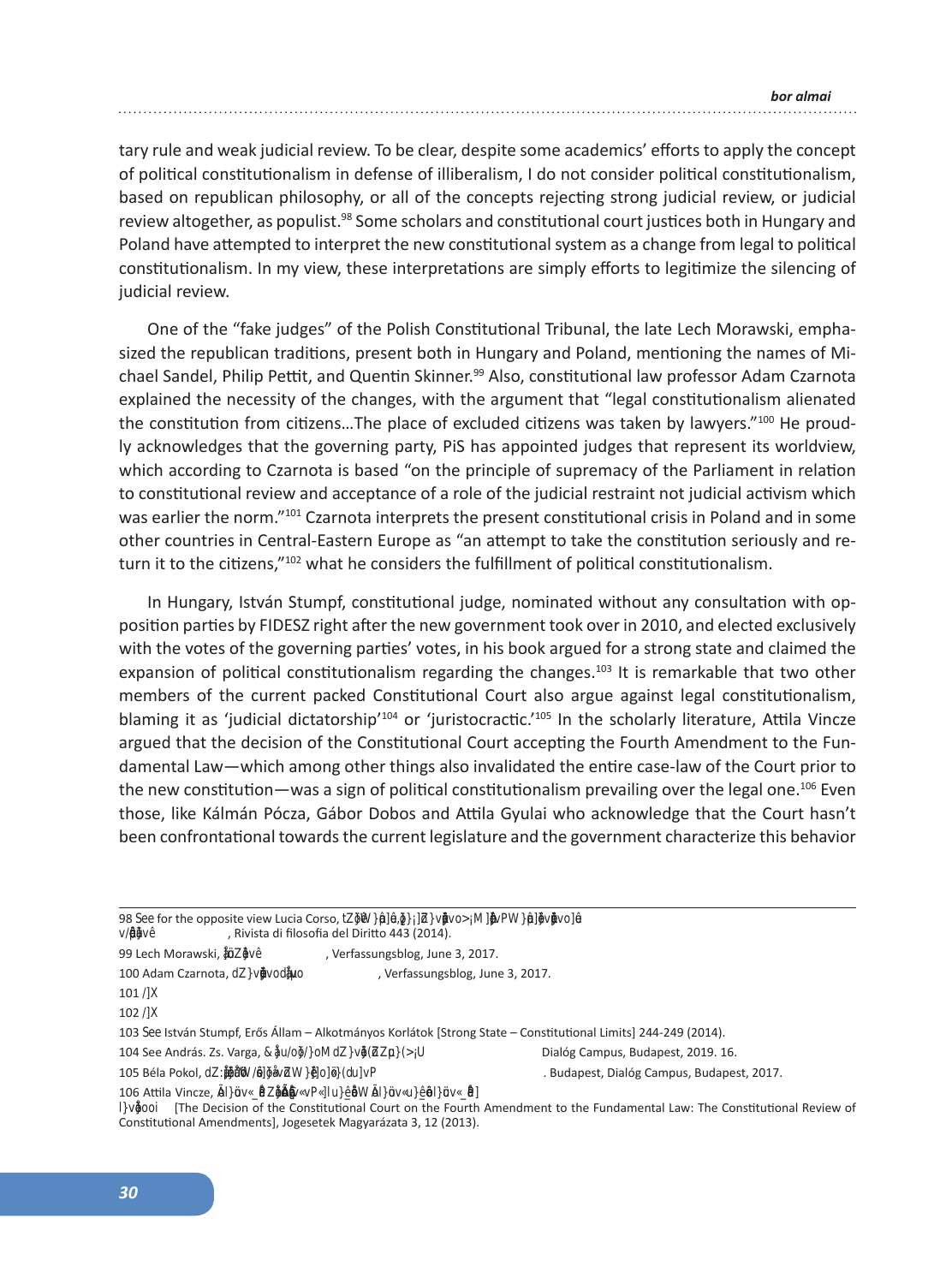tary rule and weak judicial review. To be clear, despite some academics' efforts to apply the concept of political constitutionalism in defense of illiberalism, I do not consider political constitutionalism, based on republican philosophy, or all of the concepts rejecting strong judicial review, or judicial review altogether, as populist.[98] Some scholars and constitutional court justices both in Hungary and Poland have attempted to interpret the new constitutional system as a change from legal to political constitutionalism. In my view, these interpretations are simply efforts to legitimize the silencing of judicial review.

One of the "fake judges" of the Polish Constitutional Tribunal, the late Lech Morawski, emphasized the republican traditions, present both in Hungary and Poland, mentioning the names of Michael Sandel, Philip Pettit, and Quentin Skinner.[99] Also, constitutional law professor Adam Czarnota explained the necessity of the changes, with the argument that "legal constitutionalism alienated the constitution from citizens…The place of excluded citizens was taken by lawyers."[100] He proudly acknowledges that the governing party, PiS has appointed judges that represent its worldview, which according to Czarnota is based "on the principle of supremacy of the Parliament in relation to constitutional review and acceptance of a role of the judicial restraint not judicial activism which was earlier the norm."[101] Czarnota interprets the present constitutional crisis in Poland and in some other countries in Central-Eastern Europe as "an attempt to take the constitution seriously and return it to the citizens,"[102] what he considers the fulfillment of political constitutionalism.

In Hungary, István Stumpf, constitutional judge, nominated without any consultation with opposition parties by FIDESZ right after the new government took over in 2010, and elected exclusively with the votes of the governing parties' votes, in his book argued for a strong state and claimed the expansion of political constitutionalism regarding the changes.[103] It is remarkable that two other members of the current packed Constitutional Court also argue against legal constitutionalism, blaming it as 'judicial dictatorship'[104] or 'juristocractic.'[105] In the scholarly literature, Attila Vincze argued that the decision of the Constitutional Court accepting the Fourth Amendment to the Fundamental Law—which among other things also invalidated the entire case-law of the Court prior to the new constitution—was a sign of political constitutionalism prevailing over the legal one.[106] Even those, like Kálmán Pócza, Gábor Dobos and Attila Gyulai who acknowledge that the Court hasn't been confrontational towards the current legislature and the government characterize this behavior

---

98 See for the opposite view Lucia Corso, tZ ... , Rivista di filosofia del Diritto 443 (2014).

99 Lech Morawski, ... , Verfassungsblog, June 3, 2017.

100 Adam Czarnota, ... , Verfassungsblog, June 3, 2017.

101 /]X

102 /]X

103 See István Stumpf, Erős Állam – Alkotmányos Korlátok [Strong State – Constitutional Limits] 244-249 (2014).

104 See András. Zs. Varga, ... Dialóg Campus, Budapest, 2019. 16.

105 Béla Pokol, ... . Budapest, Dialóg Campus, Budapest, 2017.

106 Attila Vincze, ... [The Decision of the Constitutional Court on the Fourth Amendment to the Fundamental Law: The Constitutional Review of Constitutional Amendments], Jogesetek Magyarázata 3, 12 (2013).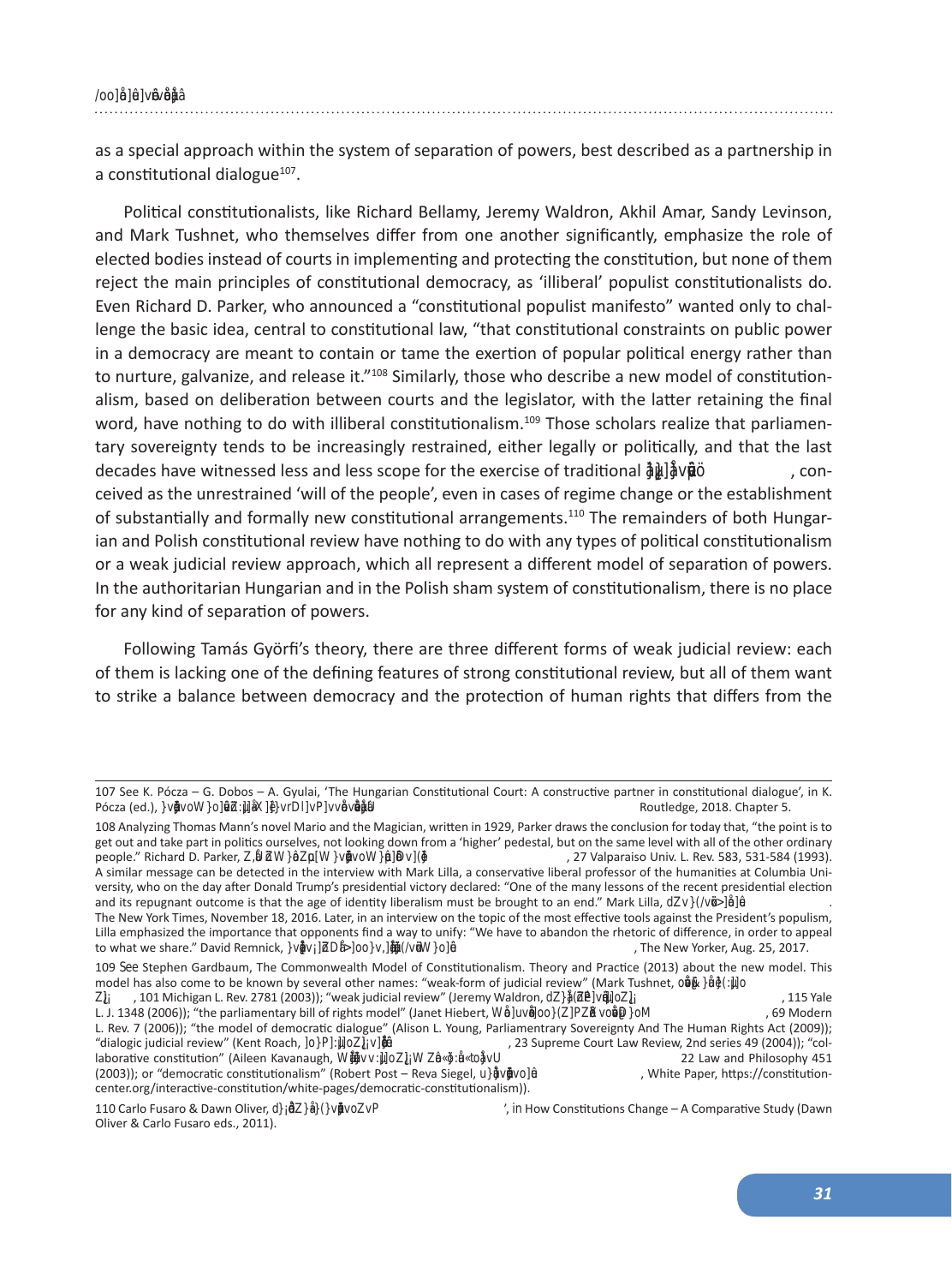as a special approach within the system of separation of powers, best described as a partnership in a constitutional dialogue[107].

Political constitutionalists, like Richard Bellamy, Jeremy Waldron, Akhil Amar, Sandy Levinson, and Mark Tushnet, who themselves differ from one another significantly, emphasize the role of elected bodies instead of courts in implementing and protecting the constitution, but none of them reject the main principles of constitutional democracy, as 'illiberal' populist constitutionalists do. Even Richard D. Parker, who announced a "constitutional populist manifesto" wanted only to challenge the basic idea, central to constitutional law, "that constitutional constraints on public power in a democracy are meant to contain or tame the exertion of popular political energy rather than to nurture, galvanize, and release it."[108] Similarly, those who describe a new model of constitutionalism, based on deliberation between courts and the legislator, with the latter retaining the final word, have nothing to do with illiberal constitutionalism.[109] Those scholars realize that parliamentary sovereignty tends to be increasingly restrained, either legally or politically, and that the last decades have witnessed less and less scope for the exercise of traditional åµ]å]vpö , conceived as the unrestrained 'will of the people', even in cases of regime change or the establishment of substantially and formally new constitutional arrangements.[110] The remainders of both Hungarian and Polish constitutional review have nothing to do with any types of political constitutionalism or a weak judicial review approach, which all represent a different model of separation of powers. In the authoritarian Hungarian and in the Polish sham system of constitutionalism, there is no place for any kind of separation of powers.

Following Tamás Györfi's theory, there are three different forms of weak judicial review: each of them is lacking one of the defining features of strong constitutional review, but all of them want to strike a balance between democracy and the protection of human rights that differs from the

---

107 See K. Pócza – G. Dobos – A. Gyulai, 'The Hungarian Constitutional Court: A constructive partner in constitutional dialogue', in K. Pócza (ed.), }vå]µ}vo W}o]Ê]ÌÇ]v Zµvp Routledge, 2018. Chapter 5.

108 Analyzing Thomas Mann's novel Mario and the Magician, written in 1929, Parker draws the conclusion for today that, "the point is to get out and take part in politics ourselves, not looking down from a 'higher' pedestal, but on the same level with all of the other ordinary people." Richard D. Parker, Z,Ì Z W}µ W}vå]µ}vo W}µo]ÌDv]( , 27 Valparaiso Univ. L. Rev. 583, 531-584 (1993). A similar message can be detected in the interview with Mark Lilla, a conservative liberal professor of the humanities at Columbia University, who on the day after Donald Trump's presidential victory declared: "One of the many lessons of the recent presidential election and its repugnant outcome is that the age of identity liberalism must be brought to an end." Mark Lilla, dZ v}( /v Ç >]] . The New York Times, November 18, 2016. Later, in an interview on the topic of the most effective tools against the President's populism, Lilla emphasized the importance that opponents find a way to unify: "We have to abandon the rhetoric of difference, in order to appeal to what we share." David Remnick, }vå ]Z D >ÌÌ}v , Z /v W}o]Ì , The New Yorker, Aug. 25, 2017.

109 See Stephen Gardbaum, The Commonwealth Model of Constitutionalism. Theory and Practice (2013) about the new model. This model has also come to be known by several other names: "weak-form of judicial review" (Mark Tushnet, }µ } (:µ]]o Zµ , 101 Michigan L. Rev. 2781 (2003)); "weak judicial review" (Jeremy Waldron, dZ } ( Z :µ]]o Zµ , 115 Yale L. J. 1348 (2006)); "the parliamentary bill of rights model" (Janet Hiebert, W]u vÇ ]oo} ( Z Zvo ( }u , 69 Modern L. Rev. 7 (2006)); "the model of democratic dialogue" (Alison L. Young, Parliamentrary Sovereignty And The Human Rights Act (2009)); "dialogic judicial review" (Kent Roach, ]o}P] :µ]]o Zµ , 23 Supreme Court Law Review, 2nd series 49 (2004)); "collaborative constitution" (Aileen Kavanaugh, W]vv :µ]]o Zµ W Zv }( ]v , 22 Law and Philosophy 451 (2003)); or "democratic constitutionalism" (Robert Post – Reva Siegel, u}vå]µ}vo] , White Paper, https://constitutioncenter.org/interactive-constitution/white-pages/democratic-constitutionalism)).

110 Carlo Fusaro & Dawn Oliver, d}Á }( }vå]µ}vo ZvP ', in How Constitutions Change – A Comparative Study (Dawn Oliver & Carlo Fusaro eds., 2011).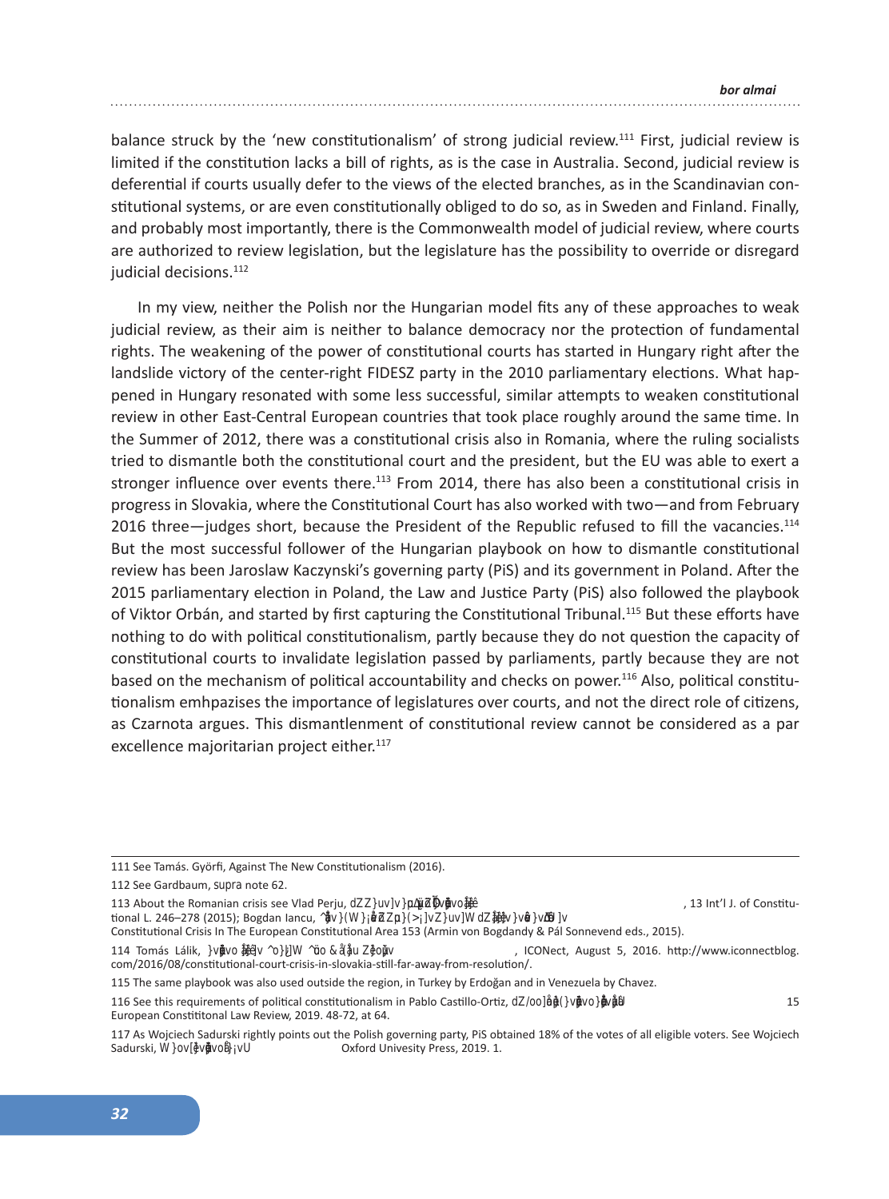balance struck by the 'new constitutionalism' of strong judicial review.[111] First, judicial review is limited if the constitution lacks a bill of rights, as is the case in Australia. Second, judicial review is deferential if courts usually defer to the views of the elected branches, as in the Scandinavian constitutional systems, or are even constitutionally obliged to do so, as in Sweden and Finland. Finally, and probably most importantly, there is the Commonwealth model of judicial review, where courts are authorized to review legislation, but the legislature has the possibility to override or disregard judicial decisions.[112]

In my view, neither the Polish nor the Hungarian model fits any of these approaches to weak judicial review, as their aim is neither to balance democracy nor the protection of fundamental rights. The weakening of the power of constitutional courts has started in Hungary right after the landslide victory of the center-right FIDESZ party in the 2010 parliamentary elections. What happened in Hungary resonated with some less successful, similar attempts to weaken constitutional review in other East-Central European countries that took place roughly around the same time. In the Summer of 2012, there was a constitutional crisis also in Romania, where the ruling socialists tried to dismantle both the constitutional court and the president, but the EU was able to exert a stronger influence over events there.[113] From 2014, there has also been a constitutional crisis in progress in Slovakia, where the Constitutional Court has also worked with two—and from February 2016 three—judges short, because the President of the Republic refused to fill the vacancies.[114] But the most successful follower of the Hungarian playbook on how to dismantle constitutional review has been Jaroslaw Kaczynski's governing party (PiS) and its government in Poland. After the 2015 parliamentary election in Poland, the Law and Justice Party (PiS) also followed the playbook of Viktor Orbán, and started by first capturing the Constitutional Tribunal.[115] But these efforts have nothing to do with political constitutionalism, partly because they do not question the capacity of constitutional courts to invalidate legislation passed by parliaments, partly because they are not based on the mechanism of political accountability and checks on power.[116] Also, political constitutionalism emhpazises the importance of legislatures over courts, and not the direct role of citizens, as Czarnota argues. This dismantlenment of constitutional review cannot be considered as a par excellence majoritarian project either.[117]

---

111 See Tamás. Györfi, Against The New Constitutionalism (2016).

112 See Gardbaum, *supra* note 62.

113 About the Romanian crisis see Vlad Perju, *The Romanian Double Executive and the 2012 Constitutional Crisis*, 13 Int'l J. of Constitutional L. 246–278 (2015); Bogdan Iancu, *Separation of Powers and the Rule of Law in Romania: The Crisis in Concepts and Contexts*, in Constitutional Crisis In The European Constitutional Area 153 (Armin von Bogdandy & Pál Sonnevend eds., 2015).

114 Tomás Lálik, *Constitutional Court Crisis in Slovakia: Still Far Away from Resolution*, ICONect, August 5, 2016. http://www.iconnectblog.com/2016/08/constitutional-court-crisis-in-slovakia-still-far-away-from-resolution/.

115 The same playbook was also used outside the region, in Turkey by Erdoğan and in Venezuela by Chavez.

116 See this requirements of political constitutionalism in Pablo Castillo-Ortiz, *The Illiberal Abuse of Constitutional Courts in Europe*, 15 European Constitutonal Law Review, 2019. 48-72, at 64.

117 As Wojciech Sadurski rightly points out the Polish governing party, PiS obtained 18% of the votes of all eligible voters. See Wojciech Sadurski, *Poland's Constitutional Breakdown*, Oxford Univesity Press, 2019. 1.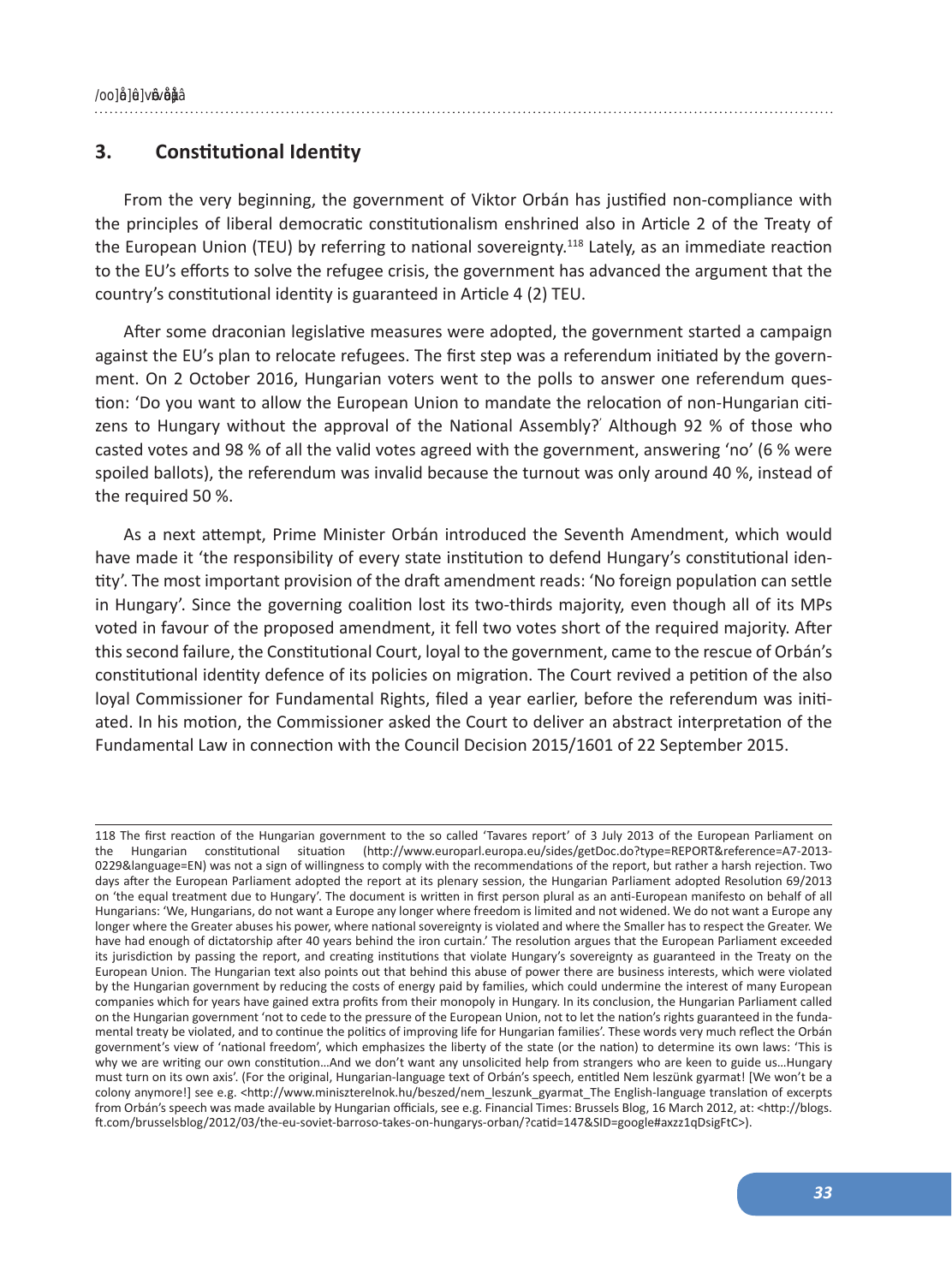## 3. Constitutional Identity

From the very beginning, the government of Viktor Orbán has justified non-compliance with the principles of liberal democratic constitutionalism enshrined also in Article 2 of the Treaty of the European Union (TEU) by referring to national sovereignty.[118] Lately, as an immediate reaction to the EU's efforts to solve the refugee crisis, the government has advanced the argument that the country's constitutional identity is guaranteed in Article 4 (2) TEU.

After some draconian legislative measures were adopted, the government started a campaign against the EU's plan to relocate refugees. The first step was a referendum initiated by the government. On 2 October 2016, Hungarian voters went to the polls to answer one referendum question: 'Do you want to allow the European Union to mandate the relocation of non-Hungarian citizens to Hungary without the approval of the National Assembly?' Although 92 % of those who casted votes and 98 % of all the valid votes agreed with the government, answering 'no' (6 % were spoiled ballots), the referendum was invalid because the turnout was only around 40 %, instead of the required 50 %.

As a next attempt, Prime Minister Orbán introduced the Seventh Amendment, which would have made it 'the responsibility of every state institution to defend Hungary's constitutional identity'. The most important provision of the draft amendment reads: 'No foreign population can settle in Hungary'. Since the governing coalition lost its two-thirds majority, even though all of its MPs voted in favour of the proposed amendment, it fell two votes short of the required majority. After this second failure, the Constitutional Court, loyal to the government, came to the rescue of Orbán's constitutional identity defence of its policies on migration. The Court revived a petition of the also loyal Commissioner for Fundamental Rights, filed a year earlier, before the referendum was initiated. In his motion, the Commissioner asked the Court to deliver an abstract interpretation of the Fundamental Law in connection with the Council Decision 2015/1601 of 22 September 2015.

---

118 The first reaction of the Hungarian government to the so called 'Tavares report' of 3 July 2013 of the European Parliament on the Hungarian constitutional situation (http://www.europarl.europa.eu/sides/getDoc.do?type=REPORT&reference=A7-2013-0229&language=EN) was not a sign of willingness to comply with the recommendations of the report, but rather a harsh rejection. Two days after the European Parliament adopted the report at its plenary session, the Hungarian Parliament adopted Resolution 69/2013 on 'the equal treatment due to Hungary'. The document is written in first person plural as an anti-European manifesto on behalf of all Hungarians: 'We, Hungarians, do not want a Europe any longer where freedom is limited and not widened. We do not want a Europe any longer where the Greater abuses his power, where national sovereignty is violated and where the Smaller has to respect the Greater. We have had enough of dictatorship after 40 years behind the iron curtain.' The resolution argues that the European Parliament exceeded its jurisdiction by passing the report, and creating institutions that violate Hungary's sovereignty as guaranteed in the Treaty on the European Union. The Hungarian text also points out that behind this abuse of power there are business interests, which were violated by the Hungarian government by reducing the costs of energy paid by families, which could undermine the interest of many European companies which for years have gained extra profits from their monopoly in Hungary. In its conclusion, the Hungarian Parliament called on the Hungarian government 'not to cede to the pressure of the European Union, not to let the nation's rights guaranteed in the fundamental treaty be violated, and to continue the politics of improving life for Hungarian families'. These words very much reflect the Orbán government's view of 'national freedom', which emphasizes the liberty of the state (or the nation) to determine its own laws: 'This is why we are writing our own constitution…And we don't want any unsolicited help from strangers who are keen to guide us…Hungary must turn on its own axis'. (For the original, Hungarian-language text of Orbán's speech, entitled Nem leszünk gyarmat! [We won't be a colony anymore!] see e.g. <http://www.miniszterelnok.hu/beszed/nem_leszunk_gyarmat_The English-language translation of excerpts from Orbán's speech was made available by Hungarian officials, see e.g. Financial Times: Brussels Blog, 16 March 2012, at: <http://blogs.ft.com/brusselsblog/2012/03/the-eu-soviet-barroso-takes-on-hungarys-orban/?catid=147&SID=google#axzz1qDsigFtC>).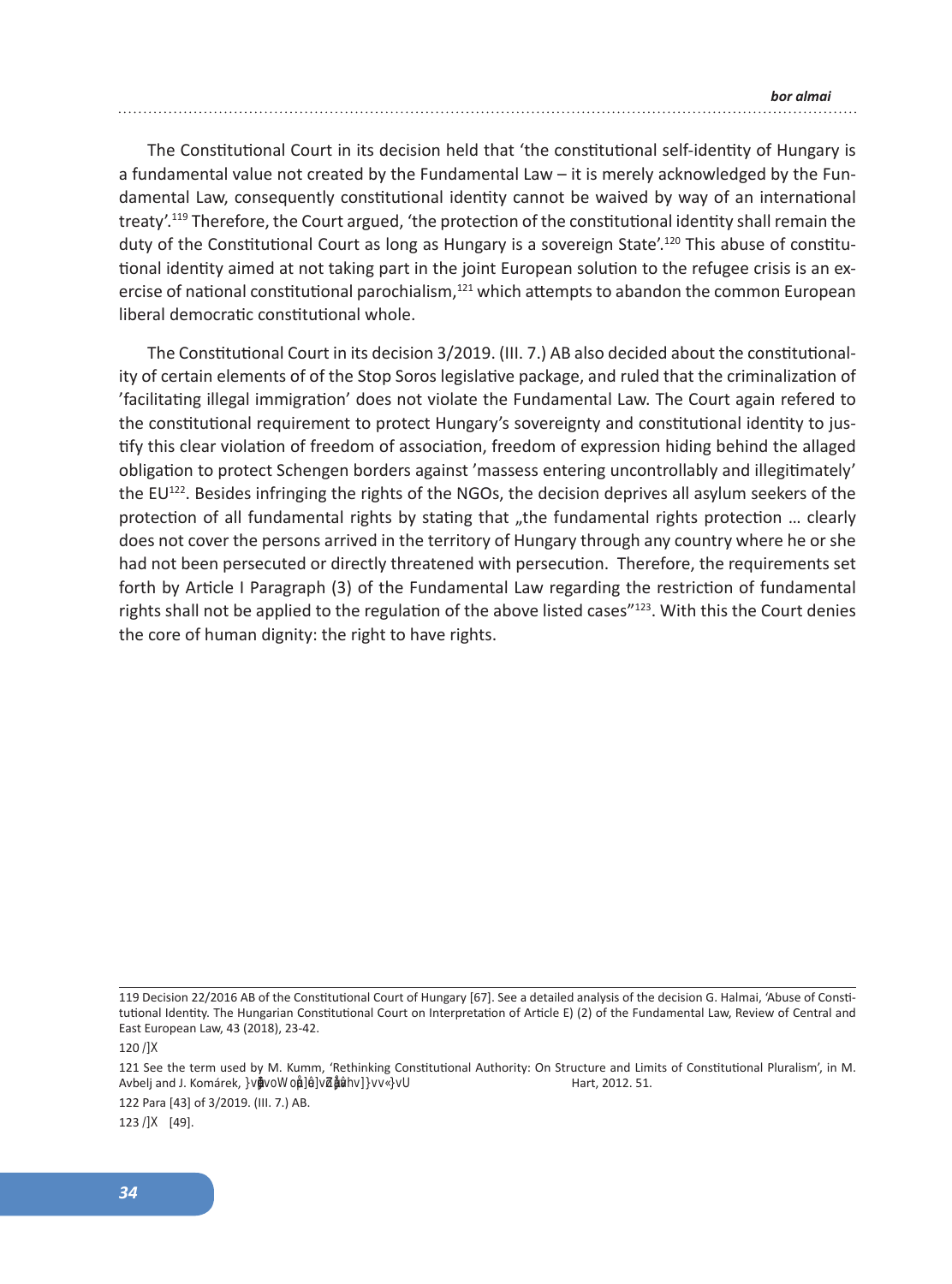The Constitutional Court in its decision held that 'the constitutional self-identity of Hungary is a fundamental value not created by the Fundamental Law – it is merely acknowledged by the Fundamental Law, consequently constitutional identity cannot be waived by way of an international treaty'.[119] Therefore, the Court argued, 'the protection of the constitutional identity shall remain the duty of the Constitutional Court as long as Hungary is a sovereign State'.[120] This abuse of constitutional identity aimed at not taking part in the joint European solution to the refugee crisis is an exercise of national constitutional parochialism,[121] which attempts to abandon the common European liberal democratic constitutional whole.

The Constitutional Court in its decision 3/2019. (III. 7.) AB also decided about the constitutionality of certain elements of of the Stop Soros legislative package, and ruled that the criminalization of 'facilitating illegal immigration' does not violate the Fundamental Law. The Court again refered to the constitutional requirement to protect Hungary's sovereignty and constitutional identity to justify this clear violation of freedom of association, freedom of expression hiding behind the allaged obligation to protect Schengen borders against 'massess entering uncontrollably and illegitimately' the EU[122]. Besides infringing the rights of the NGOs, the decision deprives all asylum seekers of the protection of all fundamental rights by stating that „the fundamental rights protection … clearly does not cover the persons arrived in the territory of Hungary through any country where he or she had not been persecuted or directly threatened with persecution. Therefore, the requirements set forth by Article I Paragraph (3) of the Fundamental Law regarding the restriction of fundamental rights shall not be applied to the regulation of the above listed cases"[123]. With this the Court denies the core of human dignity: the right to have rights.

---

119 Decision 22/2016 AB of the Constitutional Court of Hungary [67]. See a detailed analysis of the decision G. Halmai, 'Abuse of Constitutional Identity. The Hungarian Constitutional Court on Interpretation of Article E) (2) of the Fundamental Law, Review of Central and East European Law, 43 (2018), 23-42.

120 /]X

121 See the term used by M. Kumm, 'Rethinking Constitutional Authority: On Structure and Limits of Constitutional Pluralism', in M. Avbelj and J. Komárek, }vµ]voW o]U]vZ]vµ]vo]vv«}vU Hart, 2012. 51.

122 Para [43] of 3/2019. (III. 7.) AB.

123 /]X [49].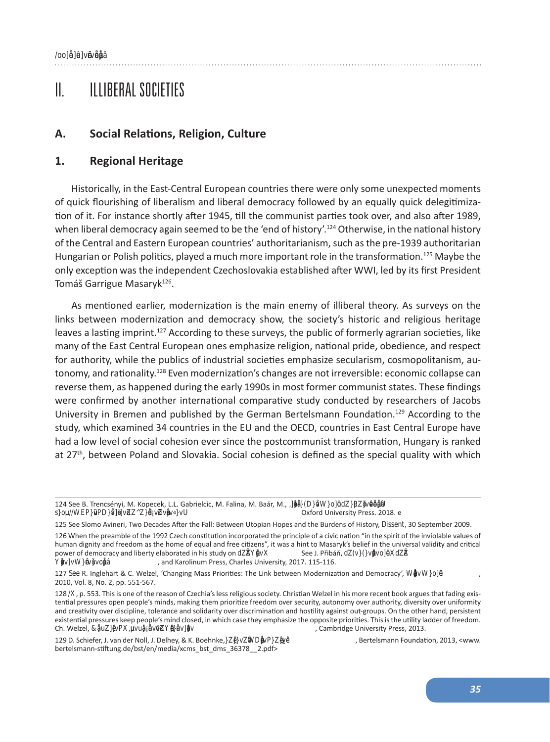# II. ILLIBERAL SOCIETIES

## A. Social Relations, Religion, Culture

### 1. Regional Heritage

Historically, in the East-Central European countries there were only some unexpected moments of quick flourishing of liberalism and liberal democracy followed by an equally quick delegitimization of it. For instance shortly after 1945, till the communist parties took over, and also after 1989, when liberal democracy again seemed to be the 'end of history'.[124] Otherwise, in the national history of the Central and Eastern European countries' authoritarianism, such as the pre-1939 authoritarian Hungarian or Polish politics, played a much more important role in the transformation.[125] Maybe the only exception was the independent Czechoslovakia established after WWI, led by its first President Tomáš Garrigue Masaryk[126].

As mentioned earlier, modernization is the main enemy of illiberal theory. As surveys on the links between modernization and democracy show, the society's historic and religious heritage leaves a lasting imprint.[127] According to these surveys, the public of formerly agrarian societies, like many of the East Central European ones emphasize religion, national pride, obedience, and respect for authority, while the publics of industrial societies emphasize secularism, cosmopolitanism, autonomy, and rationality.[128] Even modernization's changes are not irreversible: economic collapse can reverse them, as happened during the early 1990s in most former communist states. These findings were confirmed by another international comparative study conducted by researchers of Jacobs University in Bremen and published by the German Bertelsmann Foundation.[129] According to the study, which examined 34 countries in the EU and the OECD, countries in East Central Europe have had a low level of social cohesion ever since the postcommunist transformation, Hungary is ranked at 27th, between Poland and Slovakia. Social cohesion is defined as the special quality with which

---

124 See B. Trencsényi, M. Kopecek, L.L. Gabrielcic, M. Falina, M. Baár, M., *A History of Modern Political Thought in East Central Europe: Volume II: Negotiating Modernity in the 'Short Twentieth Century' and Beyond*, Oxford University Press. 2018. e

125 See Slomo Avineri, Two Decades After the Fall: Between Utopian Hopes and the Burdens of History, *Dissent*, 30 September 2009.

126 When the preamble of the 1992 Czech constitution incorporated the principle of a civic nation "in the spirit of the inviolable values of human dignity and freedom as the home of equal and free citizens", it was a hint to Masaryk's belief in the universal validity and critical power of democracy and liberty elaborated in his study on *The Czech Question*. See J. Přibáň, *The Defence of Constitutionalism: The Czech Question in Post-national Europe*, and Karolinum Press, Charles University, 2017. 115-116.

127 See R. Inglehart & C. Welzel, 'Changing Mass Priorities: The Link between Modernization and Democracy', *Perspectives on Politics*, 2010, Vol. 8, No. 2, pp. 551-567.

128 *Id.*, p. 553. This is one of the reason of Czechia's less religious society. Christian Welzel in his more recent book argues that fading existential pressures open people's minds, making them prioritize freedom over security, autonomy over authority, diversity over uniformity and creativity over discipline, tolerance and solidarity over discrimination and hostility against out-groups. On the other hand, persistent existential pressures keep people's mind closed, in which case they emphasize the opposite priorities. This is the utility ladder of freedom. Ch. Welzel, *Freedom Rising. Human Empowerment and the Quest for Emancipation*, Cambridge University Press, 2013.

129 D. Schiefer, J. van der Noll, J. Delhey, & K. Boehnke, *Cohesion Radar: Measuring Cohesiveness*, Bertelsmann Foundation, 2013, <www.bertelsmann-stiftung.de/bst/en/media/xcms_bst_dms_36378__2.pdf>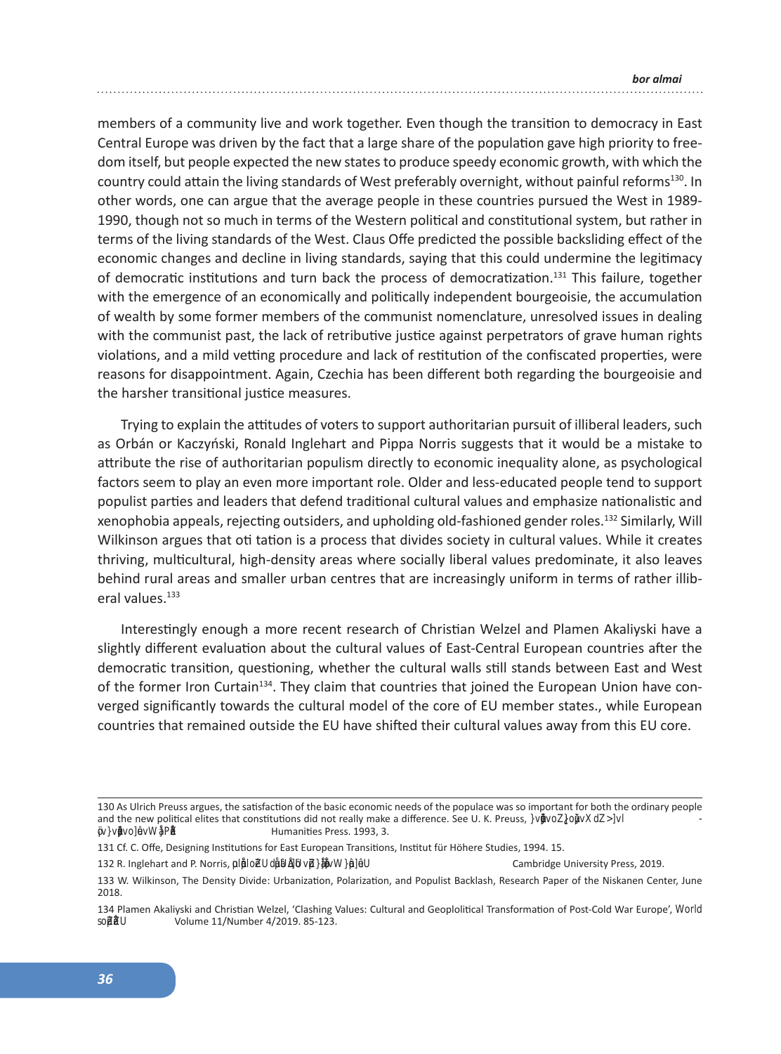members of a community live and work together. Even though the transition to democracy in East Central Europe was driven by the fact that a large share of the population gave high priority to freedom itself, but people expected the new states to produce speedy economic growth, with which the country could attain the living standards of West preferably overnight, without painful reforms[130]. In other words, one can argue that the average people in these countries pursued the West in 1989-1990, though not so much in terms of the Western political and constitutional system, but rather in terms of the living standards of the West. Claus Offe predicted the possible backsliding effect of the economic changes and decline in living standards, saying that this could undermine the legitimacy of democratic institutions and turn back the process of democratization.[131] This failure, together with the emergence of an economically and politically independent bourgeoisie, the accumulation of wealth by some former members of the communist nomenclature, unresolved issues in dealing with the communist past, the lack of retributive justice against perpetrators of grave human rights violations, and a mild vetting procedure and lack of restitution of the confiscated properties, were reasons for disappointment. Again, Czechia has been different both regarding the bourgeoisie and the harsher transitional justice measures.

Trying to explain the attitudes of voters to support authoritarian pursuit of illiberal leaders, such as Orbán or Kaczyński, Ronald Inglehart and Pippa Norris suggests that it would be a mistake to attribute the rise of authoritarian populism directly to economic inequality alone, as psychological factors seem to play an even more important role. Older and less-educated people tend to support populist parties and leaders that defend traditional cultural values and emphasize nationalistic and xenophobia appeals, rejecting outsiders, and upholding old-fashioned gender roles.[132] Similarly, Will Wilkinson argues that oti tation is a process that divides society in cultural values. While it creates thriving, multicultural, high-density areas where socially liberal values predominate, it also leaves behind rural areas and smaller urban centres that are increasingly uniform in terms of rather illiberal values.[133]

Interestingly enough a more recent research of Christian Welzel and Plamen Akaliyski have a slightly different evaluation about the cultural values of East-Central European countries after the democratic transition, questioning, whether the cultural walls still stands between East and West of the former Iron Curtain[134]. They claim that countries that joined the European Union have converged significantly towards the cultural model of the core of EU member states., while European countries that remained outside the EU have shifted their cultural values away from this EU core.

---

130 As Ulrich Preuss argues, the satisfaction of the basic economic needs of the populace was so important for both the ordinary people and the new political elites that constitutions did not really make a difference. See U. K. Preuss, }vpvoZ}o]vXdZ>]vl-ǀv}vpvo]evWPĂ Humanities Press. 1993, 3.

131 Cf. C. Offe, Designing Institutions for East European Transitions, Institut für Höhere Studies, 1994. 15.

132 R. Inglehart and P. Norris, ulZUdUvz}vW}]U Cambridge University Press, 2019.

133 W. Wilkinson, The Density Divide: Urbanization, Polarization, and Populist Backlash, Research Paper of the Niskanen Center, June 2018.

134 Plamen Akaliyski and Christian Welzel, 'Clashing Values: Cultural and Geoplolitical Transformation of Post-Cold War Europe', World soZU Volume 11/Number 4/2019. 85-123.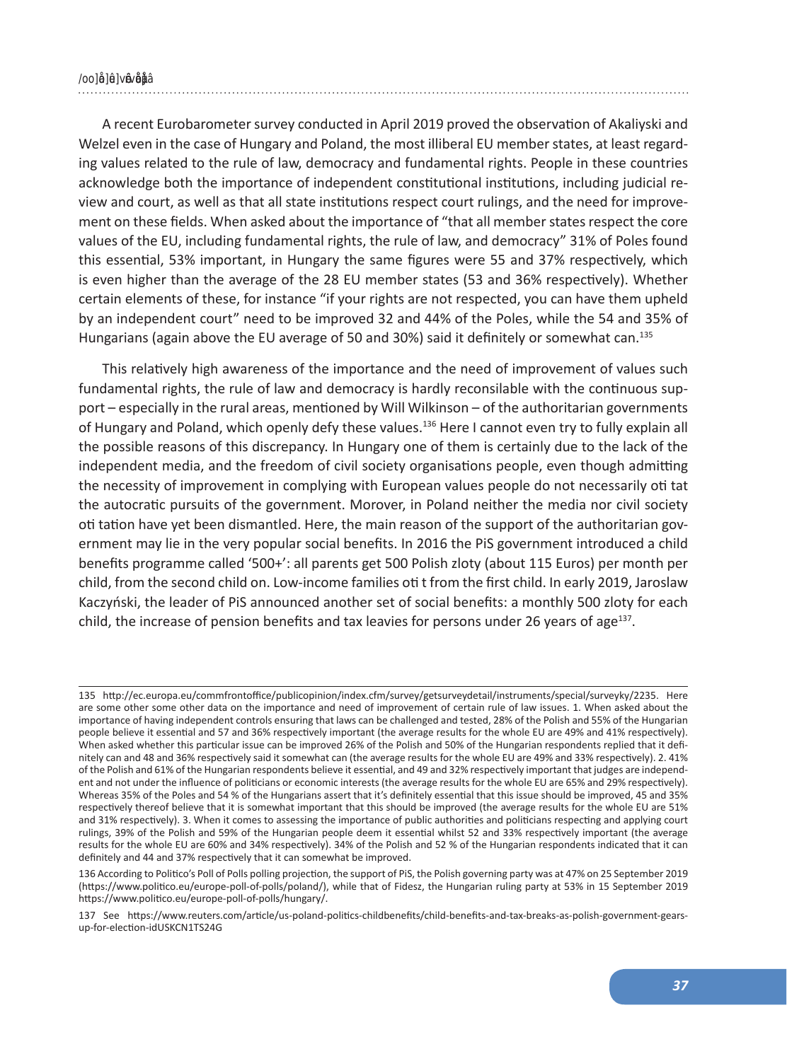A recent Eurobarometer survey conducted in April 2019 proved the observation of Akaliyski and Welzel even in the case of Hungary and Poland, the most illiberal EU member states, at least regarding values related to the rule of law, democracy and fundamental rights. People in these countries acknowledge both the importance of independent constitutional institutions, including judicial review and court, as well as that all state institutions respect court rulings, and the need for improvement on these fields. When asked about the importance of "that all member states respect the core values of the EU, including fundamental rights, the rule of law, and democracy" 31% of Poles found this essential, 53% important, in Hungary the same figures were 55 and 37% respectively, which is even higher than the average of the 28 EU member states (53 and 36% respectively). Whether certain elements of these, for instance "if your rights are not respected, you can have them upheld by an independent court" need to be improved 32 and 44% of the Poles, while the 54 and 35% of Hungarians (again above the EU average of 50 and 30%) said it definitely or somewhat can.[135]

This relatively high awareness of the importance and the need of improvement of values such fundamental rights, the rule of law and democracy is hardly reconsilable with the continuous support – especially in the rural areas, mentioned by Will Wilkinson – of the authoritarian governments of Hungary and Poland, which openly defy these values.[136] Here I cannot even try to fully explain all the possible reasons of this discrepancy. In Hungary one of them is certainly due to the lack of the independent media, and the freedom of civil society organisations people, even though admitting the necessity of improvement in complying with European values people do not necessarily oti tat the autocratic pursuits of the government. Morover, in Poland neither the media nor civil society oti tation have yet been dismantled. Here, the main reason of the support of the authoritarian government may lie in the very popular social benefits. In 2016 the PiS government introduced a child benefits programme called '500+': all parents get 500 Polish zloty (about 115 Euros) per month per child, from the second child on. Low-income families oti t from the first child. In early 2019, Jaroslaw Kaczyński, the leader of PiS announced another set of social benefits: a monthly 500 zloty for each child, the increase of pension benefits and tax leavies for persons under 26 years of age[137].

---

135 http://ec.europa.eu/commfrontoffice/publicopinion/index.cfm/survey/getsurveydetail/instruments/special/surveyky/2235. Here are some other some other data on the importance and need of improvement of certain rule of law issues. 1. When asked about the importance of having independent controls ensuring that laws can be challenged and tested, 28% of the Polish and 55% of the Hungarian people believe it essential and 57 and 36% respectively important (the average results for the whole EU are 49% and 41% respectively). When asked whether this particular issue can be improved 26% of the Polish and 50% of the Hungarian respondents replied that it definitely can and 48 and 36% respectively said it somewhat can (the average results for the whole EU are 49% and 33% respectively). 2. 41% of the Polish and 61% of the Hungarian respondents believe it essential, and 49 and 32% respectively important that judges are independent and not under the influence of politicians or economic interests (the average results for the whole EU are 65% and 29% respectively). Whereas 35% of the Poles and 54 % of the Hungarians assert that it's definitely essential that this issue should be improved, 45 and 35% respectively thereof believe that it is somewhat important that this should be improved (the average results for the whole EU are 51% and 31% respectively). 3. When it comes to assessing the importance of public authorities and politicians respecting and applying court rulings, 39% of the Polish and 59% of the Hungarian people deem it essential whilst 52 and 33% respectively important (the average results for the whole EU are 60% and 34% respectively). 34% of the Polish and 52 % of the Hungarian respondents indicated that it can definitely and 44 and 37% respectively that it can somewhat be improved.

136 According to Politico's Poll of Polls polling projection, the support of PiS, the Polish governing party was at 47% on 25 September 2019 (https://www.politico.eu/europe-poll-of-polls/poland/), while that of Fidesz, the Hungarian ruling party at 53% in 15 September 2019 https://www.politico.eu/europe-poll-of-polls/hungary/.

137 See https://www.reuters.com/article/us-poland-politics-childbenefits/child-benefits-and-tax-breaks-as-polish-government-gears-up-for-election-idUSKCN1TS24G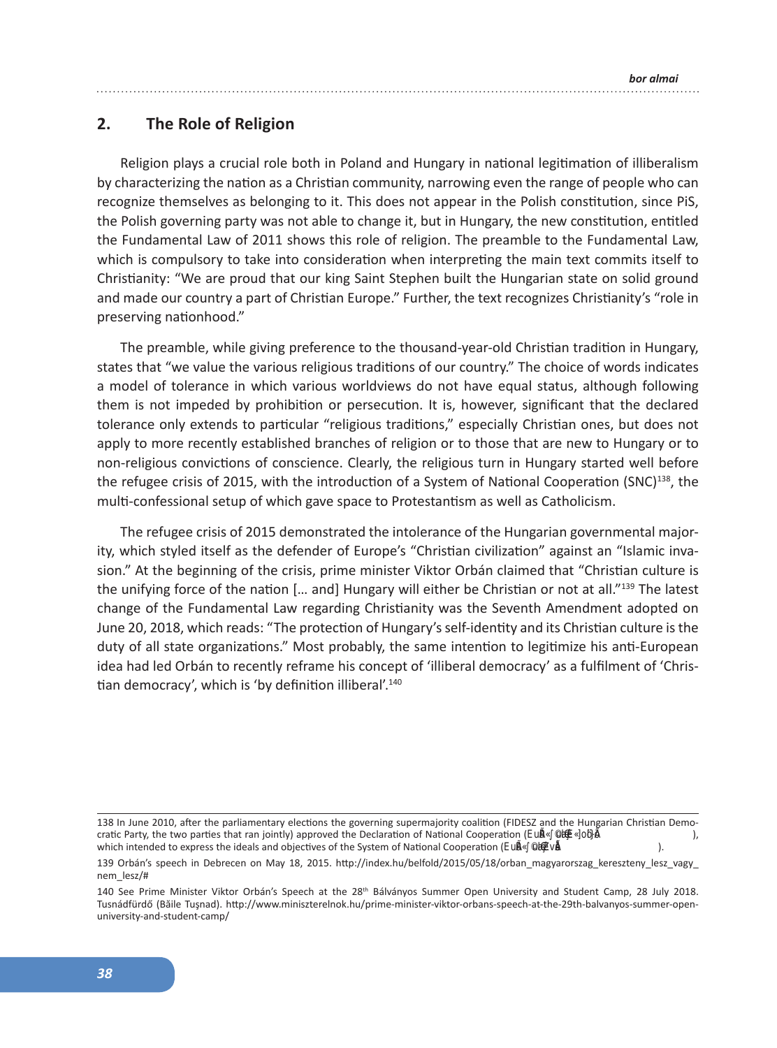## 2. The Role of Religion

Religion plays a crucial role both in Poland and Hungary in national legitimation of illiberalism by characterizing the nation as a Christian community, narrowing even the range of people who can recognize themselves as belonging to it. This does not appear in the Polish constitution, since PiS, the Polish governing party was not able to change it, but in Hungary, the new constitution, entitled the Fundamental Law of 2011 shows this role of religion. The preamble to the Fundamental Law, which is compulsory to take into consideration when interpreting the main text commits itself to Christianity: "We are proud that our king Saint Stephen built the Hungarian state on solid ground and made our country a part of Christian Europe." Further, the text recognizes Christianity's "role in preserving nationhood."

The preamble, while giving preference to the thousand-year-old Christian tradition in Hungary, states that "we value the various religious traditions of our country." The choice of words indicates a model of tolerance in which various worldviews do not have equal status, although following them is not impeded by prohibition or persecution. It is, however, significant that the declared tolerance only extends to particular "religious traditions," especially Christian ones, but does not apply to more recently established branches of religion or to those that are new to Hungary or to non-religious convictions of conscience. Clearly, the religious turn in Hungary started well before the refugee crisis of 2015, with the introduction of a System of National Cooperation (SNC)[138], the multi-confessional setup of which gave space to Protestantism as well as Catholicism.

The refugee crisis of 2015 demonstrated the intolerance of the Hungarian governmental majority, which styled itself as the defender of Europe's "Christian civilization" against an "Islamic invasion." At the beginning of the crisis, prime minister Viktor Orbán claimed that "Christian culture is the unifying force of the nation [… and] Hungary will either be Christian or not at all."[139] The latest change of the Fundamental Law regarding Christianity was the Seventh Amendment adopted on June 20, 2018, which reads: "The protection of Hungary's self-identity and its Christian culture is the duty of all state organizations." Most probably, the same intention to legitimize his anti-European idea had led Orbán to recently reframe his concept of 'illiberal democracy' as a fulfilment of 'Christian democracy', which is 'by definition illiberal'.[140]

---

138 In June 2010, after the parliamentary elections the governing supermajority coalition (FIDESZ and the Hungarian Christian Democratic Party, the two parties that ran jointly) approved the Declaration of National Cooperation ( ), which intended to express the ideals and objectives of the System of National Cooperation ( ).

139 Orbán's speech in Debrecen on May 18, 2015. http://index.hu/belfold/2015/05/18/orban_magyarorszag_kereszteny_lesz_vagy_nem_lesz/#

140 See Prime Minister Viktor Orbán's Speech at the 28th Bálványos Summer Open University and Student Camp, 28 July 2018. Tusnádfürdő (Băile Tuşnad). http://www.miniszterelnok.hu/prime-minister-viktor-orbans-speech-at-the-29th-balvanyos-summer-open-university-and-student-camp/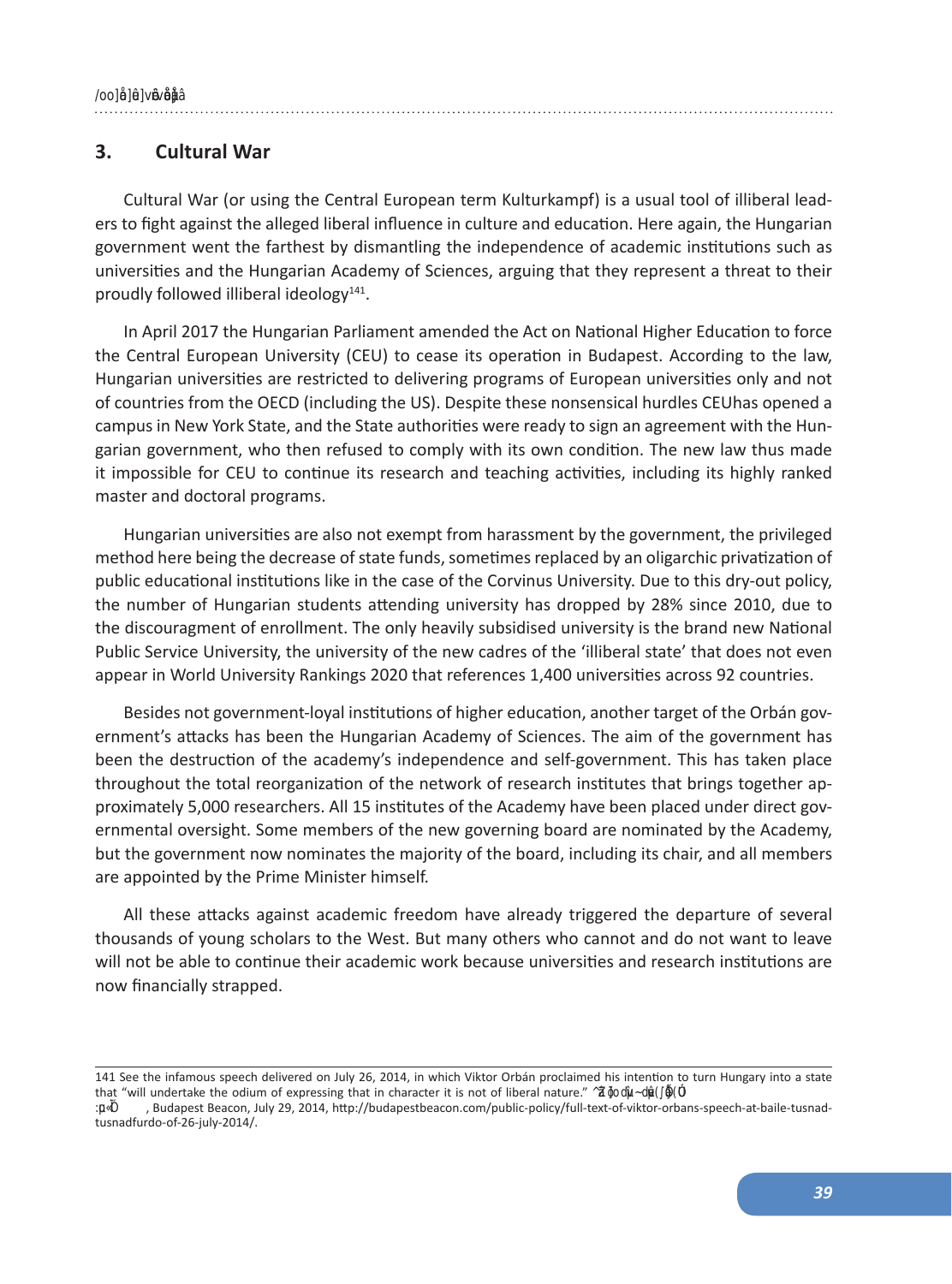## 3. Cultural War

Cultural War (or using the Central European term Kulturkampf) is a usual tool of illiberal leaders to fight against the alleged liberal influence in culture and education. Here again, the Hungarian government went the farthest by dismantling the independence of academic institutions such as universities and the Hungarian Academy of Sciences, arguing that they represent a threat to their proudly followed illiberal ideology[141].

In April 2017 the Hungarian Parliament amended the Act on National Higher Education to force the Central European University (CEU) to cease its operation in Budapest. According to the law, Hungarian universities are restricted to delivering programs of European universities only and not of countries from the OECD (including the US). Despite these nonsensical hurdles CEUhas opened a campus in New York State, and the State authorities were ready to sign an agreement with the Hungarian government, who then refused to comply with its own condition. The new law thus made it impossible for CEU to continue its research and teaching activities, including its highly ranked master and doctoral programs.

Hungarian universities are also not exempt from harassment by the government, the privileged method here being the decrease of state funds, sometimes replaced by an oligarchic privatization of public educational institutions like in the case of the Corvinus University. Due to this dry-out policy, the number of Hungarian students attending university has dropped by 28% since 2010, due to the discouragment of enrollment. The only heavily subsidised university is the brand new National Public Service University, the university of the new cadres of the 'illiberal state' that does not even appear in World University Rankings 2020 that references 1,400 universities across 92 countries.

Besides not government-loyal institutions of higher education, another target of the Orbán government's attacks has been the Hungarian Academy of Sciences. The aim of the government has been the destruction of the academy's independence and self-government. This has taken place throughout the total reorganization of the network of research institutes that brings together approximately 5,000 researchers. All 15 institutes of the Academy have been placed under direct governmental oversight. Some members of the new governing board are nominated by the Academy, but the government now nominates the majority of the board, including its chair, and all members are appointed by the Prime Minister himself.

All these attacks against academic freedom have already triggered the departure of several thousands of young scholars to the West. But many others who cannot and do not want to leave will not be able to continue their academic work because universities and research institutions are now financially strapped.

---

141 See the infamous speech delivered on July 26, 2014, in which Viktor Orbán proclaimed his intention to turn Hungary into a state that "will undertake the odium of expressing that in character it is not of liberal nature." Full text of Viktor Orbán's speech at Băile Tuşnad (Tusnádfürdő) of 26 July 2014, Budapest Beacon, July 29, 2014, http://budapestbeacon.com/public-policy/full-text-of-viktor-orbans-speech-at-baile-tusnad-tusnadfurdo-of-26-july-2014/.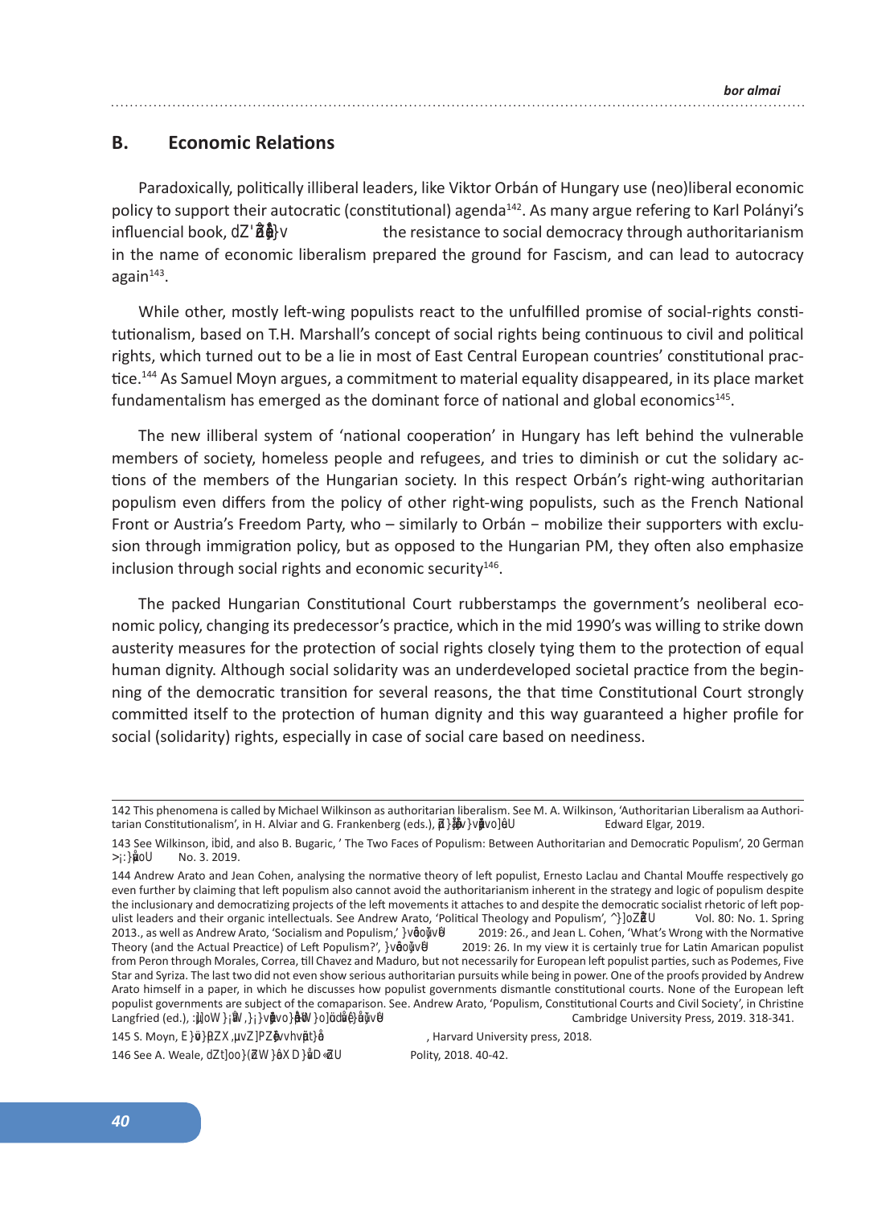## B. Economic Relations

Paradoxically, politically illiberal leaders, like Viktor Orbán of Hungary use (neo)liberal economic policy to support their autocratic (constitutional) agenda[142]. As many argue refering to Karl Polányi's influencial book, dZ'ŐĂdŽv the resistance to social democracy through authoritarianism in the name of economic liberalism prepared the ground for Fascism, and can lead to autocracy again[143].

While other, mostly left-wing populists react to the unfulfilled promise of social-rights constitutionalism, based on T.H. Marshall's concept of social rights being continuous to civil and political rights, which turned out to be a lie in most of East Central European countries' constitutional practice.[144] As Samuel Moyn argues, a commitment to material equality disappeared, in its place market fundamentalism has emerged as the dominant force of national and global economics[145].

The new illiberal system of 'national cooperation' in Hungary has left behind the vulnerable members of society, homeless people and refugees, and tries to diminish or cut the solidary actions of the members of the Hungarian society. In this respect Orbán's right-wing authoritarian populism even differs from the policy of other right-wing populists, such as the French National Front or Austria's Freedom Party, who – similarly to Orbán – mobilize their supporters with exclusion through immigration policy, but as opposed to the Hungarian PM, they often also emphasize inclusion through social rights and economic security[146].

The packed Hungarian Constitutional Court rubberstamps the government's neoliberal economic policy, changing its predecessor's practice, which in the mid 1990's was willing to strike down austerity measures for the protection of social rights closely tying them to the protection of equal human dignity. Although social solidarity was an underdeveloped societal practice from the beginning of the democratic transition for several reasons, the that time Constitutional Court strongly committed itself to the protection of human dignity and this way guaranteed a higher profile for social (solidarity) rights, especially in case of social care based on neediness.

---

142 This phenomena is called by Michael Wilkinson as authoritarian liberalism. See M. A. Wilkinson, 'Authoritarian Liberalism aa Authoritarian Constitutionalism', in H. Alviar and G. Frankenberg (eds.), ŽŵƉĂŶŝŽŶŽŶƐƚŝƚƵƚŝŽŶĂůŝƐŵ͘ Edward Elgar, 2019.

143 See Wilkinson, ibid, and also B. Bugaric, ' The Two Faces of Populism: Between Authoritarian and Democratic Populism', 20 German >Ăǁ:ŽƵƌŶĂů͘ No. 3. 2019.

144 Andrew Arato and Jean Cohen, analysing the normative theory of left populist, Ernesto Laclau and Chantal Mouffe respectively go even further by claiming that left populism also cannot avoid the authoritarianism inherent in the strategy and logic of populism despite the inclusionary and democratizing projects of the left movements it attaches to and despite the democratic socialist rhetoric of left populist leaders and their organic intellectuals. See Andrew Arato, 'Political Theology and Populism', ^ŽĐŝĂůZĞƐĞĂƌĐŚ͘ Vol. 80: No. 1. Spring 2013., as well as Andrew Arato, 'Socialism and Populism,' ŽŶƐƚĞůůĂƚŝŽŶƐ͘ 2019: 26., and Jean L. Cohen, 'What's Wrong with the Normative Theory (and the Actual Preactice) of Left Populism?', ŽŶƐƚĞůůĂƚŝŽŶƐ͘ 2019: 26. In my view it is certainly true for Latin Amarican populist from Peron through Morales, Correa, till Chavez and Maduro, but not necessarily for European left populist parties, such as Podemes, Five Star and Syriza. The last two did not even show serious authoritarian pursuits while being in power. One of the proofs provided by Andrew Arato himself in a paper, in which he discusses how populist governments dismantle constitutional courts. None of the European left populist governments are subject of the comaparison. See. Andrew Arato, 'Populism, Constitutional Courts and Civil Society', in Christine Langfried (ed.), :ƵĚŝĐŝĂůWŽǁĞƌ͘,ŽǁŽŶƐƚŝƚƵƚŝŽŶĂůŽƵƌƚƐĨĨĞĐƚWŽůŝƚŝĐĂůdƌĂŶƐĨŽƌŵĂƚŝŽŶƐ͘ Cambridge University Press, 2019. 318-341.

145 S. Moyn, EŽƚŶŽƵŐŚ͘,ƵŵĂŶZŝŐŚƚƐŝŶĂŶhŶĞƋƵĂůtŽƌůĚ, Harvard University press, 2018.

146 See A. Weale, dŚĞtŝůůŽĨƚŚĞWĞŽƉůĞ͗ƌŝƚŝƋƵĞŽĨWŽƉƵůŝƐŵ͘ Polity, 2018. 40-42.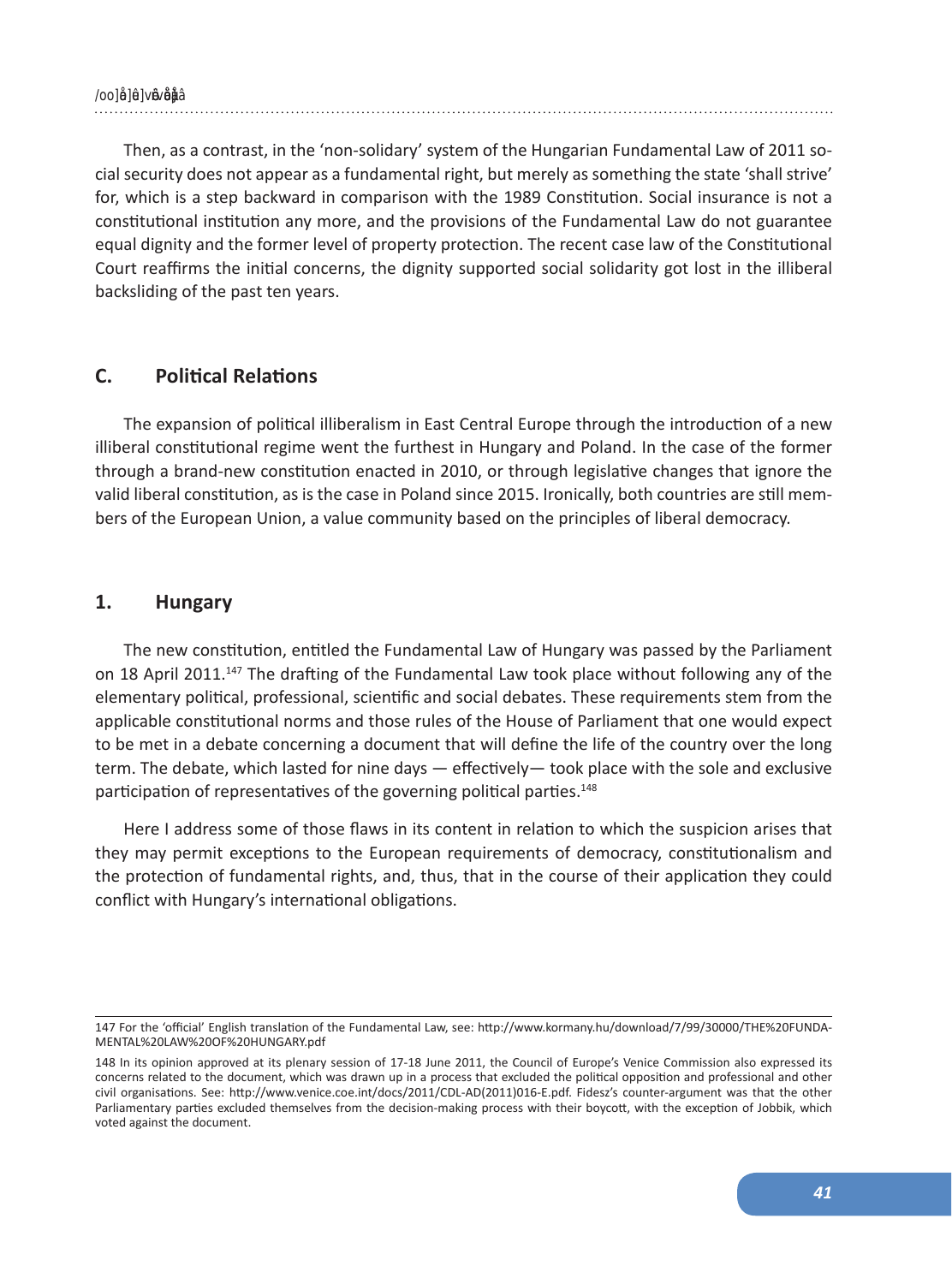Then, as a contrast, in the 'non-solidary' system of the Hungarian Fundamental Law of 2011 social security does not appear as a fundamental right, but merely as something the state 'shall strive' for, which is a step backward in comparison with the 1989 Constitution. Social insurance is not a constitutional institution any more, and the provisions of the Fundamental Law do not guarantee equal dignity and the former level of property protection. The recent case law of the Constitutional Court reaffirms the initial concerns, the dignity supported social solidarity got lost in the illiberal backsliding of the past ten years.

## C. Political Relations

The expansion of political illiberalism in East Central Europe through the introduction of a new illiberal constitutional regime went the furthest in Hungary and Poland. In the case of the former through a brand-new constitution enacted in 2010, or through legislative changes that ignore the valid liberal constitution, as is the case in Poland since 2015. Ironically, both countries are still members of the European Union, a value community based on the principles of liberal democracy.

### 1. Hungary

The new constitution, entitled the Fundamental Law of Hungary was passed by the Parliament on 18 April 2011.[147] The drafting of the Fundamental Law took place without following any of the elementary political, professional, scientific and social debates. These requirements stem from the applicable constitutional norms and those rules of the House of Parliament that one would expect to be met in a debate concerning a document that will define the life of the country over the long term. The debate, which lasted for nine days — effectively— took place with the sole and exclusive participation of representatives of the governing political parties.[148]

Here I address some of those flaws in its content in relation to which the suspicion arises that they may permit exceptions to the European requirements of democracy, constitutionalism and the protection of fundamental rights, and, thus, that in the course of their application they could conflict with Hungary's international obligations.

---

147 For the 'official' English translation of the Fundamental Law, see: http://www.kormany.hu/download/7/99/30000/THE%20FUNDAMENTAL%20LAW%20OF%20HUNGARY.pdf

148 In its opinion approved at its plenary session of 17-18 June 2011, the Council of Europe's Venice Commission also expressed its concerns related to the document, which was drawn up in a process that excluded the political opposition and professional and other civil organisations. See: http://www.venice.coe.int/docs/2011/CDL-AD(2011)016-E.pdf. Fidesz's counter-argument was that the other Parliamentary parties excluded themselves from the decision-making process with their boycott, with the exception of Jobbik, which voted against the document.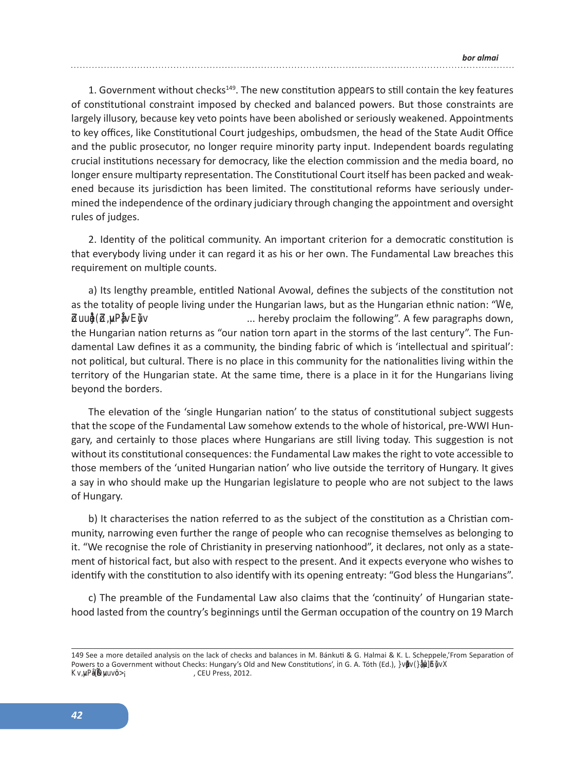1. Government without checks[149]. The new constitution appears to still contain the key features of constitutional constraint imposed by checked and balanced powers. But those constraints are largely illusory, because key veto points have been abolished or seriously weakened. Appointments to key offices, like Constitutional Court judgeships, ombudsmen, the head of the State Audit Office and the public prosecutor, no longer require minority party input. Independent boards regulating crucial institutions necessary for democracy, like the election commission and the media board, no longer ensure multiparty representation. The Constitutional Court itself has been packed and weakened because its jurisdiction has been limited. The constitutional reforms have seriously undermined the independence of the ordinary judiciary through changing the appointment and oversight rules of judges.

2. Identity of the political community. An important criterion for a democratic constitution is that everybody living under it can regard it as his or her own. The Fundamental Law breaches this requirement on multiple counts.

a) Its lengthy preamble, entitled National Avowal, defines the subjects of the constitution not as the totality of people living under the Hungarian laws, but as the Hungarian ethnic nation: "We, ẑuuẑ(ẑ,µPẑvEẑv ... hereby proclaim the following". A few paragraphs down, the Hungarian nation returns as "our nation torn apart in the storms of the last century". The Fundamental Law defines it as a community, the binding fabric of which is 'intellectual and spiritual': not political, but cultural. There is no place in this community for the nationalities living within the territory of the Hungarian state. At the same time, there is a place in it for the Hungarians living beyond the borders.

The elevation of the 'single Hungarian nation' to the status of constitutional subject suggests that the scope of the Fundamental Law somehow extends to the whole of historical, pre-WWI Hungary, and certainly to those places where Hungarians are still living today. This suggestion is not without its constitutional consequences: the Fundamental Law makes the right to vote accessible to those members of the 'united Hungarian nation' who live outside the territory of Hungary. It gives a say in who should make up the Hungarian legislature to people who are not subject to the laws of Hungary.

b) It characterises the nation referred to as the subject of the constitution as a Christian community, narrowing even further the range of people who can recognise themselves as belonging to it. "We recognise the role of Christianity in preserving nationhood", it declares, not only as a statement of historical fact, but also with respect to the present. And it expects everyone who wishes to identify with the constitution to also identify with its opening entreaty: "God bless the Hungarians".

c) The preamble of the Fundamental Law also claims that the 'continuity' of Hungarian statehood lasted from the country's beginnings until the German occupation of the country on 19 March

149 See a more detailed analysis on the lack of checks and balances in M. Bánkuti & G. Halmai & K. L. Scheppele,'From Separation of Powers to a Government without Checks: Hungary's Old and New Constitutions', in G. A. Tóth (Ed.), }vÀ(}ÀjÀ]ÀÇX Kv,µPÀ[(µuvš>Á, CEU Press, 2012.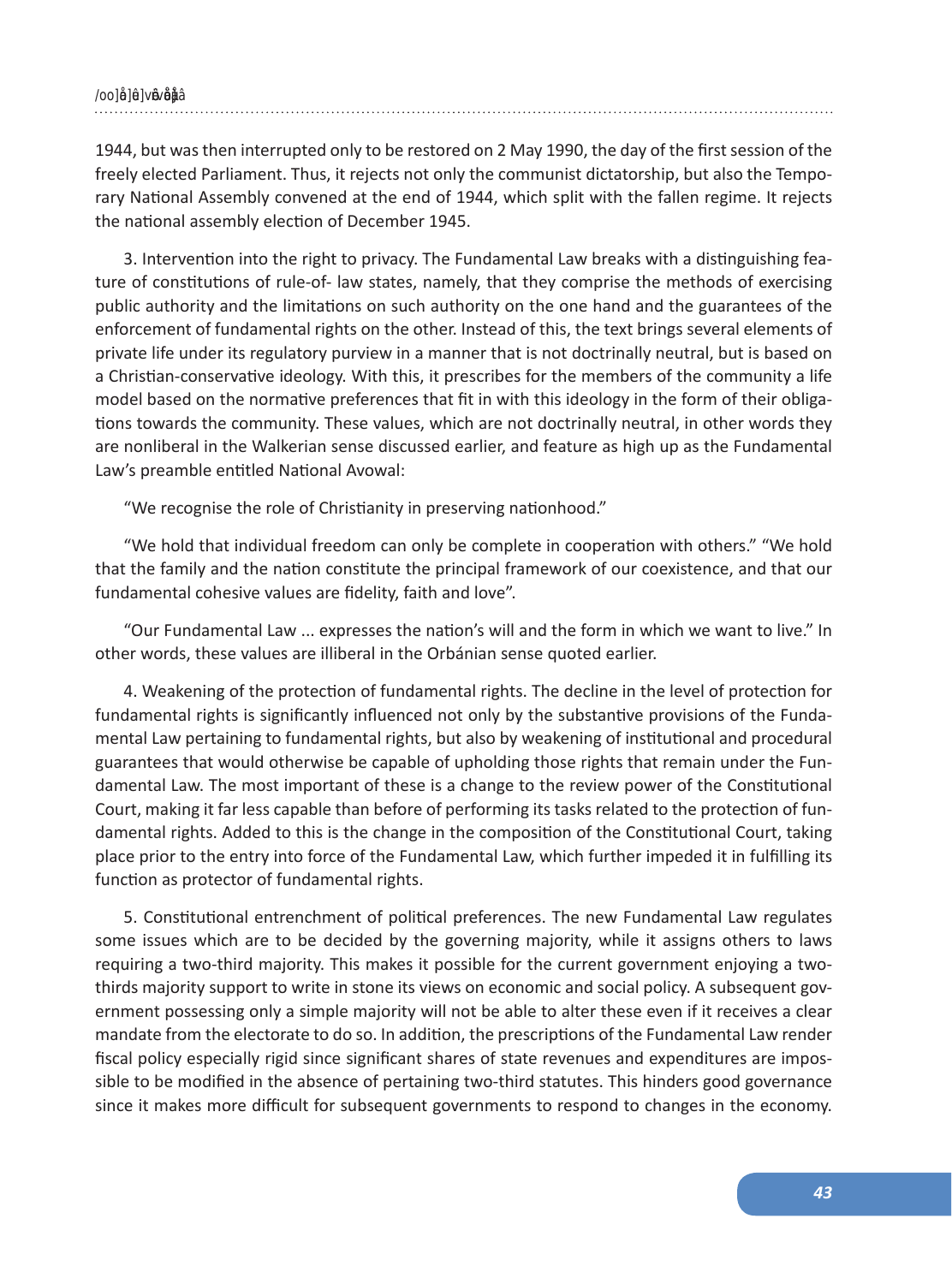1944, but was then interrupted only to be restored on 2 May 1990, the day of the first session of the freely elected Parliament. Thus, it rejects not only the communist dictatorship, but also the Temporary National Assembly convened at the end of 1944, which split with the fallen regime. It rejects the national assembly election of December 1945.

3. Intervention into the right to privacy. The Fundamental Law breaks with a distinguishing feature of constitutions of rule-of- law states, namely, that they comprise the methods of exercising public authority and the limitations on such authority on the one hand and the guarantees of the enforcement of fundamental rights on the other. Instead of this, the text brings several elements of private life under its regulatory purview in a manner that is not doctrinally neutral, but is based on a Christian-conservative ideology. With this, it prescribes for the members of the community a life model based on the normative preferences that fit in with this ideology in the form of their obligations towards the community. These values, which are not doctrinally neutral, in other words they are nonliberal in the Walkerian sense discussed earlier, and feature as high up as the Fundamental Law's preamble entitled National Avowal:

"We recognise the role of Christianity in preserving nationhood."

"We hold that individual freedom can only be complete in cooperation with others." "We hold that the family and the nation constitute the principal framework of our coexistence, and that our fundamental cohesive values are fidelity, faith and love".

"Our Fundamental Law ... expresses the nation's will and the form in which we want to live." In other words, these values are illiberal in the Orbánian sense quoted earlier.

4. Weakening of the protection of fundamental rights. The decline in the level of protection for fundamental rights is significantly influenced not only by the substantive provisions of the Fundamental Law pertaining to fundamental rights, but also by weakening of institutional and procedural guarantees that would otherwise be capable of upholding those rights that remain under the Fundamental Law. The most important of these is a change to the review power of the Constitutional Court, making it far less capable than before of performing its tasks related to the protection of fundamental rights. Added to this is the change in the composition of the Constitutional Court, taking place prior to the entry into force of the Fundamental Law, which further impeded it in fulfilling its function as protector of fundamental rights.

5. Constitutional entrenchment of political preferences. The new Fundamental Law regulates some issues which are to be decided by the governing majority, while it assigns others to laws requiring a two-third majority. This makes it possible for the current government enjoying a two-thirds majority support to write in stone its views on economic and social policy. A subsequent government possessing only a simple majority will not be able to alter these even if it receives a clear mandate from the electorate to do so. In addition, the prescriptions of the Fundamental Law render fiscal policy especially rigid since significant shares of state revenues and expenditures are impossible to be modified in the absence of pertaining two-third statutes. This hinders good governance since it makes more difficult for subsequent governments to respond to changes in the economy.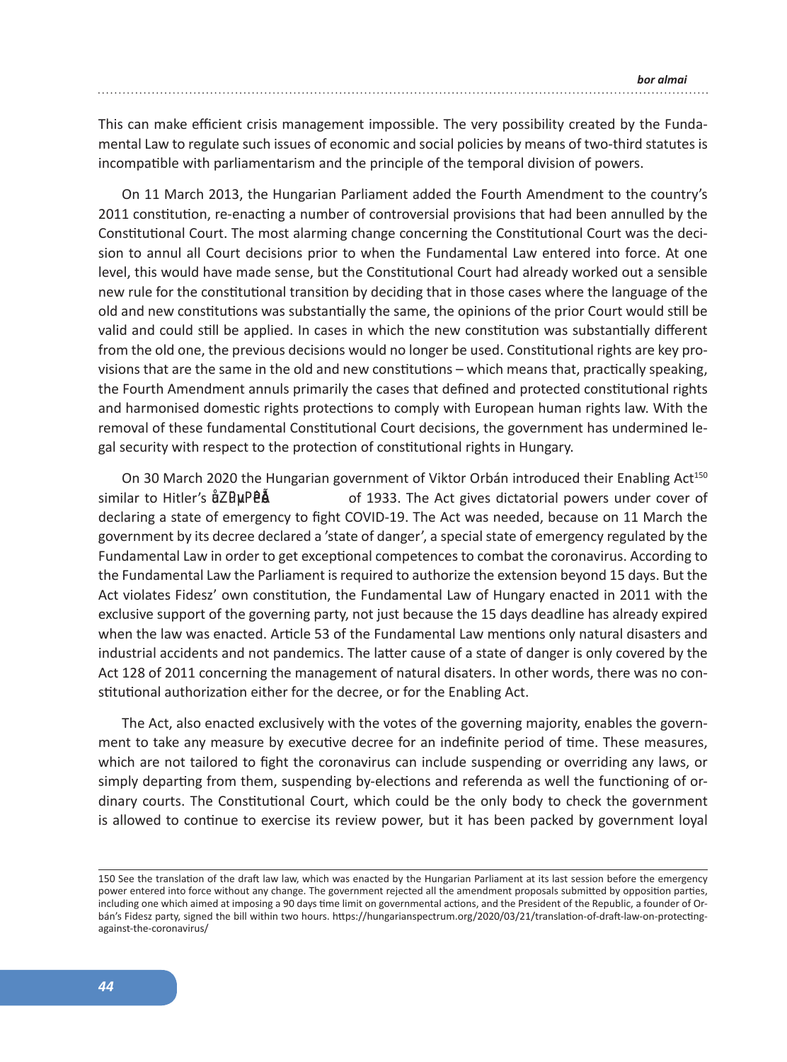This can make efficient crisis management impossible. The very possibility created by the Fundamental Law to regulate such issues of economic and social policies by means of two-third statutes is incompatible with parliamentarism and the principle of the temporal division of powers.

On 11 March 2013, the Hungarian Parliament added the Fourth Amendment to the country's 2011 constitution, re-enacting a number of controversial provisions that had been annulled by the Constitutional Court. The most alarming change concerning the Constitutional Court was the decision to annul all Court decisions prior to when the Fundamental Law entered into force. At one level, this would have made sense, but the Constitutional Court had already worked out a sensible new rule for the constitutional transition by deciding that in those cases where the language of the old and new constitutions was substantially the same, the opinions of the prior Court would still be valid and could still be applied. In cases in which the new constitution was substantially different from the old one, the previous decisions would no longer be used. Constitutional rights are key provisions that are the same in the old and new constitutions – which means that, practically speaking, the Fourth Amendment annuls primarily the cases that defined and protected constitutional rights and harmonised domestic rights protections to comply with European human rights law. With the removal of these fundamental Constitutional Court decisions, the government has undermined legal security with respect to the protection of constitutional rights in Hungary.

On 30 March 2020 the Hungarian government of Viktor Orbán introduced their Enabling Act[150] similar to Hitler's ůZĚµPĞƐ of 1933. The Act gives dictatorial powers under cover of declaring a state of emergency to fight COVID-19. The Act was needed, because on 11 March the government by its decree declared a 'state of danger', a special state of emergency regulated by the Fundamental Law in order to get exceptional competences to combat the coronavirus. According to the Fundamental Law the Parliament is required to authorize the extension beyond 15 days. But the Act violates Fidesz' own constitution, the Fundamental Law of Hungary enacted in 2011 with the exclusive support of the governing party, not just because the 15 days deadline has already expired when the law was enacted. Article 53 of the Fundamental Law mentions only natural disasters and industrial accidents and not pandemics. The latter cause of a state of danger is only covered by the Act 128 of 2011 concerning the management of natural disaters. In other words, there was no constitutional authorization either for the decree, or for the Enabling Act.

The Act, also enacted exclusively with the votes of the governing majority, enables the government to take any measure by executive decree for an indefinite period of time. These measures, which are not tailored to fight the coronavirus can include suspending or overriding any laws, or simply departing from them, suspending by-elections and referenda as well the functioning of ordinary courts. The Constitutional Court, which could be the only body to check the government is allowed to continue to exercise its review power, but it has been packed by government loyal

---

150 See the translation of the draft law law, which was enacted by the Hungarian Parliament at its last session before the emergency power entered into force without any change. The government rejected all the amendment proposals submitted by opposition parties, including one which aimed at imposing a 90 days time limit on governmental actions, and the President of the Republic, a founder of Orbán's Fidesz party, signed the bill within two hours. https://hungarianspectrum.org/2020/03/21/translation-of-draft-law-on-protecting-against-the-coronavirus/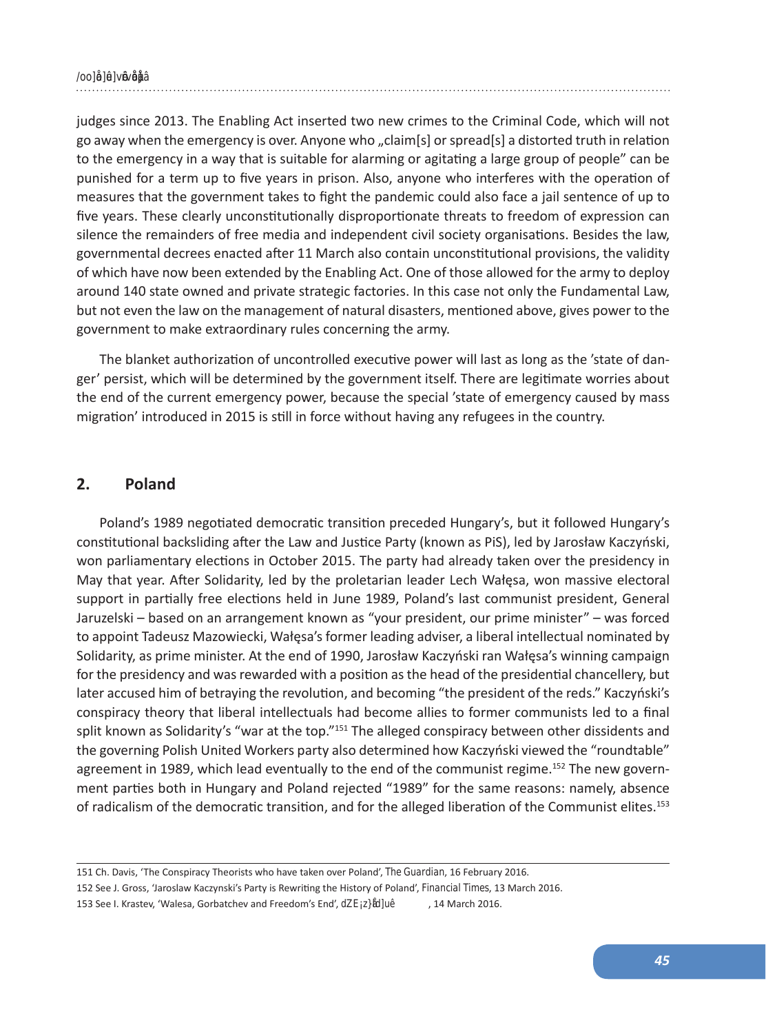judges since 2013. The Enabling Act inserted two new crimes to the Criminal Code, which will not go away when the emergency is over. Anyone who „claim[s] or spread[s] a distorted truth in relation to the emergency in a way that is suitable for alarming or agitating a large group of people" can be punished for a term up to five years in prison. Also, anyone who interferes with the operation of measures that the government takes to fight the pandemic could also face a jail sentence of up to five years. These clearly unconstitutionally disproportionate threats to freedom of expression can silence the remainders of free media and independent civil society organisations. Besides the law, governmental decrees enacted after 11 March also contain unconstitutional provisions, the validity of which have now been extended by the Enabling Act. One of those allowed for the army to deploy around 140 state owned and private strategic factories. In this case not only the Fundamental Law, but not even the law on the management of natural disasters, mentioned above, gives power to the government to make extraordinary rules concerning the army.

The blanket authorization of uncontrolled executive power will last as long as the 'state of danger' persist, which will be determined by the government itself. There are legitimate worries about the end of the current emergency power, because the special 'state of emergency caused by mass migration' introduced in 2015 is still in force without having any refugees in the country.

## 2. Poland

Poland's 1989 negotiated democratic transition preceded Hungary's, but it followed Hungary's constitutional backsliding after the Law and Justice Party (known as PiS), led by Jarosław Kaczyński, won parliamentary elections in October 2015. The party had already taken over the presidency in May that year. After Solidarity, led by the proletarian leader Lech Wałęsa, won massive electoral support in partially free elections held in June 1989, Poland's last communist president, General Jaruzelski – based on an arrangement known as "your president, our prime minister" – was forced to appoint Tadeusz Mazowiecki, Wałęsa's former leading adviser, a liberal intellectual nominated by Solidarity, as prime minister. At the end of 1990, Jarosław Kaczyński ran Wałęsa's winning campaign for the presidency and was rewarded with a position as the head of the presidential chancellery, but later accused him of betraying the revolution, and becoming "the president of the reds." Kaczyński's conspiracy theory that liberal intellectuals had become allies to former communists led to a final split known as Solidarity's "war at the top."[151] The alleged conspiracy between other dissidents and the governing Polish United Workers party also determined how Kaczyński viewed the "roundtable" agreement in 1989, which lead eventually to the end of the communist regime.[152] The new government parties both in Hungary and Poland rejected "1989" for the same reasons: namely, absence of radicalism of the democratic transition, and for the alleged liberation of the Communist elites.[153]

---

151 Ch. Davis, 'The Conspiracy Theorists who have taken over Poland', *The Guardian*, 16 February 2016.

152 See J. Gross, 'Jaroslaw Kaczynski's Party is Rewriting the History of Poland', *Financial Times*, 13 March 2016.

153 See I. Krastev, 'Walesa, Gorbatchev and Freedom's End', *The New York Times*, 14 March 2016.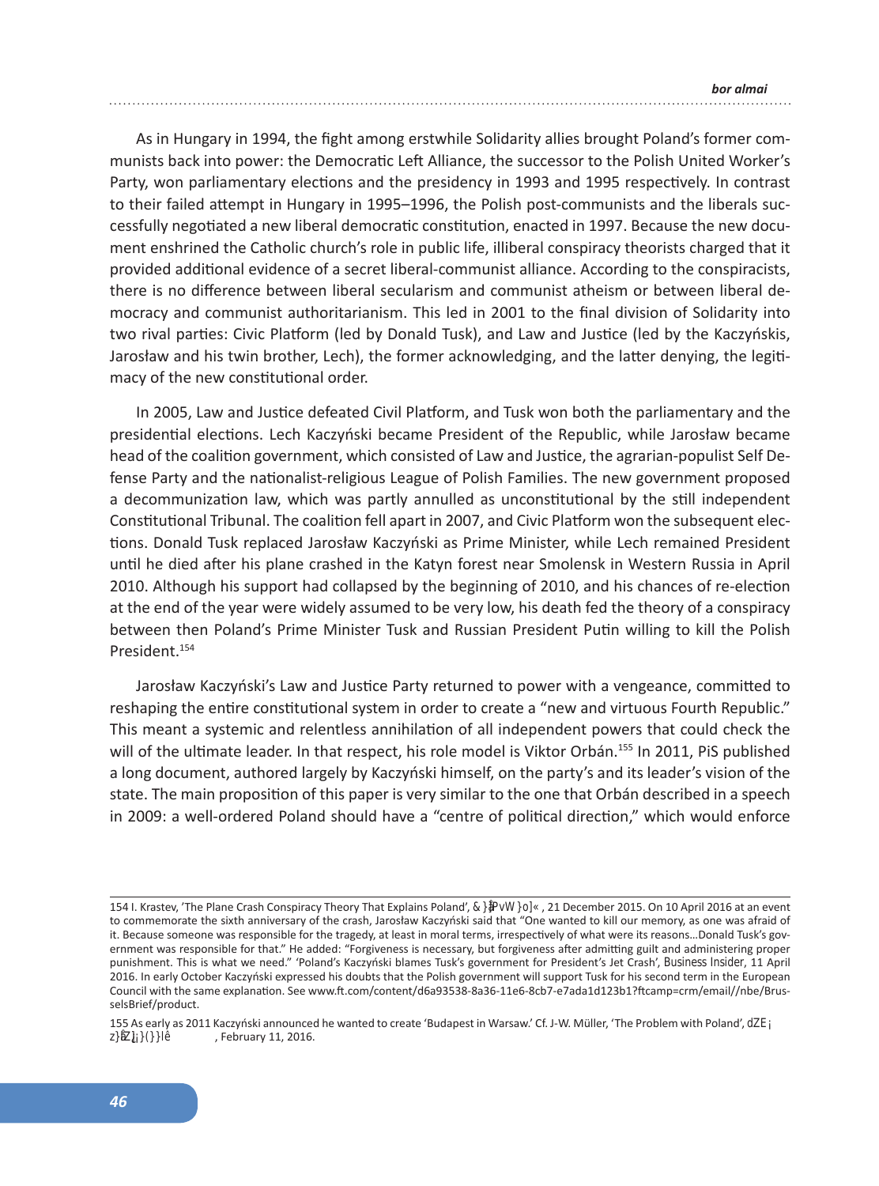As in Hungary in 1994, the fight among erstwhile Solidarity allies brought Poland's former communists back into power: the Democratic Left Alliance, the successor to the Polish United Worker's Party, won parliamentary elections and the presidency in 1993 and 1995 respectively. In contrast to their failed attempt in Hungary in 1995–1996, the Polish post-communists and the liberals successfully negotiated a new liberal democratic constitution, enacted in 1997. Because the new document enshrined the Catholic church's role in public life, illiberal conspiracy theorists charged that it provided additional evidence of a secret liberal-communist alliance. According to the conspiracists, there is no difference between liberal secularism and communist atheism or between liberal democracy and communist authoritarianism. This led in 2001 to the final division of Solidarity into two rival parties: Civic Platform (led by Donald Tusk), and Law and Justice (led by the Kaczyńskis, Jarosław and his twin brother, Lech), the former acknowledging, and the latter denying, the legitimacy of the new constitutional order.

In 2005, Law and Justice defeated Civil Platform, and Tusk won both the parliamentary and the presidential elections. Lech Kaczyński became President of the Republic, while Jarosław became head of the coalition government, which consisted of Law and Justice, the agrarian-populist Self Defense Party and the nationalist-religious League of Polish Families. The new government proposed a decommunization law, which was partly annulled as unconstitutional by the still independent Constitutional Tribunal. The coalition fell apart in 2007, and Civic Platform won the subsequent elections. Donald Tusk replaced Jarosław Kaczyński as Prime Minister, while Lech remained President until he died after his plane crashed in the Katyn forest near Smolensk in Western Russia in April 2010. Although his support had collapsed by the beginning of 2010, and his chances of re-election at the end of the year were widely assumed to be very low, his death fed the theory of a conspiracy between then Poland's Prime Minister Tusk and Russian President Putin willing to kill the Polish President.[154]

Jarosław Kaczyński's Law and Justice Party returned to power with a vengeance, committed to reshaping the entire constitutional system in order to create a "new and virtuous Fourth Republic." This meant a systemic and relentless annihilation of all independent powers that could check the will of the ultimate leader. In that respect, his role model is Viktor Orbán.[155] In 2011, PiS published a long document, authored largely by Kaczyński himself, on the party's and its leader's vision of the state. The main proposition of this paper is very similar to the one that Orbán described in a speech in 2009: a well-ordered Poland should have a "centre of political direction," which would enforce

---

154 I. Krastev, 'The Plane Crash Conspiracy Theory That Explains Poland', *Foreign Policy*, 21 December 2015. On 10 April 2016 at an event to commemorate the sixth anniversary of the crash, Jarosław Kaczyński said that "One wanted to kill our memory, as one was afraid of it. Because someone was responsible for the tragedy, at least in moral terms, irrespectively of what were its reasons…Donald Tusk's government was responsible for that." He added: "Forgiveness is necessary, but forgiveness after admitting guilt and administering proper punishment. This is what we need." 'Poland's Kaczyński blames Tusk's government for President's Jet Crash', Business Insider, 11 April 2016. In early October Kaczyński expressed his doubts that the Polish government will support Tusk for his second term in the European Council with the same explanation. See www.ft.com/content/d6a93538-8a36-11e6-8cb7-e7ada1d123b1?ftcamp=crm/email//nbe/BrusselsBrief/product.

155 As early as 2011 Kaczyński announced he wanted to create 'Budapest in Warsaw.' Cf. J-W. Müller, 'The Problem with Poland', *The New York Review of Books*, February 11, 2016.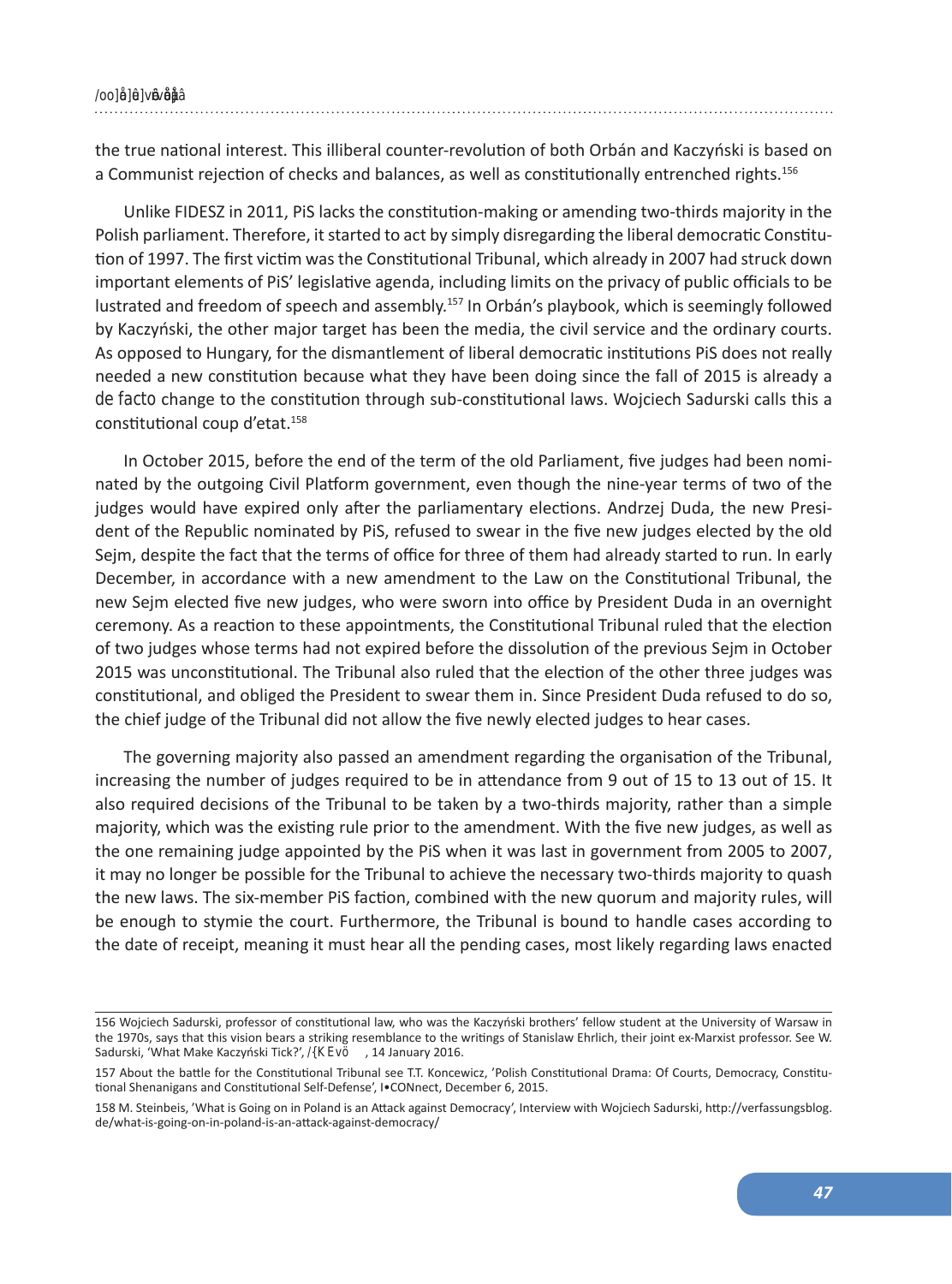the true national interest. This illiberal counter-revolution of both Orbán and Kaczyński is based on a Communist rejection of checks and balances, as well as constitutionally entrenched rights.[156]

Unlike FIDESZ in 2011, PiS lacks the constitution-making or amending two-thirds majority in the Polish parliament. Therefore, it started to act by simply disregarding the liberal democratic Constitution of 1997. The first victim was the Constitutional Tribunal, which already in 2007 had struck down important elements of PiS' legislative agenda, including limits on the privacy of public officials to be lustrated and freedom of speech and assembly.[157] In Orbán's playbook, which is seemingly followed by Kaczyński, the other major target has been the media, the civil service and the ordinary courts. As opposed to Hungary, for the dismantlement of liberal democratic institutions PiS does not really needed a new constitution because what they have been doing since the fall of 2015 is already a *de facto* change to the constitution through sub-constitutional laws. Wojciech Sadurski calls this a constitutional coup d'etat.[158]

In October 2015, before the end of the term of the old Parliament, five judges had been nominated by the outgoing Civil Platform government, even though the nine-year terms of two of the judges would have expired only after the parliamentary elections. Andrzej Duda, the new President of the Republic nominated by PiS, refused to swear in the five new judges elected by the old Sejm, despite the fact that the terms of office for three of them had already started to run. In early December, in accordance with a new amendment to the Law on the Constitutional Tribunal, the new Sejm elected five new judges, who were sworn into office by President Duda in an overnight ceremony. As a reaction to these appointments, the Constitutional Tribunal ruled that the election of two judges whose terms had not expired before the dissolution of the previous Sejm in October 2015 was unconstitutional. The Tribunal also ruled that the election of the other three judges was constitutional, and obliged the President to swear them in. Since President Duda refused to do so, the chief judge of the Tribunal did not allow the five newly elected judges to hear cases.

The governing majority also passed an amendment regarding the organisation of the Tribunal, increasing the number of judges required to be in attendance from 9 out of 15 to 13 out of 15. It also required decisions of the Tribunal to be taken by a two-thirds majority, rather than a simple majority, which was the existing rule prior to the amendment. With the five new judges, as well as the one remaining judge appointed by the PiS when it was last in government from 2005 to 2007, it may no longer be possible for the Tribunal to achieve the necessary two-thirds majority to quash the new laws. The six-member PiS faction, combined with the new quorum and majority rules, will be enough to stymie the court. Furthermore, the Tribunal is bound to handle cases according to the date of receipt, meaning it must hear all the pending cases, most likely regarding laws enacted

---

156 Wojciech Sadurski, professor of constitutional law, who was the Kaczyński brothers' fellow student at the University of Warsaw in the 1970s, says that this vision bears a striking resemblance to the writings of Stanislaw Ehrlich, their joint ex-Marxist professor. See W. Sadurski, 'What Make Kaczyński Tick?', *I•CONnect*, 14 January 2016.

157 About the battle for the Constitutional Tribunal see T.T. Koncewicz, 'Polish Constitutional Drama: Of Courts, Democracy, Constitutional Shenanigans and Constitutional Self-Defense', I•CONnect, December 6, 2015.

158 M. Steinbeis, 'What is Going on in Poland is an Attack against Democracy', Interview with Wojciech Sadurski, http://verfassungsblog.de/what-is-going-on-in-poland-is-an-attack-against-democracy/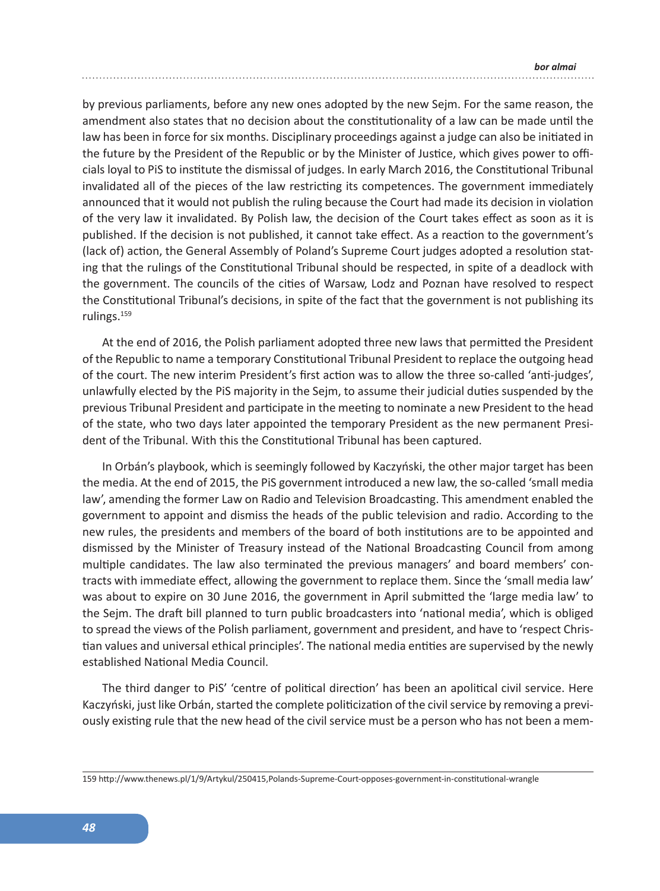by previous parliaments, before any new ones adopted by the new Sejm. For the same reason, the amendment also states that no decision about the constitutionality of a law can be made until the law has been in force for six months. Disciplinary proceedings against a judge can also be initiated in the future by the President of the Republic or by the Minister of Justice, which gives power to officials loyal to PiS to institute the dismissal of judges. In early March 2016, the Constitutional Tribunal invalidated all of the pieces of the law restricting its competences. The government immediately announced that it would not publish the ruling because the Court had made its decision in violation of the very law it invalidated. By Polish law, the decision of the Court takes effect as soon as it is published. If the decision is not published, it cannot take effect. As a reaction to the government's (lack of) action, the General Assembly of Poland's Supreme Court judges adopted a resolution stating that the rulings of the Constitutional Tribunal should be respected, in spite of a deadlock with the government. The councils of the cities of Warsaw, Lodz and Poznan have resolved to respect the Constitutional Tribunal's decisions, in spite of the fact that the government is not publishing its rulings.[159]

At the end of 2016, the Polish parliament adopted three new laws that permitted the President of the Republic to name a temporary Constitutional Tribunal President to replace the outgoing head of the court. The new interim President's first action was to allow the three so-called 'anti-judges', unlawfully elected by the PiS majority in the Sejm, to assume their judicial duties suspended by the previous Tribunal President and participate in the meeting to nominate a new President to the head of the state, who two days later appointed the temporary President as the new permanent President of the Tribunal. With this the Constitutional Tribunal has been captured.

In Orbán's playbook, which is seemingly followed by Kaczyński, the other major target has been the media. At the end of 2015, the PiS government introduced a new law, the so-called 'small media law', amending the former Law on Radio and Television Broadcasting. This amendment enabled the government to appoint and dismiss the heads of the public television and radio. According to the new rules, the presidents and members of the board of both institutions are to be appointed and dismissed by the Minister of Treasury instead of the National Broadcasting Council from among multiple candidates. The law also terminated the previous managers' and board members' contracts with immediate effect, allowing the government to replace them. Since the 'small media law' was about to expire on 30 June 2016, the government in April submitted the 'large media law' to the Sejm. The draft bill planned to turn public broadcasters into 'national media', which is obliged to spread the views of the Polish parliament, government and president, and have to 'respect Christian values and universal ethical principles'. The national media entities are supervised by the newly established National Media Council.

The third danger to PiS' 'centre of political direction' has been an apolitical civil service. Here Kaczyński, just like Orbán, started the complete politicization of the civil service by removing a previously existing rule that the new head of the civil service must be a person who has not been a mem-

159 http://www.thenews.pl/1/9/Artykul/250415,Polands-Supreme-Court-opposes-government-in-constitutional-wrangle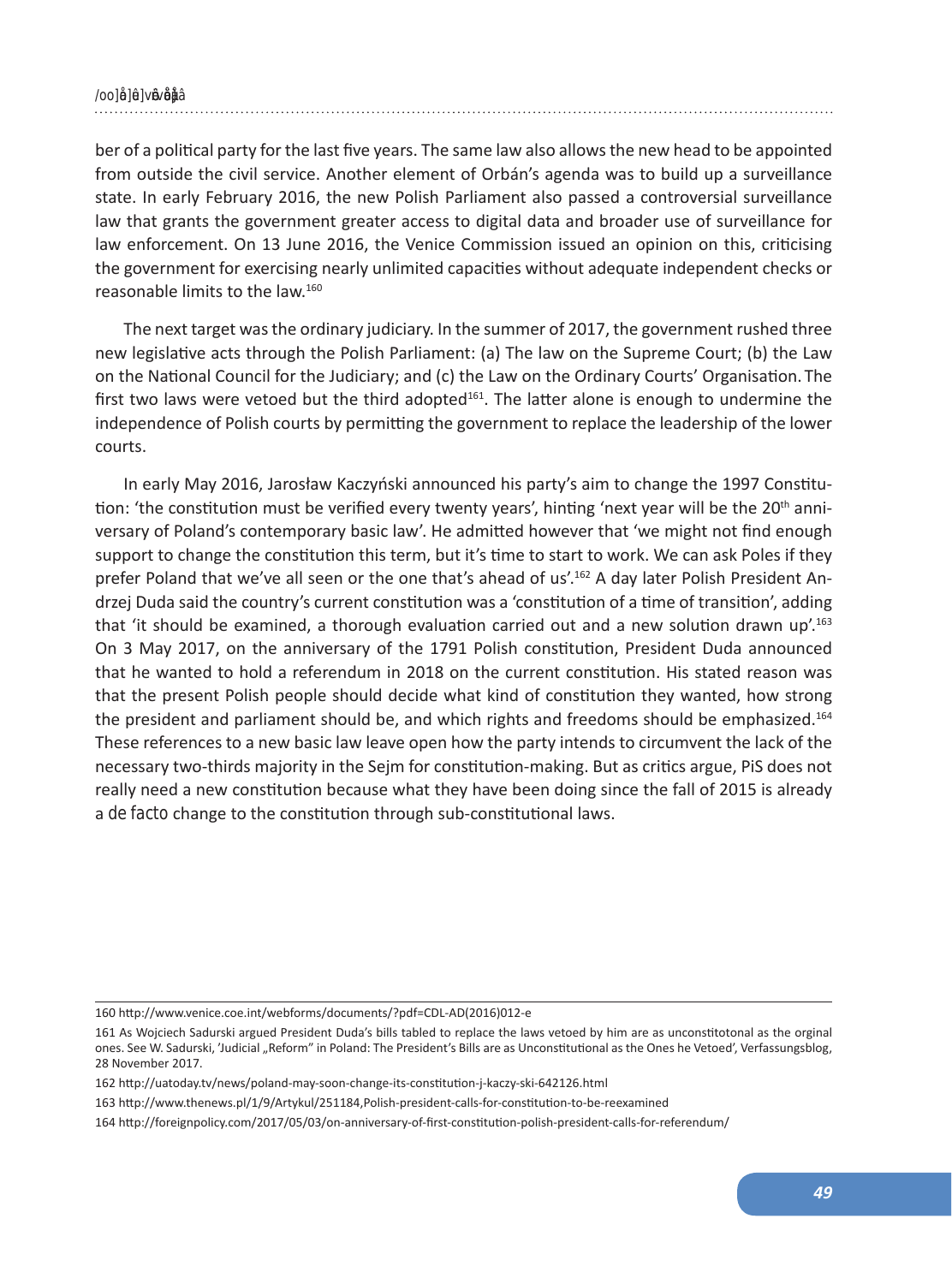ber of a political party for the last five years. The same law also allows the new head to be appointed from outside the civil service. Another element of Orbán's agenda was to build up a surveillance state. In early February 2016, the new Polish Parliament also passed a controversial surveillance law that grants the government greater access to digital data and broader use of surveillance for law enforcement. On 13 June 2016, the Venice Commission issued an opinion on this, criticising the government for exercising nearly unlimited capacities without adequate independent checks or reasonable limits to the law.[160]

The next target was the ordinary judiciary. In the summer of 2017, the government rushed three new legislative acts through the Polish Parliament: (a) The law on the Supreme Court; (b) the Law on the National Council for the Judiciary; and (c) the Law on the Ordinary Courts' Organisation. The first two laws were vetoed but the third adopted[161]. The latter alone is enough to undermine the independence of Polish courts by permitting the government to replace the leadership of the lower courts.

In early May 2016, Jarosław Kaczyński announced his party's aim to change the 1997 Constitution: 'the constitution must be verified every twenty years', hinting 'next year will be the 20th anniversary of Poland's contemporary basic law'. He admitted however that 'we might not find enough support to change the constitution this term, but it's time to start to work. We can ask Poles if they prefer Poland that we've all seen or the one that's ahead of us'.[162] A day later Polish President Andrzej Duda said the country's current constitution was a 'constitution of a time of transition', adding that 'it should be examined, a thorough evaluation carried out and a new solution drawn up'.[163] On 3 May 2017, on the anniversary of the 1791 Polish constitution, President Duda announced that he wanted to hold a referendum in 2018 on the current constitution. His stated reason was that the present Polish people should decide what kind of constitution they wanted, how strong the president and parliament should be, and which rights and freedoms should be emphasized.[164] These references to a new basic law leave open how the party intends to circumvent the lack of the necessary two-thirds majority in the Sejm for constitution-making. But as critics argue, PiS does not really need a new constitution because what they have been doing since the fall of 2015 is already a *de facto* change to the constitution through sub-constitutional laws.

---

160 http://www.venice.coe.int/webforms/documents/?pdf=CDL-AD(2016)012-e

161 As Wojciech Sadurski argued President Duda's bills tabled to replace the laws vetoed by him are as unconstitotonal as the orginal ones. See W. Sadurski, 'Judicial „Reform" in Poland: The President's Bills are as Unconstitutional as the Ones he Vetoed', Verfassungsblog, 28 November 2017.

162 http://uatoday.tv/news/poland-may-soon-change-its-constitution-j-kaczy-ski-642126.html

163 http://www.thenews.pl/1/9/Artykul/251184,Polish-president-calls-for-constitution-to-be-reexamined

164 http://foreignpolicy.com/2017/05/03/on-anniversary-of-first-constitution-polish-president-calls-for-referendum/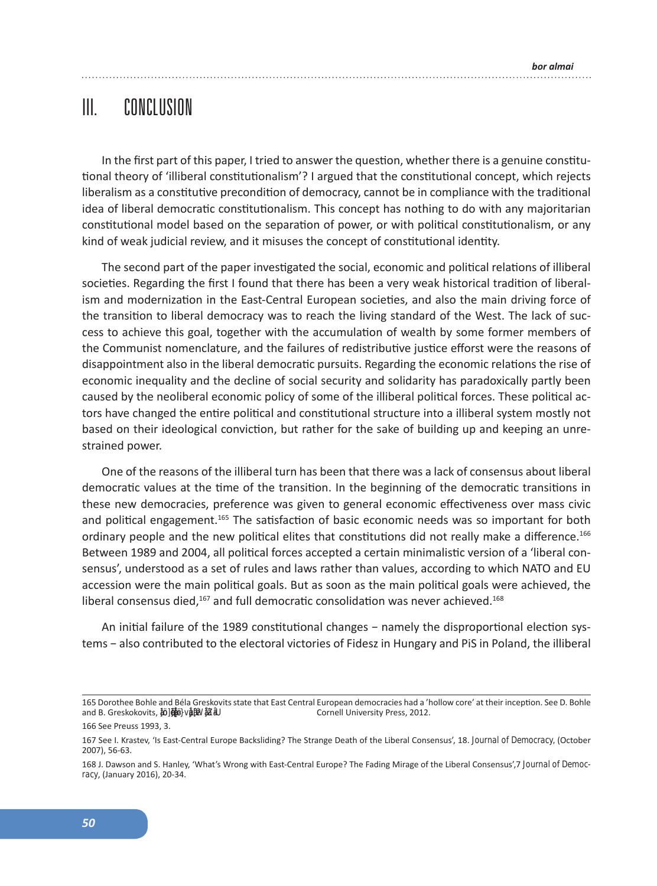# III. CONCLUSION

In the first part of this paper, I tried to answer the question, whether there is a genuine constitutional theory of 'illiberal constitutionalism'? I argued that the constitutional concept, which rejects liberalism as a constitutive precondition of democracy, cannot be in compliance with the traditional idea of liberal democratic constitutionalism. This concept has nothing to do with any majoritarian constitutional model based on the separation of power, or with political constitutionalism, or any kind of weak judicial review, and it misuses the concept of constitutional identity.

The second part of the paper investigated the social, economic and political relations of illiberal societies. Regarding the first I found that there has been a very weak historical tradition of liberalism and modernization in the East-Central European societies, and also the main driving force of the transition to liberal democracy was to reach the living standard of the West. The lack of success to achieve this goal, together with the accumulation of wealth by some former members of the Communist nomenclature, and the failures of redistributive justice effort were the reasons of disappointment also in the liberal democratic pursuits. Regarding the economic relations the rise of economic inequality and the decline of social security and solidarity has paradoxically partly been caused by the neoliberal economic policy of some of the illiberal political forces. These political actors have changed the entire political and constitutional structure into a illiberal system mostly not based on their ideological conviction, but rather for the sake of building up and keeping an unrestrained power.

One of the reasons of the illiberal turn has been that there was a lack of consensus about liberal democratic values at the time of the transition. In the beginning of the democratic transitions in these new democracies, preference was given to general economic effectiveness over mass civic and political engagement.[165] The satisfaction of basic economic needs was so important for both ordinary people and the new political elites that constitutions did not really make a difference.[166] Between 1989 and 2004, all political forces accepted a certain minimalistic version of a 'liberal consensus', understood as a set of rules and laws rather than values, according to which NATO and EU accession were the main political goals. But as soon as the main political goals were achieved, the liberal consensus died,[167] and full democratic consolidation was never achieved.[168]

An initial failure of the 1989 constitutional changes − namely the disproportional election systems − also contributed to the electoral victories of Fidesz in Hungary and PiS in Poland, the illiberal

---

165 Dorothee Bohle and Béla Greskovits state that East Central European democracies had a 'hollow core' at their inception. See D. Bohle and B. Greskokovits, *Capitalist Diversity on Europe's Periphery*, Cornell University Press, 2012.

166 See Preuss 1993, 3.

167 See I. Krastev, 'Is East-Central Europe Backsliding? The Strange Death of the Liberal Consensus', 18. *Journal of Democracy*, (October 2007), 56-63.

168 J. Dawson and S. Hanley, 'What's Wrong with East-Central Europe? The Fading Mirage of the Liberal Consensus',7 *Journal of Democracy*, (January 2016), 20-34.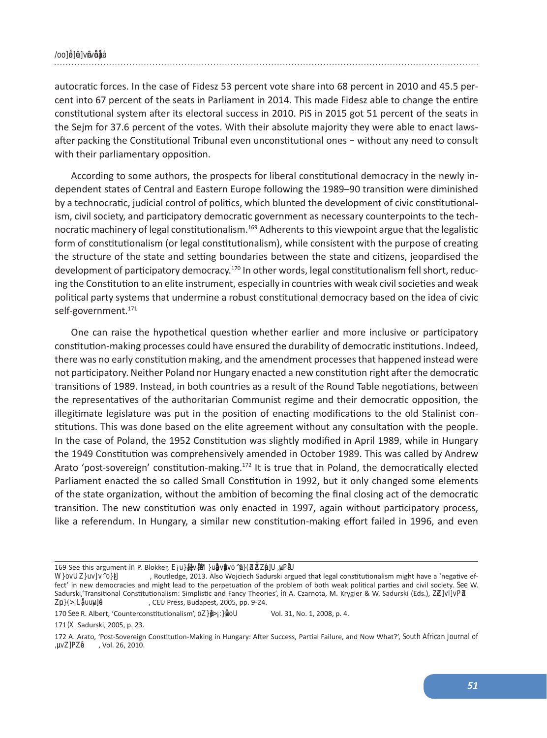autocratic forces. In the case of Fidesz 53 percent vote share into 68 percent in 2010 and 45.5 percent into 67 percent of the seats in Parliament in 2014. This made Fidesz able to change the entire constitutional system after its electoral success in 2010. PiS in 2015 got 51 percent of the seats in the Sejm for 37.6 percent of the votes. With their absolute majority they were able to enact laws-after packing the Constitutional Tribunal even unconstitutional ones – without any need to consult with their parliamentary opposition.

According to some authors, the prospects for liberal constitutional democracy in the newly independent states of Central and Eastern Europe following the 1989–90 transition were diminished by a technocratic, judicial control of politics, which blunted the development of civic constitutionalism, civil society, and participatory democratic government as necessary counterpoints to the technocratic machinery of legal constitutionalism.[169] Adherents to this viewpoint argue that the legalistic form of constitutionalism (or legal constitutionalism), while consistent with the purpose of creating the structure of the state and setting boundaries between the state and citizens, jeopardised the development of participatory democracy.[170] In other words, legal constitutionalism fell short, reducing the Constitution to an elite instrument, especially in countries with weak civil societies and weak political party systems that undermine a robust constitutional democracy based on the idea of civic self-government.[171]

One can raise the hypothetical question whether earlier and more inclusive or participatory constitution-making processes could have ensured the durability of democratic institutions. Indeed, there was no early constitution making, and the amendment processes that happened instead were not participatory. Neither Poland nor Hungary enacted a new constitution right after the democratic transitions of 1989. Instead, in both countries as a result of the Round Table negotiations, between the representatives of the authoritarian Communist regime and their democratic opposition, the illegitimate legislature was put in the position of enacting modifications to the old Stalinist constitutions. This was done based on the elite agreement without any consultation with the people. In the case of Poland, the 1952 Constitution was slightly modified in April 1989, while in Hungary the 1949 Constitution was comprehensively amended in October 1989. This was called by Andrew Arato 'post-sovereign' constitution-making.[172] It is true that in Poland, the democratically elected Parliament enacted the so called Small Constitution in 1992, but it only changed some elements of the state organization, without the ambition of becoming the final closing act of the democratic transition. The new constitution was only enacted in 1997, again without participatory process, like a referendum. In Hungary, a similar new constitution-making effort failed in 1996, and even

---

169 See this argument in P. Blokker, *New Democracies in Crisis? A Comparative Constitutional Study of the Czech Republic, Hungary, Poland, Romania and Slovakia*, Routledge, 2013. Also Wojciech Sadurski argued that legal constitutionalism might have a 'negative effect' in new democracies and might lead to the perpetuation of the problem of both weak political parties and civil society. See W. Sadurski,'Transitional Constitutionalism: Simplistic and Fancy Theories', in A. Czarnota, M. Krygier & W. Sadurski (Eds.), *Rethinking the Rule of Law after Communism*, CEU Press, Budapest, 2005, pp. 9-24.

170 See R. Albert, 'Counterconstitutionalism', *Dalhousie Law Journal*, Vol. 31, No. 1, 2008, p. 4.

171 W. Sadurski, 2005, p. 23.

172 A. Arato, 'Post-Sovereign Constitution-Making in Hungary: After Success, Partial Failure, and Now What?', *South African Journal of Human Rights*, Vol. 26, 2010.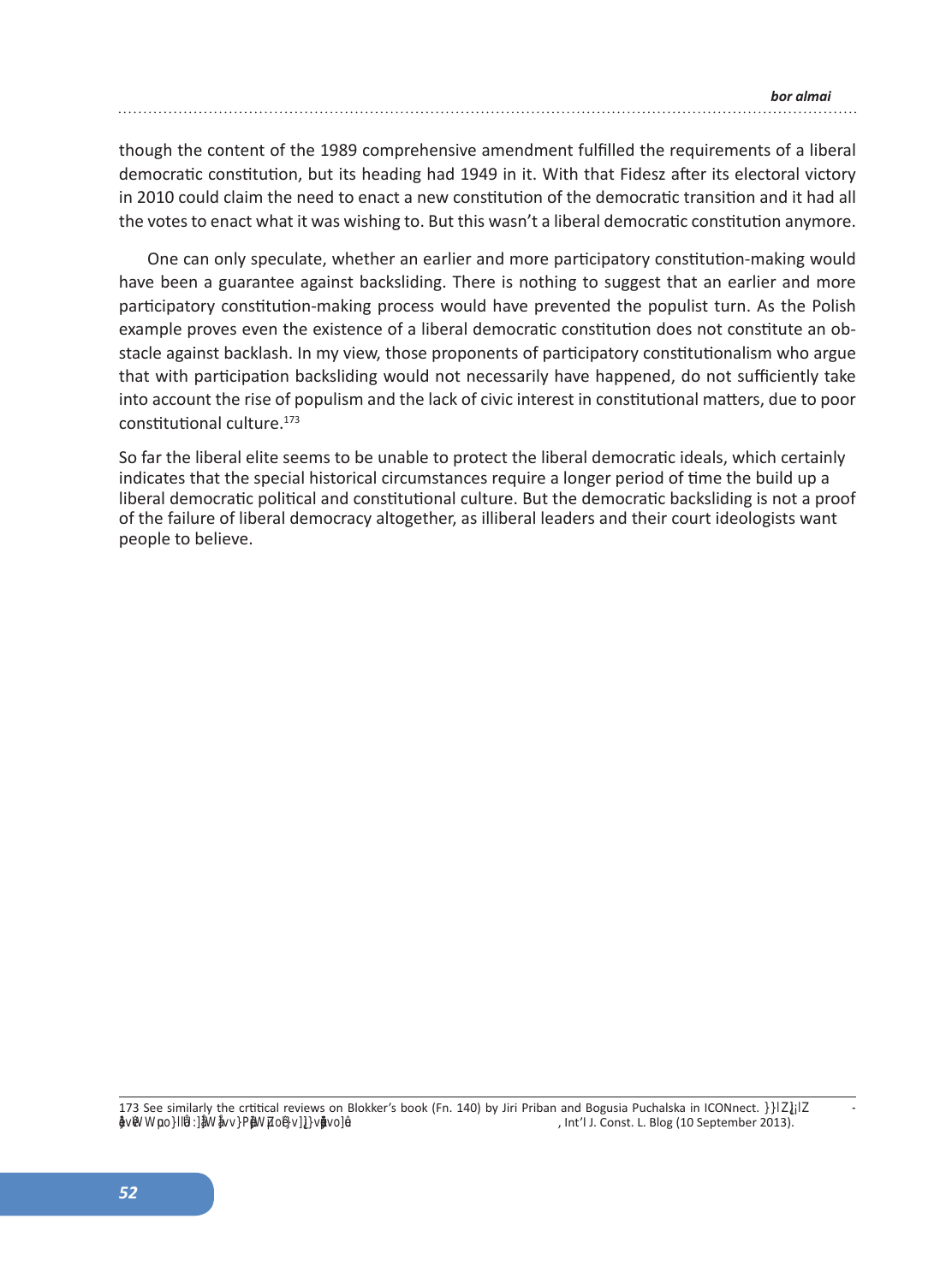though the content of the 1989 comprehensive amendment fulfilled the requirements of a liberal democratic constitution, but its heading had 1949 in it. With that Fidesz after its electoral victory in 2010 could claim the need to enact a new constitution of the democratic transition and it had all the votes to enact what it was wishing to. But this wasn't a liberal democratic constitution anymore.

One can only speculate, whether an earlier and more participatory constitution-making would have been a guarantee against backsliding. There is nothing to suggest that an earlier and more participatory constitution-making process would have prevented the populist turn. As the Polish example proves even the existence of a liberal democratic constitution does not constitute an obstacle against backlash. In my view, those proponents of participatory constitutionalism who argue that with participation backsliding would not necessarily have happened, do not sufficiently take into account the rise of populism and the lack of civic interest in constitutional matters, due to poor constitutional culture.[173]

So far the liberal elite seems to be unable to protect the liberal democratic ideals, which certainly indicates that the special historical circumstances require a longer period of time the build up a liberal democratic political and constitutional culture. But the democratic backsliding is not a proof of the failure of liberal democracy altogether, as illiberal leaders and their court ideologists want people to believe.

173 See similarly the crtitical reviews on Blokker's book (Fn. 140) by Jiri Priban and Bogusia Puchalska in ICONnect. }}lZ]¡lZ - åvZ]WpoJlld:]WåvvJP]Wé]ZoéJv]¿]våvolé , Int'l J. Const. L. Blog (10 September 2013).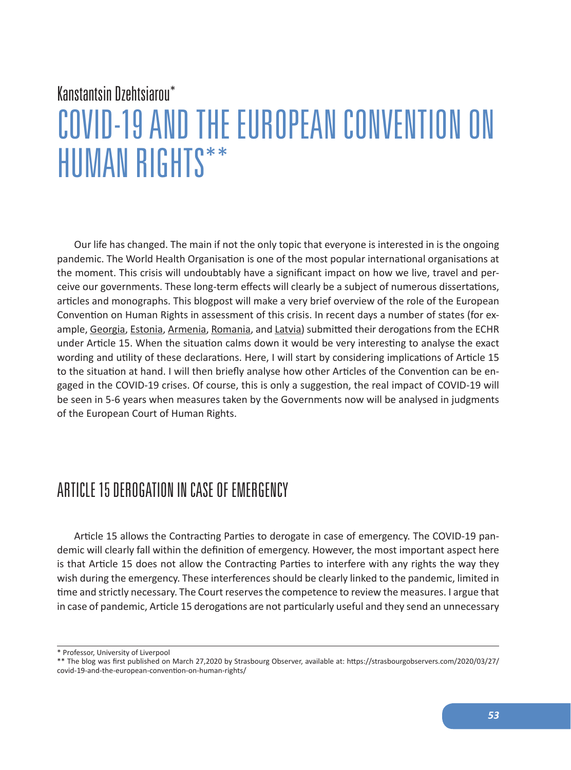Kanstantsin Dzehtsiarou*

# COVID-19 AND THE EUROPEAN CONVENTION ON HUMAN RIGHTS**

Our life has changed. The main if not the only topic that everyone is interested in is the ongoing pandemic. The World Health Organisation is one of the most popular international organisations at the moment. This crisis will undoubtably have a significant impact on how we live, travel and perceive our governments. These long-term effects will clearly be a subject of numerous dissertations, articles and monographs. This blogpost will make a very brief overview of the role of the European Convention on Human Rights in assessment of this crisis. In recent days a number of states (for example, Georgia, Estonia, Armenia, Romania, and Latvia) submitted their derogations from the ECHR under Article 15. When the situation calms down it would be very interesting to analyse the exact wording and utility of these declarations. Here, I will start by considering implications of Article 15 to the situation at hand. I will then briefly analyse how other Articles of the Convention can be engaged in the COVID-19 crises. Of course, this is only a suggestion, the real impact of COVID-19 will be seen in 5-6 years when measures taken by the Governments now will be analysed in judgments of the European Court of Human Rights.

## ARTICLE 15 DEROGATION IN CASE OF EMERGENCY

Article 15 allows the Contracting Parties to derogate in case of emergency. The COVID-19 pandemic will clearly fall within the definition of emergency. However, the most important aspect here is that Article 15 does not allow the Contracting Parties to interfere with any rights the way they wish during the emergency. These interferences should be clearly linked to the pandemic, limited in time and strictly necessary. The Court reserves the competence to review the measures. I argue that in case of pandemic, Article 15 derogations are not particularly useful and they send an unnecessary

---

* Professor, University of Liverpool

** The blog was first published on March 27,2020 by Strasbourg Observer, available at: https://strasbourgobservers.com/2020/03/27/covid-19-and-the-european-convention-on-human-rights/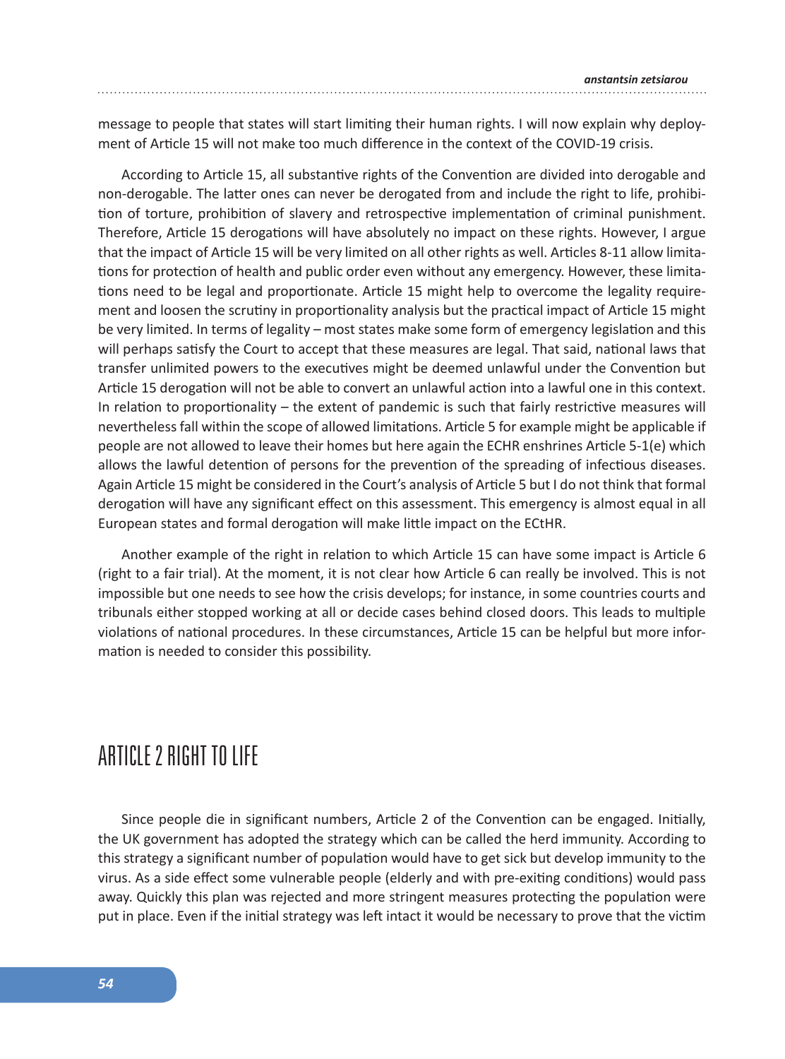message to people that states will start limiting their human rights. I will now explain why deployment of Article 15 will not make too much difference in the context of the COVID-19 crisis.

According to Article 15, all substantive rights of the Convention are divided into derogable and non-derogable. The latter ones can never be derogated from and include the right to life, prohibition of torture, prohibition of slavery and retrospective implementation of criminal punishment. Therefore, Article 15 derogations will have absolutely no impact on these rights. However, I argue that the impact of Article 15 will be very limited on all other rights as well. Articles 8-11 allow limitations for protection of health and public order even without any emergency. However, these limitations need to be legal and proportionate. Article 15 might help to overcome the legality requirement and loosen the scrutiny in proportionality analysis but the practical impact of Article 15 might be very limited. In terms of legality – most states make some form of emergency legislation and this will perhaps satisfy the Court to accept that these measures are legal. That said, national laws that transfer unlimited powers to the executives might be deemed unlawful under the Convention but Article 15 derogation will not be able to convert an unlawful action into a lawful one in this context. In relation to proportionality – the extent of pandemic is such that fairly restrictive measures will nevertheless fall within the scope of allowed limitations. Article 5 for example might be applicable if people are not allowed to leave their homes but here again the ECHR enshrines Article 5-1(e) which allows the lawful detention of persons for the prevention of the spreading of infectious diseases. Again Article 15 might be considered in the Court's analysis of Article 5 but I do not think that formal derogation will have any significant effect on this assessment. This emergency is almost equal in all European states and formal derogation will make little impact on the ECtHR.

Another example of the right in relation to which Article 15 can have some impact is Article 6 (right to a fair trial). At the moment, it is not clear how Article 6 can really be involved. This is not impossible but one needs to see how the crisis develops; for instance, in some countries courts and tribunals either stopped working at all or decide cases behind closed doors. This leads to multiple violations of national procedures. In these circumstances, Article 15 can be helpful but more information is needed to consider this possibility.

## ARTICLE 2 RIGHT TO LIFE

Since people die in significant numbers, Article 2 of the Convention can be engaged. Initially, the UK government has adopted the strategy which can be called the herd immunity. According to this strategy a significant number of population would have to get sick but develop immunity to the virus. As a side effect some vulnerable people (elderly and with pre-exiting conditions) would pass away. Quickly this plan was rejected and more stringent measures protecting the population were put in place. Even if the initial strategy was left intact it would be necessary to prove that the victim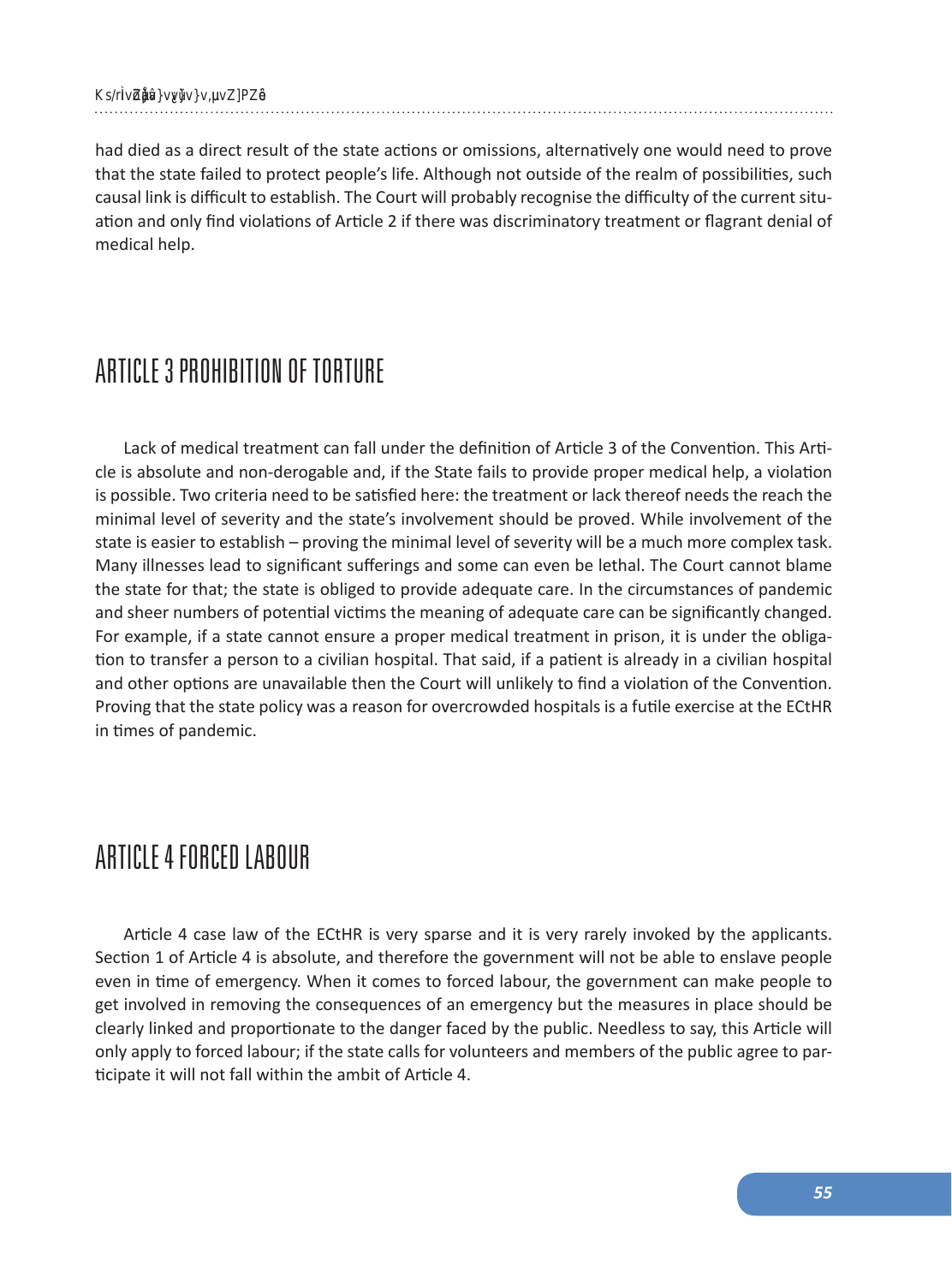had died as a direct result of the state actions or omissions, alternatively one would need to prove that the state failed to protect people's life. Although not outside of the realm of possibilities, such causal link is difficult to establish. The Court will probably recognise the difficulty of the current situation and only find violations of Article 2 if there was discriminatory treatment or flagrant denial of medical help.

## ARTICLE 3 PROHIBITION OF TORTURE

Lack of medical treatment can fall under the definition of Article 3 of the Convention. This Article is absolute and non-derogable and, if the State fails to provide proper medical help, a violation is possible. Two criteria need to be satisfied here: the treatment or lack thereof needs the reach the minimal level of severity and the state's involvement should be proved. While involvement of the state is easier to establish – proving the minimal level of severity will be a much more complex task. Many illnesses lead to significant sufferings and some can even be lethal. The Court cannot blame the state for that; the state is obliged to provide adequate care. In the circumstances of pandemic and sheer numbers of potential victims the meaning of adequate care can be significantly changed. For example, if a state cannot ensure a proper medical treatment in prison, it is under the obligation to transfer a person to a civilian hospital. That said, if a patient is already in a civilian hospital and other options are unavailable then the Court will unlikely to find a violation of the Convention. Proving that the state policy was a reason for overcrowded hospitals is a futile exercise at the ECtHR in times of pandemic.

## ARTICLE 4 FORCED LABOUR

Article 4 case law of the ECtHR is very sparse and it is very rarely invoked by the applicants. Section 1 of Article 4 is absolute, and therefore the government will not be able to enslave people even in time of emergency. When it comes to forced labour, the government can make people to get involved in removing the consequences of an emergency but the measures in place should be clearly linked and proportionate to the danger faced by the public. Needless to say, this Article will only apply to forced labour; if the state calls for volunteers and members of the public agree to participate it will not fall within the ambit of Article 4.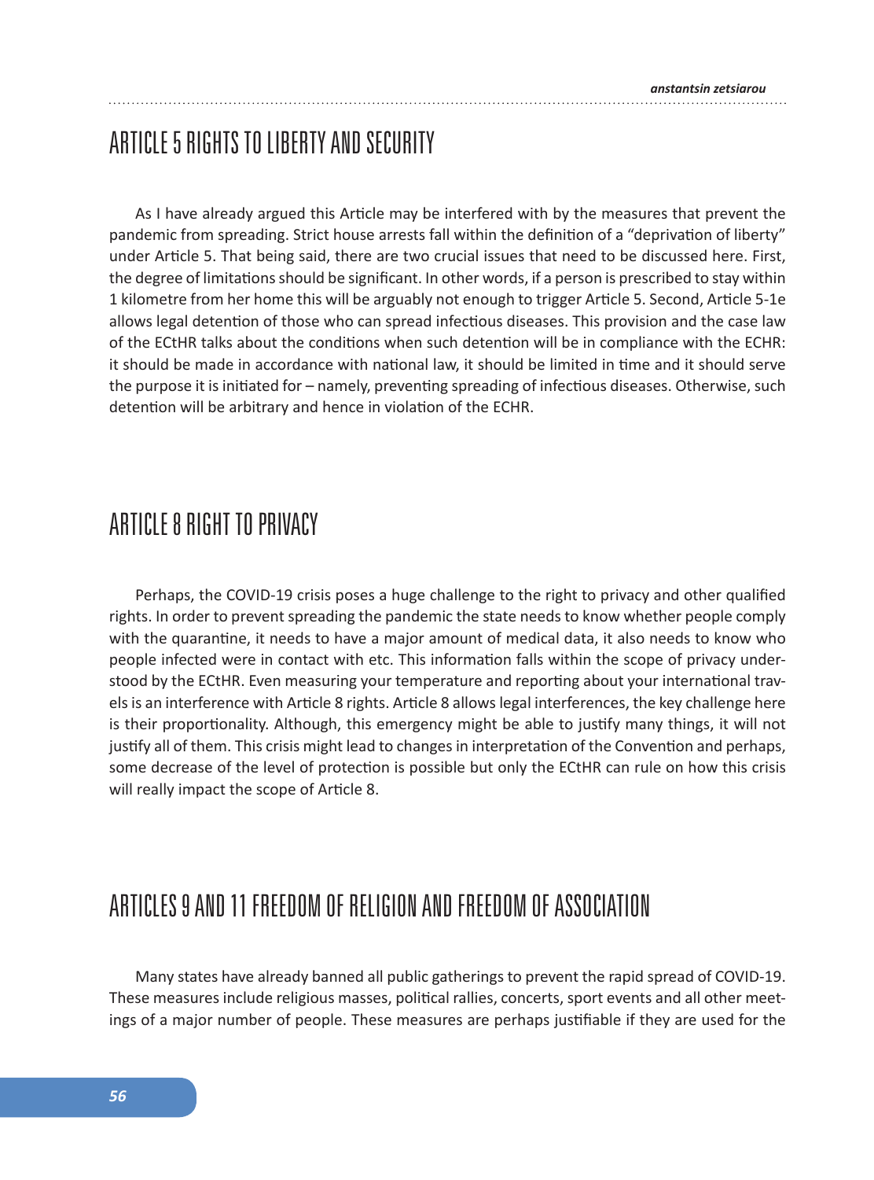## ARTICLE 5 RIGHTS TO LIBERTY AND SECURITY

As I have already argued this Article may be interfered with by the measures that prevent the pandemic from spreading. Strict house arrests fall within the definition of a "deprivation of liberty" under Article 5. That being said, there are two crucial issues that need to be discussed here. First, the degree of limitations should be significant. In other words, if a person is prescribed to stay within 1 kilometre from her home this will be arguably not enough to trigger Article 5. Second, Article 5-1e allows legal detention of those who can spread infectious diseases. This provision and the case law of the ECtHR talks about the conditions when such detention will be in compliance with the ECHR: it should be made in accordance with national law, it should be limited in time and it should serve the purpose it is initiated for – namely, preventing spreading of infectious diseases. Otherwise, such detention will be arbitrary and hence in violation of the ECHR.

## ARTICLE 8 RIGHT TO PRIVACY

Perhaps, the COVID-19 crisis poses a huge challenge to the right to privacy and other qualified rights. In order to prevent spreading the pandemic the state needs to know whether people comply with the quarantine, it needs to have a major amount of medical data, it also needs to know who people infected were in contact with etc. This information falls within the scope of privacy understood by the ECtHR. Even measuring your temperature and reporting about your international travels is an interference with Article 8 rights. Article 8 allows legal interferences, the key challenge here is their proportionality. Although, this emergency might be able to justify many things, it will not justify all of them. This crisis might lead to changes in interpretation of the Convention and perhaps, some decrease of the level of protection is possible but only the ECtHR can rule on how this crisis will really impact the scope of Article 8.

## ARTICLES 9 AND 11 FREEDOM OF RELIGION AND FREEDOM OF ASSOCIATION

Many states have already banned all public gatherings to prevent the rapid spread of COVID-19. These measures include religious masses, political rallies, concerts, sport events and all other meetings of a major number of people. These measures are perhaps justifiable if they are used for the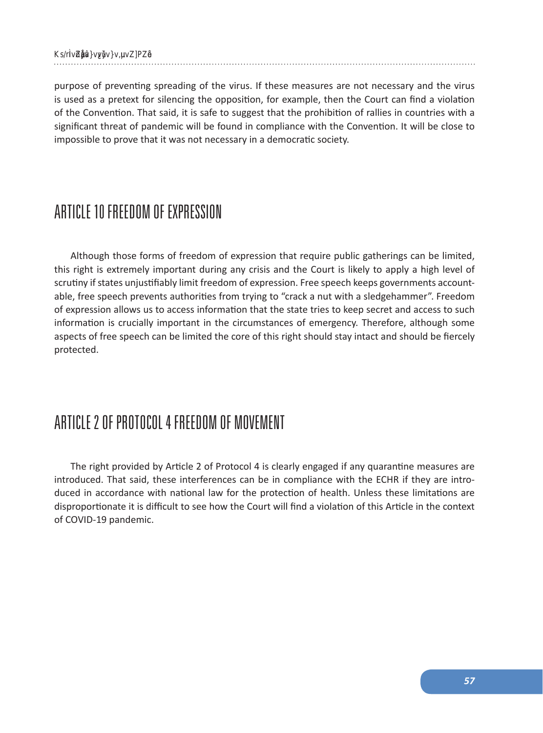purpose of preventing spreading of the virus. If these measures are not necessary and the virus is used as a pretext for silencing the opposition, for example, then the Court can find a violation of the Convention. That said, it is safe to suggest that the prohibition of rallies in countries with a significant threat of pandemic will be found in compliance with the Convention. It will be close to impossible to prove that it was not necessary in a democratic society.

## ARTICLE 10 FREEDOM OF EXPRESSION

Although those forms of freedom of expression that require public gatherings can be limited, this right is extremely important during any crisis and the Court is likely to apply a high level of scrutiny if states unjustifiably limit freedom of expression. Free speech keeps governments accountable, free speech prevents authorities from trying to "crack a nut with a sledgehammer". Freedom of expression allows us to access information that the state tries to keep secret and access to such information is crucially important in the circumstances of emergency. Therefore, although some aspects of free speech can be limited the core of this right should stay intact and should be fiercely protected.

## ARTICLE 2 OF PROTOCOL 4 FREEDOM OF MOVEMENT

The right provided by Article 2 of Protocol 4 is clearly engaged if any quarantine measures are introduced. That said, these interferences can be in compliance with the ECHR if they are introduced in accordance with national law for the protection of health. Unless these limitations are disproportionate it is difficult to see how the Court will find a violation of this Article in the context of COVID-19 pandemic.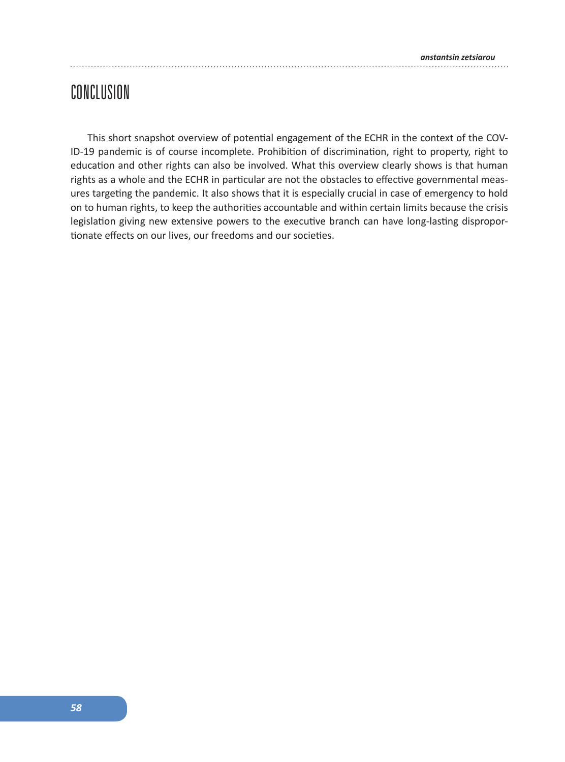# CONCLUSION

This short snapshot overview of potential engagement of the ECHR in the context of the COVID-19 pandemic is of course incomplete. Prohibition of discrimination, right to property, right to education and other rights can also be involved. What this overview clearly shows is that human rights as a whole and the ECHR in particular are not the obstacles to effective governmental measures targeting the pandemic. It also shows that it is especially crucial in case of emergency to hold on to human rights, to keep the authorities accountable and within certain limits because the crisis legislation giving new extensive powers to the executive branch can have long-lasting disproportionate effects on our lives, our freedoms and our societies.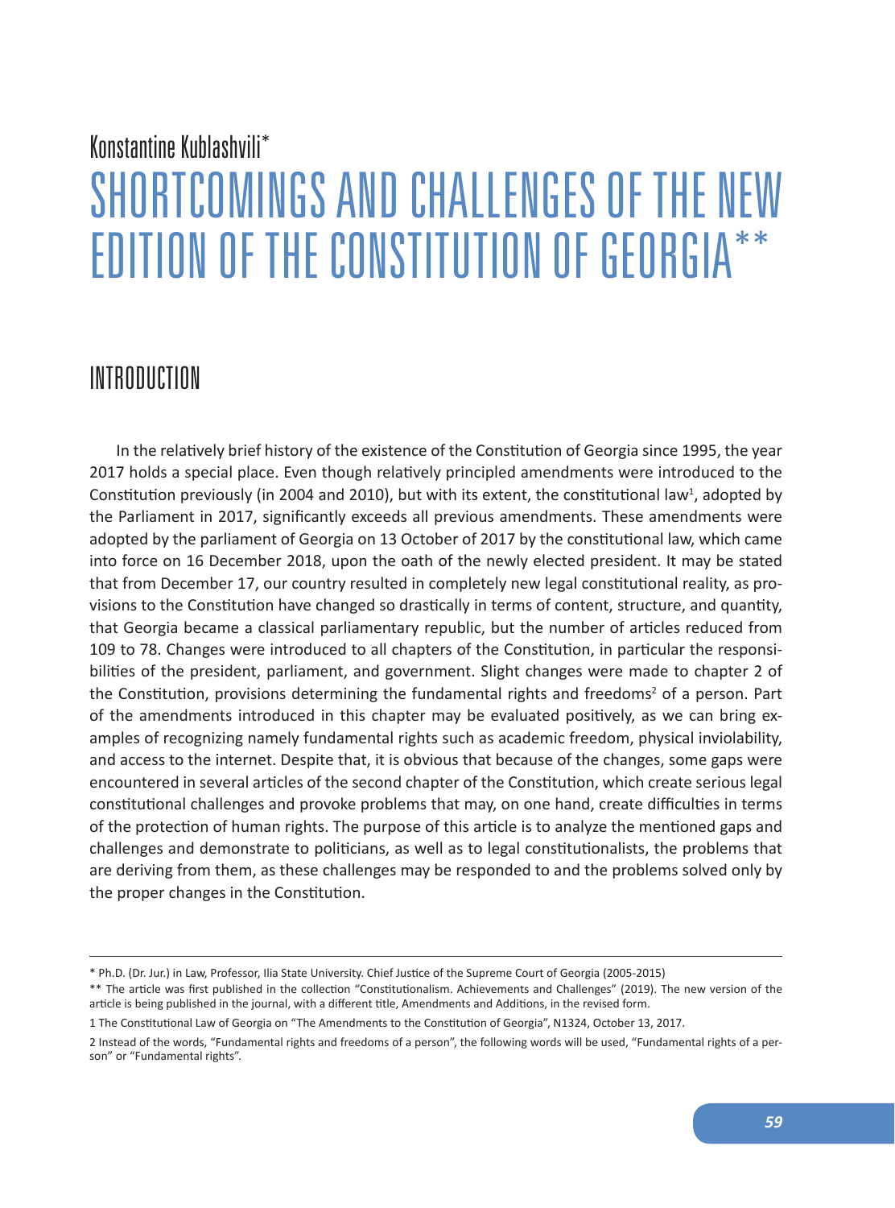Konstantine Kublashvili*

# SHORTCOMINGS AND CHALLENGES OF THE NEW EDITION OF THE CONSTITUTION OF GEORGIA**

## INTRODUCTION

In the relatively brief history of the existence of the Constitution of Georgia since 1995, the year 2017 holds a special place. Even though relatively principled amendments were introduced to the Constitution previously (in 2004 and 2010), but with its extent, the constitutional law[1], adopted by the Parliament in 2017, significantly exceeds all previous amendments. These amendments were adopted by the parliament of Georgia on 13 October of 2017 by the constitutional law, which came into force on 16 December 2018, upon the oath of the newly elected president. It may be stated that from December 17, our country resulted in completely new legal constitutional reality, as provisions to the Constitution have changed so drastically in terms of content, structure, and quantity, that Georgia became a classical parliamentary republic, but the number of articles reduced from 109 to 78. Changes were introduced to all chapters of the Constitution, in particular the responsibilities of the president, parliament, and government. Slight changes were made to chapter 2 of the Constitution, provisions determining the fundamental rights and freedoms[2] of a person. Part of the amendments introduced in this chapter may be evaluated positively, as we can bring examples of recognizing namely fundamental rights such as academic freedom, physical inviolability, and access to the internet. Despite that, it is obvious that because of the changes, some gaps were encountered in several articles of the second chapter of the Constitution, which create serious legal constitutional challenges and provoke problems that may, on one hand, create difficulties in terms of the protection of human rights. The purpose of this article is to analyze the mentioned gaps and challenges and demonstrate to politicians, as well as to legal constitutionalists, the problems that are deriving from them, as these challenges may be responded to and the problems solved only by the proper changes in the Constitution.

---

\* Ph.D. (Dr. Jur.) in Law, Professor, Ilia State University. Chief Justice of the Supreme Court of Georgia (2005-2015)

\*\* The article was first published in the collection "Constitutionalism. Achievements and Challenges" (2019). The new version of the article is being published in the journal, with a different title, Amendments and Additions, in the revised form.

1 The Constitutional Law of Georgia on "The Amendments to the Constitution of Georgia", N1324, October 13, 2017.

2 Instead of the words, "Fundamental rights and freedoms of a person", the following words will be used, "Fundamental rights of a person" or "Fundamental rights".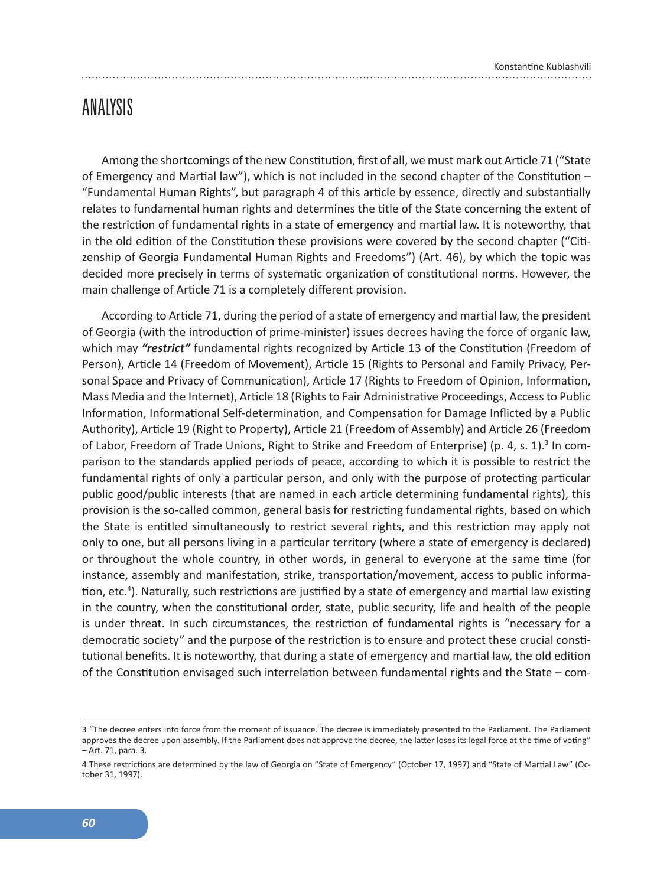# ANALYSIS

Among the shortcomings of the new Constitution, first of all, we must mark out Article 71 ("State of Emergency and Martial law"), which is not included in the second chapter of the Constitution – "Fundamental Human Rights", but paragraph 4 of this article by essence, directly and substantially relates to fundamental human rights and determines the title of the State concerning the extent of the restriction of fundamental rights in a state of emergency and martial law. It is noteworthy, that in the old edition of the Constitution these provisions were covered by the second chapter ("Citizenship of Georgia Fundamental Human Rights and Freedoms") (Art. 46), by which the topic was decided more precisely in terms of systematic organization of constitutional norms. However, the main challenge of Article 71 is a completely different provision.

According to Article 71, during the period of a state of emergency and martial law, the president of Georgia (with the introduction of prime-minister) issues decrees having the force of organic law, which may ***"restrict"*** fundamental rights recognized by Article 13 of the Constitution (Freedom of Person), Article 14 (Freedom of Movement), Article 15 (Rights to Personal and Family Privacy, Personal Space and Privacy of Communication), Article 17 (Rights to Freedom of Opinion, Information, Mass Media and the Internet), Article 18 (Rights to Fair Administrative Proceedings, Access to Public Information, Informational Self-determination, and Compensation for Damage Inflicted by a Public Authority), Article 19 (Right to Property), Article 21 (Freedom of Assembly) and Article 26 (Freedom of Labor, Freedom of Trade Unions, Right to Strike and Freedom of Enterprise) (p. 4, s. 1).[3] In comparison to the standards applied periods of peace, according to which it is possible to restrict the fundamental rights of only a particular person, and only with the purpose of protecting particular public good/public interests (that are named in each article determining fundamental rights), this provision is the so-called common, general basis for restricting fundamental rights, based on which the State is entitled simultaneously to restrict several rights, and this restriction may apply not only to one, but all persons living in a particular territory (where a state of emergency is declared) or throughout the whole country, in other words, in general to everyone at the same time (for instance, assembly and manifestation, strike, transportation/movement, access to public information, etc.[4]). Naturally, such restrictions are justified by a state of emergency and martial law existing in the country, when the constitutional order, state, public security, life and health of the people is under threat. In such circumstances, the restriction of fundamental rights is "necessary for a democratic society" and the purpose of the restriction is to ensure and protect these crucial constitutional benefits. It is noteworthy, that during a state of emergency and martial law, the old edition of the Constitution envisaged such interrelation between fundamental rights and the State – com-

---

3 "The decree enters into force from the moment of issuance. The decree is immediately presented to the Parliament. The Parliament approves the decree upon assembly. If the Parliament does not approve the decree, the latter loses its legal force at the time of voting" – Art. 71, para. 3.

4 These restrictions are determined by the law of Georgia on "State of Emergency" (October 17, 1997) and "State of Martial Law" (October 31, 1997).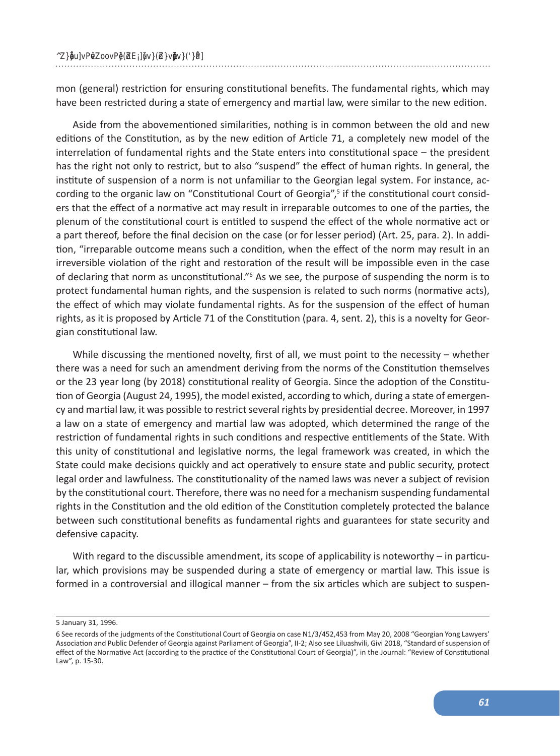mon (general) restriction for ensuring constitutional benefits. The fundamental rights, which may have been restricted during a state of emergency and martial law, were similar to the new edition.

Aside from the abovementioned similarities, nothing is in common between the old and new editions of the Constitution, as by the new edition of Article 71, a completely new model of the interrelation of fundamental rights and the State enters into constitutional space – the president has the right not only to restrict, but to also "suspend" the effect of human rights. In general, the institute of suspension of a norm is not unfamiliar to the Georgian legal system. For instance, according to the organic law on "Constitutional Court of Georgia",[5] if the constitutional court considers that the effect of a normative act may result in irreparable outcomes to one of the parties, the plenum of the constitutional court is entitled to suspend the effect of the whole normative act or a part thereof, before the final decision on the case (or for lesser period) (Art. 25, para. 2). In addition, "irreparable outcome means such a condition, when the effect of the norm may result in an irreversible violation of the right and restoration of the result will be impossible even in the case of declaring that norm as unconstitutional."[6] As we see, the purpose of suspending the norm is to protect fundamental human rights, and the suspension is related to such norms (normative acts), the effect of which may violate fundamental rights. As for the suspension of the effect of human rights, as it is proposed by Article 71 of the Constitution (para. 4, sent. 2), this is a novelty for Georgian constitutional law.

While discussing the mentioned novelty, first of all, we must point to the necessity – whether there was a need for such an amendment deriving from the norms of the Constitution themselves or the 23 year long (by 2018) constitutional reality of Georgia. Since the adoption of the Constitution of Georgia (August 24, 1995), the model existed, according to which, during a state of emergency and martial law, it was possible to restrict several rights by presidential decree. Moreover, in 1997 a law on a state of emergency and martial law was adopted, which determined the range of the restriction of fundamental rights in such conditions and respective entitlements of the State. With this unity of constitutional and legislative norms, the legal framework was created, in which the State could make decisions quickly and act operatively to ensure state and public security, protect legal order and lawfulness. The constitutionality of the named laws was never a subject of revision by the constitutional court. Therefore, there was no need for a mechanism suspending fundamental rights in the Constitution and the old edition of the Constitution completely protected the balance between such constitutional benefits as fundamental rights and guarantees for state security and defensive capacity.

With regard to the discussible amendment, its scope of applicability is noteworthy – in particular, which provisions may be suspended during a state of emergency or martial law. This issue is formed in a controversial and illogical manner – from the six articles which are subject to suspen-

---

5 January 31, 1996.

6 See records of the judgments of the Constitutional Court of Georgia on case N1/3/452,453 from May 20, 2008 "Georgian Yong Lawyers' Association and Public Defender of Georgia against Parliament of Georgia", II-2; Also see Liluashvili, Givi 2018, "Standard of suspension of effect of the Normative Act (according to the practice of the Constitutional Court of Georgia)", in the Journal: "Review of Constitutional Law", p. 15-30.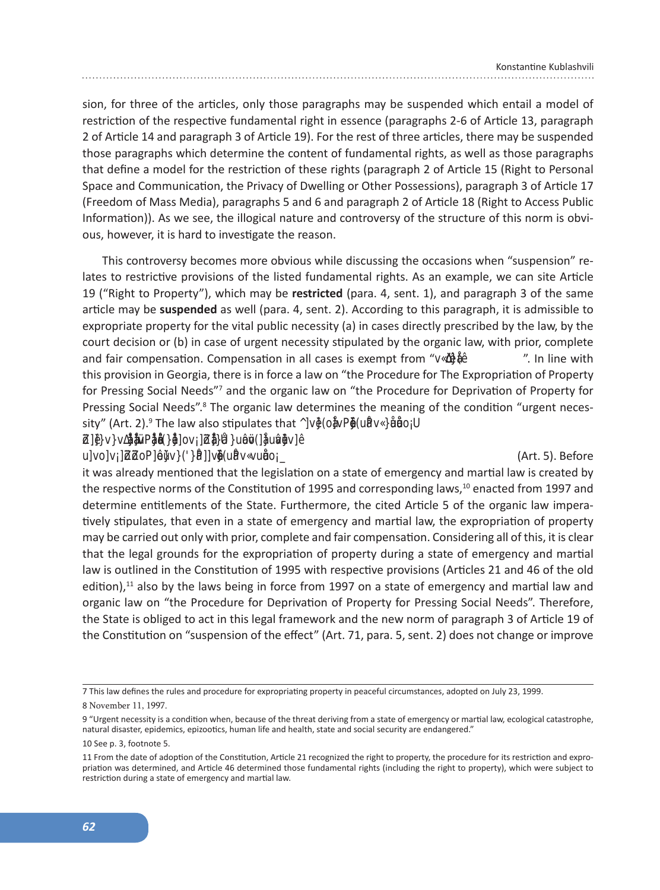sion, for three of the articles, only those paragraphs may be suspended which entail a model of restriction of the respective fundamental right in essence (paragraphs 2-6 of Article 13, paragraph 2 of Article 14 and paragraph 3 of Article 19). For the rest of three articles, there may be suspended those paragraphs which determine the content of fundamental rights, as well as those paragraphs that define a model for the restriction of these rights (paragraph 2 of Article 15 (Right to Personal Space and Communication, the Privacy of Dwelling or Other Possessions), paragraph 3 of Article 17 (Freedom of Mass Media), paragraphs 5 and 6 and paragraph 2 of Article 18 (Right to Access Public Information)). As we see, the illogical nature and controversy of the structure of this norm is obvious, however, it is hard to investigate the reason.

This controversy becomes more obvious while discussing the occasions when "suspension" relates to restrictive provisions of the listed fundamental rights. As an example, we can site Article 19 ("Right to Property"), which may be **restricted** (para. 4, sent. 1), and paragraph 3 of the same article may be **suspended** as well (para. 4, sent. 2). According to this paragraph, it is admissible to expropriate property for the vital public necessity (a) in cases directly prescribed by the law, by the court decision or (b) in case of urgent necessity stipulated by the organic law, with prior, complete and fair compensation. Compensation in all cases is exempt from "v«Œ}‰åê ". In line with this provision in Georgia, there is in force a law on "the Procedure for The Expropriation of Property for Pressing Social Needs"[7] and the organic law on "the Procedure for Deprivation of Property for Pressing Social Needs".[8] The organic law determines the meaning of the condition "urgent necessity" (Art. 2).[9] The law also stipulates that ^]v}(oåvPo(uåv«}ååo¡U Z]}v}vΔåüPåå(}å]ov¡Z}å}uåü(]åuåvê u]vo]v¡ZZoP]êüv}(')å]]v}(uåv«vuåo¡_ (Art. 5). Before it was already mentioned that the legislation on a state of emergency and martial law is created by the respective norms of the Constitution of 1995 and corresponding laws,[10] enacted from 1997 and determine entitlements of the State. Furthermore, the cited Article 5 of the organic law imperatively stipulates, that even in a state of emergency and martial law, the expropriation of property may be carried out only with prior, complete and fair compensation. Considering all of this, it is clear that the legal grounds for the expropriation of property during a state of emergency and martial law is outlined in the Constitution of 1995 with respective provisions (Articles 21 and 46 of the old edition),[11] also by the laws being in force from 1997 on a state of emergency and martial law and organic law on "the Procedure for Deprivation of Property for Pressing Social Needs". Therefore, the State is obliged to act in this legal framework and the new norm of paragraph 3 of Article 19 of the Constitution on "suspension of the effect" (Art. 71, para. 5, sent. 2) does not change or improve

---

7 This law defines the rules and procedure for expropriating property in peaceful circumstances, adopted on July 23, 1999.

8 November 11, 1997.

9 "Urgent necessity is a condition when, because of the threat deriving from a state of emergency or martial law, ecological catastrophe, natural disaster, epidemics, epizootics, human life and health, state and social security are endangered."

10 See p. 3, footnote 5.

11 From the date of adoption of the Constitution, Article 21 recognized the right to property, the procedure for its restriction and expropriation was determined, and Article 46 determined those fundamental rights (including the right to property), which were subject to restriction during a state of emergency and martial law.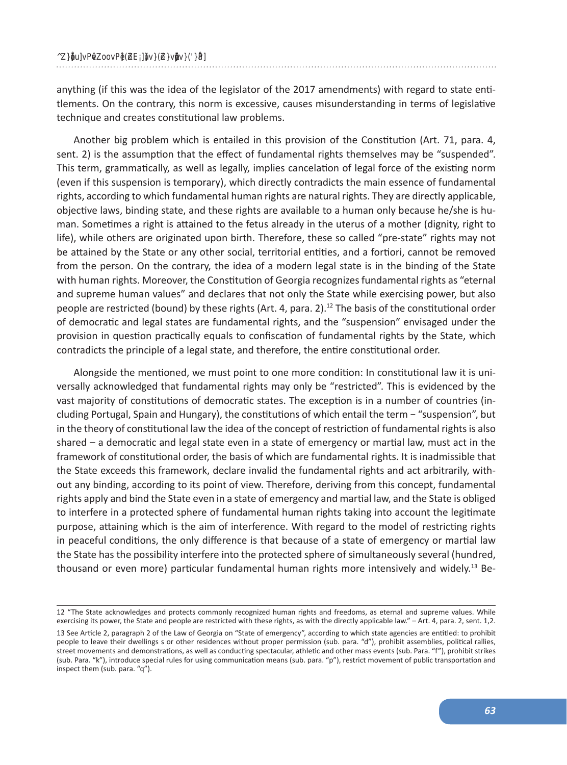anything (if this was the idea of the legislator of the 2017 amendments) with regard to state entitlements. On the contrary, this norm is excessive, causes misunderstanding in terms of legislative technique and creates constitutional law problems.

Another big problem which is entailed in this provision of the Constitution (Art. 71, para. 4, sent. 2) is the assumption that the effect of fundamental rights themselves may be "suspended". This term, grammatically, as well as legally, implies cancelation of legal force of the existing norm (even if this suspension is temporary), which directly contradicts the main essence of fundamental rights, according to which fundamental human rights are natural rights. They are directly applicable, objective laws, binding state, and these rights are available to a human only because he/she is human. Sometimes a right is attained to the fetus already in the uterus of a mother (dignity, right to life), while others are originated upon birth. Therefore, these so called "pre-state" rights may not be attained by the State or any other social, territorial entities, and a fortiori, cannot be removed from the person. On the contrary, the idea of a modern legal state is in the binding of the State with human rights. Moreover, the Constitution of Georgia recognizes fundamental rights as "eternal and supreme human values" and declares that not only the State while exercising power, but also people are restricted (bound) by these rights (Art. 4, para. 2).[12] The basis of the constitutional order of democratic and legal states are fundamental rights, and the "suspension" envisaged under the provision in question practically equals to confiscation of fundamental rights by the State, which contradicts the principle of a legal state, and therefore, the entire constitutional order.

Alongside the mentioned, we must point to one more condition: In constitutional law it is universally acknowledged that fundamental rights may only be "restricted". This is evidenced by the vast majority of constitutions of democratic states. The exception is in a number of countries (including Portugal, Spain and Hungary), the constitutions of which entail the term – "suspension", but in the theory of constitutional law the idea of the concept of restriction of fundamental rights is also shared – a democratic and legal state even in a state of emergency or martial law, must act in the framework of constitutional order, the basis of which are fundamental rights. It is inadmissible that the State exceeds this framework, declare invalid the fundamental rights and act arbitrarily, without any binding, according to its point of view. Therefore, deriving from this concept, fundamental rights apply and bind the State even in a state of emergency and martial law, and the State is obliged to interfere in a protected sphere of fundamental human rights taking into account the legitimate purpose, attaining which is the aim of interference. With regard to the model of restricting rights in peaceful conditions, the only difference is that because of a state of emergency or martial law the State has the possibility interfere into the protected sphere of simultaneously several (hundred, thousand or even more) particular fundamental human rights more intensively and widely.[13] Be-

---

12 "The State acknowledges and protects commonly recognized human rights and freedoms, as eternal and supreme values. While exercising its power, the State and people are restricted with these rights, as with the directly applicable law." – Art. 4, para. 2, sent. 1,2.

13 See Article 2, paragraph 2 of the Law of Georgia on "State of emergency", according to which state agencies are entitled: to prohibit people to leave their dwellings s or other residences without proper permission (sub. para. "d"), prohibit assemblies, political rallies, street movements and demonstrations, as well as conducting spectacular, athletic and other mass events (sub. Para. "f"), prohibit strikes (sub. Para. "k"), introduce special rules for using communication means (sub. para. "p"), restrict movement of public transportation and inspect them (sub. para. "q").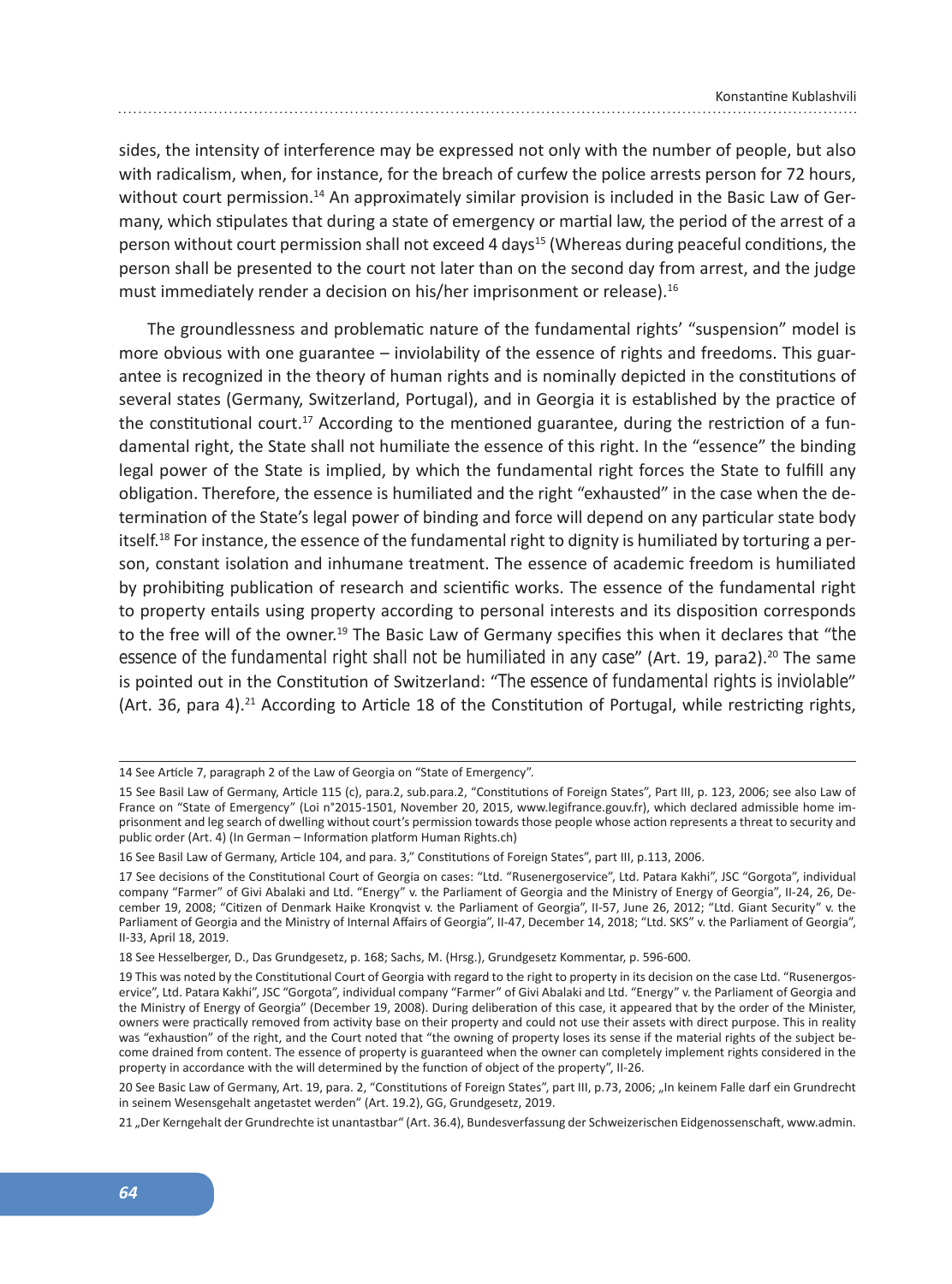sides, the intensity of interference may be expressed not only with the number of people, but also with radicalism, when, for instance, for the breach of curfew the police arrests person for 72 hours, without court permission.[14] An approximately similar provision is included in the Basic Law of Germany, which stipulates that during a state of emergency or martial law, the period of the arrest of a person without court permission shall not exceed 4 days[15] (Whereas during peaceful conditions, the person shall be presented to the court not later than on the second day from arrest, and the judge must immediately render a decision on his/her imprisonment or release).[16]

The groundlessness and problematic nature of the fundamental rights' "suspension" model is more obvious with one guarantee – inviolability of the essence of rights and freedoms. This guarantee is recognized in the theory of human rights and is nominally depicted in the constitutions of several states (Germany, Switzerland, Portugal), and in Georgia it is established by the practice of the constitutional court.[17] According to the mentioned guarantee, during the restriction of a fundamental right, the State shall not humiliate the essence of this right. In the "essence" the binding legal power of the State is implied, by which the fundamental right forces the State to fulfill any obligation. Therefore, the essence is humiliated and the right "exhausted" in the case when the determination of the State's legal power of binding and force will depend on any particular state body itself.[18] For instance, the essence of the fundamental right to dignity is humiliated by torturing a person, constant isolation and inhumane treatment. The essence of academic freedom is humiliated by prohibiting publication of research and scientific works. The essence of the fundamental right to property entails using property according to personal interests and its disposition corresponds to the free will of the owner.[19] The Basic Law of Germany specifies this when it declares that "the essence of the fundamental right shall not be humiliated in any case" (Art. 19, para2).[20] The same is pointed out in the Constitution of Switzerland: "The essence of fundamental rights is inviolable" (Art. 36, para 4).[21] According to Article 18 of the Constitution of Portugal, while restricting rights,

---

14 See Article 7, paragraph 2 of the Law of Georgia on "State of Emergency".

15 See Basil Law of Germany, Article 115 (c), para.2, sub.para.2, "Constitutions of Foreign States", Part III, p. 123, 2006; see also Law of France on "State of Emergency" (Loi n°2015-1501, November 20, 2015, www.legifrance.gouv.fr), which declared admissible home imprisonment and leg search of dwelling without court's permission towards those people whose action represents a threat to security and public order (Art. 4) (In German – Information platform Human Rights.ch)

16 See Basil Law of Germany, Article 104, and para. 3," Constitutions of Foreign States", part III, p.113, 2006.

17 See decisions of the Constitutional Court of Georgia on cases: "Ltd. "Rusenergoservice", Ltd. Patara Kakhi", JSC "Gorgota", individual company "Farmer" of Givi Abalaki and Ltd. "Energy" v. the Parliament of Georgia and the Ministry of Energy of Georgia", II-24, 26, December 19, 2008; "Citizen of Denmark Haike Kronqvist v. the Parliament of Georgia", II-57, June 26, 2012; "Ltd. Giant Security" v. the Parliament of Georgia and the Ministry of Internal Affairs of Georgia", II-47, December 14, 2018; "Ltd. SKS" v. the Parliament of Georgia", II-33, April 18, 2019.

18 See Hesselberger, D., Das Grundgesetz, p. 168; Sachs, M. (Hrsg.), Grundgesetz Kommentar, p. 596-600.

19 This was noted by the Constitutional Court of Georgia with regard to the right to property in its decision on the case Ltd. "Rusenergoservice", Ltd. Patara Kakhi", JSC "Gorgota", individual company "Farmer" of Givi Abalaki and Ltd. "Energy" v. the Parliament of Georgia and the Ministry of Energy of Georgia" (December 19, 2008). During deliberation of this case, it appeared that by the order of the Minister, owners were practically removed from activity base on their property and could not use their assets with direct purpose. This in reality was "exhaustion" of the right, and the Court noted that "the owning of property loses its sense if the material rights of the subject become drained from content. The essence of property is guaranteed when the owner can completely implement rights considered in the property in accordance with the will determined by the function of object of the property", II-26.

20 See Basic Law of Germany, Art. 19, para. 2, "Constitutions of Foreign States", part III, p.73, 2006; „In keinem Falle darf ein Grundrecht in seinem Wesensgehalt angetastet werden" (Art. 19.2), GG, Grundgesetz, 2019.

21 „Der Kerngehalt der Grundrechte ist unantastbar" (Art. 36.4), Bundesverfassung der Schweizerischen Eidgenossenschaft, www.admin.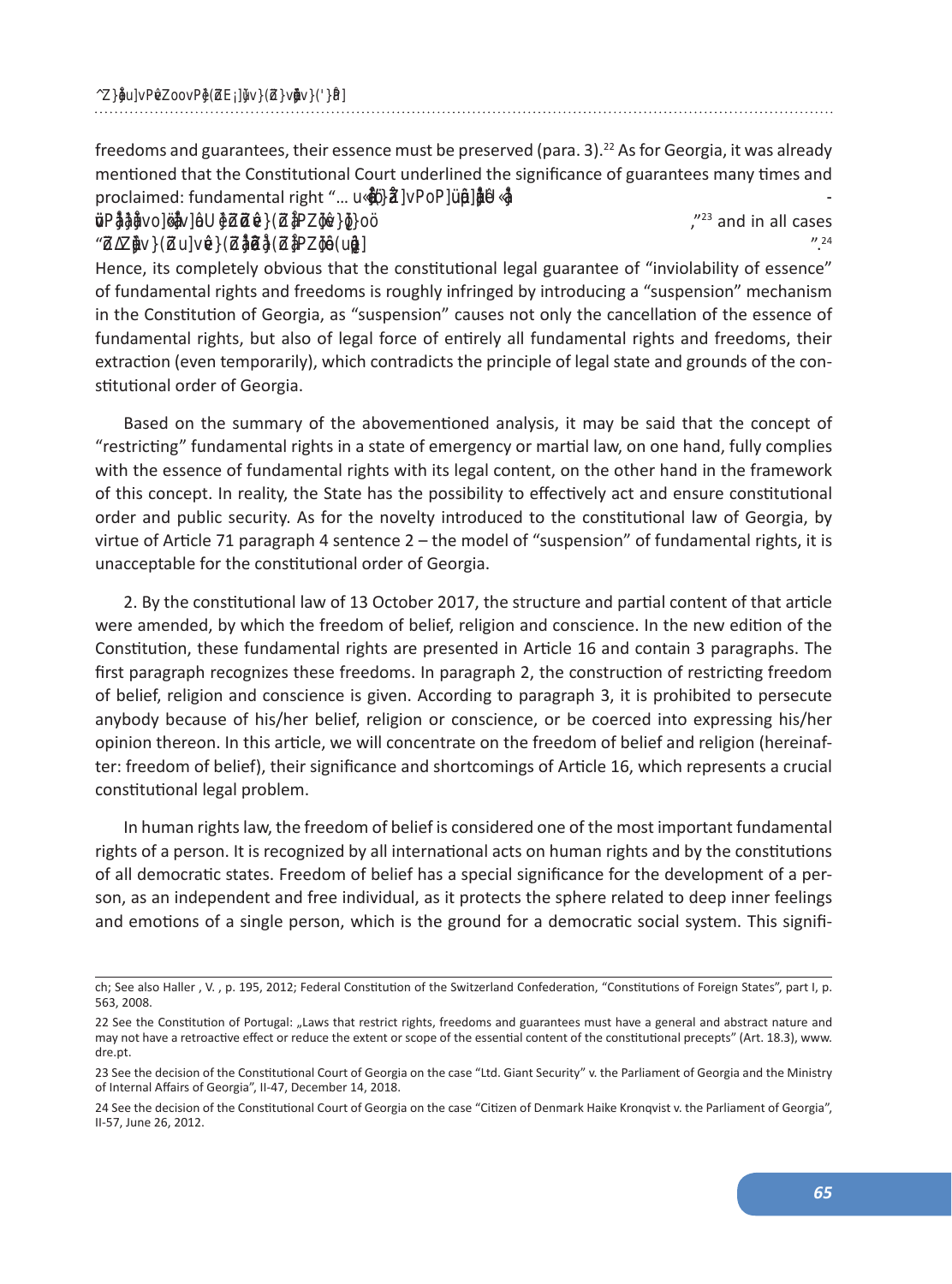freedoms and guarantees, their essence must be preserved (para. 3).[22] As for Georgia, it was already mentioned that the Constitutional Court underlined the significance of guarantees many times and proclaimed: fundamental right "... u«ĝ}ĩ]vPoP]üµ]ĝU «ĝ - üPĝĝvo]ĝ]U ĝĩĩ}(ĩĝPZĝ}ĝoö ,"[23] and in all cases "ĩZĝv}(ĩu]v}(ĩĝĩ(ĩĝPZĝ(uĝ]".[24] Hence, its completely obvious that the constitutional legal guarantee of "inviolability of essence" of fundamental rights and freedoms is roughly infringed by introducing a "suspension" mechanism in the Constitution of Georgia, as "suspension" causes not only the cancellation of the essence of fundamental rights, but also of legal force of entirely all fundamental rights and freedoms, their extraction (even temporarily), which contradicts the principle of legal state and grounds of the constitutional order of Georgia.

Based on the summary of the abovementioned analysis, it may be said that the concept of "restricting" fundamental rights in a state of emergency or martial law, on one hand, fully complies with the essence of fundamental rights with its legal content, on the other hand in the framework of this concept. In reality, the State has the possibility to effectively act and ensure constitutional order and public security. As for the novelty introduced to the constitutional law of Georgia, by virtue of Article 71 paragraph 4 sentence 2 – the model of "suspension" of fundamental rights, it is unacceptable for the constitutional order of Georgia.

2. By the constitutional law of 13 October 2017, the structure and partial content of that article were amended, by which the freedom of belief, religion and conscience. In the new edition of the Constitution, these fundamental rights are presented in Article 16 and contain 3 paragraphs. The first paragraph recognizes these freedoms. In paragraph 2, the construction of restricting freedom of belief, religion and conscience is given. According to paragraph 3, it is prohibited to persecute anybody because of his/her belief, religion or conscience, or be coerced into expressing his/her opinion thereon. In this article, we will concentrate on the freedom of belief and religion (hereinafter: freedom of belief), their significance and shortcomings of Article 16, which represents a crucial constitutional legal problem.

In human rights law, the freedom of belief is considered one of the most important fundamental rights of a person. It is recognized by all international acts on human rights and by the constitutions of all democratic states. Freedom of belief has a special significance for the development of a person, as an independent and free individual, as it protects the sphere related to deep inner feelings and emotions of a single person, which is the ground for a democratic social system. This signifi-

ch; See also Haller , V. , p. 195, 2012; Federal Constitution of the Switzerland Confederation, "Constitutions of Foreign States", part I, p. 563, 2008.

22 See the Constitution of Portugal: „Laws that restrict rights, freedoms and guarantees must have a general and abstract nature and may not have a retroactive effect or reduce the extent or scope of the essential content of the constitutional precepts" (Art. 18.3), www.dre.pt.

23 See the decision of the Constitutional Court of Georgia on the case "Ltd. Giant Security" v. the Parliament of Georgia and the Ministry of Internal Affairs of Georgia", II-47, December 14, 2018.

24 See the decision of the Constitutional Court of Georgia on the case "Citizen of Denmark Haike Kronqvist v. the Parliament of Georgia", II-57, June 26, 2012.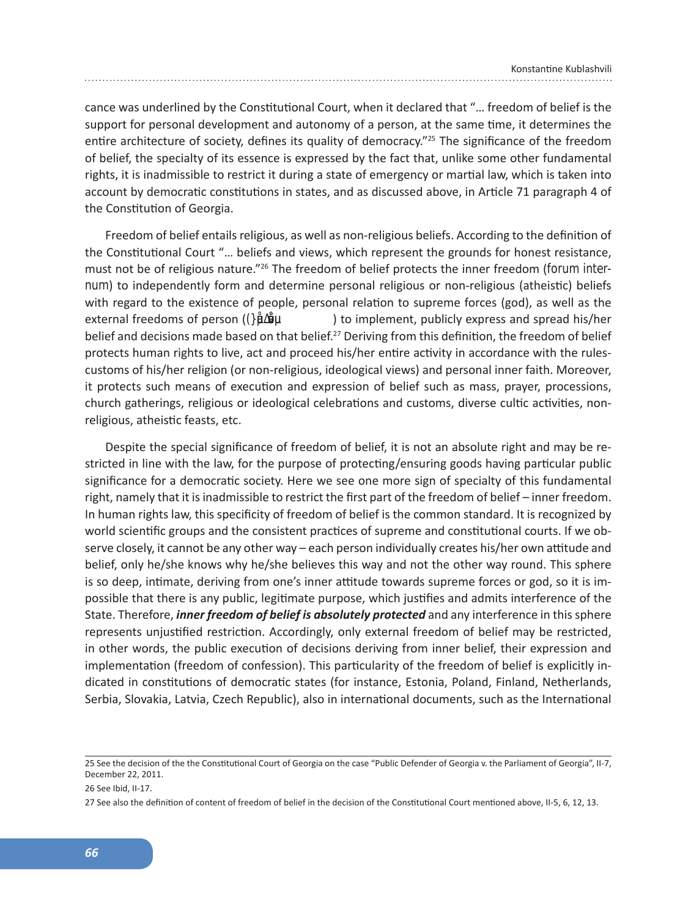cance was underlined by the Constitutional Court, when it declared that "… freedom of belief is the support for personal development and autonomy of a person, at the same time, it determines the entire architecture of society, defines its quality of democracy."[25] The significance of the freedom of belief, the specialty of its essence is expressed by the fact that, unlike some other fundamental rights, it is inadmissible to restrict it during a state of emergency or martial law, which is taken into account by democratic constitutions in states, and as discussed above, in Article 71 paragraph 4 of the Constitution of Georgia.

Freedom of belief entails religious, as well as non-religious beliefs. According to the definition of the Constitutional Court "… beliefs and views, which represent the grounds for honest resistance, must not be of religious nature."[26] The freedom of belief protects the inner freedom (forum internum) to independently form and determine personal religious or non-religious (atheistic) beliefs with regard to the existence of people, personal relation to supreme forces (god), as well as the external freedoms of person ((}åΔåμ ) to implement, publicly express and spread his/her belief and decisions made based on that belief.[27] Deriving from this definition, the freedom of belief protects human rights to live, act and proceed his/her entire activity in accordance with the rules-customs of his/her religion (or non-religious, ideological views) and personal inner faith. Moreover, it protects such means of execution and expression of belief such as mass, prayer, processions, church gatherings, religious or ideological celebrations and customs, diverse cultic activities, non-religious, atheistic feasts, etc.

Despite the special significance of freedom of belief, it is not an absolute right and may be restricted in line with the law, for the purpose of protecting/ensuring goods having particular public significance for a democratic society. Here we see one more sign of specialty of this fundamental right, namely that it is inadmissible to restrict the first part of the freedom of belief – inner freedom. In human rights law, this specificity of freedom of belief is the common standard. It is recognized by world scientific groups and the consistent practices of supreme and constitutional courts. If we observe closely, it cannot be any other way – each person individually creates his/her own attitude and belief, only he/she knows why he/she believes this way and not the other way round. This sphere is so deep, intimate, deriving from one's inner attitude towards supreme forces or god, so it is impossible that there is any public, legitimate purpose, which justifies and admits interference of the State. Therefore, ***inner freedom of belief is absolutely protected*** and any interference in this sphere represents unjustified restriction. Accordingly, only external freedom of belief may be restricted, in other words, the public execution of decisions deriving from inner belief, their expression and implementation (freedom of confession). This particularity of the freedom of belief is explicitly indicated in constitutions of democratic states (for instance, Estonia, Poland, Finland, Netherlands, Serbia, Slovakia, Latvia, Czech Republic), also in international documents, such as the International

---

25 See the decision of the the Constitutional Court of Georgia on the case "Public Defender of Georgia v. the Parliament of Georgia", II-7, December 22, 2011.

26 See Ibid, II-17.

27 See also the definition of content of freedom of belief in the decision of the Constitutional Court mentioned above, II-5, 6, 12, 13.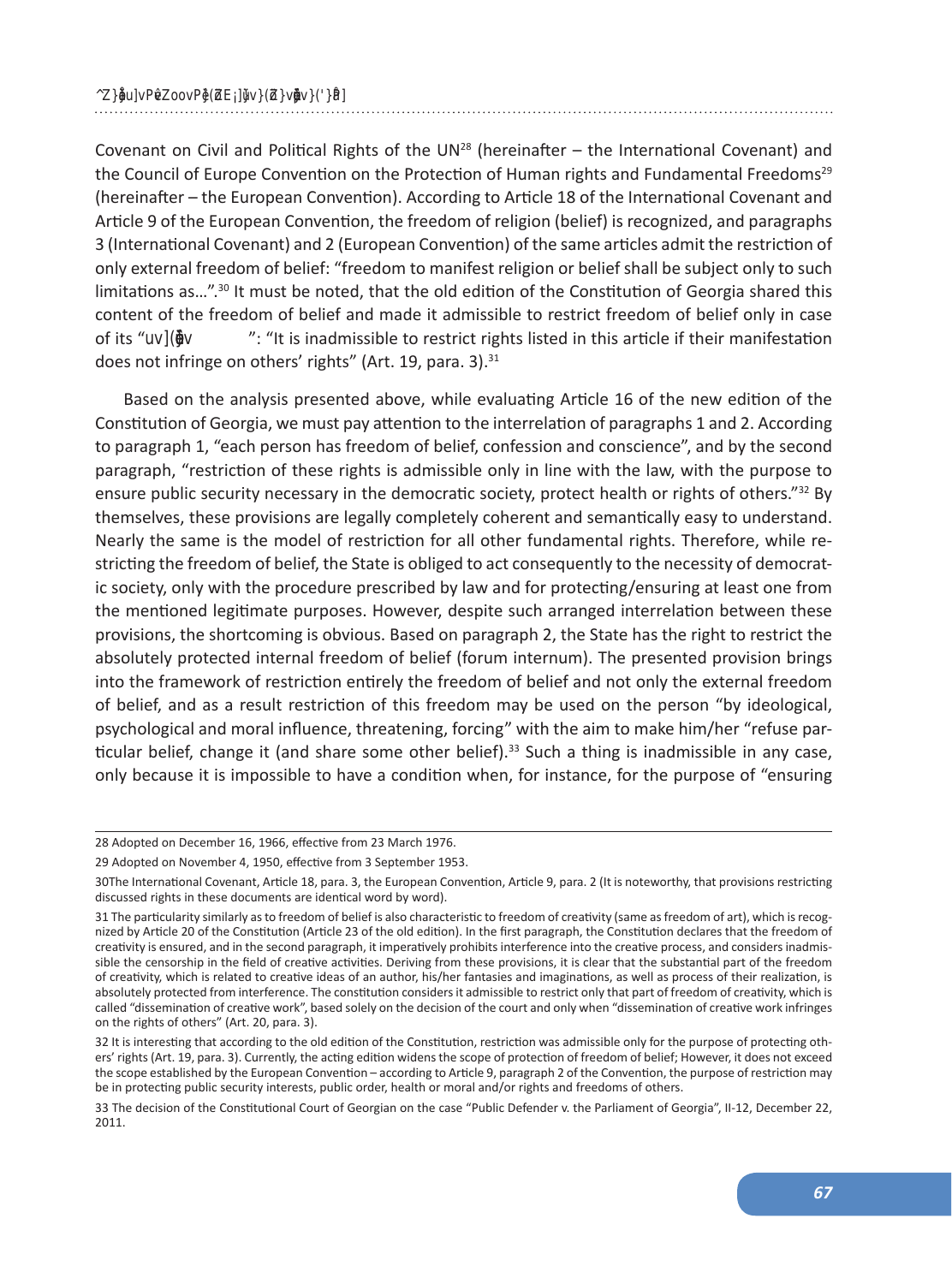Covenant on Civil and Political Rights of the UN[28] (hereinafter – the International Covenant) and the Council of Europe Convention on the Protection of Human rights and Fundamental Freedoms[29] (hereinafter – the European Convention). According to Article 18 of the International Covenant and Article 9 of the European Convention, the freedom of religion (belief) is recognized, and paragraphs 3 (International Covenant) and 2 (European Convention) of the same articles admit the restriction of only external freedom of belief: "freedom to manifest religion or belief shall be subject only to such limitations as…".[30] It must be noted, that the old edition of the Constitution of Georgia shared this content of the freedom of belief and made it admissible to restrict freedom of belief only in case of its "UV](ĝv ": "It is inadmissible to restrict rights listed in this article if their manifestation does not infringe on others' rights" (Art. 19, para. 3).[31]

Based on the analysis presented above, while evaluating Article 16 of the new edition of the Constitution of Georgia, we must pay attention to the interrelation of paragraphs 1 and 2. According to paragraph 1, "each person has freedom of belief, confession and conscience", and by the second paragraph, "restriction of these rights is admissible only in line with the law, with the purpose to ensure public security necessary in the democratic society, protect health or rights of others."[32] By themselves, these provisions are legally completely coherent and semantically easy to understand. Nearly the same is the model of restriction for all other fundamental rights. Therefore, while restricting the freedom of belief, the State is obliged to act consequently to the necessity of democratic society, only with the procedure prescribed by law and for protecting/ensuring at least one from the mentioned legitimate purposes. However, despite such arranged interrelation between these provisions, the shortcoming is obvious. Based on paragraph 2, the State has the right to restrict the absolutely protected internal freedom of belief (forum internum). The presented provision brings into the framework of restriction entirely the freedom of belief and not only the external freedom of belief, and as a result restriction of this freedom may be used on the person "by ideological, psychological and moral influence, threatening, forcing" with the aim to make him/her "refuse particular belief, change it (and share some other belief).[33] Such a thing is inadmissible in any case, only because it is impossible to have a condition when, for instance, for the purpose of "ensuring

---

28 Adopted on December 16, 1966, effective from 23 March 1976.

29 Adopted on November 4, 1950, effective from 3 September 1953.

30The International Covenant, Article 18, para. 3, the European Convention, Article 9, para. 2 (It is noteworthy, that provisions restricting discussed rights in these documents are identical word by word).

31 The particularity similarly as to freedom of belief is also characteristic to freedom of creativity (same as freedom of art), which is recognized by Article 20 of the Constitution (Article 23 of the old edition). In the first paragraph, the Constitution declares that the freedom of creativity is ensured, and in the second paragraph, it imperatively prohibits interference into the creative process, and considers inadmissible the censorship in the field of creative activities. Deriving from these provisions, it is clear that the substantial part of the freedom of creativity, which is related to creative ideas of an author, his/her fantasies and imaginations, as well as process of their realization, is absolutely protected from interference. The constitution considers it admissible to restrict only that part of freedom of creativity, which is called "dissemination of creative work", based solely on the decision of the court and only when "dissemination of creative work infringes on the rights of others" (Art. 20, para. 3).

32 It is interesting that according to the old edition of the Constitution, restriction was admissible only for the purpose of protecting others' rights (Art. 19, para. 3). Currently, the acting edition widens the scope of protection of freedom of belief; However, it does not exceed the scope established by the European Convention – according to Article 9, paragraph 2 of the Convention, the purpose of restriction may be in protecting public security interests, public order, health or moral and/or rights and freedoms of others.

33 The decision of the Constitutional Court of Georgian on the case "Public Defender v. the Parliament of Georgia", II-12, December 22, 2011.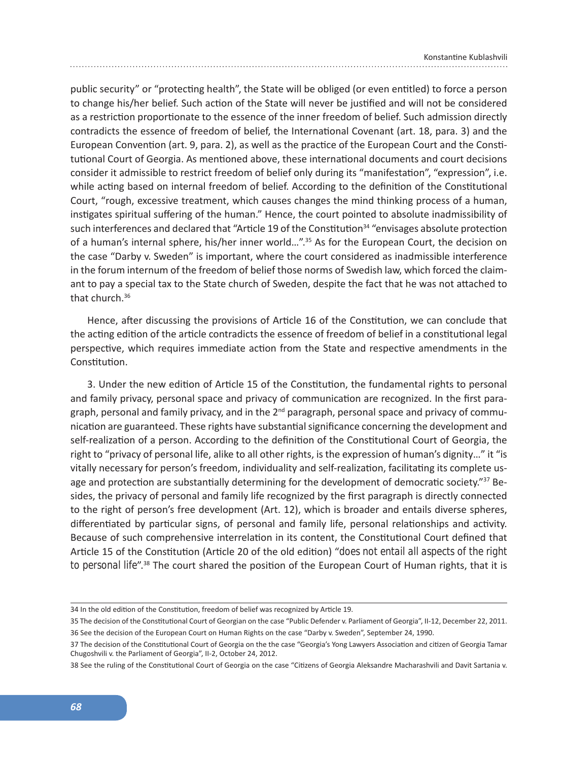public security" or "protecting health", the State will be obliged (or even entitled) to force a person to change his/her belief. Such action of the State will never be justified and will not be considered as a restriction proportionate to the essence of the inner freedom of belief. Such admission directly contradicts the essence of freedom of belief, the International Covenant (art. 18, para. 3) and the European Convention (art. 9, para. 2), as well as the practice of the European Court and the Constitutional Court of Georgia. As mentioned above, these international documents and court decisions consider it admissible to restrict freedom of belief only during its "manifestation", "expression", i.e. while acting based on internal freedom of belief. According to the definition of the Constitutional Court, "rough, excessive treatment, which causes changes the mind thinking process of a human, instigates spiritual suffering of the human." Hence, the court pointed to absolute inadmissibility of such interferences and declared that "Article 19 of the Constitution[34] "envisages absolute protection of a human's internal sphere, his/her inner world…".[35] As for the European Court, the decision on the case "Darby v. Sweden" is important, where the court considered as inadmissible interference in the forum internum of the freedom of belief those norms of Swedish law, which forced the claimant to pay a special tax to the State church of Sweden, despite the fact that he was not attached to that church.[36]

Hence, after discussing the provisions of Article 16 of the Constitution, we can conclude that the acting edition of the article contradicts the essence of freedom of belief in a constitutional legal perspective, which requires immediate action from the State and respective amendments in the Constitution.

3. Under the new edition of Article 15 of the Constitution, the fundamental rights to personal and family privacy, personal space and privacy of communication are recognized. In the first paragraph, personal and family privacy, and in the 2nd paragraph, personal space and privacy of communication are guaranteed. These rights have substantial significance concerning the development and self-realization of a person. According to the definition of the Constitutional Court of Georgia, the right to "privacy of personal life, alike to all other rights, is the expression of human's dignity…" it "is vitally necessary for person's freedom, individuality and self-realization, facilitating its complete usage and protection are substantially determining for the development of democratic society."[37] Besides, the privacy of personal and family life recognized by the first paragraph is directly connected to the right of person's free development (Art. 12), which is broader and entails diverse spheres, differentiated by particular signs, of personal and family life, personal relationships and activity. Because of such comprehensive interrelation in its content, the Constitutional Court defined that Article 15 of the Constitution (Article 20 of the old edition) "does not entail all aspects of the right to personal life".[38] The court shared the position of the European Court of Human rights, that it is

---

34 In the old edition of the Constitution, freedom of belief was recognized by Article 19.

35 The decision of the Constitutional Court of Georgian on the case "Public Defender v. Parliament of Georgia", II-12, December 22, 2011.

36 See the decision of the European Court on Human Rights on the case "Darby v. Sweden", September 24, 1990.

37 The decision of the Constitutional Court of Georgia on the the case "Georgia's Yong Lawyers Association and citizen of Georgia Tamar Chugoshvili v. the Parliament of Georgia", II-2, October 24, 2012.

38 See the ruling of the Constitutional Court of Georgia on the case "Citizens of Georgia Aleksandre Macharashvili and Davit Sartania v.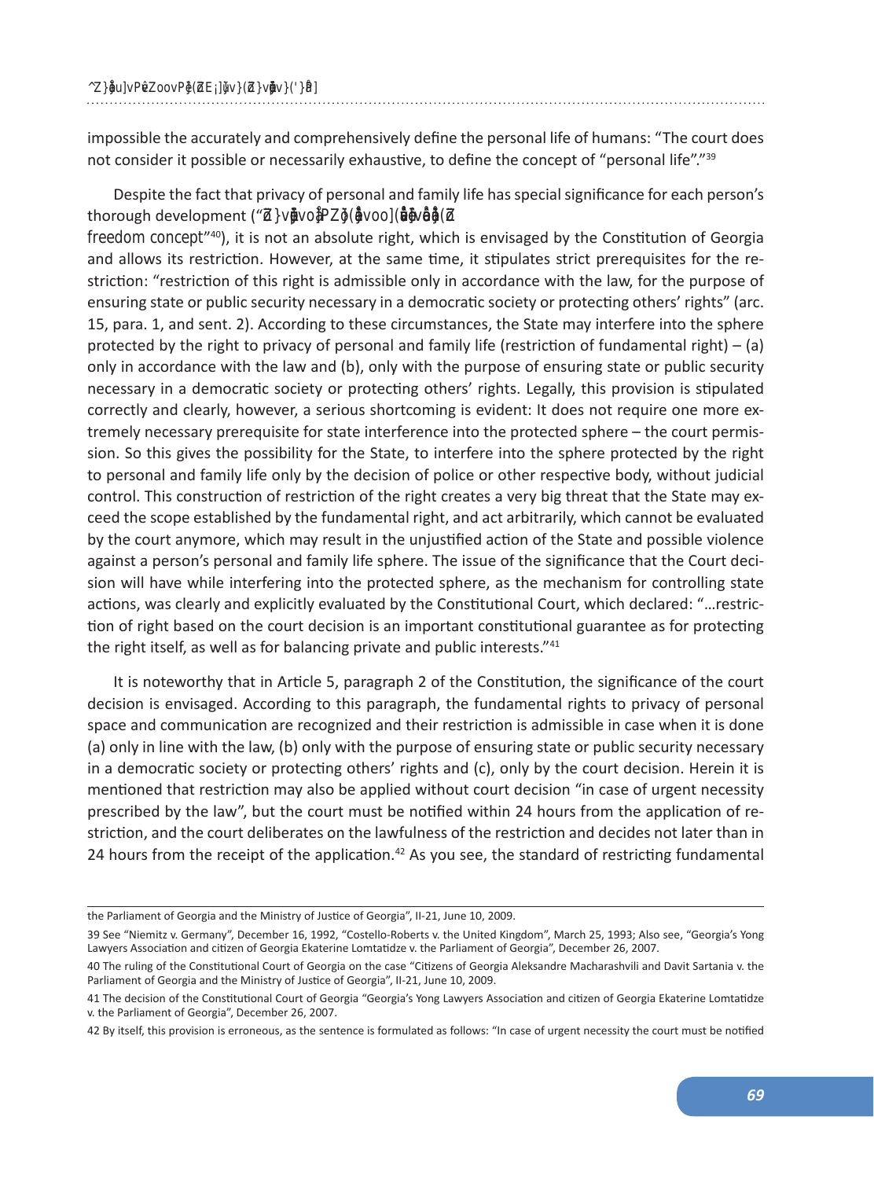impossible the accurately and comprehensively define the personal life of humans: “The court does not consider it possible or necessarily exhaustive, to define the concept of “personal life”.”[39]

Despite the fact that privacy of personal and family life has special significance for each person’s thorough development (“Z}vpvo PZ}(vo](v (Z freedom concept”[40]), it is not an absolute right, which is envisaged by the Constitution of Georgia and allows its restriction. However, at the same time, it stipulates strict prerequisites for the restriction: “restriction of this right is admissible only in accordance with the law, for the purpose of ensuring state or public security necessary in a democratic society or protecting others’ rights” (arc. 15, para. 1, and sent. 2). According to these circumstances, the State may interfere into the sphere protected by the right to privacy of personal and family life (restriction of fundamental right) – (a) only in accordance with the law and (b), only with the purpose of ensuring state or public security necessary in a democratic society or protecting others’ rights. Legally, this provision is stipulated correctly and clearly, however, a serious shortcoming is evident: It does not require one more extremely necessary prerequisite for state interference into the protected sphere – the court permission. So this gives the possibility for the State, to interfere into the sphere protected by the right to personal and family life only by the decision of police or other respective body, without judicial control. This construction of restriction of the right creates a very big threat that the State may exceed the scope established by the fundamental right, and act arbitrarily, which cannot be evaluated by the court anymore, which may result in the unjustified action of the State and possible violence against a person’s personal and family life sphere. The issue of the significance that the Court decision will have while interfering into the protected sphere, as the mechanism for controlling state actions, was clearly and explicitly evaluated by the Constitutional Court, which declared: “…restriction of right based on the court decision is an important constitutional guarantee as for protecting the right itself, as well as for balancing private and public interests.”[41]

It is noteworthy that in Article 5, paragraph 2 of the Constitution, the significance of the court decision is envisaged. According to this paragraph, the fundamental rights to privacy of personal space and communication are recognized and their restriction is admissible in case when it is done (a) only in line with the law, (b) only with the purpose of ensuring state or public security necessary in a democratic society or protecting others’ rights and (c), only by the court decision. Herein it is mentioned that restriction may also be applied without court decision “in case of urgent necessity prescribed by the law”, but the court must be notified within 24 hours from the application of restriction, and the court deliberates on the lawfulness of the restriction and decides not later than in 24 hours from the receipt of the application.[42] As you see, the standard of restricting fundamental

---

the Parliament of Georgia and the Ministry of Justice of Georgia”, II-21, June 10, 2009.

39 See “Niemitz v. Germany”, December 16, 1992, “Costello-Roberts v. the United Kingdom”, March 25, 1993; Also see, “Georgia’s Yong Lawyers Association and citizen of Georgia Ekaterine Lomtatidze v. the Parliament of Georgia”, December 26, 2007.

40 The ruling of the Constitutional Court of Georgia on the case “Citizens of Georgia Aleksandre Macharashvili and Davit Sartania v. the Parliament of Georgia and the Ministry of Justice of Georgia”, II-21, June 10, 2009.

41 The decision of the Constitutional Court of Georgia “Georgia’s Yong Lawyers Association and citizen of Georgia Ekaterine Lomtatidze v. the Parliament of Georgia”, December 26, 2007.

42 By itself, this provision is erroneous, as the sentence is formulated as follows: “In case of urgent necessity the court must be notified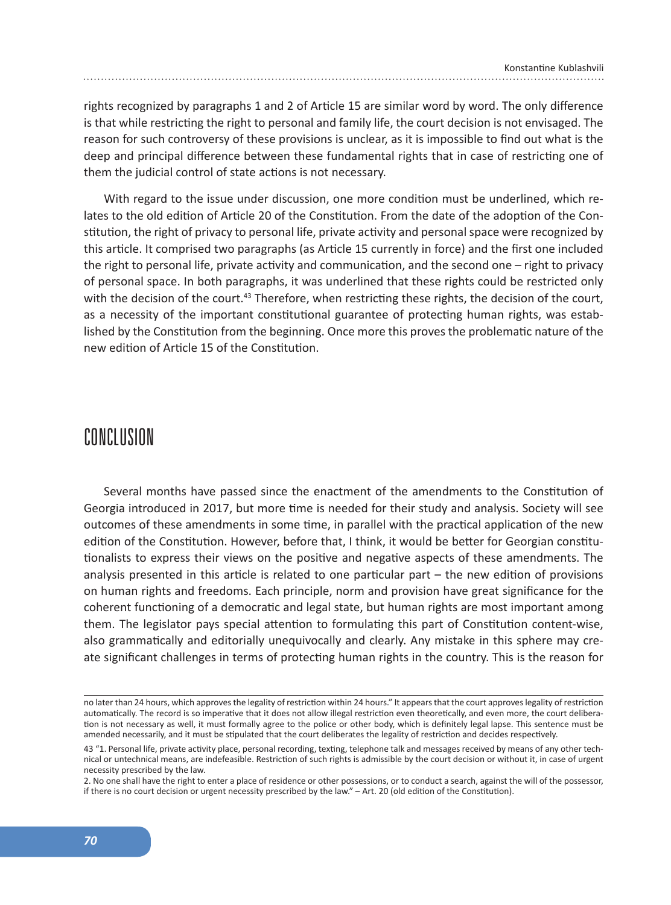rights recognized by paragraphs 1 and 2 of Article 15 are similar word by word. The only difference is that while restricting the right to personal and family life, the court decision is not envisaged. The reason for such controversy of these provisions is unclear, as it is impossible to find out what is the deep and principal difference between these fundamental rights that in case of restricting one of them the judicial control of state actions is not necessary.

With regard to the issue under discussion, one more condition must be underlined, which relates to the old edition of Article 20 of the Constitution. From the date of the adoption of the Constitution, the right of privacy to personal life, private activity and personal space were recognized by this article. It comprised two paragraphs (as Article 15 currently in force) and the first one included the right to personal life, private activity and communication, and the second one – right to privacy of personal space. In both paragraphs, it was underlined that these rights could be restricted only with the decision of the court.[43] Therefore, when restricting these rights, the decision of the court, as a necessity of the important constitutional guarantee of protecting human rights, was established by the Constitution from the beginning. Once more this proves the problematic nature of the new edition of Article 15 of the Constitution.

## CONCLUSION

Several months have passed since the enactment of the amendments to the Constitution of Georgia introduced in 2017, but more time is needed for their study and analysis. Society will see outcomes of these amendments in some time, in parallel with the practical application of the new edition of the Constitution. However, before that, I think, it would be better for Georgian constitutionalists to express their views on the positive and negative aspects of these amendments. The analysis presented in this article is related to one particular part – the new edition of provisions on human rights and freedoms. Each principle, norm and provision have great significance for the coherent functioning of a democratic and legal state, but human rights are most important among them. The legislator pays special attention to formulating this part of Constitution content-wise, also grammatically and editorially unequivocally and clearly. Any mistake in this sphere may create significant challenges in terms of protecting human rights in the country. This is the reason for

---

no later than 24 hours, which approves the legality of restriction within 24 hours." It appears that the court approves legality of restriction automatically. The record is so imperative that it does not allow illegal restriction even theoretically, and even more, the court deliberation is not necessary as well, it must formally agree to the police or other body, which is definitely legal lapse. This sentence must be amended necessarily, and it must be stipulated that the court deliberates the legality of restriction and decides respectively.

43 "1. Personal life, private activity place, personal recording, texting, telephone talk and messages received by means of any other technical or untechnical means, are indefeasible. Restriction of such rights is admissible by the court decision or without it, in case of urgent necessity prescribed by the law.

2. No one shall have the right to enter a place of residence or other possessions, or to conduct a search, against the will of the possessor, if there is no court decision or urgent necessity prescribed by the law." – Art. 20 (old edition of the Constitution).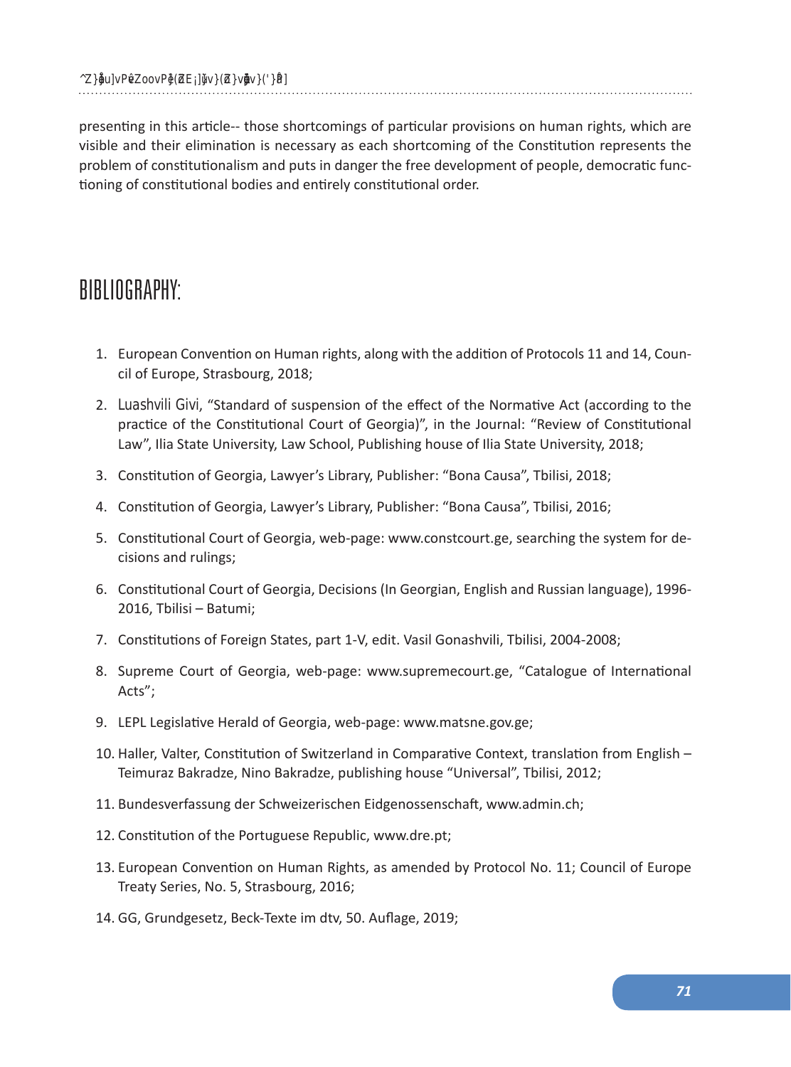presenting in this article-- those shortcomings of particular provisions on human rights, which are visible and their elimination is necessary as each shortcoming of the Constitution represents the problem of constitutionalism and puts in danger the free development of people, democratic functioning of constitutional bodies and entirely constitutional order.

## BIBLIOGRAPHY:

1. European Convention on Human rights, along with the addition of Protocols 11 and 14, Council of Europe, Strasbourg, 2018;
2. Luashvili Givi, "Standard of suspension of the effect of the Normative Act (according to the practice of the Constitutional Court of Georgia)", in the Journal: "Review of Constitutional Law", Ilia State University, Law School, Publishing house of Ilia State University, 2018;
3. Constitution of Georgia, Lawyer's Library, Publisher: "Bona Causa", Tbilisi, 2018;
4. Constitution of Georgia, Lawyer's Library, Publisher: "Bona Causa", Tbilisi, 2016;
5. Constitutional Court of Georgia, web-page: www.constcourt.ge, searching the system for decisions and rulings;
6. Constitutional Court of Georgia, Decisions (In Georgian, English and Russian language), 1996-2016, Tbilisi – Batumi;
7. Constitutions of Foreign States, part 1-V, edit. Vasil Gonashvili, Tbilisi, 2004-2008;
8. Supreme Court of Georgia, web-page: www.supremecourt.ge, "Catalogue of International Acts";
9. LEPL Legislative Herald of Georgia, web-page: www.matsne.gov.ge;
10. Haller, Valter, Constitution of Switzerland in Comparative Context, translation from English – Teimuraz Bakradze, Nino Bakradze, publishing house "Universal", Tbilisi, 2012;
11. Bundesverfassung der Schweizerischen Eidgenossenschaft, www.admin.ch;
12. Constitution of the Portuguese Republic, www.dre.pt;
13. European Convention on Human Rights, as amended by Protocol No. 11; Council of Europe Treaty Series, No. 5, Strasbourg, 2016;
14. GG, Grundgesetz, Beck-Texte im dtv, 50. Auflage, 2019;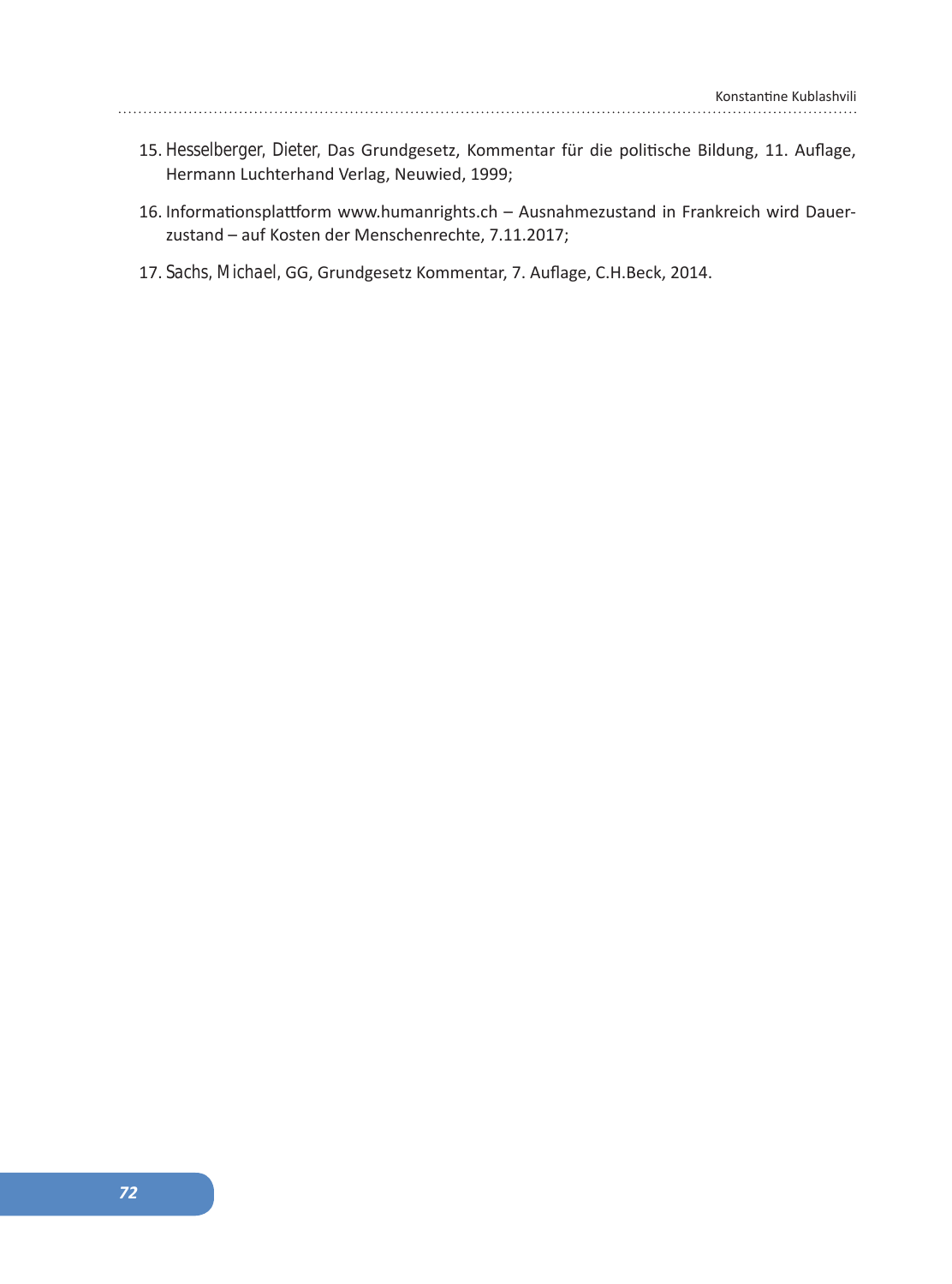15. Hesselberger, Dieter, Das Grundgesetz, Kommentar für die politische Bildung, 11. Auflage, Hermann Luchterhand Verlag, Neuwied, 1999;
16. Informationsplattform www.humanrights.ch – Ausnahmezustand in Frankreich wird Dauerzustand – auf Kosten der Menschenrechte, 7.11.2017;
17. Sachs, Michael, GG, Grundgesetz Kommentar, 7. Auflage, C.H.Beck, 2014.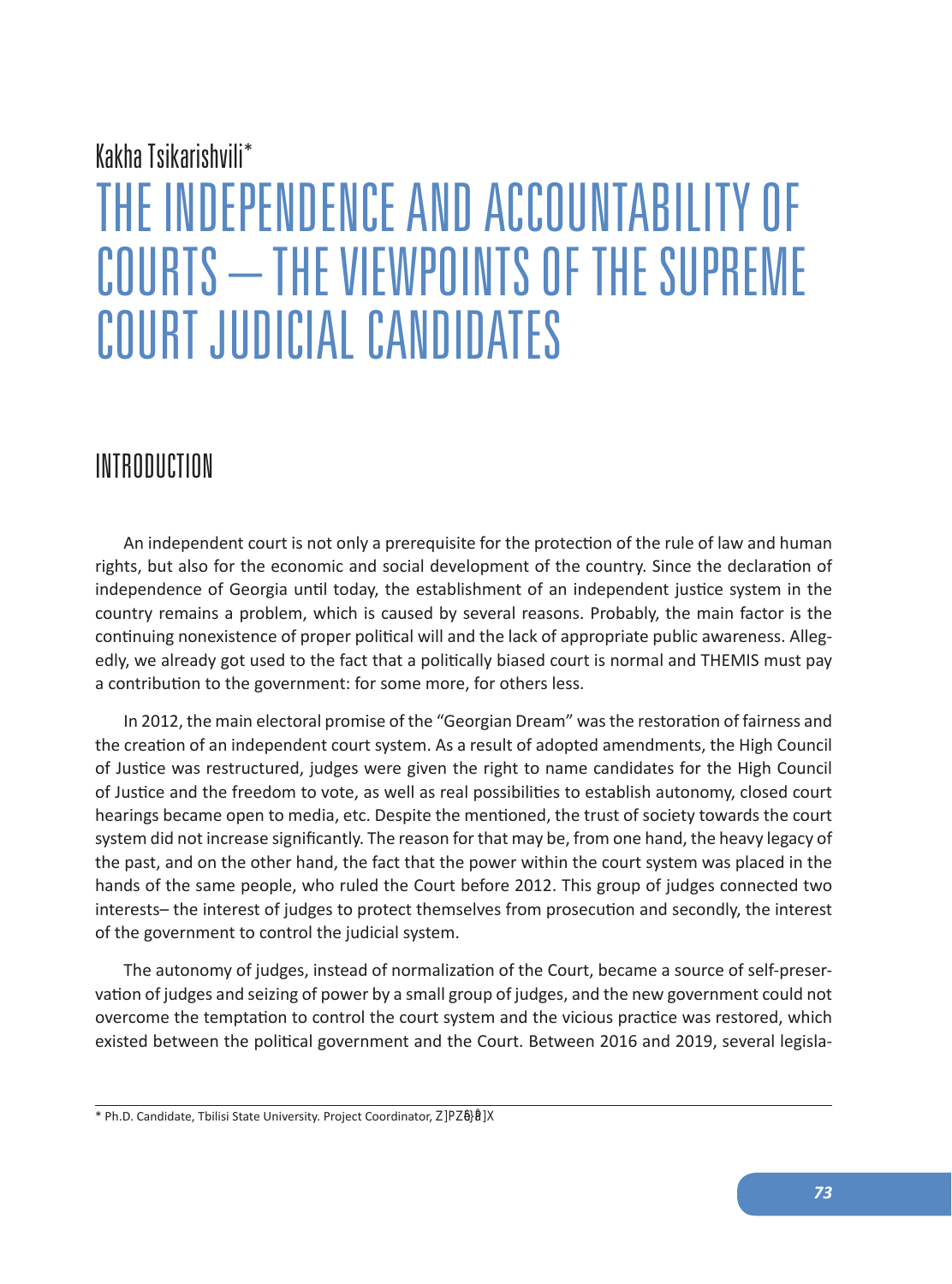Kakha Tsikarishvili*

# THE INDEPENDENCE AND ACCOUNTABILITY OF COURTS – THE VIEWPOINTS OF THE SUPREME COURT JUDICIAL CANDIDATES

## INTRODUCTION

An independent court is not only a prerequisite for the protection of the rule of law and human rights, but also for the economic and social development of the country. Since the declaration of independence of Georgia until today, the establishment of an independent justice system in the country remains a problem, which is caused by several reasons. Probably, the main factor is the continuing nonexistence of proper political will and the lack of appropriate public awareness. Allegedly, we already got used to the fact that a politically biased court is normal and THEMIS must pay a contribution to the government: for some more, for others less.

In 2012, the main electoral promise of the "Georgian Dream" was the restoration of fairness and the creation of an independent court system. As a result of adopted amendments, the High Council of Justice was restructured, judges were given the right to name candidates for the High Council of Justice and the freedom to vote, as well as real possibilities to establish autonomy, closed court hearings became open to media, etc. Despite the mentioned, the trust of society towards the court system did not increase significantly. The reason for that may be, from one hand, the heavy legacy of the past, and on the other hand, the fact that the power within the court system was placed in the hands of the same people, who ruled the Court before 2012. This group of judges connected two interests– the interest of judges to protect themselves from prosecution and secondly, the interest of the government to control the judicial system.

The autonomy of judges, instead of normalization of the Court, became a source of self-preservation of judges and seizing of power by a small group of judges, and the new government could not overcome the temptation to control the court system and the vicious practice was restored, which existed between the political government and the Court. Between 2016 and 2019, several legisla-

* Ph.D. Candidate, Tbilisi State University. Project Coordinator, Z]PZ�}�]X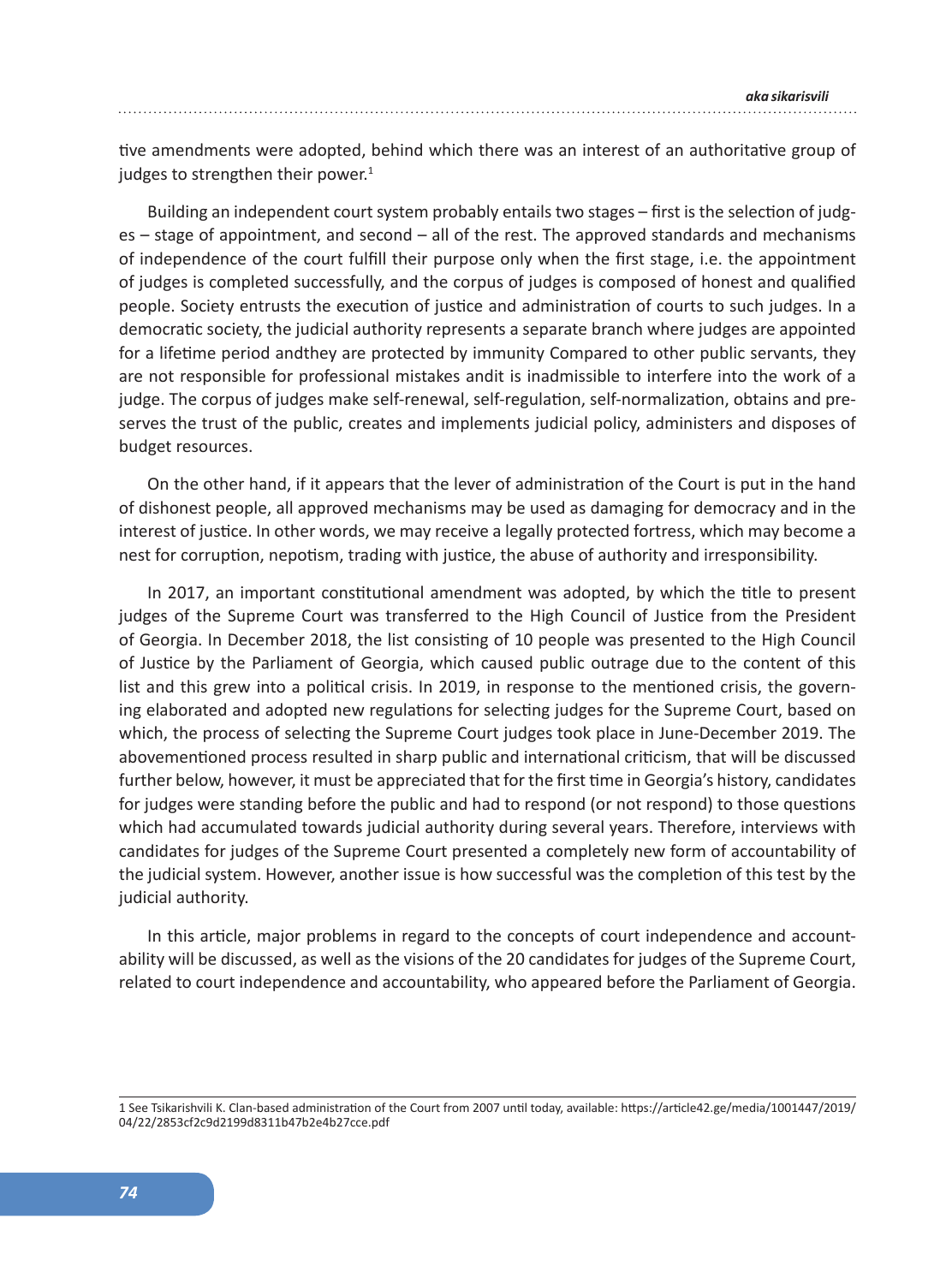tive amendments were adopted, behind which there was an interest of an authoritative group of judges to strengthen their power.[1]

Building an independent court system probably entails two stages – first is the selection of judges – stage of appointment, and second – all of the rest. The approved standards and mechanisms of independence of the court fulfill their purpose only when the first stage, i.e. the appointment of judges is completed successfully, and the corpus of judges is composed of honest and qualified people. Society entrusts the execution of justice and administration of courts to such judges. In a democratic society, the judicial authority represents a separate branch where judges are appointed for a lifetime period andthey are protected by immunity Compared to other public servants, they are not responsible for professional mistakes andit is inadmissible to interfere into the work of a judge. The corpus of judges make self-renewal, self-regulation, self-normalization, obtains and preserves the trust of the public, creates and implements judicial policy, administers and disposes of budget resources.

On the other hand, if it appears that the lever of administration of the Court is put in the hand of dishonest people, all approved mechanisms may be used as damaging for democracy and in the interest of justice. In other words, we may receive a legally protected fortress, which may become a nest for corruption, nepotism, trading with justice, the abuse of authority and irresponsibility.

In 2017, an important constitutional amendment was adopted, by which the title to present judges of the Supreme Court was transferred to the High Council of Justice from the President of Georgia. In December 2018, the list consisting of 10 people was presented to the High Council of Justice by the Parliament of Georgia, which caused public outrage due to the content of this list and this grew into a political crisis. In 2019, in response to the mentioned crisis, the governing elaborated and adopted new regulations for selecting judges for the Supreme Court, based on which, the process of selecting the Supreme Court judges took place in June-December 2019. The abovementioned process resulted in sharp public and international criticism, that will be discussed further below, however, it must be appreciated that for the first time in Georgia's history, candidates for judges were standing before the public and had to respond (or not respond) to those questions which had accumulated towards judicial authority during several years. Therefore, interviews with candidates for judges of the Supreme Court presented a completely new form of accountability of the judicial system. However, another issue is how successful was the completion of this test by the judicial authority.

In this article, major problems in regard to the concepts of court independence and accountability will be discussed, as well as the visions of the 20 candidates for judges of the Supreme Court, related to court independence and accountability, who appeared before the Parliament of Georgia.

---

1 See Tsikarishvili K. Clan-based administration of the Court from 2007 until today, available: https://article42.ge/media/1001447/2019/04/22/2853cf2c9d2199d8311b47b2e4b27cce.pdf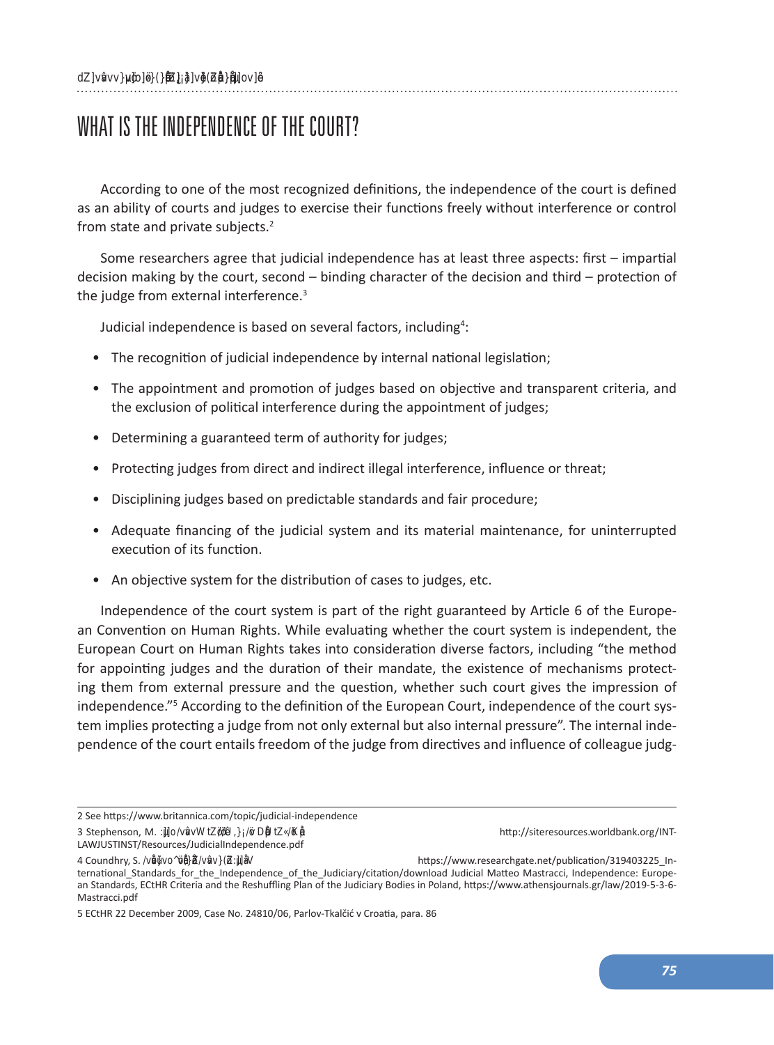# WHAT IS THE INDEPENDENCE OF THE COURT?

According to one of the most recognized definitions, the independence of the court is defined as an ability of courts and judges to exercise their functions freely without interference or control from state and private subjects.[2]

Some researchers agree that judicial independence has at least three aspects: first – impartial decision making by the court, second – binding character of the decision and third – protection of the judge from external interference.[3]

Judicial independence is based on several factors, including[4]:

- The recognition of judicial independence by internal national legislation;
- The appointment and promotion of judges based on objective and transparent criteria, and the exclusion of political interference during the appointment of judges;
- Determining a guaranteed term of authority for judges;
- Protecting judges from direct and indirect illegal interference, influence or threat;
- Disciplining judges based on predictable standards and fair procedure;
- Adequate financing of the judicial system and its material maintenance, for uninterrupted execution of its function.
- An objective system for the distribution of cases to judges, etc.

Independence of the court system is part of the right guaranteed by Article 6 of the European Convention on Human Rights. While evaluating whether the court system is independent, the European Court on Human Rights takes into consideration diverse factors, including "the method for appointing judges and the duration of their mandate, the existence of mechanisms protecting them from external pressure and the question, whether such court gives the impression of independence."[5] According to the definition of the European Court, independence of the court system implies protecting a judge from not only external but also internal pressure". The internal independence of the court entails freedom of the judge from directives and influence of colleague judg-

---

2 See https://www.britannica.com/topic/judicial-independence

3 Stephenson, M. http://siteresources.worldbank.org/INTLAWJUSTINST/Resources/JudicialIndependence.pdf

4 Coundhry, S. https://www.researchgate.net/publication/319403225_International_Standards_for_the_Independence_of_the_Judiciary/citation/download Judicial Matteo Mastracci, Independence: European Standards, ECtHR Criteria and the Reshuffling Plan of the Judiciary Bodies in Poland, https://www.athensjournals.gr/law/2019-5-3-6-Mastracci.pdf

5 ECtHR 22 December 2009, Case No. 24810/06, Parlov-Tkalčić v Croatia, para. 86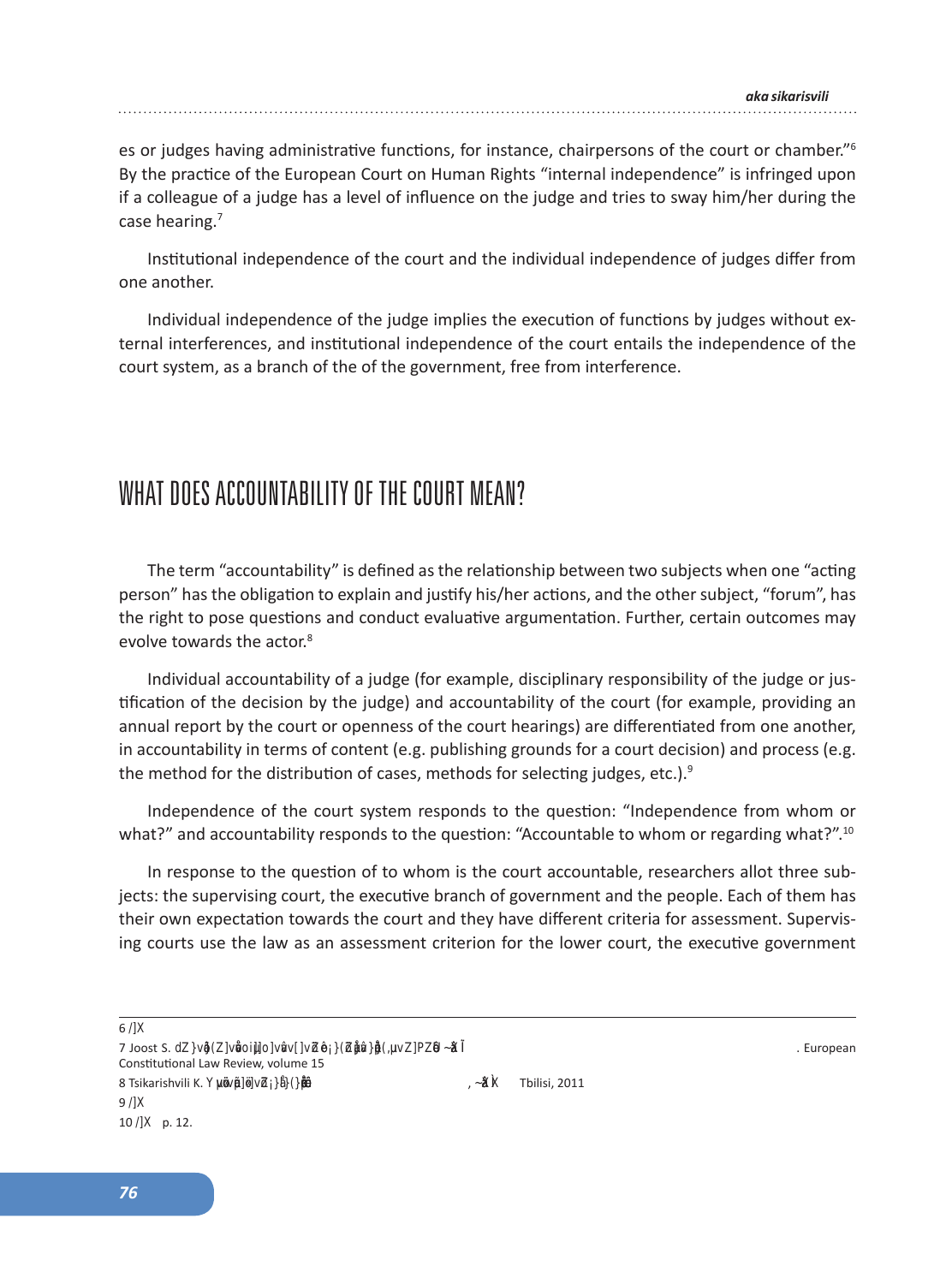es or judges having administrative functions, for instance, chairpersons of the court or chamber."[6] By the practice of the European Court on Human Rights "internal independence" is infringed upon if a colleague of a judge has a level of influence on the judge and tries to sway him/her during the case hearing.[7]

Institutional independence of the court and the individual independence of judges differ from one another.

Individual independence of the judge implies the execution of functions by judges without external interferences, and institutional independence of the court entails the independence of the court system, as a branch of the of the government, free from interference.

## WHAT DOES ACCOUNTABILITY OF THE COURT MEAN?

The term "accountability" is defined as the relationship between two subjects when one "acting person" has the obligation to explain and justify his/her actions, and the other subject, "forum", has the right to pose questions and conduct evaluative argumentation. Further, certain outcomes may evolve towards the actor.[8]

Individual accountability of a judge (for example, disciplinary responsibility of the judge or justification of the decision by the judge) and accountability of the court (for example, providing an annual report by the court or openness of the court hearings) are differentiated from one another, in accountability in terms of content (e.g. publishing grounds for a court decision) and process (e.g. the method for the distribution of cases, methods for selecting judges, etc.).[9]

Independence of the court system responds to the question: "Independence from whom or what?" and accountability responds to the question: "Accountable to whom or regarding what?".[10]

In response to the question of to whom is the court accountable, researchers allot three subjects: the supervising court, the executive branch of government and the people. Each of them has their own expectation towards the court and they have different criteria for assessment. Supervising courts use the law as an assessment criterion for the lower court, the executive government

---

6 /]X

7 Joost S. dZ}v (Z]v oi o]v v[]v Z }(Z }}(,µvZ] ~ Î . European Constitutional Law Review, volume 15

8 Tsikarishvili K. Y µ v ]  v Z }(} , ~ Ì Tbilisi, 2011

9 /]X

10 /]X p. 12.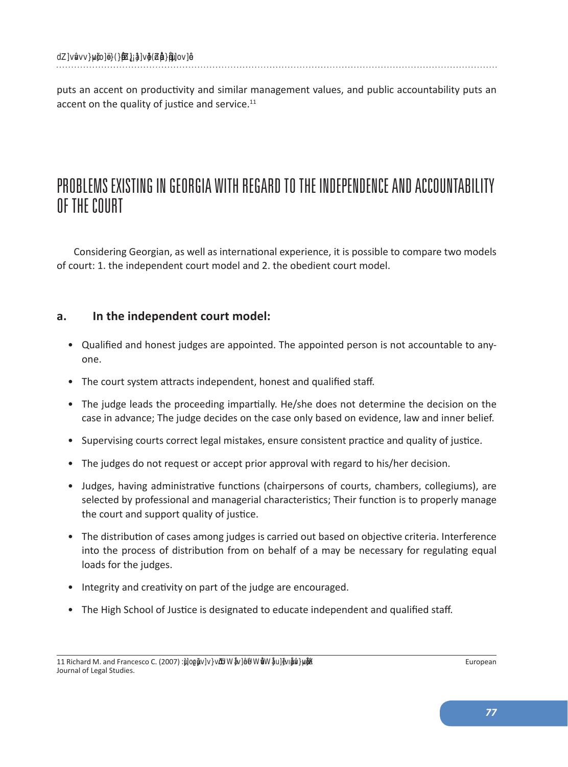puts an accent on productivity and similar management values, and public accountability puts an accent on the quality of justice and service.[11]

## PROBLEMS EXISTING IN GEORGIA WITH REGARD TO THE INDEPENDENCE AND ACCOUNTABILITY OF THE COURT

Considering Georgian, as well as international experience, it is possible to compare two models of court: 1. the independent court model and 2. the obedient court model.

### a. In the independent court model:

- Qualified and honest judges are appointed. The appointed person is not accountable to anyone.
- The court system attracts independent, honest and qualified staff.
- The judge leads the proceeding impartially. He/she does not determine the decision on the case in advance; The judge decides on the case only based on evidence, law and inner belief.
- Supervising courts correct legal mistakes, ensure consistent practice and quality of justice.
- The judges do not request or accept prior approval with regard to his/her decision.
- Judges, having administrative functions (chairpersons of courts, chambers, collegiums), are selected by professional and managerial characteristics; Their function is to properly manage the court and support quality of justice.
- The distribution of cases among judges is carried out based on objective criteria. Interference into the process of distribution from on behalf of a may be necessary for regulating equal loads for the judges.
- Integrity and creativity on part of the judge are encouraged.
- The High School of Justice is designated to educate independent and qualified staff.

---

11 Richard M. and Francesco C. (2007) European Journal of Legal Studies.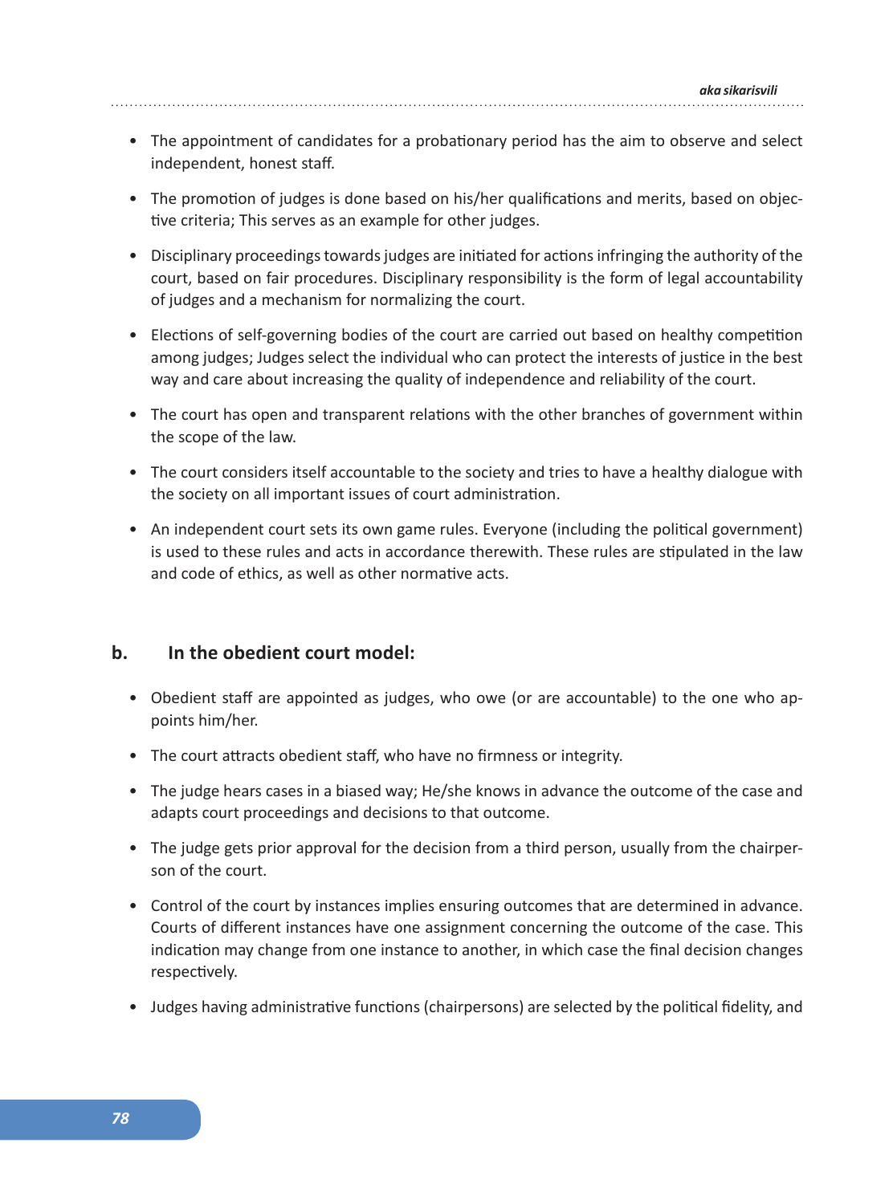- The appointment of candidates for a probationary period has the aim to observe and select independent, honest staff.
- The promotion of judges is done based on his/her qualifications and merits, based on objective criteria; This serves as an example for other judges.
- Disciplinary proceedings towards judges are initiated for actions infringing the authority of the court, based on fair procedures. Disciplinary responsibility is the form of legal accountability of judges and a mechanism for normalizing the court.
- Elections of self-governing bodies of the court are carried out based on healthy competition among judges; Judges select the individual who can protect the interests of justice in the best way and care about increasing the quality of independence and reliability of the court.
- The court has open and transparent relations with the other branches of government within the scope of the law.
- The court considers itself accountable to the society and tries to have a healthy dialogue with the society on all important issues of court administration.
- An independent court sets its own game rules. Everyone (including the political government) is used to these rules and acts in accordance therewith. These rules are stipulated in the law and code of ethics, as well as other normative acts.

### b. In the obedient court model:

- Obedient staff are appointed as judges, who owe (or are accountable) to the one who appoints him/her.
- The court attracts obedient staff, who have no firmness or integrity.
- The judge hears cases in a biased way; He/she knows in advance the outcome of the case and adapts court proceedings and decisions to that outcome.
- The judge gets prior approval for the decision from a third person, usually from the chairperson of the court.
- Control of the court by instances implies ensuring outcomes that are determined in advance. Courts of different instances have one assignment concerning the outcome of the case. This indication may change from one instance to another, in which case the final decision changes respectively.
- Judges having administrative functions (chairpersons) are selected by the political fidelity, and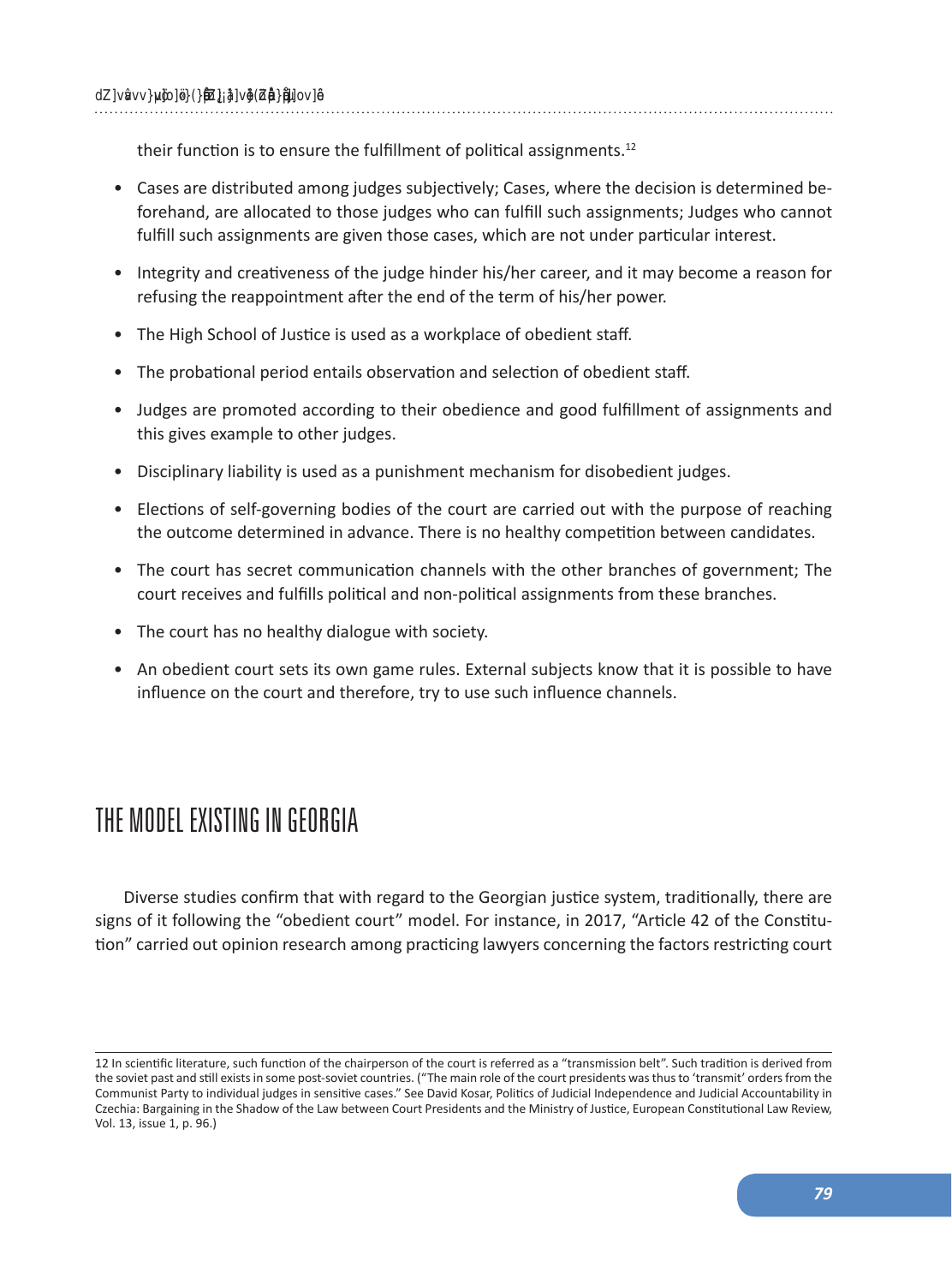their function is to ensure the fulfillment of political assignments.[12]

- Cases are distributed among judges subjectively; Cases, where the decision is determined beforehand, are allocated to those judges who can fulfill such assignments; Judges who cannot fulfill such assignments are given those cases, which are not under particular interest.
- Integrity and creativeness of the judge hinder his/her career, and it may become a reason for refusing the reappointment after the end of the term of his/her power.
- The High School of Justice is used as a workplace of obedient staff.
- The probational period entails observation and selection of obedient staff.
- Judges are promoted according to their obedience and good fulfillment of assignments and this gives example to other judges.
- Disciplinary liability is used as a punishment mechanism for disobedient judges.
- Elections of self-governing bodies of the court are carried out with the purpose of reaching the outcome determined in advance. There is no healthy competition between candidates.
- The court has secret communication channels with the other branches of government; The court receives and fulfills political and non-political assignments from these branches.
- The court has no healthy dialogue with society.
- An obedient court sets its own game rules. External subjects know that it is possible to have influence on the court and therefore, try to use such influence channels.

## THE MODEL EXISTING IN GEORGIA

Diverse studies confirm that with regard to the Georgian justice system, traditionally, there are signs of it following the "obedient court" model. For instance, in 2017, "Article 42 of the Constitution" carried out opinion research among practicing lawyers concerning the factors restricting court

---

12 In scientific literature, such function of the chairperson of the court is referred as a "transmission belt". Such tradition is derived from the soviet past and still exists in some post-soviet countries. ("The main role of the court presidents was thus to 'transmit' orders from the Communist Party to individual judges in sensitive cases." See David Kosar, Politics of Judicial Independence and Judicial Accountability in Czechia: Bargaining in the Shadow of the Law between Court Presidents and the Ministry of Justice, European Constitutional Law Review, Vol. 13, issue 1, p. 96.)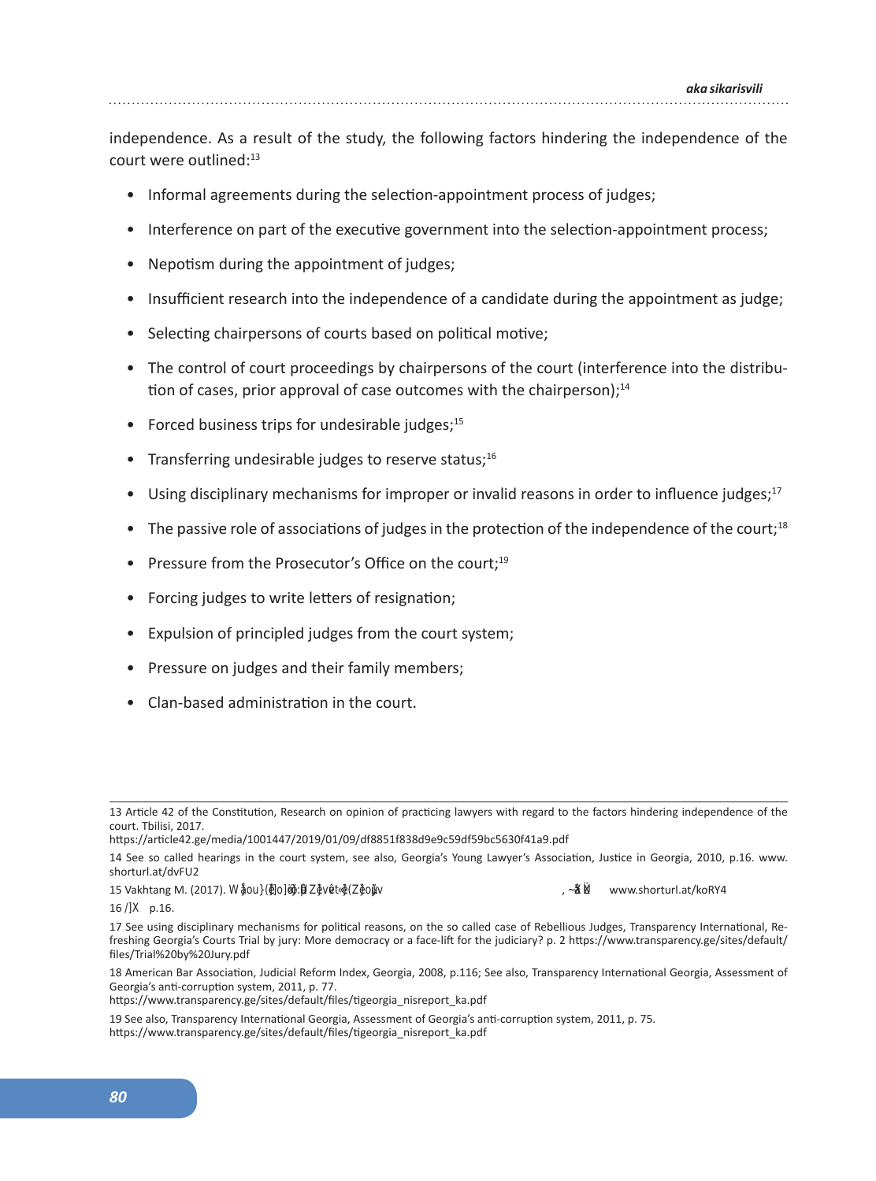independence. As a result of the study, the following factors hindering the independence of the court were outlined:[13]

- Informal agreements during the selection-appointment process of judges;
- Interference on part of the executive government into the selection-appointment process;
- Nepotism during the appointment of judges;
- Insufficient research into the independence of a candidate during the appointment as judge;
- Selecting chairpersons of courts based on political motive;
- The control of court proceedings by chairpersons of the court (interference into the distribution of cases, prior approval of case outcomes with the chairperson);[14]
- Forced business trips for undesirable judges;[15]
- Transferring undesirable judges to reserve status;[16]
- Using disciplinary mechanisms for improper or invalid reasons in order to influence judges;[17]
- The passive role of associations of judges in the protection of the independence of the court;[18]
- Pressure from the Prosecutor's Office on the court;[19]
- Forcing judges to write letters of resignation;
- Expulsion of principled judges from the court system;
- Pressure on judges and their family members;
- Clan-based administration in the court.

---

13 Article 42 of the Constitution, Research on opinion of practicing lawyers with regard to the factors hindering independence of the court. Tbilisi, 2017.
https://article42.ge/media/1001447/2019/01/09/df8851f838d9e9c59df59bc5630f41a9.pdf

14 See so called hearings in the court system, see also, Georgia's Young Lawyer's Association, Justice in Georgia, 2010, p.16. www.shorturl.at/dvFU2

15 Vakhtang M. (2017). www.shorturl.at/koRY4

16 p.16.

17 See using disciplinary mechanisms for political reasons, on the so called case of Rebellious Judges, Transparency International, Refreshing Georgia's Courts Trial by jury: More democracy or a face-lift for the judiciary? p. 2 https://www.transparency.ge/sites/default/files/Trial%20by%20Jury.pdf

18 American Bar Association, Judicial Reform Index, Georgia, 2008, p.116; See also, Transparency International Georgia, Assessment of Georgia's anti-corruption system, 2011, p. 77.
https://www.transparency.ge/sites/default/files/tigeorgia_nisreport_ka.pdf

19 See also, Transparency International Georgia, Assessment of Georgia's anti-corruption system, 2011, p. 75.
https://www.transparency.ge/sites/default/files/tigeorgia_nisreport_ka.pdf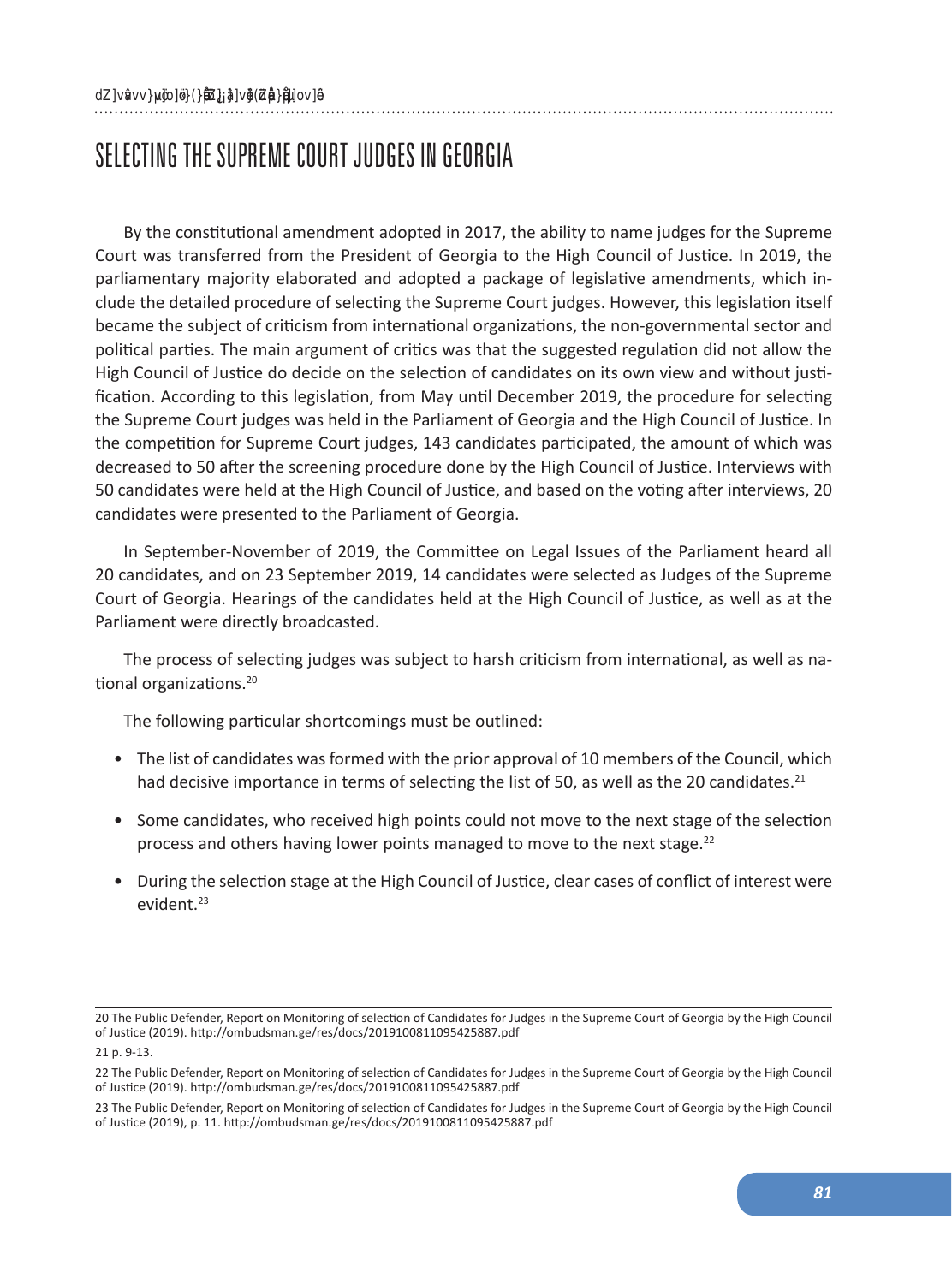# SELECTING THE SUPREME COURT JUDGES IN GEORGIA

By the constitutional amendment adopted in 2017, the ability to name judges for the Supreme Court was transferred from the President of Georgia to the High Council of Justice. In 2019, the parliamentary majority elaborated and adopted a package of legislative amendments, which include the detailed procedure of selecting the Supreme Court judges. However, this legislation itself became the subject of criticism from international organizations, the non-governmental sector and political parties. The main argument of critics was that the suggested regulation did not allow the High Council of Justice do decide on the selection of candidates on its own view and without justification. According to this legislation, from May until December 2019, the procedure for selecting the Supreme Court judges was held in the Parliament of Georgia and the High Council of Justice. In the competition for Supreme Court judges, 143 candidates participated, the amount of which was decreased to 50 after the screening procedure done by the High Council of Justice. Interviews with 50 candidates were held at the High Council of Justice, and based on the voting after interviews, 20 candidates were presented to the Parliament of Georgia.

In September-November of 2019, the Committee on Legal Issues of the Parliament heard all 20 candidates, and on 23 September 2019, 14 candidates were selected as Judges of the Supreme Court of Georgia. Hearings of the candidates held at the High Council of Justice, as well as at the Parliament were directly broadcasted.

The process of selecting judges was subject to harsh criticism from international, as well as national organizations.[20]

The following particular shortcomings must be outlined:

- The list of candidates was formed with the prior approval of 10 members of the Council, which had decisive importance in terms of selecting the list of 50, as well as the 20 candidates.[21]
- Some candidates, who received high points could not move to the next stage of the selection process and others having lower points managed to move to the next stage.[22]
- During the selection stage at the High Council of Justice, clear cases of conflict of interest were evident.[23]

---

20 The Public Defender, Report on Monitoring of selection of Candidates for Judges in the Supreme Court of Georgia by the High Council of Justice (2019). http://ombudsman.ge/res/docs/2019100811095425887.pdf

21 p. 9-13.

22 The Public Defender, Report on Monitoring of selection of Candidates for Judges in the Supreme Court of Georgia by the High Council of Justice (2019). http://ombudsman.ge/res/docs/2019100811095425887.pdf

23 The Public Defender, Report on Monitoring of selection of Candidates for Judges in the Supreme Court of Georgia by the High Council of Justice (2019), p. 11. http://ombudsman.ge/res/docs/2019100811095425887.pdf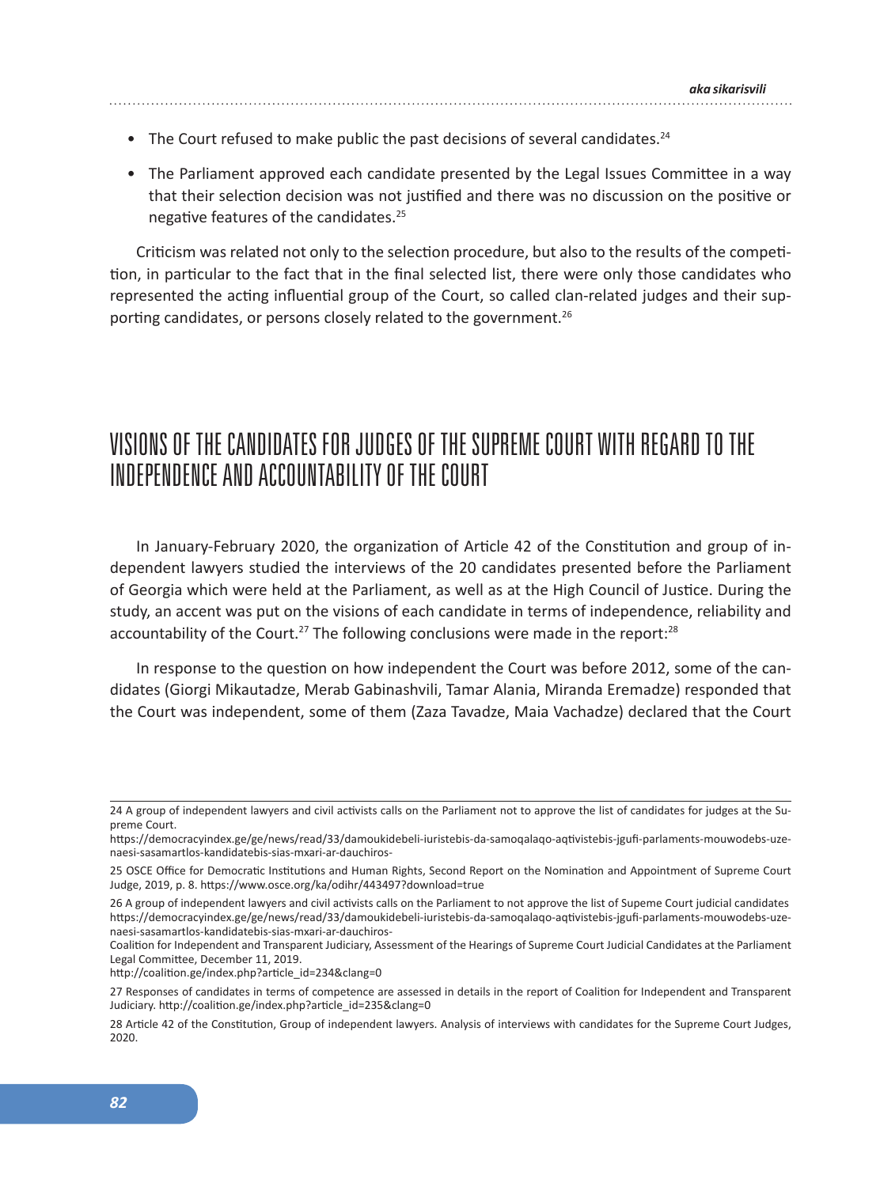- The Court refused to make public the past decisions of several candidates.[24]
- The Parliament approved each candidate presented by the Legal Issues Committee in a way that their selection decision was not justified and there was no discussion on the positive or negative features of the candidates.[25]

Criticism was related not only to the selection procedure, but also to the results of the competition, in particular to the fact that in the final selected list, there were only those candidates who represented the acting influential group of the Court, so called clan-related judges and their supporting candidates, or persons closely related to the government.[26]

## VISIONS OF THE CANDIDATES FOR JUDGES OF THE SUPREME COURT WITH REGARD TO THE INDEPENDENCE AND ACCOUNTABILITY OF THE COURT

In January-February 2020, the organization of Article 42 of the Constitution and group of independent lawyers studied the interviews of the 20 candidates presented before the Parliament of Georgia which were held at the Parliament, as well as at the High Council of Justice. During the study, an accent was put on the visions of each candidate in terms of independence, reliability and accountability of the Court.[27] The following conclusions were made in the report:[28]

In response to the question on how independent the Court was before 2012, some of the candidates (Giorgi Mikautadze, Merab Gabinashvili, Tamar Alania, Miranda Eremadze) responded that the Court was independent, some of them (Zaza Tavadze, Maia Vachadze) declared that the Court

---

24 A group of independent lawyers and civil activists calls on the Parliament not to approve the list of candidates for judges at the Supreme Court.
https://democracyindex.ge/ge/news/read/33/damoukidebeli-iuristebis-da-samoqalaqo-aqtivistebis-jgufi-parlaments-mouwodebs-uzenaesi-sasamartlos-kandidatebis-sias-mxari-ar-dauchiros-

25 OSCE Office for Democratic Institutions and Human Rights, Second Report on the Nomination and Appointment of Supreme Court Judge, 2019, p. 8. https://www.osce.org/ka/odihr/443497?download=true

26 A group of independent lawyers and civil activists calls on the Parliament to not approve the list of Supeme Court judicial candidates https://democracyindex.ge/ge/news/read/33/damoukidebeli-iuristebis-da-samoqalaqo-aqtivistebis-jgufi-parlaments-mouwodebs-uzenaesi-sasamartlos-kandidatebis-sias-mxari-ar-dauchiros-
Coalition for Independent and Transparent Judiciary, Assessment of the Hearings of Supreme Court Judicial Candidates at the Parliament Legal Committee, December 11, 2019.
http://coalition.ge/index.php?article_id=234&clang=0

27 Responses of candidates in terms of competence are assessed in details in the report of Coalition for Independent and Transparent Judiciary. http://coalition.ge/index.php?article_id=235&clang=0

28 Article 42 of the Constitution, Group of independent lawyers. Analysis of interviews with candidates for the Supreme Court Judges, 2020.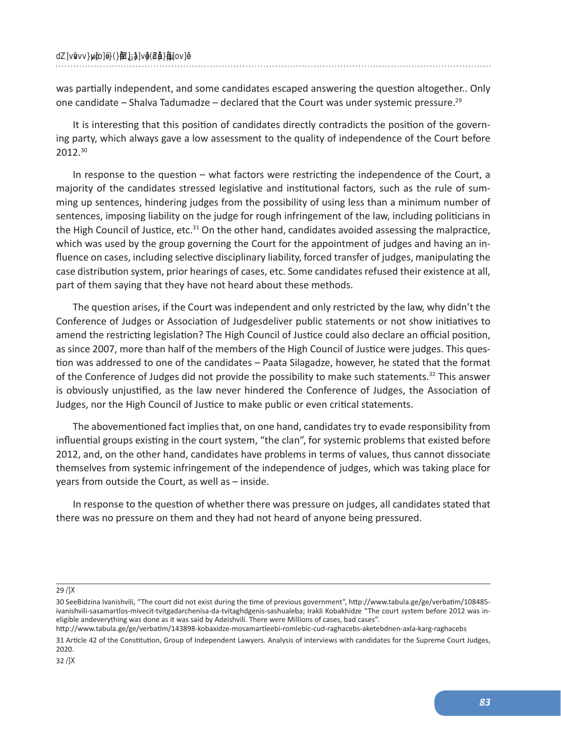was partially independent, and some candidates escaped answering the question altogether.. Only one candidate – Shalva Tadumadze – declared that the Court was under systemic pressure.[29]

It is interesting that this position of candidates directly contradicts the position of the governing party, which always gave a low assessment to the quality of independence of the Court before 2012.[30]

In response to the question – what factors were restricting the independence of the Court, a majority of the candidates stressed legislative and institutional factors, such as the rule of summing up sentences, hindering judges from the possibility of using less than a minimum number of sentences, imposing liability on the judge for rough infringement of the law, including politicians in the High Council of Justice, etc.[31] On the other hand, candidates avoided assessing the malpractice, which was used by the group governing the Court for the appointment of judges and having an influence on cases, including selective disciplinary liability, forced transfer of judges, manipulating the case distribution system, prior hearings of cases, etc. Some candidates refused their existence at all, part of them saying that they have not heard about these methods.

The question arises, if the Court was independent and only restricted by the law, why didn't the Conference of Judges or Association of Judgesdeliver public statements or not show initiatives to amend the restricting legislation? The High Council of Justice could also declare an official position, as since 2007, more than half of the members of the High Council of Justice were judges. This question was addressed to one of the candidates – Paata Silagadze, however, he stated that the format of the Conference of Judges did not provide the possibility to make such statements.[32] This answer is obviously unjustified, as the law never hindered the Conference of Judges, the Association of Judges, nor the High Council of Justice to make public or even critical statements.

The abovementioned fact implies that, on one hand, candidates try to evade responsibility from influential groups existing in the court system, "the clan", for systemic problems that existed before 2012, and, on the other hand, candidates have problems in terms of values, thus cannot dissociate themselves from systemic infringement of the independence of judges, which was taking place for years from outside the Court, as well as – inside.

In response to the question of whether there was pressure on judges, all candidates stated that there was no pressure on them and they had not heard of anyone being pressured.

---

29 Ibid.

30 SeeBidzina Ivanishvili, "The court did not exist during the time of previous government", http://www.tabula.ge/ge/verbatim/108485-ivanishvili-sasamartlos-mivecit-tvitgadarchenisa-da-tvitaghdgenis-sashualeba; Irakli Kobakhidze "The court system before 2012 was ineligible andeverything was done as it was said by Adeishvili. There were Millions of cases, bad cases".
http://www.tabula.ge/ge/verbatim/143898-kobaxidze-mosamartleebi-romlebic-cud-raghacebs-aketebdnen-axla-karg-raghacebs

31 Article 42 of the Constitution, Group of Independent Lawyers. Analysis of interviews with candidates for the Supreme Court Judges, 2020.

32 Ibid.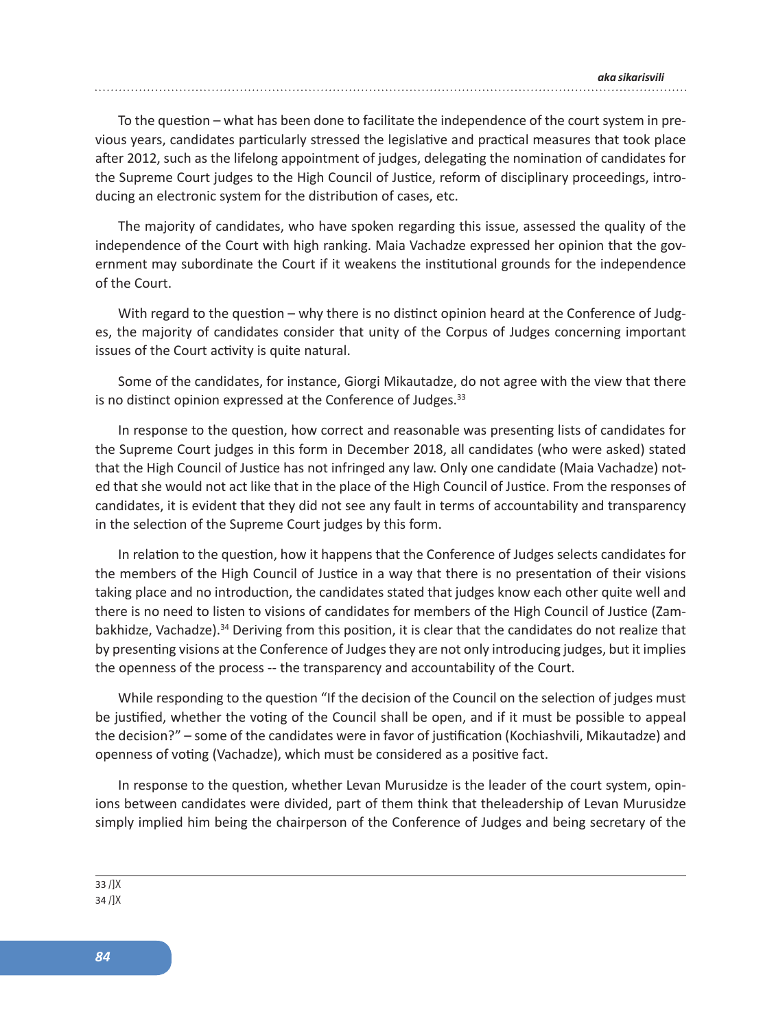To the question – what has been done to facilitate the independence of the court system in previous years, candidates particularly stressed the legislative and practical measures that took place after 2012, such as the lifelong appointment of judges, delegating the nomination of candidates for the Supreme Court judges to the High Council of Justice, reform of disciplinary proceedings, introducing an electronic system for the distribution of cases, etc.

The majority of candidates, who have spoken regarding this issue, assessed the quality of the independence of the Court with high ranking. Maia Vachadze expressed her opinion that the government may subordinate the Court if it weakens the institutional grounds for the independence of the Court.

With regard to the question – why there is no distinct opinion heard at the Conference of Judges, the majority of candidates consider that unity of the Corpus of Judges concerning important issues of the Court activity is quite natural.

Some of the candidates, for instance, Giorgi Mikautadze, do not agree with the view that there is no distinct opinion expressed at the Conference of Judges.[33]

In response to the question, how correct and reasonable was presenting lists of candidates for the Supreme Court judges in this form in December 2018, all candidates (who were asked) stated that the High Council of Justice has not infringed any law. Only one candidate (Maia Vachadze) noted that she would not act like that in the place of the High Council of Justice. From the responses of candidates, it is evident that they did not see any fault in terms of accountability and transparency in the selection of the Supreme Court judges by this form.

In relation to the question, how it happens that the Conference of Judges selects candidates for the members of the High Council of Justice in a way that there is no presentation of their visions taking place and no introduction, the candidates stated that judges know each other quite well and there is no need to listen to visions of candidates for members of the High Council of Justice (Zambakhidze, Vachadze).[34] Deriving from this position, it is clear that the candidates do not realize that by presenting visions at the Conference of Judges they are not only introducing judges, but it implies the openness of the process -- the transparency and accountability of the Court.

While responding to the question "If the decision of the Council on the selection of judges must be justified, whether the voting of the Council shall be open, and if it must be possible to appeal the decision?" – some of the candidates were in favor of justification (Kochiashvili, Mikautadze) and openness of voting (Vachadze), which must be considered as a positive fact.

In response to the question, whether Levan Murusidze is the leader of the court system, opinions between candidates were divided, part of them think that theleadership of Levan Murusidze simply implied him being the chairperson of the Conference of Judges and being secretary of the

---

33 /]X

34 /]X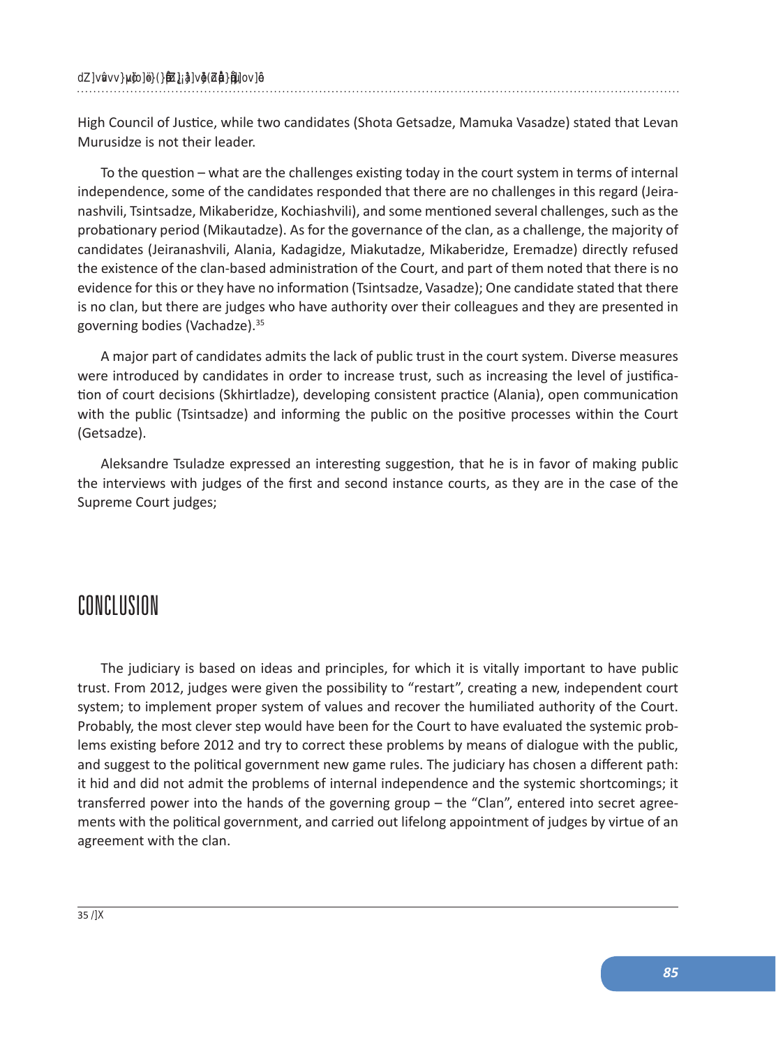High Council of Justice, while two candidates (Shota Getsadze, Mamuka Vasadze) stated that Levan Murusidze is not their leader.

To the question – what are the challenges existing today in the court system in terms of internal independence, some of the candidates responded that there are no challenges in this regard (Jeiranashvili, Tsintsadze, Mikaberidze, Kochiashvili), and some mentioned several challenges, such as the probationary period (Mikautadze). As for the governance of the clan, as a challenge, the majority of candidates (Jeiranashvili, Alania, Kadagidze, Miakutadze, Mikaberidze, Eremadze) directly refused the existence of the clan-based administration of the Court, and part of them noted that there is no evidence for this or they have no information (Tsintsadze, Vasadze); One candidate stated that there is no clan, but there are judges who have authority over their colleagues and they are presented in governing bodies (Vachadze).[35]

A major part of candidates admits the lack of public trust in the court system. Diverse measures were introduced by candidates in order to increase trust, such as increasing the level of justification of court decisions (Skhirtladze), developing consistent practice (Alania), open communication with the public (Tsintsadze) and informing the public on the positive processes within the Court (Getsadze).

Aleksandre Tsuladze expressed an interesting suggestion, that he is in favor of making public the interviews with judges of the first and second instance courts, as they are in the case of the Supreme Court judges;

# CONCLUSION

The judiciary is based on ideas and principles, for which it is vitally important to have public trust. From 2012, judges were given the possibility to "restart", creating a new, independent court system; to implement proper system of values and recover the humiliated authority of the Court. Probably, the most clever step would have been for the Court to have evaluated the systemic problems existing before 2012 and try to correct these problems by means of dialogue with the public, and suggest to the political government new game rules. The judiciary has chosen a different path: it hid and did not admit the problems of internal independence and the systemic shortcomings; it transferred power into the hands of the governing group – the "Clan", entered into secret agreements with the political government, and carried out lifelong appointment of judges by virtue of an agreement with the clan.

35 /]X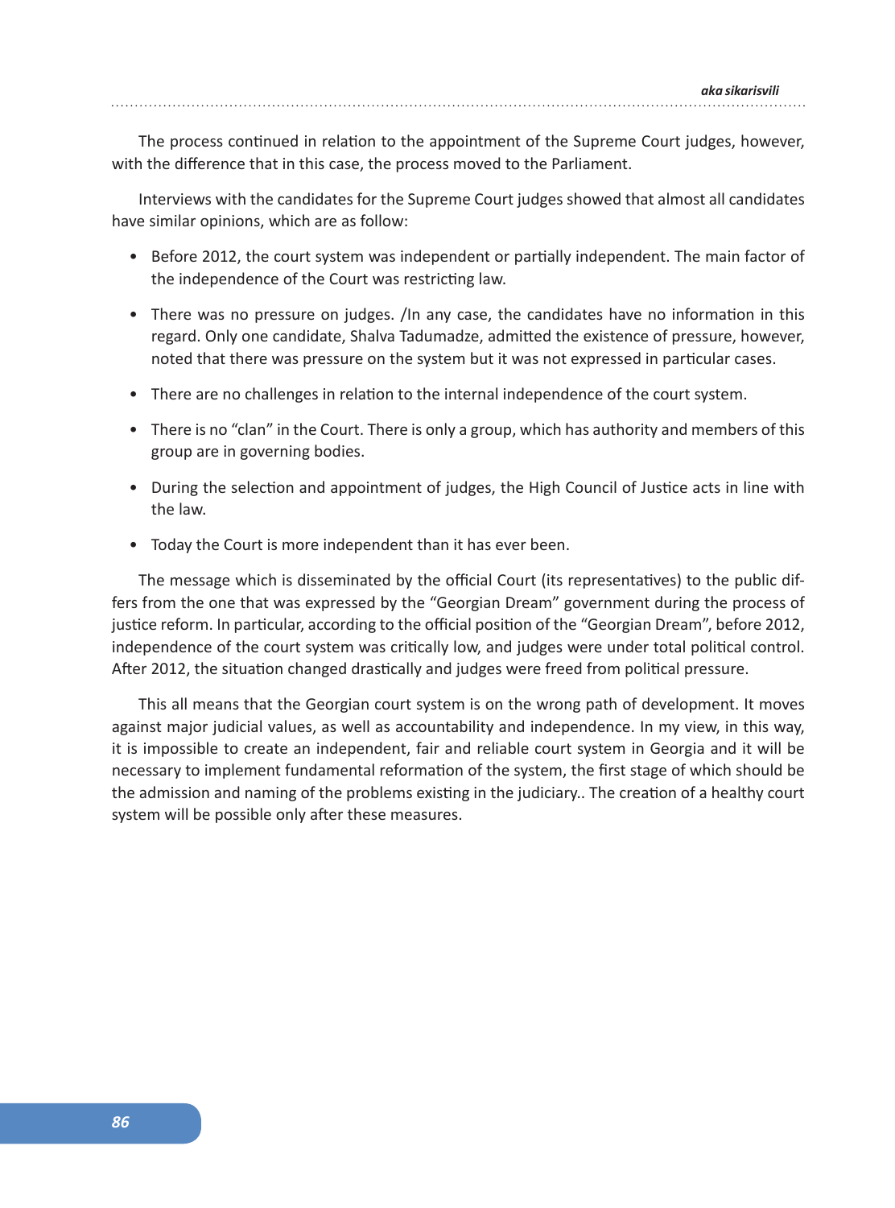The process continued in relation to the appointment of the Supreme Court judges, however, with the difference that in this case, the process moved to the Parliament.

Interviews with the candidates for the Supreme Court judges showed that almost all candidates have similar opinions, which are as follow:

- Before 2012, the court system was independent or partially independent. The main factor of the independence of the Court was restricting law.
- There was no pressure on judges. /In any case, the candidates have no information in this regard. Only one candidate, Shalva Tadumadze, admitted the existence of pressure, however, noted that there was pressure on the system but it was not expressed in particular cases.
- There are no challenges in relation to the internal independence of the court system.
- There is no "clan" in the Court. There is only a group, which has authority and members of this group are in governing bodies.
- During the selection and appointment of judges, the High Council of Justice acts in line with the law.
- Today the Court is more independent than it has ever been.

The message which is disseminated by the official Court (its representatives) to the public differs from the one that was expressed by the "Georgian Dream" government during the process of justice reform. In particular, according to the official position of the "Georgian Dream", before 2012, independence of the court system was critically low, and judges were under total political control. After 2012, the situation changed drastically and judges were freed from political pressure.

This all means that the Georgian court system is on the wrong path of development. It moves against major judicial values, as well as accountability and independence. In my view, in this way, it is impossible to create an independent, fair and reliable court system in Georgia and it will be necessary to implement fundamental reformation of the system, the first stage of which should be the admission and naming of the problems existing in the judiciary.. The creation of a healthy court system will be possible only after these measures.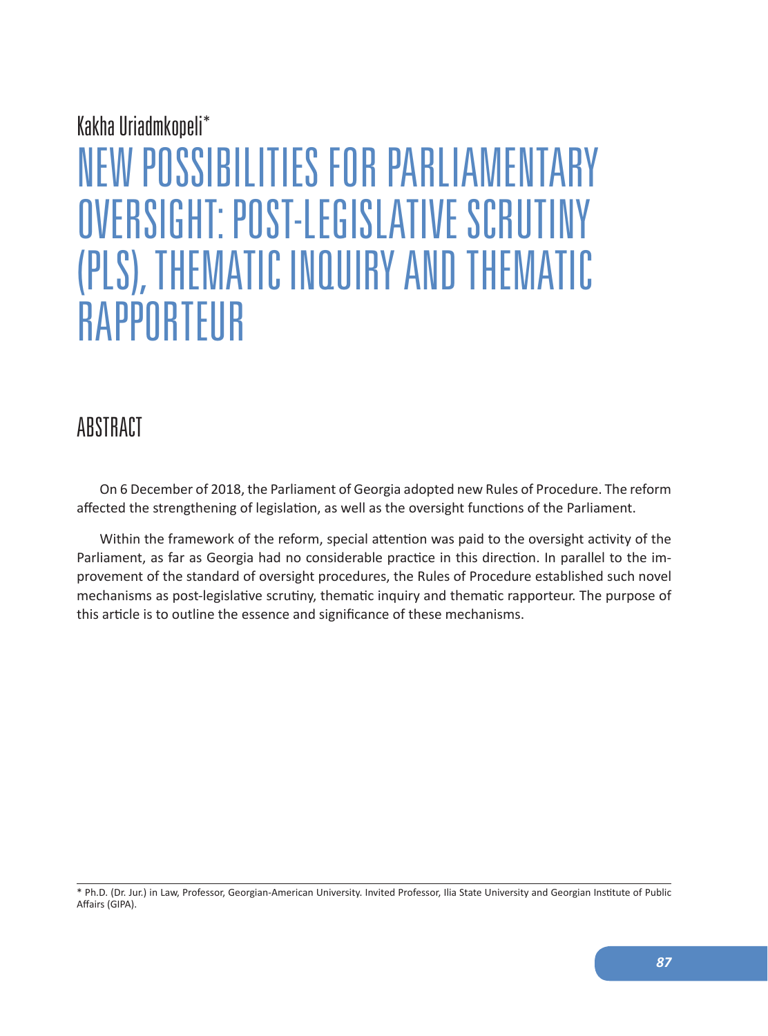Kakha Uriadmkopeli*

# NEW POSSIBILITIES FOR PARLIAMENTARY OVERSIGHT: POST-LEGISLATIVE SCRUTINY (PLS), THEMATIC INQUIRY AND THEMATIC RAPPORTEUR

## ABSTRACT

On 6 December of 2018, the Parliament of Georgia adopted new Rules of Procedure. The reform affected the strengthening of legislation, as well as the oversight functions of the Parliament.

Within the framework of the reform, special attention was paid to the oversight activity of the Parliament, as far as Georgia had no considerable practice in this direction. In parallel to the improvement of the standard of oversight procedures, the Rules of Procedure established such novel mechanisms as post-legislative scrutiny, thematic inquiry and thematic rapporteur. The purpose of this article is to outline the essence and significance of these mechanisms.

---

* Ph.D. (Dr. Jur.) in Law, Professor, Georgian-American University. Invited Professor, Ilia State University and Georgian Institute of Public Affairs (GIPA).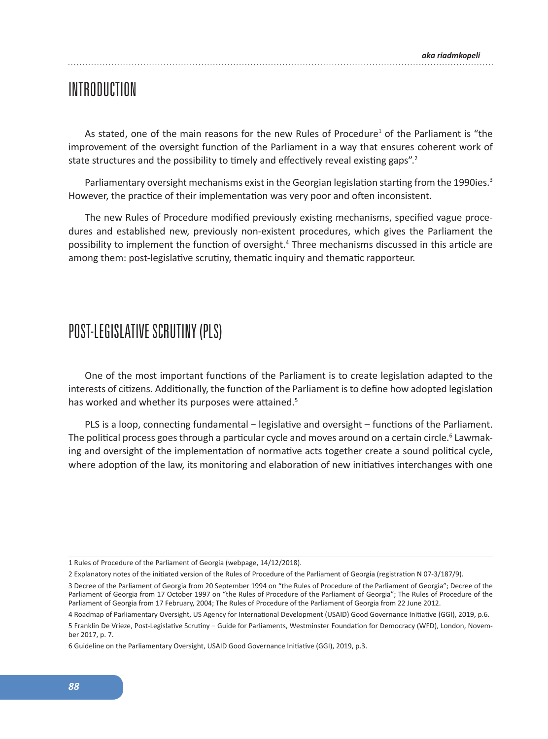## INTRODUCTION

As stated, one of the main reasons for the new Rules of Procedure[1] of the Parliament is "the improvement of the oversight function of the Parliament in a way that ensures coherent work of state structures and the possibility to timely and effectively reveal existing gaps".[2]

Parliamentary oversight mechanisms exist in the Georgian legislation starting from the 1990ies.[3] However, the practice of their implementation was very poor and often inconsistent.

The new Rules of Procedure modified previously existing mechanisms, specified vague procedures and established new, previously non-existent procedures, which gives the Parliament the possibility to implement the function of oversight.[4] Three mechanisms discussed in this article are among them: post-legislative scrutiny, thematic inquiry and thematic rapporteur.

## POST-LEGISLATIVE SCRUTINY (PLS)

One of the most important functions of the Parliament is to create legislation adapted to the interests of citizens. Additionally, the function of the Parliament is to define how adopted legislation has worked and whether its purposes were attained.[5]

PLS is a loop, connecting fundamental − legislative and oversight – functions of the Parliament. The political process goes through a particular cycle and moves around on a certain circle.[6] Lawmaking and oversight of the implementation of normative acts together create a sound political cycle, where adoption of the law, its monitoring and elaboration of new initiatives interchanges with one

---

1 Rules of Procedure of the Parliament of Georgia (webpage, 14/12/2018).

2 Explanatory notes of the initiated version of the Rules of Procedure of the Parliament of Georgia (registration N 07-3/187/9).

3 Decree of the Parliament of Georgia from 20 September 1994 on "the Rules of Procedure of the Parliament of Georgia"; Decree of the Parliament of Georgia from 17 October 1997 on "the Rules of Procedure of the Parliament of Georgia"; The Rules of Procedure of the Parliament of Georgia from 17 February, 2004; The Rules of Procedure of the Parliament of Georgia from 22 June 2012.

4 Roadmap of Parliamentary Oversight, US Agency for International Development (USAID) Good Governance Initiative (GGI), 2019, p.6.

5 Franklin De Vrieze, Post-Legislative Scrutiny − Guide for Parliaments, Westminster Foundation for Democracy (WFD), London, November 2017, p. 7.

6 Guideline on the Parliamentary Oversight, USAID Good Governance Initiative (GGI), 2019, p.3.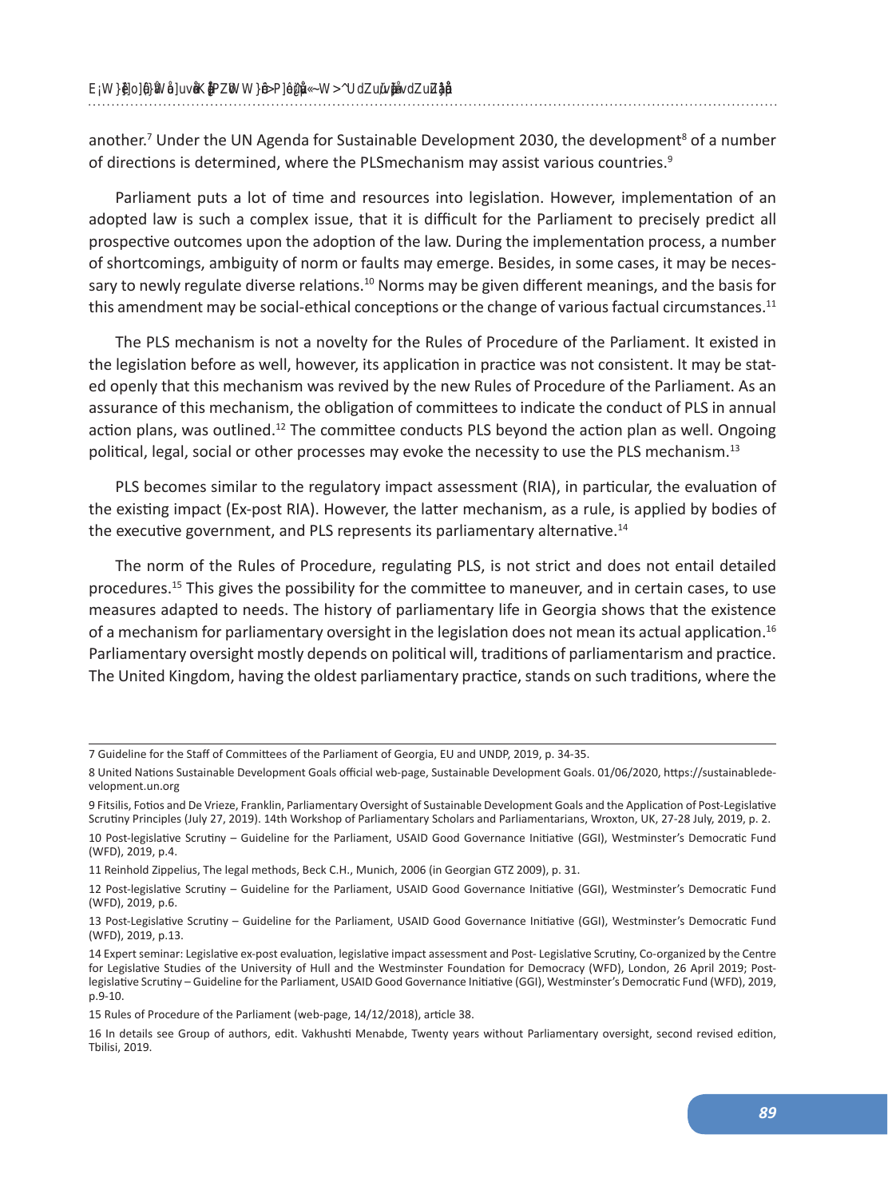another.[7] Under the UN Agenda for Sustainable Development 2030, the development[8] of a number of directions is determined, where the PLSmechanism may assist various countries.[9]

Parliament puts a lot of time and resources into legislation. However, implementation of an adopted law is such a complex issue, that it is difficult for the Parliament to precisely predict all prospective outcomes upon the adoption of the law. During the implementation process, a number of shortcomings, ambiguity of norm or faults may emerge. Besides, in some cases, it may be necessary to newly regulate diverse relations.[10] Norms may be given different meanings, and the basis for this amendment may be social-ethical conceptions or the change of various factual circumstances.[11]

The PLS mechanism is not a novelty for the Rules of Procedure of the Parliament. It existed in the legislation before as well, however, its application in practice was not consistent. It may be stated openly that this mechanism was revived by the new Rules of Procedure of the Parliament. As an assurance of this mechanism, the obligation of committees to indicate the conduct of PLS in annual action plans, was outlined.[12] The committee conducts PLS beyond the action plan as well. Ongoing political, legal, social or other processes may evoke the necessity to use the PLS mechanism.[13]

PLS becomes similar to the regulatory impact assessment (RIA), in particular, the evaluation of the existing impact (Ex-post RIA). However, the latter mechanism, as a rule, is applied by bodies of the executive government, and PLS represents its parliamentary alternative.[14]

The norm of the Rules of Procedure, regulating PLS, is not strict and does not entail detailed procedures.[15] This gives the possibility for the committee to maneuver, and in certain cases, to use measures adapted to needs. The history of parliamentary life in Georgia shows that the existence of a mechanism for parliamentary oversight in the legislation does not mean its actual application.[16] Parliamentary oversight mostly depends on political will, traditions of parliamentarism and practice. The United Kingdom, having the oldest parliamentary practice, stands on such traditions, where the

---

7 Guideline for the Staff of Committees of the Parliament of Georgia, EU and UNDP, 2019, p. 34-35.

8 United Nations Sustainable Development Goals official web-page, Sustainable Development Goals. 01/06/2020, https://sustainabledevelopment.un.org

9 Fitsilis, Fotios and De Vrieze, Franklin, Parliamentary Oversight of Sustainable Development Goals and the Application of Post-Legislative Scrutiny Principles (July 27, 2019). 14th Workshop of Parliamentary Scholars and Parliamentarians, Wroxton, UK, 27-28 July, 2019, p. 2.

10 Post-legislative Scrutiny – Guideline for the Parliament, USAID Good Governance Initiative (GGI), Westminster's Democratic Fund (WFD), 2019, p.4.

11 Reinhold Zippelius, The legal methods, Beck C.H., Munich, 2006 (in Georgian GTZ 2009), p. 31.

12 Post-legislative Scrutiny – Guideline for the Parliament, USAID Good Governance Initiative (GGI), Westminster's Democratic Fund (WFD), 2019, p.6.

13 Post-Legislative Scrutiny – Guideline for the Parliament, USAID Good Governance Initiative (GGI), Westminster's Democratic Fund (WFD), 2019, p.13.

14 Expert seminar: Legislative ex-post evaluation, legislative impact assessment and Post- Legislative Scrutiny, Co-organized by the Centre for Legislative Studies of the University of Hull and the Westminster Foundation for Democracy (WFD), London, 26 April 2019; Post-legislative Scrutiny – Guideline for the Parliament, USAID Good Governance Initiative (GGI), Westminster's Democratic Fund (WFD), 2019, p.9-10.

15 Rules of Procedure of the Parliament (web-page, 14/12/2018), article 38.

16 In details see Group of authors, edit. Vakhushti Menabde, Twenty years without Parliamentary oversight, second revised edition, Tbilisi, 2019.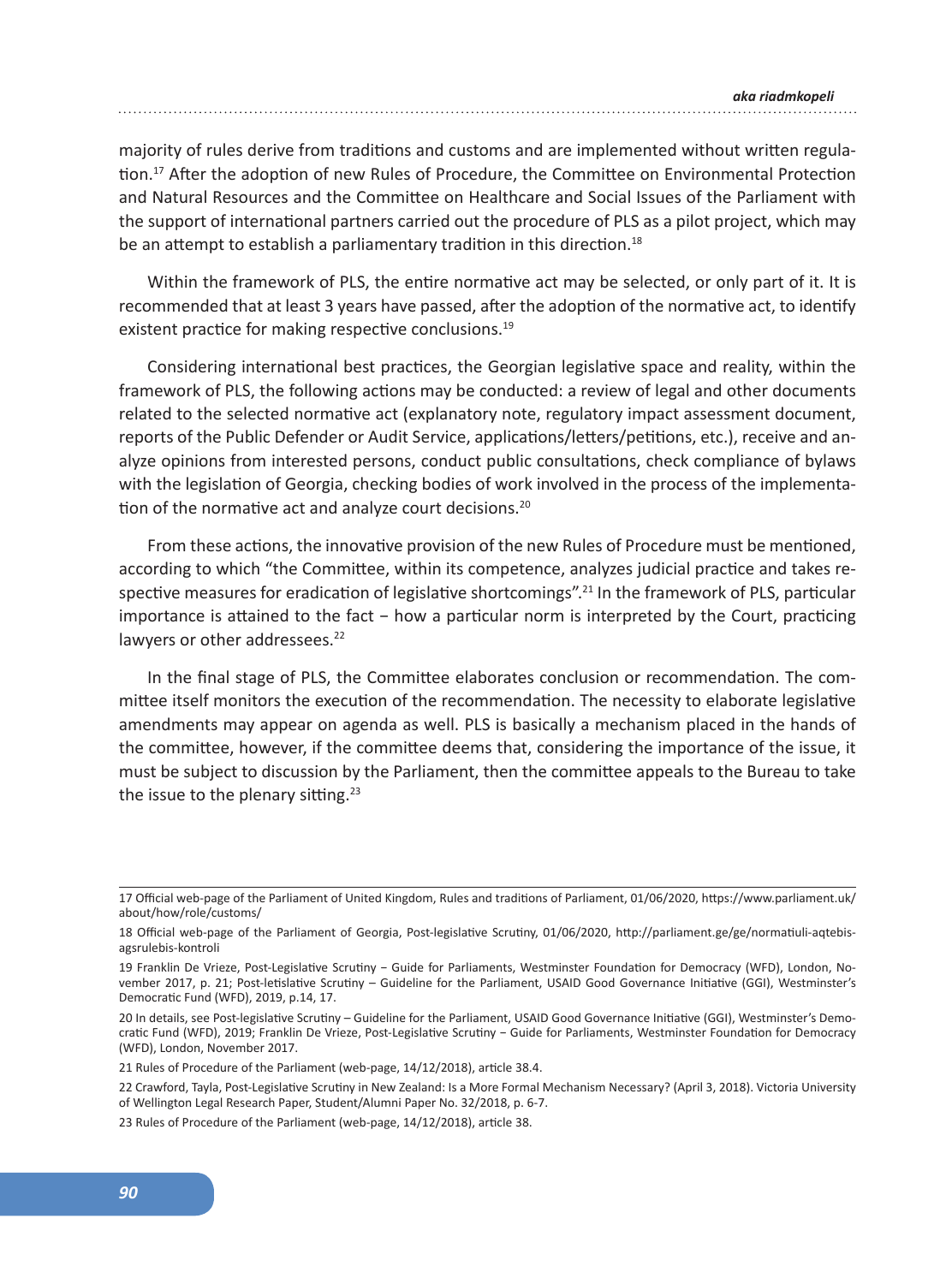majority of rules derive from traditions and customs and are implemented without written regulation.[17] After the adoption of new Rules of Procedure, the Committee on Environmental Protection and Natural Resources and the Committee on Healthcare and Social Issues of the Parliament with the support of international partners carried out the procedure of PLS as a pilot project, which may be an attempt to establish a parliamentary tradition in this direction.[18]

Within the framework of PLS, the entire normative act may be selected, or only part of it. It is recommended that at least 3 years have passed, after the adoption of the normative act, to identify existent practice for making respective conclusions.[19]

Considering international best practices, the Georgian legislative space and reality, within the framework of PLS, the following actions may be conducted: a review of legal and other documents related to the selected normative act (explanatory note, regulatory impact assessment document, reports of the Public Defender or Audit Service, applications/letters/petitions, etc.), receive and analyze opinions from interested persons, conduct public consultations, check compliance of bylaws with the legislation of Georgia, checking bodies of work involved in the process of the implementation of the normative act and analyze court decisions.[20]

From these actions, the innovative provision of the new Rules of Procedure must be mentioned, according to which "the Committee, within its competence, analyzes judicial practice and takes respective measures for eradication of legislative shortcomings".[21] In the framework of PLS, particular importance is attained to the fact – how a particular norm is interpreted by the Court, practicing lawyers or other addressees.[22]

In the final stage of PLS, the Committee elaborates conclusion or recommendation. The committee itself monitors the execution of the recommendation. The necessity to elaborate legislative amendments may appear on agenda as well. PLS is basically a mechanism placed in the hands of the committee, however, if the committee deems that, considering the importance of the issue, it must be subject to discussion by the Parliament, then the committee appeals to the Bureau to take the issue to the plenary sitting.[23]

---

17 Official web-page of the Parliament of United Kingdom, Rules and traditions of Parliament, 01/06/2020, https://www.parliament.uk/about/how/role/customs/

18 Official web-page of the Parliament of Georgia, Post-legislative Scrutiny, 01/06/2020, http://parliament.ge/ge/normatiuli-aqtebis-agsrulebis-kontroli

19 Franklin De Vrieze, Post-Legislative Scrutiny – Guide for Parliaments, Westminster Foundation for Democracy (WFD), London, November 2017, p. 21; Post-letislative Scrutiny – Guideline for the Parliament, USAID Good Governance Initiative (GGI), Westminster's Democratic Fund (WFD), 2019, p.14, 17.

20 In details, see Post-legislative Scrutiny – Guideline for the Parliament, USAID Good Governance Initiative (GGI), Westminster's Democratic Fund (WFD), 2019; Franklin De Vrieze, Post-Legislative Scrutiny – Guide for Parliaments, Westminster Foundation for Democracy (WFD), London, November 2017.

21 Rules of Procedure of the Parliament (web-page, 14/12/2018), article 38.4.

22 Crawford, Tayla, Post-Legislative Scrutiny in New Zealand: Is a More Formal Mechanism Necessary? (April 3, 2018). Victoria University of Wellington Legal Research Paper, Student/Alumni Paper No. 32/2018, p. 6-7.

23 Rules of Procedure of the Parliament (web-page, 14/12/2018), article 38.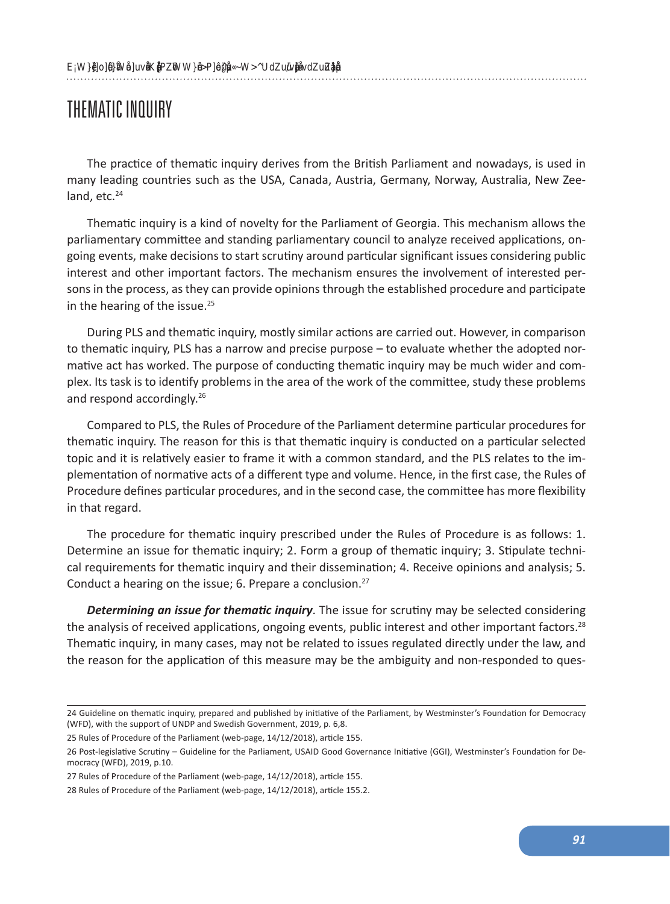# THEMATIC INQUIRY

The practice of thematic inquiry derives from the British Parliament and nowadays, is used in many leading countries such as the USA, Canada, Austria, Germany, Norway, Australia, New Zealand, etc.[24]

Thematic inquiry is a kind of novelty for the Parliament of Georgia. This mechanism allows the parliamentary committee and standing parliamentary council to analyze received applications, ongoing events, make decisions to start scrutiny around particular significant issues considering public interest and other important factors. The mechanism ensures the involvement of interested persons in the process, as they can provide opinions through the established procedure and participate in the hearing of the issue.[25]

During PLS and thematic inquiry, mostly similar actions are carried out. However, in comparison to thematic inquiry, PLS has a narrow and precise purpose – to evaluate whether the adopted normative act has worked. The purpose of conducting thematic inquiry may be much wider and complex. Its task is to identify problems in the area of the work of the committee, study these problems and respond accordingly.[26]

Compared to PLS, the Rules of Procedure of the Parliament determine particular procedures for thematic inquiry. The reason for this is that thematic inquiry is conducted on a particular selected topic and it is relatively easier to frame it with a common standard, and the PLS relates to the implementation of normative acts of a different type and volume. Hence, in the first case, the Rules of Procedure defines particular procedures, and in the second case, the committee has more flexibility in that regard.

The procedure for thematic inquiry prescribed under the Rules of Procedure is as follows: 1. Determine an issue for thematic inquiry; 2. Form a group of thematic inquiry; 3. Stipulate technical requirements for thematic inquiry and their dissemination; 4. Receive opinions and analysis; 5. Conduct a hearing on the issue; 6. Prepare a conclusion.[27]

***Determining an issue for thematic inquiry***. The issue for scrutiny may be selected considering the analysis of received applications, ongoing events, public interest and other important factors.[28] Thematic inquiry, in many cases, may not be related to issues regulated directly under the law, and the reason for the application of this measure may be the ambiguity and non-responded to ques-

---

24 Guideline on thematic inquiry, prepared and published by initiative of the Parliament, by Westminster's Foundation for Democracy (WFD), with the support of UNDP and Swedish Government, 2019, p. 6,8.

25 Rules of Procedure of the Parliament (web-page, 14/12/2018), article 155.

26 Post-legislative Scrutiny – Guideline for the Parliament, USAID Good Governance Initiative (GGI), Westminster's Foundation for Democracy (WFD), 2019, p.10.

27 Rules of Procedure of the Parliament (web-page, 14/12/2018), article 155.

28 Rules of Procedure of the Parliament (web-page, 14/12/2018), article 155.2.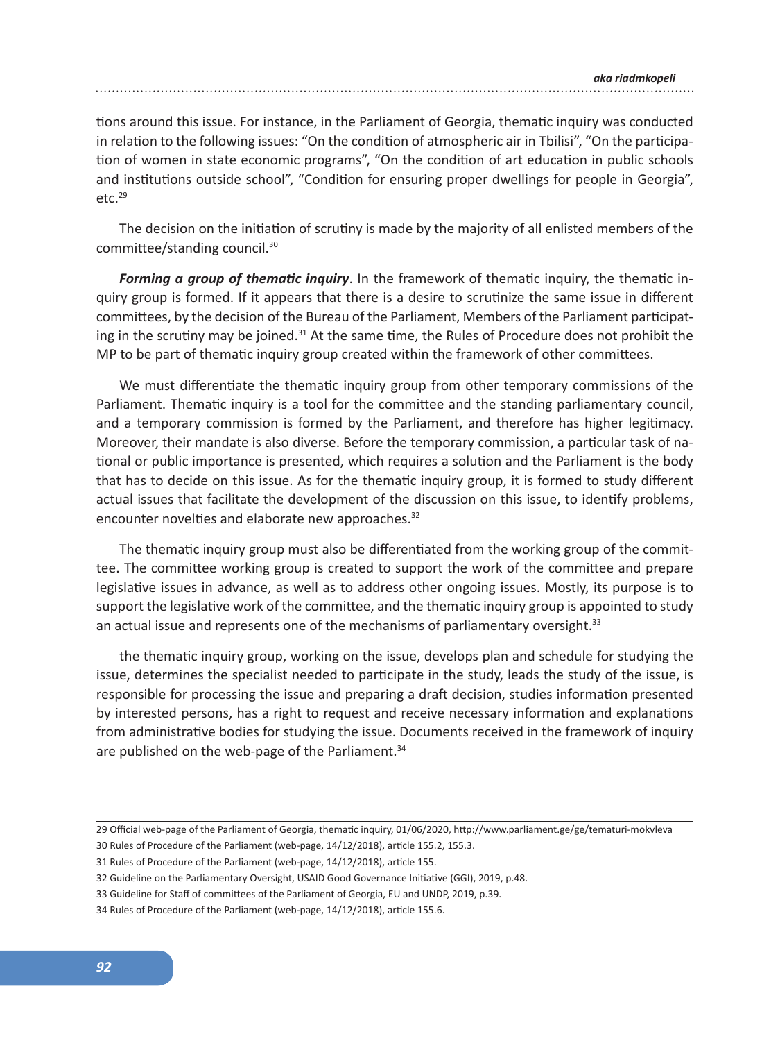tions around this issue. For instance, in the Parliament of Georgia, thematic inquiry was conducted in relation to the following issues: “On the condition of atmospheric air in Tbilisi”, “On the participation of women in state economic programs”, “On the condition of art education in public schools and institutions outside school”, “Condition for ensuring proper dwellings for people in Georgia”, etc.[29]

The decision on the initiation of scrutiny is made by the majority of all enlisted members of the committee/standing council.[30]

***Forming a group of thematic inquiry***. In the framework of thematic inquiry, the thematic inquiry group is formed. If it appears that there is a desire to scrutinize the same issue in different committees, by the decision of the Bureau of the Parliament, Members of the Parliament participating in the scrutiny may be joined.[31] At the same time, the Rules of Procedure does not prohibit the MP to be part of thematic inquiry group created within the framework of other committees.

We must differentiate the thematic inquiry group from other temporary commissions of the Parliament. Thematic inquiry is a tool for the committee and the standing parliamentary council, and a temporary commission is formed by the Parliament, and therefore has higher legitimacy. Moreover, their mandate is also diverse. Before the temporary commission, a particular task of national or public importance is presented, which requires a solution and the Parliament is the body that has to decide on this issue. As for the thematic inquiry group, it is formed to study different actual issues that facilitate the development of the discussion on this issue, to identify problems, encounter novelties and elaborate new approaches.[32]

The thematic inquiry group must also be differentiated from the working group of the committee. The committee working group is created to support the work of the committee and prepare legislative issues in advance, as well as to address other ongoing issues. Mostly, its purpose is to support the legislative work of the committee, and the thematic inquiry group is appointed to study an actual issue and represents one of the mechanisms of parliamentary oversight.[33]

the thematic inquiry group, working on the issue, develops plan and schedule for studying the issue, determines the specialist needed to participate in the study, leads the study of the issue, is responsible for processing the issue and preparing a draft decision, studies information presented by interested persons, has a right to request and receive necessary information and explanations from administrative bodies for studying the issue. Documents received in the framework of inquiry are published on the web-page of the Parliament.[34]

---

29 Official web-page of the Parliament of Georgia, thematic inquiry, 01/06/2020, http://www.parliament.ge/ge/tematuri-mokvleva

30 Rules of Procedure of the Parliament (web-page, 14/12/2018), article 155.2, 155.3.

31 Rules of Procedure of the Parliament (web-page, 14/12/2018), article 155.

32 Guideline on the Parliamentary Oversight, USAID Good Governance Initiative (GGI), 2019, p.48.

33 Guideline for Staff of committees of the Parliament of Georgia, EU and UNDP, 2019, p.39.

34 Rules of Procedure of the Parliament (web-page, 14/12/2018), article 155.6.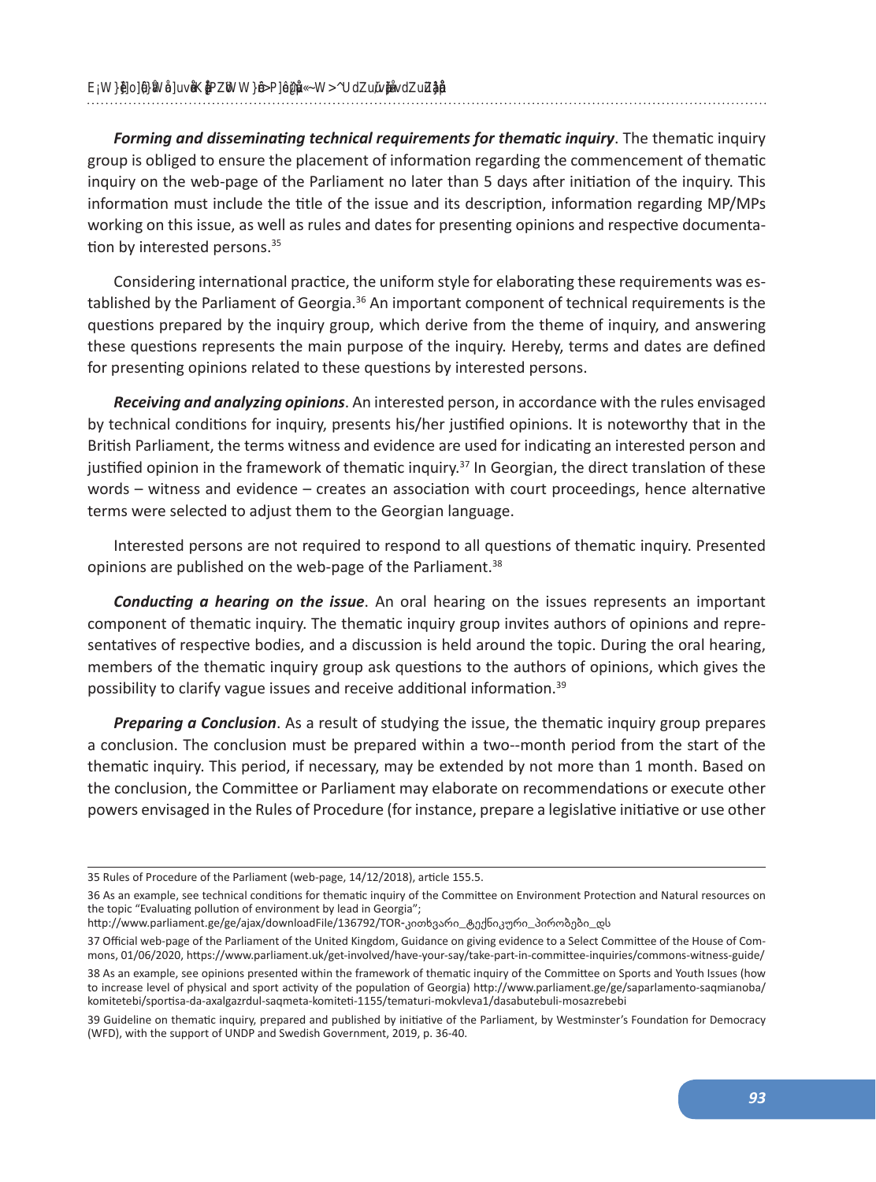***Forming and disseminating technical requirements for thematic inquiry***. The thematic inquiry group is obliged to ensure the placement of information regarding the commencement of thematic inquiry on the web-page of the Parliament no later than 5 days after initiation of the inquiry. This information must include the title of the issue and its description, information regarding MP/MPs working on this issue, as well as rules and dates for presenting opinions and respective documentation by interested persons.[35]

Considering international practice, the uniform style for elaborating these requirements was established by the Parliament of Georgia.[36] An important component of technical requirements is the questions prepared by the inquiry group, which derive from the theme of inquiry, and answering these questions represents the main purpose of the inquiry. Hereby, terms and dates are defined for presenting opinions related to these questions by interested persons.

***Receiving and analyzing opinions***. An interested person, in accordance with the rules envisaged by technical conditions for inquiry, presents his/her justified opinions. It is noteworthy that in the British Parliament, the terms witness and evidence are used for indicating an interested person and justified opinion in the framework of thematic inquiry.[37] In Georgian, the direct translation of these words – witness and evidence – creates an association with court proceedings, hence alternative terms were selected to adjust them to the Georgian language.

Interested persons are not required to respond to all questions of thematic inquiry. Presented opinions are published on the web-page of the Parliament.[38]

***Conducting a hearing on the issue***. An oral hearing on the issues represents an important component of thematic inquiry. The thematic inquiry group invites authors of opinions and representatives of respective bodies, and a discussion is held around the topic. During the oral hearing, members of the thematic inquiry group ask questions to the authors of opinions, which gives the possibility to clarify vague issues and receive additional information.[39]

***Preparing a Conclusion***. As a result of studying the issue, the thematic inquiry group prepares a conclusion. The conclusion must be prepared within a two--month period from the start of the thematic inquiry. This period, if necessary, may be extended by not more than 1 month. Based on the conclusion, the Committee or Parliament may elaborate on recommendations or execute other powers envisaged in the Rules of Procedure (for instance, prepare a legislative initiative or use other

---

35 Rules of Procedure of the Parliament (web-page, 14/12/2018), article 155.5.

36 As an example, see technical conditions for thematic inquiry of the Committee on Environment Protection and Natural resources on the topic "Evaluating pollution of environment by lead in Georgia";
http://www.parliament.ge/ge/ajax/downloadFile/136792/TOR-კითხვარი_ტექნიკური_პირობები_დს

37 Official web-page of the Parliament of the United Kingdom, Guidance on giving evidence to a Select Committee of the House of Commons, 01/06/2020, https://www.parliament.uk/get-involved/have-your-say/take-part-in-committee-inquiries/commons-witness-guide/

38 As an example, see opinions presented within the framework of thematic inquiry of the Committee on Sports and Youth Issues (how to increase level of physical and sport activity of the population of Georgia) http://www.parliament.ge/ge/saparlamento-saqmianoba/komitetebi/sportisa-da-axalgazrdul-saqmeta-komiteti-1155/tematuri-mokvleva1/dasabutebuli-mosazrebebi

39 Guideline on thematic inquiry, prepared and published by initiative of the Parliament, by Westminster's Foundation for Democracy (WFD), with the support of UNDP and Swedish Government, 2019, p. 36-40.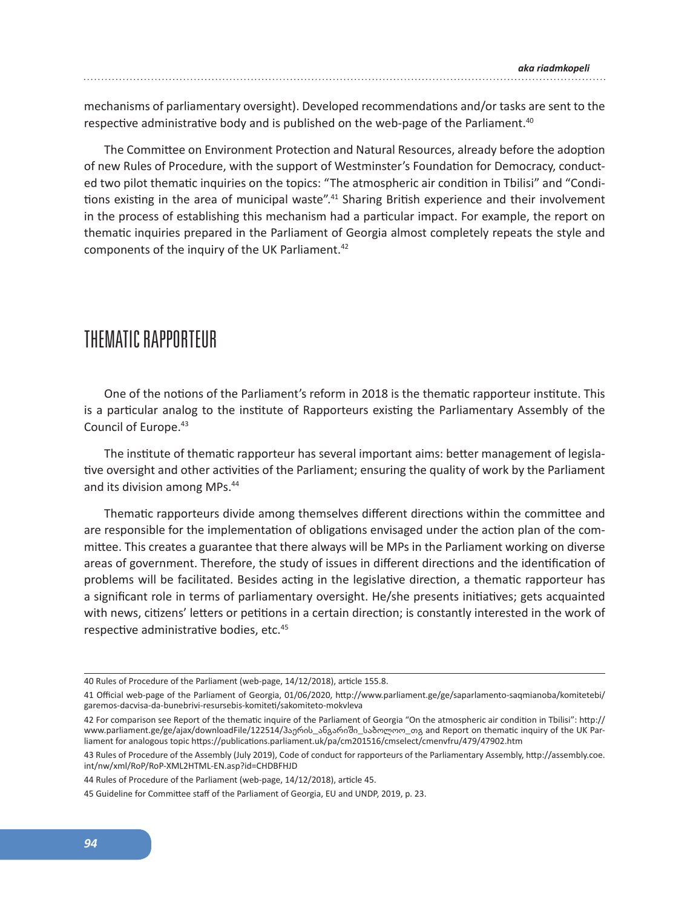mechanisms of parliamentary oversight). Developed recommendations and/or tasks are sent to the respective administrative body and is published on the web-page of the Parliament.[40]

The Committee on Environment Protection and Natural Resources, already before the adoption of new Rules of Procedure, with the support of Westminster's Foundation for Democracy, conducted two pilot thematic inquiries on the topics: "The atmospheric air condition in Tbilisi" and "Conditions existing in the area of municipal waste".[41] Sharing British experience and their involvement in the process of establishing this mechanism had a particular impact. For example, the report on thematic inquiries prepared in the Parliament of Georgia almost completely repeats the style and components of the inquiry of the UK Parliament.[42]

## THEMATIC RAPPORTEUR

One of the notions of the Parliament's reform in 2018 is the thematic rapporteur institute. This is a particular analog to the institute of Rapporteurs existing the Parliamentary Assembly of the Council of Europe.[43]

The institute of thematic rapporteur has several important aims: better management of legislative oversight and other activities of the Parliament; ensuring the quality of work by the Parliament and its division among MPs.[44]

Thematic rapporteurs divide among themselves different directions within the committee and are responsible for the implementation of obligations envisaged under the action plan of the committee. This creates a guarantee that there always will be MPs in the Parliament working on diverse areas of government. Therefore, the study of issues in different directions and the identification of problems will be facilitated. Besides acting in the legislative direction, a thematic rapporteur has a significant role in terms of parliamentary oversight. He/she presents initiatives; gets acquainted with news, citizens' letters or petitions in a certain direction; is constantly interested in the work of respective administrative bodies, etc.[45]

---

40 Rules of Procedure of the Parliament (web-page, 14/12/2018), article 155.8.

41 Official web-page of the Parliament of Georgia, 01/06/2020, http://www.parliament.ge/ge/saparlamento-saqmianoba/komitetebi/garemos-dacvisa-da-bunebrivi-resursebis-komiteti/sakomiteto-mokvleva

42 For comparison see Report of the thematic inquire of the Parliament of Georgia "On the atmospheric air condition in Tbilisi": http://www.parliament.ge/ge/ajax/downloadFile/122514/ჰაერის_ანგარიში_საბოლოო_თგ and Report on thematic inquiry of the UK Parliament for analogous topic https://publications.parliament.uk/pa/cm201516/cmselect/cmenvfru/479/47902.htm

43 Rules of Procedure of the Assembly (July 2019), Code of conduct for rapporteurs of the Parliamentary Assembly, http://assembly.coe.int/nw/xml/RoP/RoP-XML2HTML-EN.asp?id=CHDBFHJD

44 Rules of Procedure of the Parliament (web-page, 14/12/2018), article 45.

45 Guideline for Committee staff of the Parliament of Georgia, EU and UNDP, 2019, p. 23.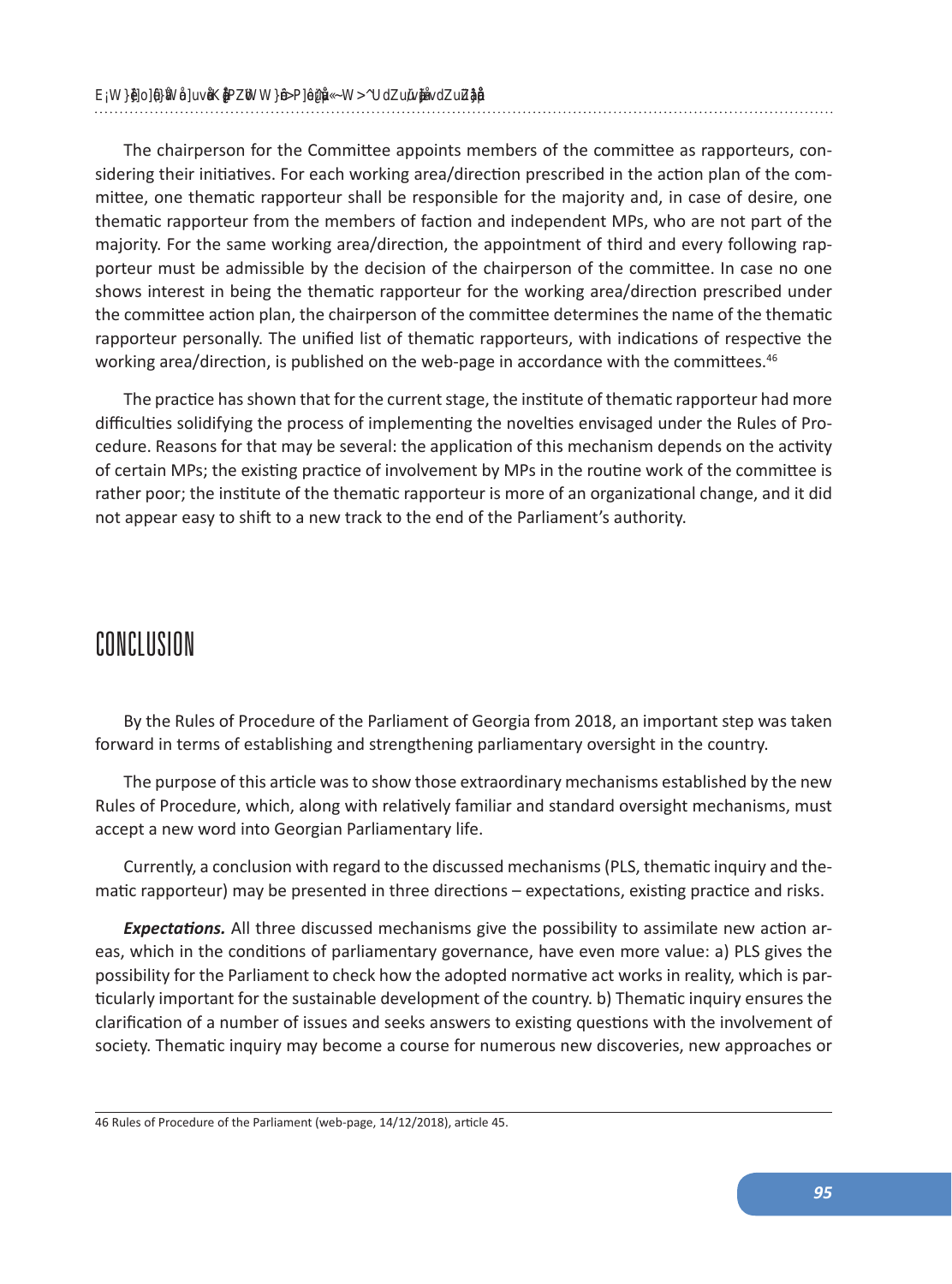The chairperson for the Committee appoints members of the committee as rapporteurs, considering their initiatives. For each working area/direction prescribed in the action plan of the committee, one thematic rapporteur shall be responsible for the majority and, in case of desire, one thematic rapporteur from the members of faction and independent MPs, who are not part of the majority. For the same working area/direction, the appointment of third and every following rapporteur must be admissible by the decision of the chairperson of the committee. In case no one shows interest in being the thematic rapporteur for the working area/direction prescribed under the committee action plan, the chairperson of the committee determines the name of the thematic rapporteur personally. The unified list of thematic rapporteurs, with indications of respective the working area/direction, is published on the web-page in accordance with the committees.[46]

The practice has shown that for the current stage, the institute of thematic rapporteur had more difficulties solidifying the process of implementing the novelties envisaged under the Rules of Procedure. Reasons for that may be several: the application of this mechanism depends on the activity of certain MPs; the existing practice of involvement by MPs in the routine work of the committee is rather poor; the institute of the thematic rapporteur is more of an organizational change, and it did not appear easy to shift to a new track to the end of the Parliament's authority.

# CONCLUSION

By the Rules of Procedure of the Parliament of Georgia from 2018, an important step was taken forward in terms of establishing and strengthening parliamentary oversight in the country.

The purpose of this article was to show those extraordinary mechanisms established by the new Rules of Procedure, which, along with relatively familiar and standard oversight mechanisms, must accept a new word into Georgian Parliamentary life.

Currently, a conclusion with regard to the discussed mechanisms (PLS, thematic inquiry and thematic rapporteur) may be presented in three directions – expectations, existing practice and risks.

***Expectations.*** All three discussed mechanisms give the possibility to assimilate new action areas, which in the conditions of parliamentary governance, have even more value: a) PLS gives the possibility for the Parliament to check how the adopted normative act works in reality, which is particularly important for the sustainable development of the country. b) Thematic inquiry ensures the clarification of a number of issues and seeks answers to existing questions with the involvement of society. Thematic inquiry may become a course for numerous new discoveries, new approaches or

46 Rules of Procedure of the Parliament (web-page, 14/12/2018), article 45.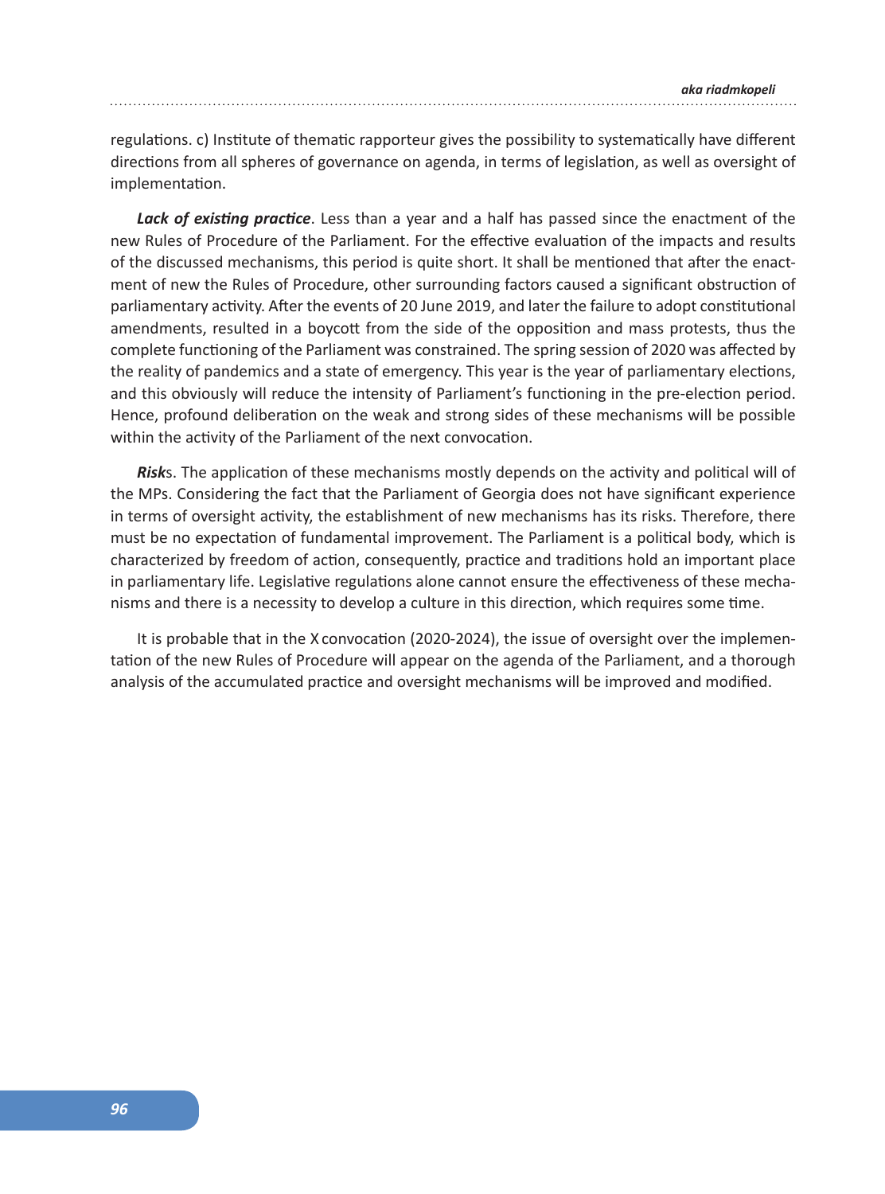regulations. c) Institute of thematic rapporteur gives the possibility to systematically have different directions from all spheres of governance on agenda, in terms of legislation, as well as oversight of implementation.

***Lack of existing practice***. Less than a year and a half has passed since the enactment of the new Rules of Procedure of the Parliament. For the effective evaluation of the impacts and results of the discussed mechanisms, this period is quite short. It shall be mentioned that after the enactment of new the Rules of Procedure, other surrounding factors caused a significant obstruction of parliamentary activity. After the events of 20 June 2019, and later the failure to adopt constitutional amendments, resulted in a boycott from the side of the opposition and mass protests, thus the complete functioning of the Parliament was constrained. The spring session of 2020 was affected by the reality of pandemics and a state of emergency. This year is the year of parliamentary elections, and this obviously will reduce the intensity of Parliament's functioning in the pre-election period. Hence, profound deliberation on the weak and strong sides of these mechanisms will be possible within the activity of the Parliament of the next convocation.

***Risk***s. The application of these mechanisms mostly depends on the activity and political will of the MPs. Considering the fact that the Parliament of Georgia does not have significant experience in terms of oversight activity, the establishment of new mechanisms has its risks. Therefore, there must be no expectation of fundamental improvement. The Parliament is a political body, which is characterized by freedom of action, consequently, practice and traditions hold an important place in parliamentary life. Legislative regulations alone cannot ensure the effectiveness of these mechanisms and there is a necessity to develop a culture in this direction, which requires some time.

It is probable that in the X convocation (2020-2024), the issue of oversight over the implementation of the new Rules of Procedure will appear on the agenda of the Parliament, and a thorough analysis of the accumulated practice and oversight mechanisms will be improved and modified.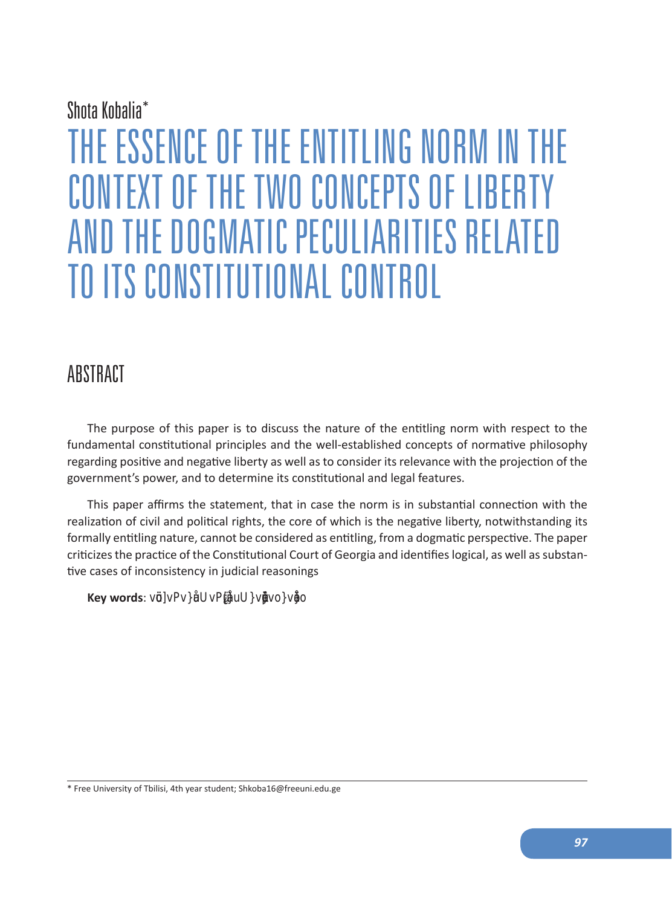Shota Kobalia*

# THE ESSENCE OF THE ENTITLING NORM IN THE CONTEXT OF THE TWO CONCEPTS OF LIBERTY AND THE DOGMATIC PECULIARITIES RELATED TO ITS CONSTITUTIONAL CONTROL

## ABSTRACT

The purpose of this paper is to discuss the nature of the entitling norm with respect to the fundamental constitutional principles and the well-established concepts of normative philosophy regarding positive and negative liberty as well as to consider its relevance with the projection of the government's power, and to determine its constitutional and legal features.

This paper affirms the statement, that in case the norm is in substantial connection with the realization of civil and political rights, the core of which is the negative liberty, notwithstanding its formally entitling nature, cannot be considered as entitling, from a dogmatic perspective. The paper criticizes the practice of the Constitutional Court of Georgia and identifies logical, as well as substantive cases of inconsistency in judicial reasonings

**Key words**: vö]vPv}åU vP(ĵ}uU }vĵvo}vĵo

---

\* Free University of Tbilisi, 4th year student; Shkoba16@freeuni.edu.ge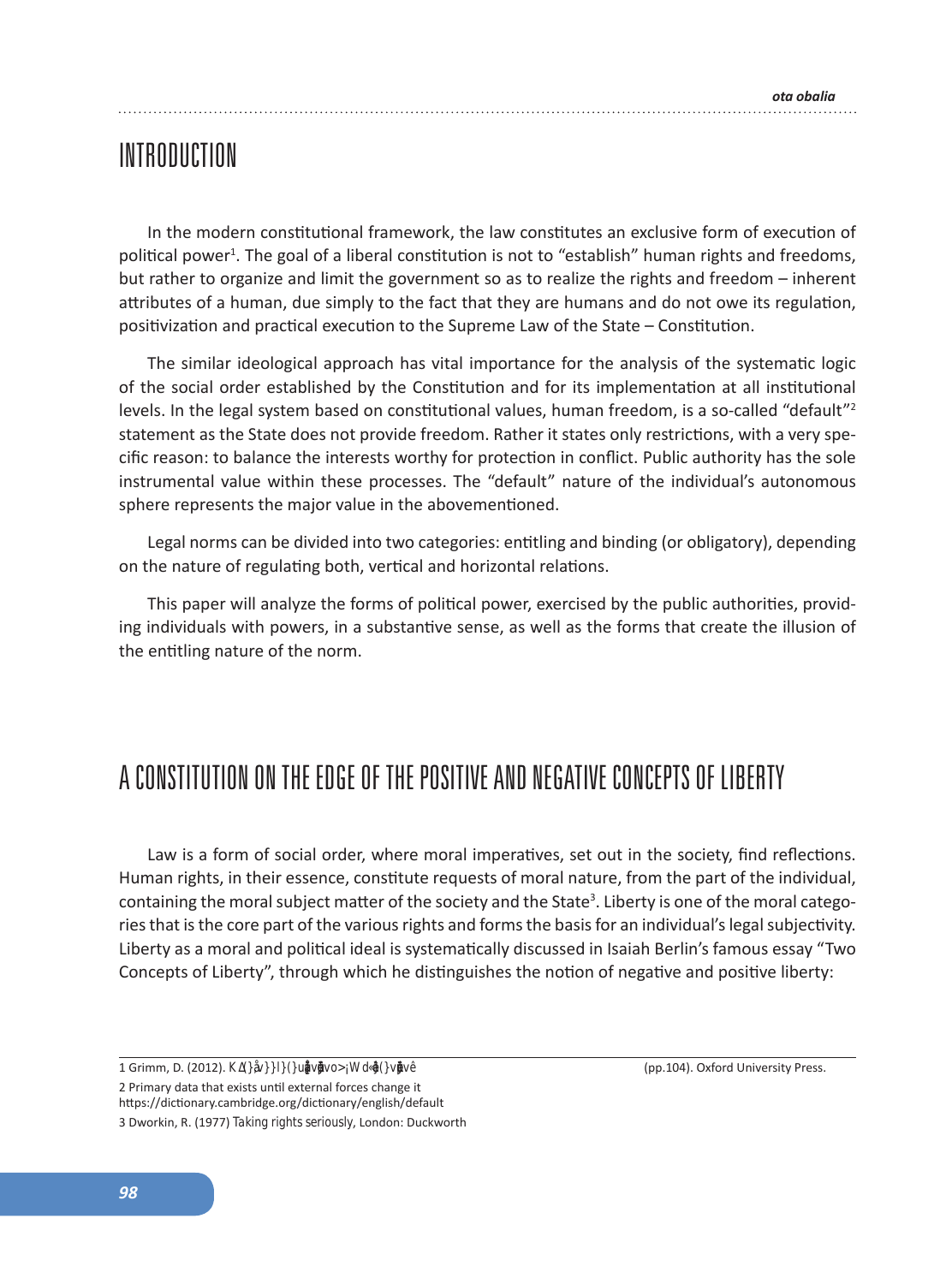# INTRODUCTION

In the modern constitutional framework, the law constitutes an exclusive form of execution of political power[1]. The goal of a liberal constitution is not to "establish" human rights and freedoms, but rather to organize and limit the government so as to realize the rights and freedom – inherent attributes of a human, due simply to the fact that they are humans and do not owe its regulation, positivization and practical execution to the Supreme Law of the State – Constitution.

The similar ideological approach has vital importance for the analysis of the systematic logic of the social order established by the Constitution and for its implementation at all institutional levels. In the legal system based on constitutional values, human freedom, is a so-called "default"[2] statement as the State does not provide freedom. Rather it states only restrictions, with a very specific reason: to balance the interests worthy for protection in conflict. Public authority has the sole instrumental value within these processes. The "default" nature of the individual's autonomous sphere represents the major value in the abovementioned.

Legal norms can be divided into two categories: entitling and binding (or obligatory), depending on the nature of regulating both, vertical and horizontal relations.

This paper will analyze the forms of political power, exercised by the public authorities, providing individuals with powers, in a substantive sense, as well as the forms that create the illusion of the entitling nature of the norm.

# A CONSTITUTION ON THE EDGE OF THE POSITIVE AND NEGATIVE CONCEPTS OF LIBERTY

Law is a form of social order, where moral imperatives, set out in the society, find reflections. Human rights, in their essence, constitute requests of moral nature, from the part of the individual, containing the moral subject matter of the society and the State[3]. Liberty is one of the moral categories that is the core part of the various rights and forms the basis for an individual's legal subjectivity. Liberty as a moral and political ideal is systematically discussed in Isaiah Berlin's famous essay "Two Concepts of Liberty", through which he distinguishes the notion of negative and positive liberty:

---

1 Grimm, D. (2012). K∆{}åv}}l}{}uåvåvo>¡W d«å{}våvê (pp.104). Oxford University Press.

2 Primary data that exists until external forces change it https://dictionary.cambridge.org/dictionary/english/default

3 Dworkin, R. (1977) *Taking rights seriously*, London: Duckworth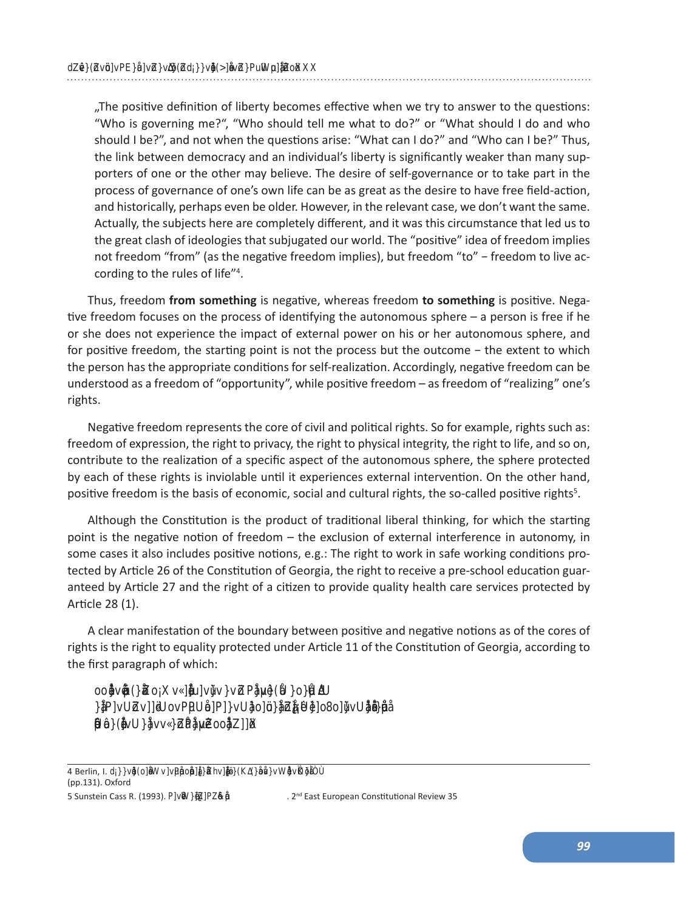„The positive definition of liberty becomes effective when we try to answer to the questions: "Who is governing me?", "Who should tell me what to do?" or "What should I do and who should I be?", and not when the questions arise: "What can I do?" and "Who can I be?" Thus, the link between democracy and an individual's liberty is significantly weaker than many supporters of one or the other may believe. The desire of self-governance or to take part in the process of governance of one's own life can be as great as the desire to have free field-action, and historically, perhaps even be older. However, in the relevant case, we don't want the same. Actually, the subjects here are completely different, and it was this circumstance that led us to the great clash of ideologies that subjugated our world. The "positive" idea of freedom implies not freedom "from" (as the negative freedom implies), but freedom "to" − freedom to live according to the rules of life"[4].

Thus, freedom **from something** is negative, whereas freedom **to something** is positive. Negative freedom focuses on the process of identifying the autonomous sphere – a person is free if he or she does not experience the impact of external power on his or her autonomous sphere, and for positive freedom, the starting point is not the process but the outcome − the extent to which the person has the appropriate conditions for self-realization. Accordingly, negative freedom can be understood as a freedom of "opportunity", while positive freedom – as freedom of "realizing" one's rights.

Negative freedom represents the core of civil and political rights. So for example, rights such as: freedom of expression, the right to privacy, the right to physical integrity, the right to life, and so on, contribute to the realization of a specific aspect of the autonomous sphere, the sphere protected by each of these rights is inviolable until it experiences external intervention. On the other hand, positive freedom is the basis of economic, social and cultural rights, the so-called positive rights[5].

Although the Constitution is the product of traditional liberal thinking, for which the starting point is the negative notion of freedom – the exclusion of external interference in autonomy, in some cases it also includes positive notions, e.g.: The right to work in safe working conditions protected by Article 26 of the Constitution of Georgia, the right to receive a pre-school education guaranteed by Article 27 and the right of a citizen to provide quality health care services protected by Article 28 (1).

A clear manifestation of the boundary between positive and negative notions as of the cores of rights is the right to equality protected under Article 11 of the Constitution of Georgia, according to the first paragraph of which:

---

4 Berlin, I. (pp.131). Oxford

5 Sunstein Cass R. (1993). . 2nd East European Constitutional Review 35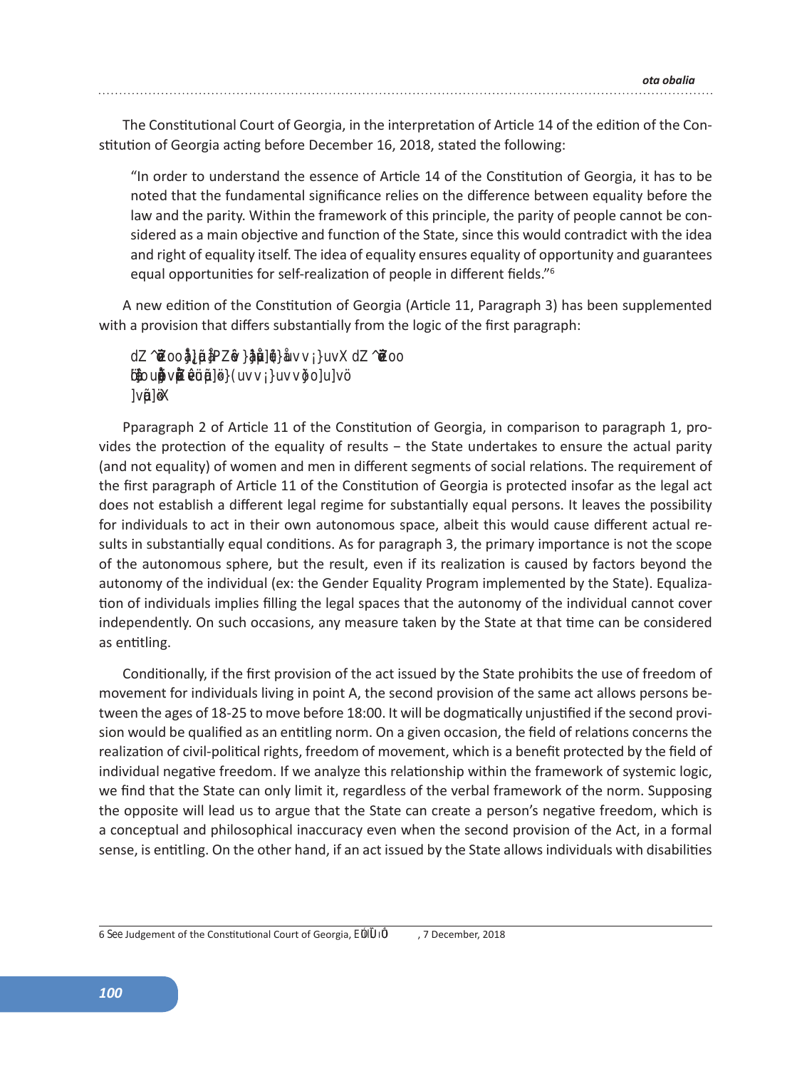The Constitutional Court of Georgia, in the interpretation of Article 14 of the edition of the Constitution of Georgia acting before December 16, 2018, stated the following:

> "In order to understand the essence of Article 14 of the Constitution of Georgia, it has to be noted that the fundamental significance relies on the difference between equality before the law and the parity. Within the framework of this principle, the parity of people cannot be considered as a main objective and function of the State, since this would contradict with the idea and right of equality itself. The idea of equality ensures equality of opportunity and guarantees equal opportunities for self-realization of people in different fields."[6]

A new edition of the Constitution of Georgia (Article 11, Paragraph 3) has been supplemented with a provision that differs substantially from the logic of the first paragraph:

> dZ ^ƚĂƚĞ ooĞŶƐƵƌĞ ĞƋƵĂů ƌŝŐŚƚƐ ĂŶĚ ŽƉƉŽƌƚƵŶŝƚŝĞƐ ĨŽƌ ŵĞŶ ĂŶĚ ǁŽŵĞŶX dZ ^ƚĂƚĞ oo ƚĂŬĞ ƐƉĞĐŝĂů ŵĞĂƐƵƌĞƐ ƚŽ ĞŶƐƵƌĞ ƚŚĞ ƐƵďƐƚĂŶƚŝǀĞ ĞƋƵĂůŝƚǇ ŽĨ ŵĞŶ ĂŶĚ ǁŽŵĞŶ ĂŶĚ ƚŽ ĞůŝŵŝŶĂƚĞ ŝŶĞƋƵĂůŝƚǇX

Pparagraph 2 of Article 11 of the Constitution of Georgia, in comparison to paragraph 1, provides the protection of the equality of results − the State undertakes to ensure the actual parity (and not equality) of women and men in different segments of social relations. The requirement of the first paragraph of Article 11 of the Constitution of Georgia is protected insofar as the legal act does not establish a different legal regime for substantially equal persons. It leaves the possibility for individuals to act in their own autonomous space, albeit this would cause different actual results in substantially equal conditions. As for paragraph 3, the primary importance is not the scope of the autonomous sphere, but the result, even if its realization is caused by factors beyond the autonomy of the individual (ex: the Gender Equality Program implemented by the State). Equalization of individuals implies filling the legal spaces that the autonomy of the individual cannot cover independently. On such occasions, any measure taken by the State at that time can be considered as entitling.

Conditionally, if the first provision of the act issued by the State prohibits the use of freedom of movement for individuals living in point A, the second provision of the same act allows persons between the ages of 18-25 to move before 18:00. It will be dogmatically unjustified if the second provision would be qualified as an entitling norm. On a given occasion, the field of relations concerns the realization of civil-political rights, freedom of movement, which is a benefit protected by the field of individual negative freedom. If we analyze this relationship within the framework of systemic logic, we find that the State can only limit it, regardless of the verbal framework of the norm. Supposing the opposite will lead us to argue that the State can create a person's negative freedom, which is a conceptual and philosophical inaccuracy even when the second provision of the Act, in a formal sense, is entitling. On the other hand, if an act issued by the State allows individuals with disabilities

---

6 See Judgement of the Constitutional Court of Georgia, EϭͬϮͬϲ, 7 December, 2018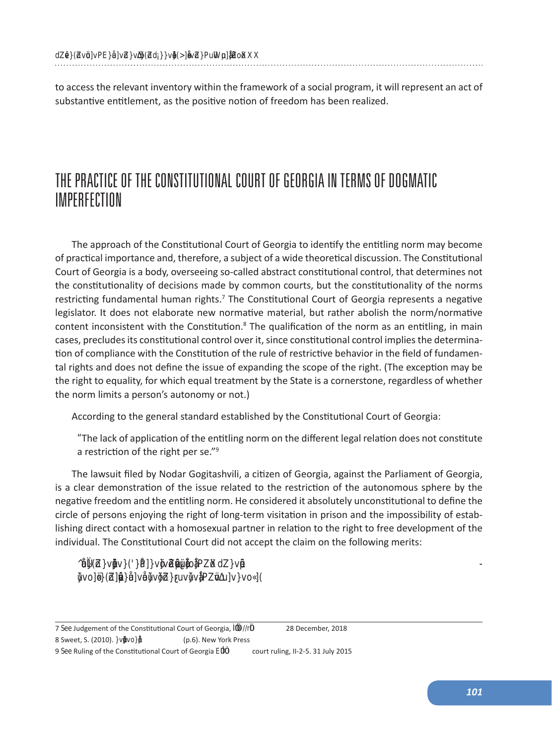to access the relevant inventory within the framework of a social program, it will represent an act of substantive entitlement, as the positive notion of freedom has been realized.

## THE PRACTICE OF THE CONSTITUTIONAL COURT OF GEORGIA IN TERMS OF DOGMATIC IMPERFECTION

The approach of the Constitutional Court of Georgia to identify the entitling norm may become of practical importance and, therefore, a subject of a wide theoretical discussion. The Constitutional Court of Georgia is a body, overseeing so-called abstract constitutional control, that determines not the constitutionality of decisions made by common courts, but the constitutionality of the norms restricting fundamental human rights.[7] The Constitutional Court of Georgia represents a negative legislator. It does not elaborate new normative material, but rather abolish the norm/normative content inconsistent with the Constitution.[8] The qualification of the norm as an entitling, in main cases, precludes its constitutional control over it, since constitutional control implies the determination of compliance with the Constitution of the rule of restrictive behavior in the field of fundamental rights and does not define the issue of expanding the scope of the right. (The exception may be the right to equality, for which equal treatment by the State is a cornerstone, regardless of whether the norm limits a person's autonomy or not.)

According to the general standard established by the Constitutional Court of Georgia:

> "The lack of application of the entitling norm on the different legal relation does not constitute a restriction of the right per se."[9]

The lawsuit filed by Nodar Gogitashvili, a citizen of Georgia, against the Parliament of Georgia, is a clear demonstration of the issue related to the restriction of the autonomous sphere by the negative freedom and the entitling norm. He considered it absolutely unconstitutional to define the circle of persons enjoying the right of long-term visitation in prison and the impossibility of establishing direct contact with a homosexual partner in relation to the right to free development of the individual. The Constitutional Court did not accept the claim on the following merits:

---

7 See Judgement of the Constitutional Court of Georgia, 28 December, 2018

8 Sweet, S. (2010). (p.6). New York Press

9 See Ruling of the Constitutional Court of Georgia court ruling, II-2-5. 31 July 2015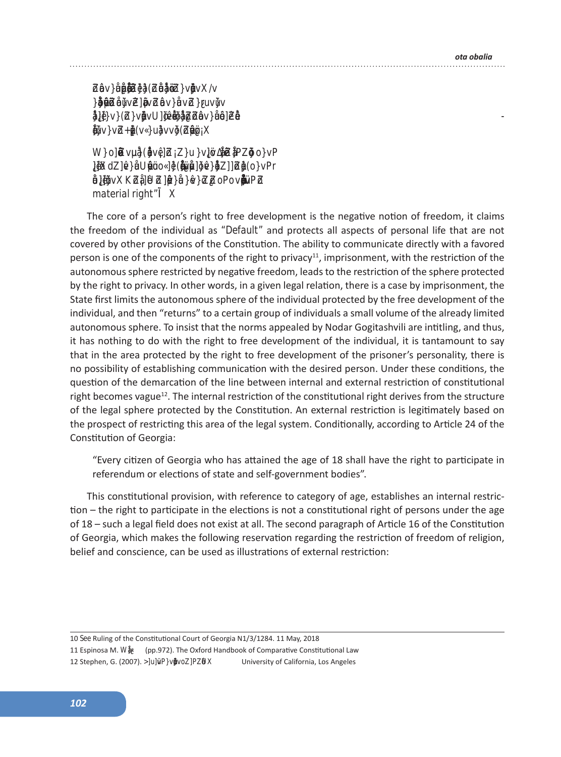> material right”.

The core of a person’s right to free development is the negative notion of freedom, it claims the freedom of the individual as “Default” and protects all aspects of personal life that are not covered by other provisions of the Constitution. The ability to communicate directly with a favored person is one of the components of the right to privacy[11], imprisonment, with the restriction of the autonomous sphere restricted by negative freedom, leads to the restriction of the sphere protected by the right to privacy. In other words, in a given legal relation, there is a case by imprisonment, the State first limits the autonomous sphere of the individual protected by the free development of the individual, and then “returns” to a certain group of individuals a small volume of the already limited autonomous sphere. To insist that the norms appealed by Nodar Gogitashvili are intitling, and thus, it has nothing to do with the right to free development of the individual, it is tantamount to say that in the area protected by the right to free development of the prisoner’s personality, there is no possibility of establishing communication with the desired person. Under these conditions, the question of the demarcation of the line between internal and external restriction of constitutional right becomes vague[12]. The internal restriction of the constitutional right derives from the structure of the legal sphere protected by the Constitution. An external restriction is legitimately based on the prospect of restricting this area of the legal system. Conditionally, according to Article 24 of the Constitution of Georgia:

> “Every citizen of Georgia who has attained the age of 18 shall have the right to participate in referendum or elections of state and self-government bodies”.

This constitutional provision, with reference to category of age, establishes an internal restriction – the right to participate in the elections is not a constitutional right of persons under the age of 18 – such a legal field does not exist at all. The second paragraph of Article 16 of the Constitution of Georgia, which makes the following reservation regarding the restriction of freedom of religion, belief and conscience, can be used as illustrations of external restriction:

---

10 See Ruling of the Constitutional Court of Georgia N1/3/1284. 11 May, 2018

11 Espinosa M. (pp.972). The Oxford Handbook of Comparative Constitutional Law

12 Stephen, G. (2007). University of California, Los Angeles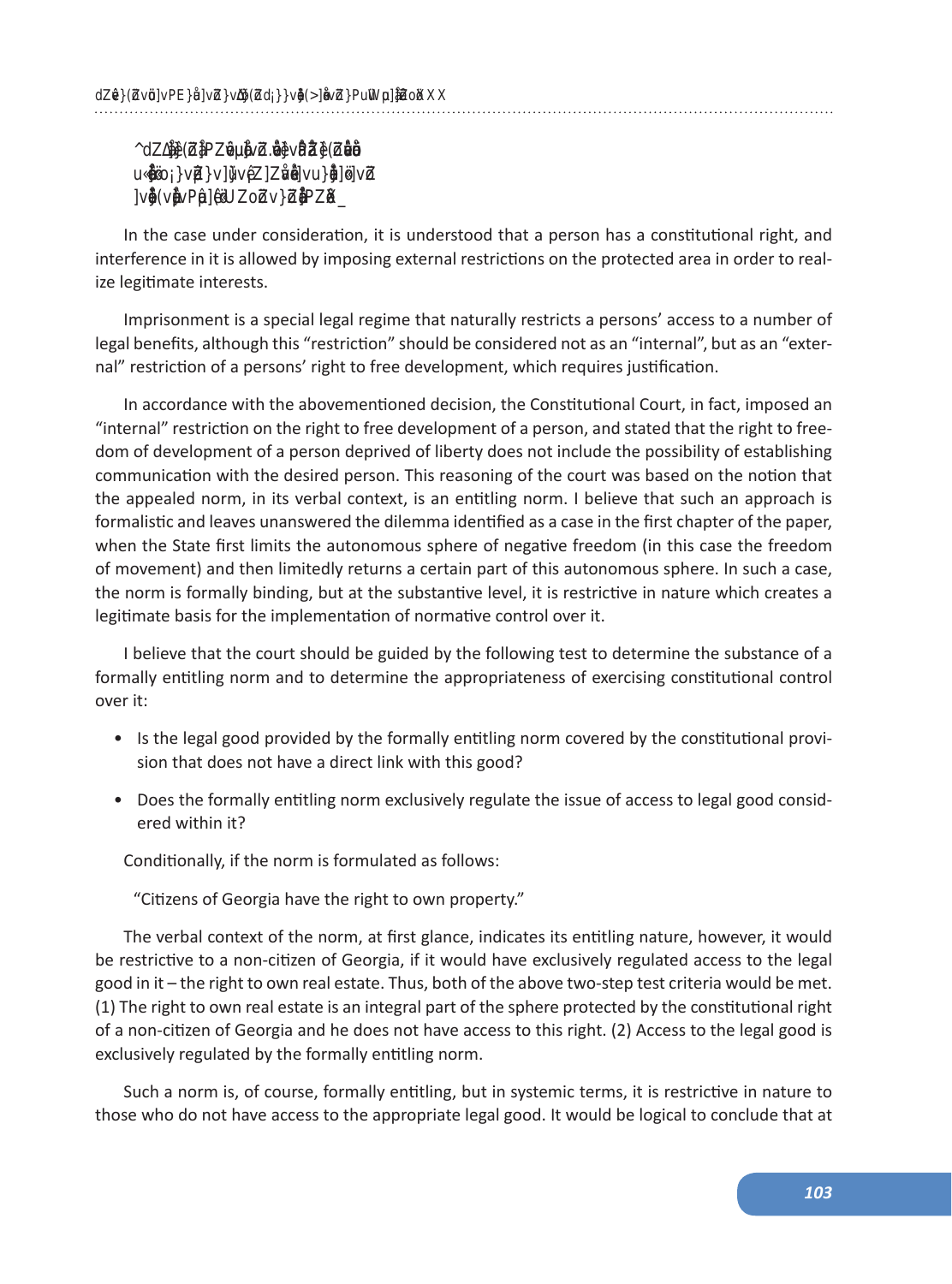In the case under consideration, it is understood that a person has a constitutional right, and interference in it is allowed by imposing external restrictions on the protected area in order to realize legitimate interests.

Imprisonment is a special legal regime that naturally restricts a persons' access to a number of legal benefits, although this "restriction" should be considered not as an "internal", but as an "external" restriction of a persons' right to free development, which requires justification.

In accordance with the abovementioned decision, the Constitutional Court, in fact, imposed an "internal" restriction on the right to free development of a person, and stated that the right to freedom of development of a person deprived of liberty does not include the possibility of establishing communication with the desired person. This reasoning of the court was based on the notion that the appealed norm, in its verbal context, is an entitling norm. I believe that such an approach is formalistic and leaves unanswered the dilemma identified as a case in the first chapter of the paper, when the State first limits the autonomous sphere of negative freedom (in this case the freedom of movement) and then limitedly returns a certain part of this autonomous sphere. In such a case, the norm is formally binding, but at the substantive level, it is restrictive in nature which creates a legitimate basis for the implementation of normative control over it.

I believe that the court should be guided by the following test to determine the substance of a formally entitling norm and to determine the appropriateness of exercising constitutional control over it:

- Is the legal good provided by the formally entitling norm covered by the constitutional provision that does not have a direct link with this good?
- Does the formally entitling norm exclusively regulate the issue of access to legal good considered within it?

Conditionally, if the norm is formulated as follows:

"Citizens of Georgia have the right to own property."

The verbal context of the norm, at first glance, indicates its entitling nature, however, it would be restrictive to a non-citizen of Georgia, if it would have exclusively regulated access to the legal good in it – the right to own real estate. Thus, both of the above two-step test criteria would be met. (1) The right to own real estate is an integral part of the sphere protected by the constitutional right of a non-citizen of Georgia and he does not have access to this right. (2) Access to the legal good is exclusively regulated by the formally entitling norm.

Such a norm is, of course, formally entitling, but in systemic terms, it is restrictive in nature to those who do not have access to the appropriate legal good. It would be logical to conclude that at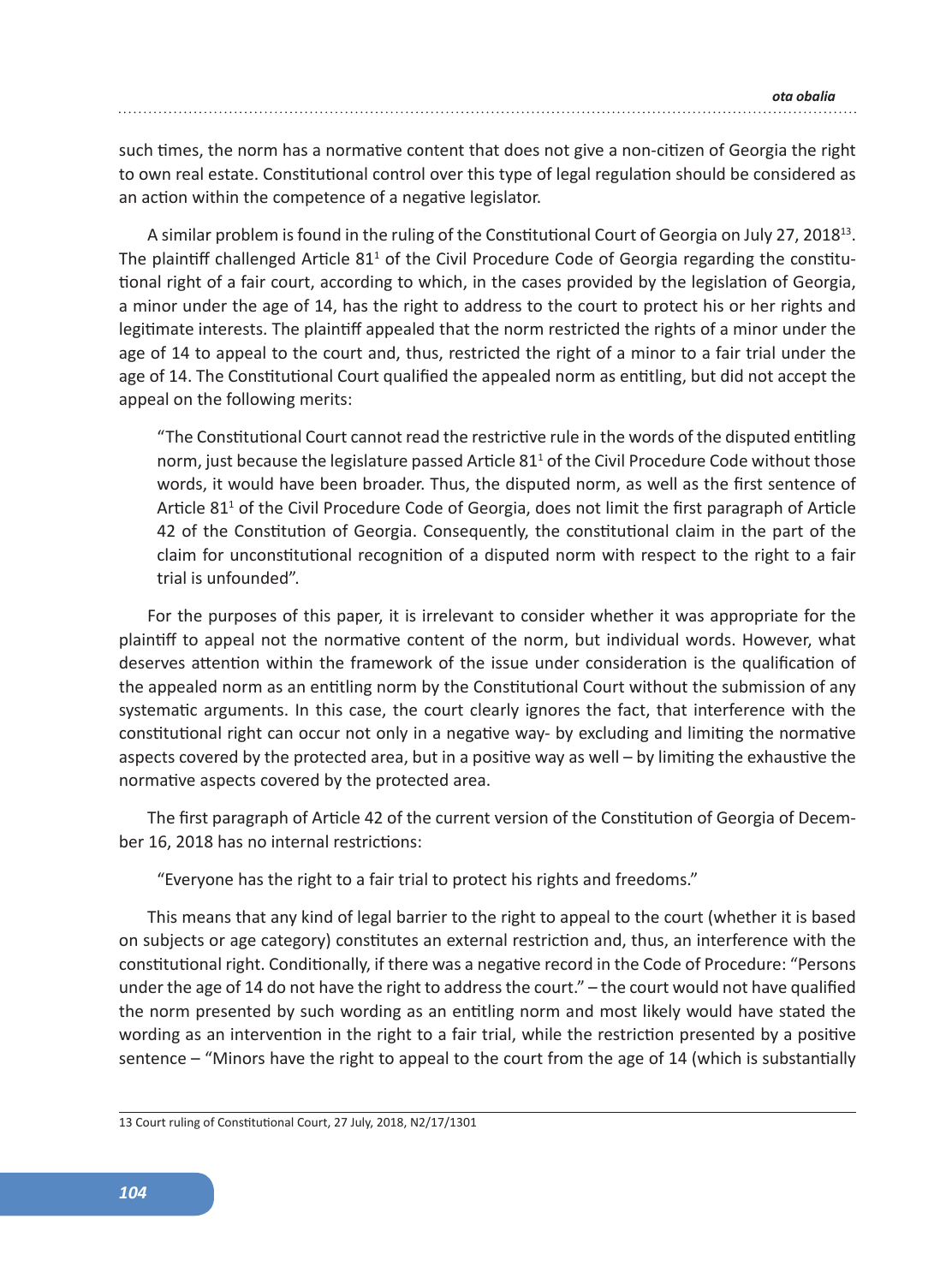such times, the norm has a normative content that does not give a non-citizen of Georgia the right to own real estate. Constitutional control over this type of legal regulation should be considered as an action within the competence of a negative legislator.

A similar problem is found in the ruling of the Constitutional Court of Georgia on July 27, 2018[13]. The plaintiff challenged Article 81[1] of the Civil Procedure Code of Georgia regarding the constitutional right of a fair court, according to which, in the cases provided by the legislation of Georgia, a minor under the age of 14, has the right to address to the court to protect his or her rights and legitimate interests. The plaintiff appealed that the norm restricted the rights of a minor under the age of 14 to appeal to the court and, thus, restricted the right of a minor to a fair trial under the age of 14. The Constitutional Court qualified the appealed norm as entitling, but did not accept the appeal on the following merits:

> "The Constitutional Court cannot read the restrictive rule in the words of the disputed entitling norm, just because the legislature passed Article 81[1] of the Civil Procedure Code without those words, it would have been broader. Thus, the disputed norm, as well as the first sentence of Article 81[1] of the Civil Procedure Code of Georgia, does not limit the first paragraph of Article 42 of the Constitution of Georgia. Consequently, the constitutional claim in the part of the claim for unconstitutional recognition of a disputed norm with respect to the right to a fair trial is unfounded".

For the purposes of this paper, it is irrelevant to consider whether it was appropriate for the plaintiff to appeal not the normative content of the norm, but individual words. However, what deserves attention within the framework of the issue under consideration is the qualification of the appealed norm as an entitling norm by the Constitutional Court without the submission of any systematic arguments. In this case, the court clearly ignores the fact, that interference with the constitutional right can occur not only in a negative way- by excluding and limiting the normative aspects covered by the protected area, but in a positive way as well – by limiting the exhaustive the normative aspects covered by the protected area.

The first paragraph of Article 42 of the current version of the Constitution of Georgia of December 16, 2018 has no internal restrictions:

> "Everyone has the right to a fair trial to protect his rights and freedoms."

This means that any kind of legal barrier to the right to appeal to the court (whether it is based on subjects or age category) constitutes an external restriction and, thus, an interference with the constitutional right. Conditionally, if there was a negative record in the Code of Procedure: "Persons under the age of 14 do not have the right to address the court." – the court would not have qualified the norm presented by such wording as an entitling norm and most likely would have stated the wording as an intervention in the right to a fair trial, while the restriction presented by a positive sentence – "Minors have the right to appeal to the court from the age of 14 (which is substantially

---

13 Court ruling of Constitutional Court, 27 July, 2018, N2/17/1301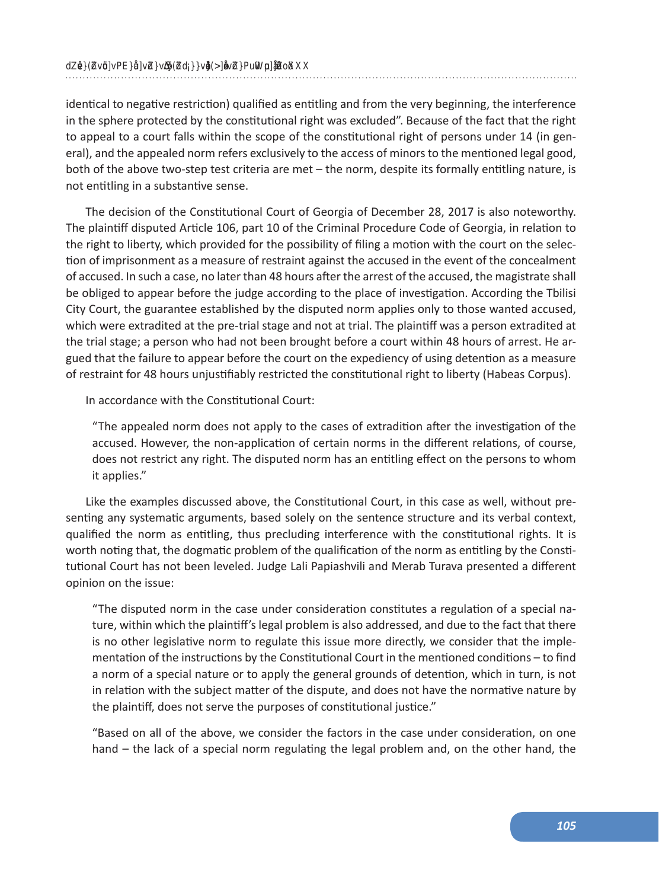identical to negative restriction) qualified as entitling and from the very beginning, the interference in the sphere protected by the constitutional right was excluded". Because of the fact that the right to appeal to a court falls within the scope of the constitutional right of persons under 14 (in general), and the appealed norm refers exclusively to the access of minors to the mentioned legal good, both of the above two-step test criteria are met – the norm, despite its formally entitling nature, is not entitling in a substantive sense.

The decision of the Constitutional Court of Georgia of December 28, 2017 is also noteworthy. The plaintiff disputed Article 106, part 10 of the Criminal Procedure Code of Georgia, in relation to the right to liberty, which provided for the possibility of filing a motion with the court on the selection of imprisonment as a measure of restraint against the accused in the event of the concealment of accused. In such a case, no later than 48 hours after the arrest of the accused, the magistrate shall be obliged to appear before the judge according to the place of investigation. According the Tbilisi City Court, the guarantee established by the disputed norm applies only to those wanted accused, which were extradited at the pre-trial stage and not at trial. The plaintiff was a person extradited at the trial stage; a person who had not been brought before a court within 48 hours of arrest. He argued that the failure to appear before the court on the expediency of using detention as a measure of restraint for 48 hours unjustifiably restricted the constitutional right to liberty (Habeas Corpus).

In accordance with the Constitutional Court:

> "The appealed norm does not apply to the cases of extradition after the investigation of the accused. However, the non-application of certain norms in the different relations, of course, does not restrict any right. The disputed norm has an entitling effect on the persons to whom it applies."

Like the examples discussed above, the Constitutional Court, in this case as well, without presenting any systematic arguments, based solely on the sentence structure and its verbal context, qualified the norm as entitling, thus precluding interference with the constitutional rights. It is worth noting that, the dogmatic problem of the qualification of the norm as entitling by the Constitutional Court has not been leveled. Judge Lali Papiashvili and Merab Turava presented a different opinion on the issue:

> "The disputed norm in the case under consideration constitutes a regulation of a special nature, within which the plaintiff's legal problem is also addressed, and due to the fact that there is no other legislative norm to regulate this issue more directly, we consider that the implementation of the instructions by the Constitutional Court in the mentioned conditions – to find a norm of a special nature or to apply the general grounds of detention, which in turn, is not in relation with the subject matter of the dispute, and does not have the normative nature by the plaintiff, does not serve the purposes of constitutional justice."
>
> "Based on all of the above, we consider the factors in the case under consideration, on one hand – the lack of a special norm regulating the legal problem and, on the other hand, the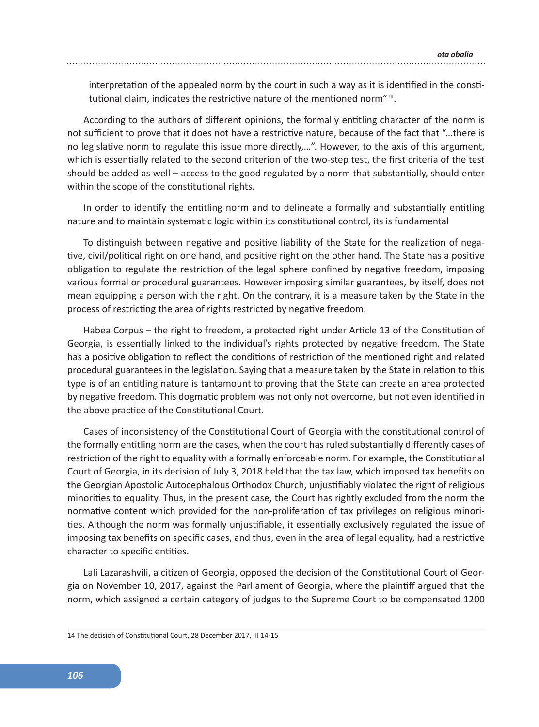interpretation of the appealed norm by the court in such a way as it is identified in the constitutional claim, indicates the restrictive nature of the mentioned norm"[14].

According to the authors of different opinions, the formally entitling character of the norm is not sufficient to prove that it does not have a restrictive nature, because of the fact that "...there is no legislative norm to regulate this issue more directly,...". However, to the axis of this argument, which is essentially related to the second criterion of the two-step test, the first criteria of the test should be added as well – access to the good regulated by a norm that substantially, should enter within the scope of the constitutional rights.

In order to identify the entitling norm and to delineate a formally and substantially entitling nature and to maintain systematic logic within its constitutional control, its is fundamental

To distinguish between negative and positive liability of the State for the realization of negative, civil/political right on one hand, and positive right on the other hand. The State has a positive obligation to regulate the restriction of the legal sphere confined by negative freedom, imposing various formal or procedural guarantees. However imposing similar guarantees, by itself, does not mean equipping a person with the right. On the contrary, it is a measure taken by the State in the process of restricting the area of rights restricted by negative freedom.

Habea Corpus – the right to freedom, a protected right under Article 13 of the Constitution of Georgia, is essentially linked to the individual's rights protected by negative freedom. The State has a positive obligation to reflect the conditions of restriction of the mentioned right and related procedural guarantees in the legislation. Saying that a measure taken by the State in relation to this type is of an entitling nature is tantamount to proving that the State can create an area protected by negative freedom. This dogmatic problem was not only not overcome, but not even identified in the above practice of the Constitutional Court.

Cases of inconsistency of the Constitutional Court of Georgia with the constitutional control of the formally entitling norm are the cases, when the court has ruled substantially differently cases of restriction of the right to equality with a formally enforceable norm. For example, the Constitutional Court of Georgia, in its decision of July 3, 2018 held that the tax law, which imposed tax benefits on the Georgian Apostolic Autocephalous Orthodox Church, unjustifiably violated the right of religious minorities to equality. Thus, in the present case, the Court has rightly excluded from the norm the normative content which provided for the non-proliferation of tax privileges on religious minorities. Although the norm was formally unjustifiable, it essentially exclusively regulated the issue of imposing tax benefits on specific cases, and thus, even in the area of legal equality, had a restrictive character to specific entities.

Lali Lazarashvili, a citizen of Georgia, opposed the decision of the Constitutional Court of Georgia on November 10, 2017, against the Parliament of Georgia, where the plaintiff argued that the norm, which assigned a certain category of judges to the Supreme Court to be compensated 1200

---

14 The decision of Constitutional Court, 28 December 2017, III 14-15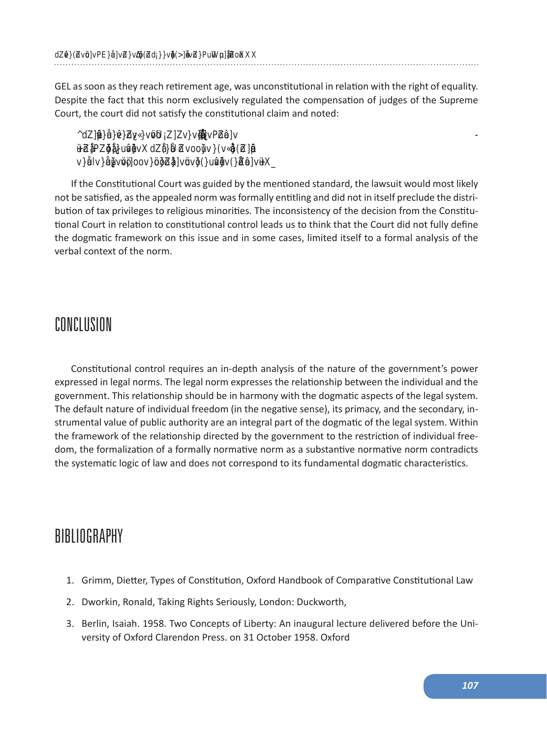GEL as soon as they reach retirement age, was unconstitutional in relation with the right of equality. Despite the fact that this norm exclusively regulated the compensation of judges of the Supreme Court, the court did not satisfy the constitutional claim and noted:

> ^dZ]}}Ç}vÇ~«}vü;ZZ]Zv}v]vPZ]v -
> ÷Z}PZ}}uv]vX dZ}}ZvooÇ]v}(v«}(Z]
> v}v}]vü]oov}öZ]v]v(}u]v(}Z]v]X_

If the Constitutional Court was guided by the mentioned standard, the lawsuit would most likely not be satisfied, as the appealed norm was formally entitling and did not in itself preclude the distribution of tax privileges to religious minorities. The inconsistency of the decision from the Constitutional Court in relation to constitutional control leads us to think that the Court did not fully define the dogmatic framework on this issue and in some cases, limited itself to a formal analysis of the verbal context of the norm.

# CONCLUSION

Constitutional control requires an in-depth analysis of the nature of the government's power expressed in legal norms. The legal norm expresses the relationship between the individual and the government. This relationship should be in harmony with the dogmatic aspects of the legal system. The default nature of individual freedom (in the negative sense), its primacy, and the secondary, instrumental value of public authority are an integral part of the dogmatic of the legal system. Within the framework of the relationship directed by the government to the restriction of individual freedom, the formalization of a formally normative norm as a substantive normative norm contradicts the systematic logic of law and does not correspond to its fundamental dogmatic characteristics.

# BIBLIOGRAPHY

1. Grimm, Dietter, Types of Constitution, Oxford Handbook of Comparative Constitutional Law
2. Dworkin, Ronald, Taking Rights Seriously, London: Duckworth,
3. Berlin, Isaiah. 1958. Two Concepts of Liberty: An inaugural lecture delivered before the University of Oxford Clarendon Press. on 31 October 1958. Oxford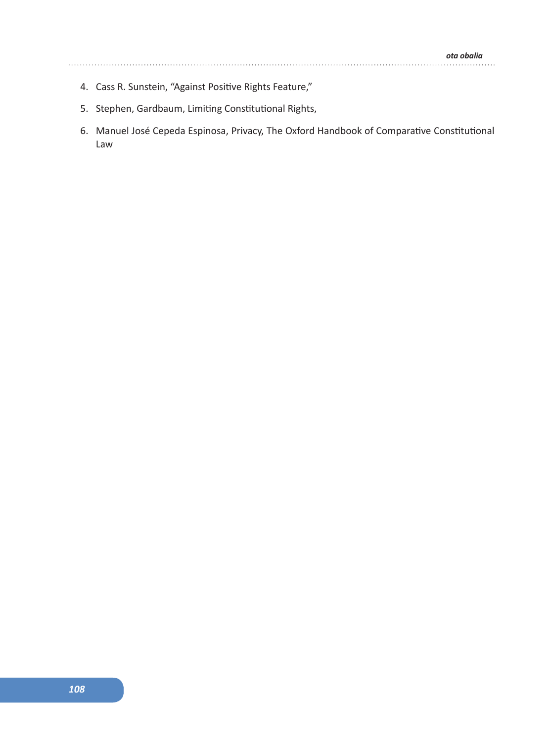4. Cass R. Sunstein, “Against Positive Rights Feature,”
5. Stephen, Gardbaum, Limiting Constitutional Rights,
6. Manuel José Cepeda Espinosa, Privacy, The Oxford Handbook of Comparative Constitutional Law